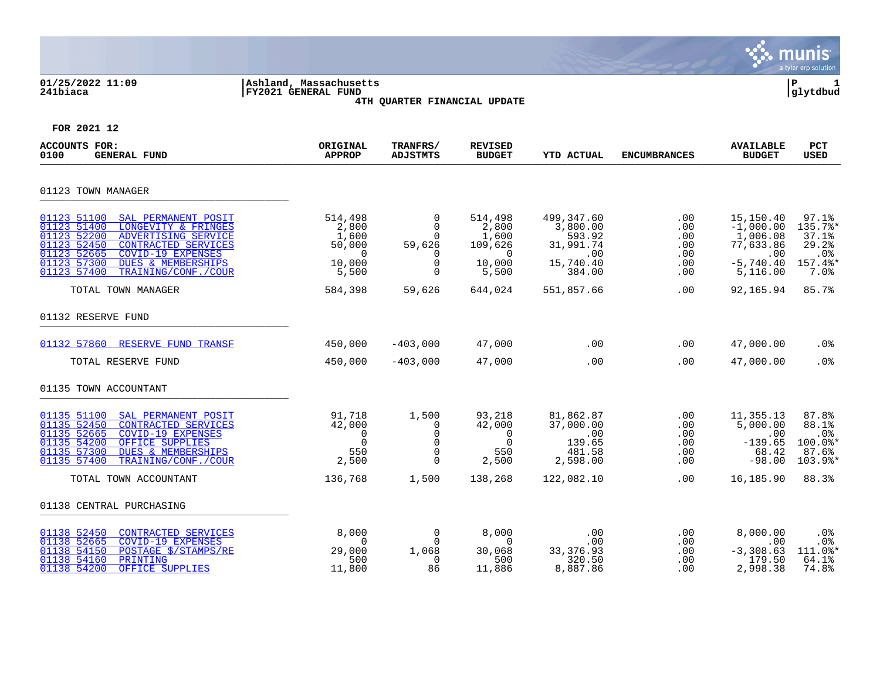01/25/2022 11:09 | Ashland, Massachusetts
241biaca | FY2021 GENERAL FUND

**4TH QUARTER FINANCIAL UPDATE**

FOR 2021 12

| ACCOUNTS FOR: 0100 GENERAL FUND | ORIGINAL APPROP | TRANFRS/ ADJSTMTS | REVISED BUDGET | YTD ACTUAL | ENCUMBRANCES | AVAILABLE BUDGET | PCT USED |
|---|---|---|---|---|---|---|---|
| **01123 TOWN MANAGER** | | | | | | | |
| 01123 51100 SAL PERMANENT POSIT | 514,498 | 0 | 514,498 | 499,347.60 | .00 | 15,150.40 | 97.1% |
| 01123 51400 LONGEVITY & FRINGES | 2,800 | 0 | 2,800 | 3,800.00 | .00 | -1,000.00 | 135.7%* |
| 01123 52200 ADVERTISING SERVICE | 1,600 | 0 | 1,600 | 593.92 | .00 | 1,006.08 | 37.1% |
| 01123 52450 CONTRACTED SERVICES | 50,000 | 59,626 | 109,626 | 31,991.74 | .00 | 77,633.86 | 29.2% |
| 01123 52665 COVID-19 EXPENSES | 0 | 0 | 0 | .00 | .00 | .00 | .0% |
| 01123 57300 DUES & MEMBERSHIPS | 10,000 | 0 | 10,000 | 15,740.40 | .00 | -5,740.40 | 157.4%* |
| 01123 57400 TRAINING/CONF./COUR | 5,500 | 0 | 5,500 | 384.00 | .00 | 5,116.00 | 7.0% |
| TOTAL TOWN MANAGER | 584,398 | 59,626 | 644,024 | 551,857.66 | .00 | 92,165.94 | 85.7% |
| **01132 RESERVE FUND** | | | | | | | |
| 01132 57860 RESERVE FUND TRANSF | 450,000 | -403,000 | 47,000 | .00 | .00 | 47,000.00 | .0% |
| TOTAL RESERVE FUND | 450,000 | -403,000 | 47,000 | .00 | .00 | 47,000.00 | .0% |
| **01135 TOWN ACCOUNTANT** | | | | | | | |
| 01135 51100 SAL PERMANENT POSIT | 91,718 | 1,500 | 93,218 | 81,862.87 | .00 | 11,355.13 | 87.8% |
| 01135 52450 CONTRACTED SERVICES | 42,000 | 0 | 42,000 | 37,000.00 | .00 | 5,000.00 | 88.1% |
| 01135 52665 COVID-19 EXPENSES | 0 | 0 | 0 | .00 | .00 | .00 | .0% |
| 01135 54200 OFFICE SUPPLIES | 0 | 0 | 0 | 139.65 | .00 | -139.65 | 100.0%* |
| 01135 57300 DUES & MEMBERSHIPS | 550 | 0 | 550 | 481.58 | .00 | 68.42 | 87.6% |
| 01135 57400 TRAINING/CONF./COUR | 2,500 | 0 | 2,500 | 2,598.00 | .00 | -98.00 | 103.9%* |
| TOTAL TOWN ACCOUNTANT | 136,768 | 1,500 | 138,268 | 122,082.10 | .00 | 16,185.90 | 88.3% |
| **01138 CENTRAL PURCHASING** | | | | | | | |
| 01138 52450 CONTRACTED SERVICES | 8,000 | 0 | 8,000 | .00 | .00 | 8,000.00 | .0% |
| 01138 52665 COVID-19 EXPENSES | 0 | 0 | 0 | .00 | .00 | .00 | .0% |
| 01138 54150 POSTAGE $/STAMPS/RE | 29,000 | 1,068 | 30,068 | 33,376.93 | .00 | -3,308.63 | 111.0%* |
| 01138 54160 PRINTING | 500 | 0 | 500 | 320.50 | .00 | 179.50 | 64.1% |
| 01138 54200 OFFICE SUPPLIES | 11,800 | 86 | 11,886 | 8,887.86 | .00 | 2,998.38 | 74.8% |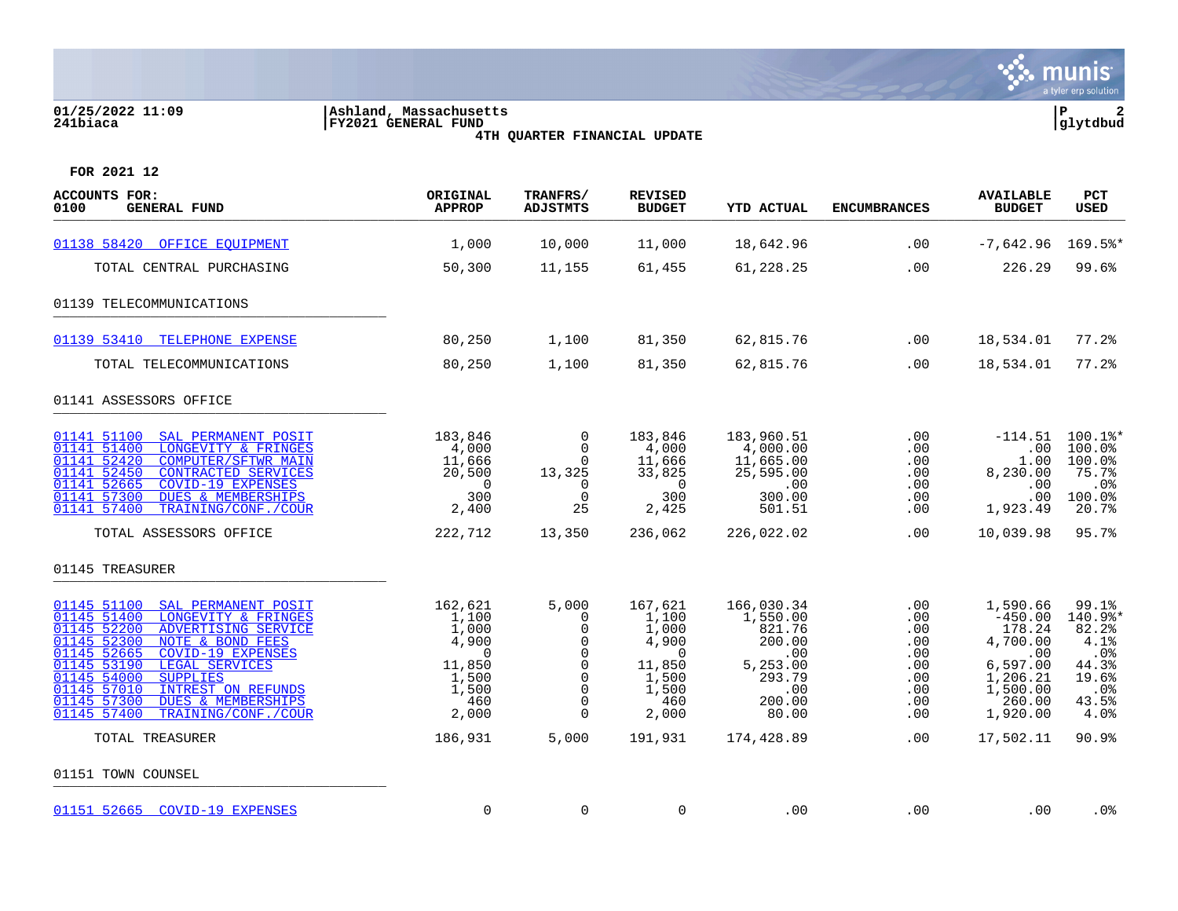01/25/2022 11:09 | Ashland, Massachusetts | P 2
241biaca | FY2021 GENERAL FUND | glytdbud

4TH QUARTER FINANCIAL UPDATE

FOR 2021 12

| ACCOUNTS FOR: 0100 GENERAL FUND | ORIGINAL APPROP | TRANFRS/ ADJSTMTS | REVISED BUDGET | YTD ACTUAL | ENCUMBRANCES | AVAILABLE BUDGET | PCT USED |
|---|---|---|---|---|---|---|---|
| 01138 58420 OFFICE EQUIPMENT | 1,000 | 10,000 | 11,000 | 18,642.96 | .00 | -7,642.96 | 169.5%* |
| TOTAL CENTRAL PURCHASING | 50,300 | 11,155 | 61,455 | 61,228.25 | .00 | 226.29 | 99.6% |
| **01139 TELECOMMUNICATIONS** | | | | | | | |
| 01139 53410 TELEPHONE EXPENSE | 80,250 | 1,100 | 81,350 | 62,815.76 | .00 | 18,534.01 | 77.2% |
| TOTAL TELECOMMUNICATIONS | 80,250 | 1,100 | 81,350 | 62,815.76 | .00 | 18,534.01 | 77.2% |
| **01141 ASSESSORS OFFICE** | | | | | | | |
| 01141 51100 SAL PERMANENT POSIT | 183,846 | 0 | 183,846 | 183,960.51 | .00 | -114.51 | 100.1%* |
| 01141 51400 LONGEVITY & FRINGES | 4,000 | 0 | 4,000 | 4,000.00 | .00 | .00 | 100.0% |
| 01141 52420 COMPUTER/SFTWR MAIN | 11,666 | 0 | 11,666 | 11,665.00 | .00 | 1.00 | 100.0% |
| 01141 52450 CONTRACTED SERVICES | 20,500 | 13,325 | 33,825 | 25,595.00 | .00 | 8,230.00 | 75.7% |
| 01141 52665 COVID-19 EXPENSES | 0 | 0 | 0 | .00 | .00 | .00 | .0% |
| 01141 57300 DUES & MEMBERSHIPS | 300 | 0 | 300 | 300.00 | .00 | .00 | 100.0% |
| 01141 57400 TRAINING/CONF./COUR | 2,400 | 25 | 2,425 | 501.51 | .00 | 1,923.49 | 20.7% |
| TOTAL ASSESSORS OFFICE | 222,712 | 13,350 | 236,062 | 226,022.02 | .00 | 10,039.98 | 95.7% |
| **01145 TREASURER** | | | | | | | |
| 01145 51100 SAL PERMANENT POSIT | 162,621 | 5,000 | 167,621 | 166,030.34 | .00 | 1,590.66 | 99.1% |
| 01145 51400 LONGEVITY & FRINGES | 1,100 | 0 | 1,100 | 1,550.00 | .00 | -450.00 | 140.9%* |
| 01145 52200 ADVERTISING SERVICE | 1,000 | 0 | 1,000 | 821.76 | .00 | 178.24 | 82.2% |
| 01145 52300 NOTE & BOND FEES | 4,900 | 0 | 4,900 | 200.00 | .00 | 4,700.00 | 4.1% |
| 01145 52665 COVID-19 EXPENSES | 0 | 0 | 0 | .00 | .00 | .00 | .0% |
| 01145 53190 LEGAL SERVICES | 11,850 | 0 | 11,850 | 5,253.00 | .00 | 6,597.00 | 44.3% |
| 01145 54000 SUPPLIES | 1,500 | 0 | 1,500 | 293.79 | .00 | 1,206.21 | 19.6% |
| 01145 57010 INTREST ON REFUNDS | 1,500 | 0 | 1,500 | .00 | .00 | 1,500.00 | .0% |
| 01145 57300 DUES & MEMBERSHIPS | 460 | 0 | 460 | 200.00 | .00 | 260.00 | 43.5% |
| 01145 57400 TRAINING/CONF./COUR | 2,000 | 0 | 2,000 | 80.00 | .00 | 1,920.00 | 4.0% |
| TOTAL TREASURER | 186,931 | 5,000 | 191,931 | 174,428.89 | .00 | 17,502.11 | 90.9% |
| **01151 TOWN COUNSEL** | | | | | | | |
| 01151 52665 COVID-19 EXPENSES | 0 | 0 | 0 | .00 | .00 | .00 | .0% |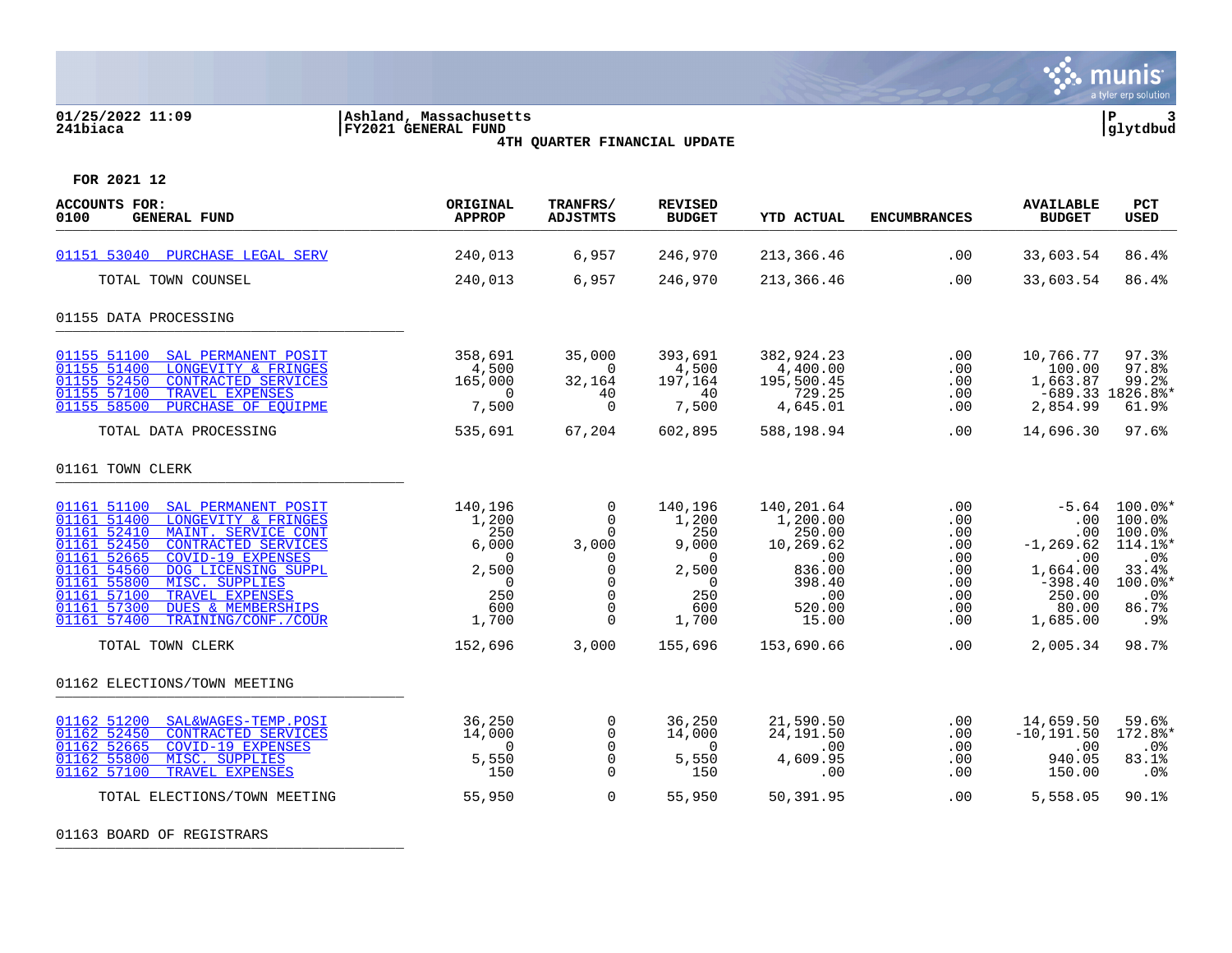01/25/2022 11:09 | Ashland, Massachusetts
241biaca | FY2021 GENERAL FUND

**4TH QUARTER FINANCIAL UPDATE**

**FOR 2021 12**

| ACCOUNTS FOR: 0100 GENERAL FUND | ORIGINAL APPROP | TRANFRS/ ADJSTMTS | REVISED BUDGET | YTD ACTUAL | ENCUMBRANCES | AVAILABLE BUDGET | PCT USED |
|---|---|---|---|---|---|---|---|
| 01151 53040 PURCHASE LEGAL SERV | 240,013 | 6,957 | 246,970 | 213,366.46 | .00 | 33,603.54 | 86.4% |
| TOTAL TOWN COUNSEL | 240,013 | 6,957 | 246,970 | 213,366.46 | .00 | 33,603.54 | 86.4% |
| **01155 DATA PROCESSING** | | | | | | | |
| 01155 51100 SAL PERMANENT POSIT | 358,691 | 35,000 | 393,691 | 382,924.23 | .00 | 10,766.77 | 97.3% |
| 01155 51400 LONGEVITY & FRINGES | 4,500 | 0 | 4,500 | 4,400.00 | .00 | 100.00 | 97.8% |
| 01155 52450 CONTRACTED SERVICES | 165,000 | 32,164 | 197,164 | 195,500.45 | .00 | 1,663.87 | 99.2% |
| 01155 57100 TRAVEL EXPENSES | 0 | 40 | 40 | 729.25 | .00 | -689.33 | 1826.8%* |
| 01155 58500 PURCHASE OF EQUIPME | 7,500 | 0 | 7,500 | 4,645.01 | .00 | 2,854.99 | 61.9% |
| TOTAL DATA PROCESSING | 535,691 | 67,204 | 602,895 | 588,198.94 | .00 | 14,696.30 | 97.6% |
| **01161 TOWN CLERK** | | | | | | | |
| 01161 51100 SAL PERMANENT POSIT | 140,196 | 0 | 140,196 | 140,201.64 | .00 | -5.64 | 100.0%* |
| 01161 51400 LONGEVITY & FRINGES | 1,200 | 0 | 1,200 | 1,200.00 | .00 | .00 | 100.0% |
| 01161 52410 MAINT. SERVICE CONT | 250 | 0 | 250 | 250.00 | .00 | .00 | 100.0% |
| 01161 52450 CONTRACTED SERVICES | 6,000 | 3,000 | 9,000 | 10,269.62 | .00 | -1,269.62 | 114.1%* |
| 01161 52665 COVID-19 EXPENSES | 0 | 0 | 0 | .00 | .00 | .00 | .0% |
| 01161 54560 DOG LICENSING SUPPL | 2,500 | 0 | 2,500 | 836.00 | .00 | 1,664.00 | 33.4% |
| 01161 55800 MISC. SUPPLIES | 0 | 0 | 0 | 398.40 | .00 | -398.40 | 100.0%* |
| 01161 57100 TRAVEL EXPENSES | 250 | 0 | 250 | .00 | .00 | 250.00 | .0% |
| 01161 57300 DUES & MEMBERSHIPS | 600 | 0 | 600 | 520.00 | .00 | 80.00 | 86.7% |
| 01161 57400 TRAINING/CONF./COUR | 1,700 | 0 | 1,700 | 15.00 | .00 | 1,685.00 | .9% |
| TOTAL TOWN CLERK | 152,696 | 3,000 | 155,696 | 153,690.66 | .00 | 2,005.34 | 98.7% |
| **01162 ELECTIONS/TOWN MEETING** | | | | | | | |
| 01162 51200 SAL&WAGES-TEMP.POSI | 36,250 | 0 | 36,250 | 21,590.50 | .00 | 14,659.50 | 59.6% |
| 01162 52450 CONTRACTED SERVICES | 14,000 | 0 | 14,000 | 24,191.50 | .00 | -10,191.50 | 172.8%* |
| 01162 52665 COVID-19 EXPENSES | 0 | 0 | 0 | .00 | .00 | .00 | .0% |
| 01162 55800 MISC. SUPPLIES | 5,550 | 0 | 5,550 | 4,609.95 | .00 | 940.05 | 83.1% |
| 01162 57100 TRAVEL EXPENSES | 150 | 0 | 150 | .00 | .00 | 150.00 | .0% |
| TOTAL ELECTIONS/TOWN MEETING | 55,950 | 0 | 55,950 | 50,391.95 | .00 | 5,558.05 | 90.1% |
| **01163 BOARD OF REGISTRARS** | | | | | | | |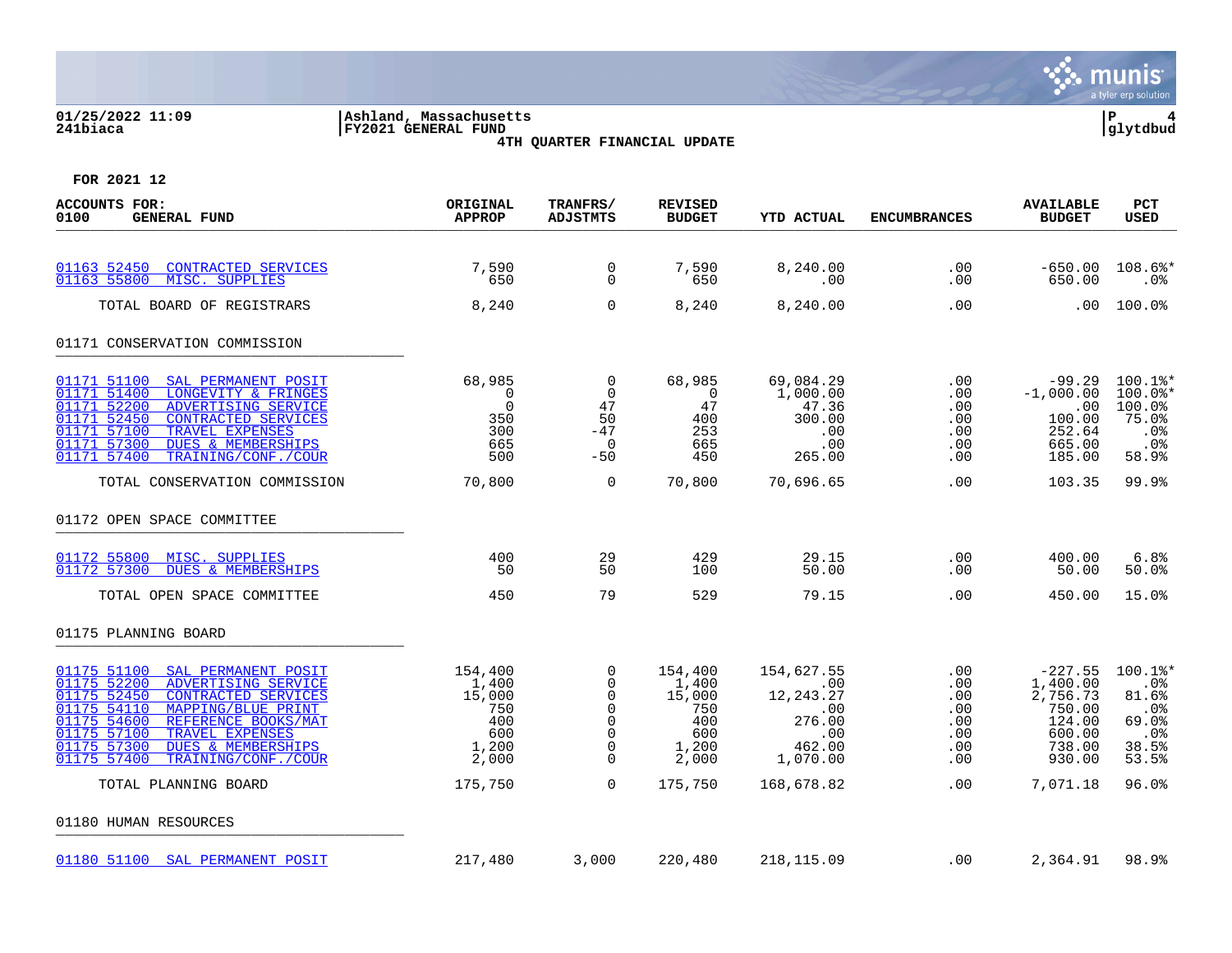01/25/2022 11:09
241biaca

Ashland, Massachusetts
FY2021 GENERAL FUND
**4TH QUARTER FINANCIAL UPDATE**

P 4
glytdbud

**FOR 2021 12**

| ACCOUNTS FOR: 0100 GENERAL FUND | ORIGINAL APPROP | TRANFRS/ ADJSTMTS | REVISED BUDGET | YTD ACTUAL | ENCUMBRANCES | AVAILABLE BUDGET | PCT USED |
|---|---|---|---|---|---|---|---|
| 01163 52450 CONTRACTED SERVICES | 7,590 | 0 | 7,590 | 8,240.00 | .00 | -650.00 | 108.6%* |
| 01163 55800 MISC. SUPPLIES | 650 | 0 | 650 | .00 | .00 | 650.00 | .0% |
| TOTAL BOARD OF REGISTRARS | 8,240 | 0 | 8,240 | 8,240.00 | .00 | .00 | 100.0% |
| **01171 CONSERVATION COMMISSION** | | | | | | | |
| 01171 51100 SAL PERMANENT POSIT | 68,985 | 0 | 68,985 | 69,084.29 | .00 | -99.29 | 100.1%* |
| 01171 51400 LONGEVITY & FRINGES | 0 | 0 | 0 | 1,000.00 | .00 | -1,000.00 | 100.0%* |
| 01171 52200 ADVERTISING SERVICE | 0 | 47 | 47 | 47.36 | .00 | .00 | 100.0% |
| 01171 52450 CONTRACTED SERVICES | 350 | 50 | 400 | 300.00 | .00 | 100.00 | 75.0% |
| 01171 57100 TRAVEL EXPENSES | 300 | -47 | 253 | .00 | .00 | 252.64 | .0% |
| 01171 57300 DUES & MEMBERSHIPS | 665 | 0 | 665 | .00 | .00 | 665.00 | .0% |
| 01171 57400 TRAINING/CONF./COUR | 500 | -50 | 450 | 265.00 | .00 | 185.00 | 58.9% |
| TOTAL CONSERVATION COMMISSION | 70,800 | 0 | 70,800 | 70,696.65 | .00 | 103.35 | 99.9% |
| **01172 OPEN SPACE COMMITTEE** | | | | | | | |
| 01172 55800 MISC. SUPPLIES | 400 | 29 | 429 | 29.15 | .00 | 400.00 | 6.8% |
| 01172 57300 DUES & MEMBERSHIPS | 50 | 50 | 100 | 50.00 | .00 | 50.00 | 50.0% |
| TOTAL OPEN SPACE COMMITTEE | 450 | 79 | 529 | 79.15 | .00 | 450.00 | 15.0% |
| **01175 PLANNING BOARD** | | | | | | | |
| 01175 51100 SAL PERMANENT POSIT | 154,400 | 0 | 154,400 | 154,627.55 | .00 | -227.55 | 100.1%* |
| 01175 52200 ADVERTISING SERVICE | 1,400 | 0 | 1,400 | .00 | .00 | 1,400.00 | .0% |
| 01175 52450 CONTRACTED SERVICES | 15,000 | 0 | 15,000 | 12,243.27 | .00 | 2,756.73 | 81.6% |
| 01175 54110 MAPPING/BLUE PRINT | 750 | 0 | 750 | .00 | .00 | 750.00 | .0% |
| 01175 54600 REFERENCE BOOKS/MAT | 400 | 0 | 400 | 276.00 | .00 | 124.00 | 69.0% |
| 01175 57100 TRAVEL EXPENSES | 600 | 0 | 600 | .00 | .00 | 600.00 | .0% |
| 01175 57300 DUES & MEMBERSHIPS | 1,200 | 0 | 1,200 | 462.00 | .00 | 738.00 | 38.5% |
| 01175 57400 TRAINING/CONF./COUR | 2,000 | 0 | 2,000 | 1,070.00 | .00 | 930.00 | 53.5% |
| TOTAL PLANNING BOARD | 175,750 | 0 | 175,750 | 168,678.82 | .00 | 7,071.18 | 96.0% |
| **01180 HUMAN RESOURCES** | | | | | | | |
| 01180 51100 SAL PERMANENT POSIT | 217,480 | 3,000 | 220,480 | 218,115.09 | .00 | 2,364.91 | 98.9% |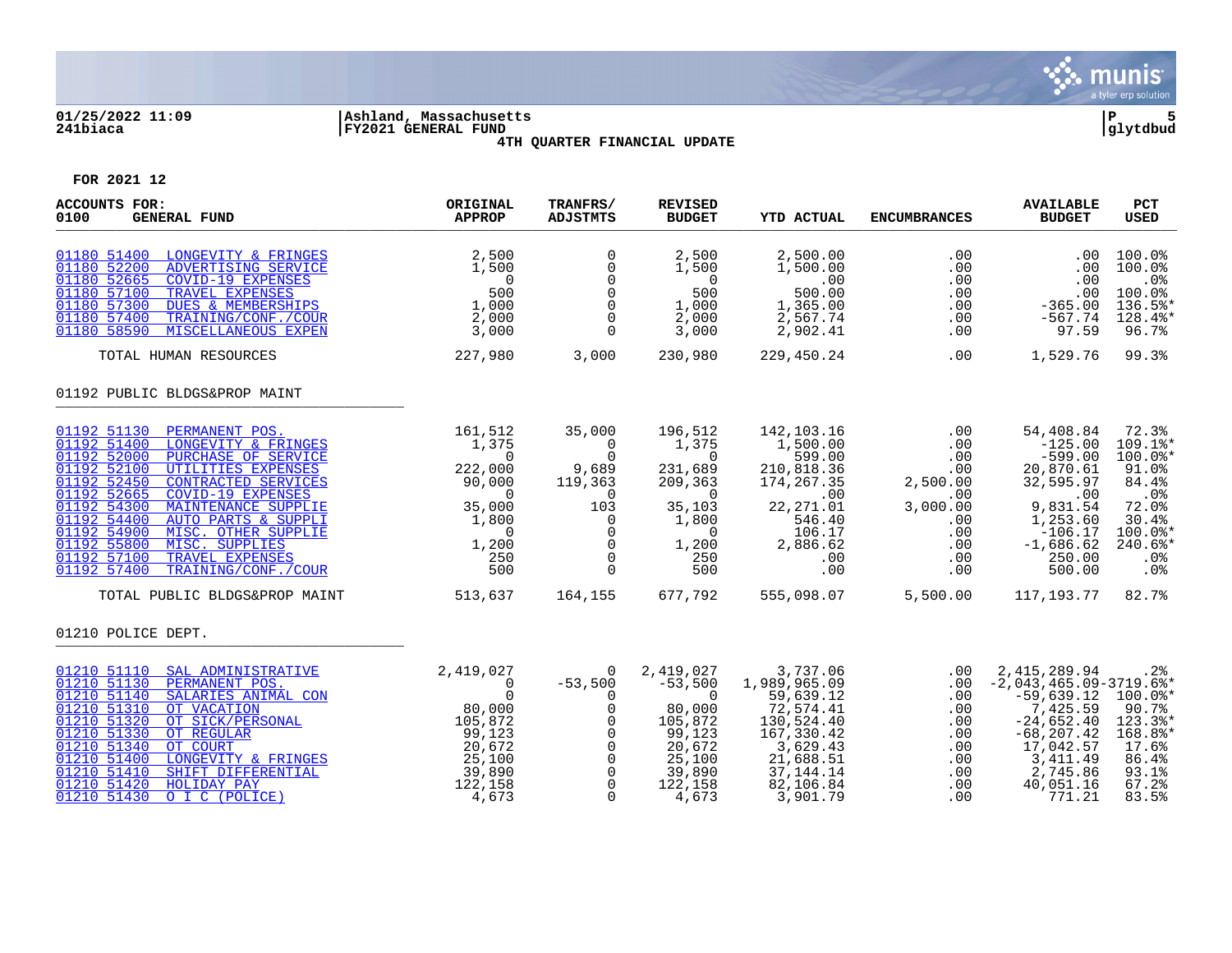01/25/2022 11:09 | Ashland, Massachusetts
241biaca | FY2021 GENERAL FUND

4TH QUARTER FINANCIAL UPDATE

FOR 2021 12

| ACCOUNTS FOR: 0100 GENERAL FUND | ORIGINAL APPROP | TRANFRS/ ADJSTMTS | REVISED BUDGET | YTD ACTUAL | ENCUMBRANCES | AVAILABLE BUDGET | PCT USED |
|---|---|---|---|---|---|---|---|
| 01180 51400 LONGEVITY & FRINGES | 2,500 | 0 | 2,500 | 2,500.00 | .00 | .00 | 100.0% |
| 01180 52200 ADVERTISING SERVICE | 1,500 | 0 | 1,500 | 1,500.00 | .00 | .00 | 100.0% |
| 01180 52665 COVID-19 EXPENSES | 0 | 0 | 0 | .00 | .00 | .00 | .0% |
| 01180 57100 TRAVEL EXPENSES | 500 | 0 | 500 | 500.00 | .00 | .00 | 100.0% |
| 01180 57300 DUES & MEMBERSHIPS | 1,000 | 0 | 1,000 | 1,365.00 | .00 | -365.00 | 136.5%* |
| 01180 57400 TRAINING/CONF./COUR | 2,000 | 0 | 2,000 | 2,567.74 | .00 | -567.74 | 128.4%* |
| 01180 58590 MISCELLANEOUS EXPEN | 3,000 | 0 | 3,000 | 2,902.41 | .00 | 97.59 | 96.7% |
| TOTAL HUMAN RESOURCES | 227,980 | 3,000 | 230,980 | 229,450.24 | .00 | 1,529.76 | 99.3% |
| **01192 PUBLIC BLDGS&PROP MAINT** | | | | | | | |
| 01192 51130 PERMANENT POS. | 161,512 | 35,000 | 196,512 | 142,103.16 | .00 | 54,408.84 | 72.3% |
| 01192 51400 LONGEVITY & FRINGES | 1,375 | 0 | 1,375 | 1,500.00 | .00 | -125.00 | 109.1%* |
| 01192 52000 PURCHASE OF SERVICE | 0 | 0 | 0 | 599.00 | .00 | -599.00 | 100.0%* |
| 01192 52100 UTILITIES EXPENSES | 222,000 | 9,689 | 231,689 | 210,818.36 | .00 | 20,870.61 | 91.0% |
| 01192 52450 CONTRACTED SERVICES | 90,000 | 119,363 | 209,363 | 174,267.35 | 2,500.00 | 32,595.97 | 84.4% |
| 01192 52665 COVID-19 EXPENSES | 0 | 0 | 0 | .00 | .00 | .00 | .0% |
| 01192 54300 MAINTENANCE SUPPLIE | 35,000 | 103 | 35,103 | 22,271.01 | 3,000.00 | 9,831.54 | 72.0% |
| 01192 54400 AUTO PARTS & SUPPLI | 1,800 | 0 | 1,800 | 546.40 | .00 | 1,253.60 | 30.4% |
| 01192 54900 MISC. OTHER SUPPLIE | 0 | 0 | 0 | 106.17 | .00 | -106.17 | 100.0%* |
| 01192 55800 MISC. SUPPLIES | 1,200 | 0 | 1,200 | 2,886.62 | .00 | -1,686.62 | 240.6%* |
| 01192 57100 TRAVEL EXPENSES | 250 | 0 | 250 | .00 | .00 | 250.00 | .0% |
| 01192 57400 TRAINING/CONF./COUR | 500 | 0 | 500 | .00 | .00 | 500.00 | .0% |
| TOTAL PUBLIC BLDGS&PROP MAINT | 513,637 | 164,155 | 677,792 | 555,098.07 | 5,500.00 | 117,193.77 | 82.7% |
| **01210 POLICE DEPT.** | | | | | | | |
| 01210 51110 SAL ADMINISTRATIVE | 2,419,027 | 0 | 2,419,027 | 3,737.06 | .00 | 2,415,289.94 | .2% |
| 01210 51130 PERMANENT POS. | 0 | -53,500 | -53,500 | 1,989,965.09 | .00 | -2,043,465.09 | -3719.6%* |
| 01210 51140 SALARIES ANIMAL CON | 0 | 0 | 0 | 59,639.12 | .00 | -59,639.12 | 100.0%* |
| 01210 51310 OT VACATION | 80,000 | 0 | 80,000 | 72,574.41 | .00 | 7,425.59 | 90.7% |
| 01210 51320 OT SICK/PERSONAL | 105,872 | 0 | 105,872 | 130,524.40 | .00 | -24,652.40 | 123.3%* |
| 01210 51330 OT REGULAR | 99,123 | 0 | 99,123 | 167,330.42 | .00 | -68,207.42 | 168.8%* |
| 01210 51340 OT COURT | 20,672 | 0 | 20,672 | 3,629.43 | .00 | 17,042.57 | 17.6% |
| 01210 51400 LONGEVITY & FRINGES | 25,100 | 0 | 25,100 | 21,688.51 | .00 | 3,411.49 | 86.4% |
| 01210 51410 SHIFT DIFFERENTIAL | 39,890 | 0 | 39,890 | 37,144.14 | .00 | 2,745.86 | 93.1% |
| 01210 51420 HOLIDAY PAY | 122,158 | 0 | 122,158 | 82,106.84 | .00 | 40,051.16 | 67.2% |
| 01210 51430 O I C (POLICE) | 4,673 | 0 | 4,673 | 3,901.79 | .00 | 771.21 | 83.5% |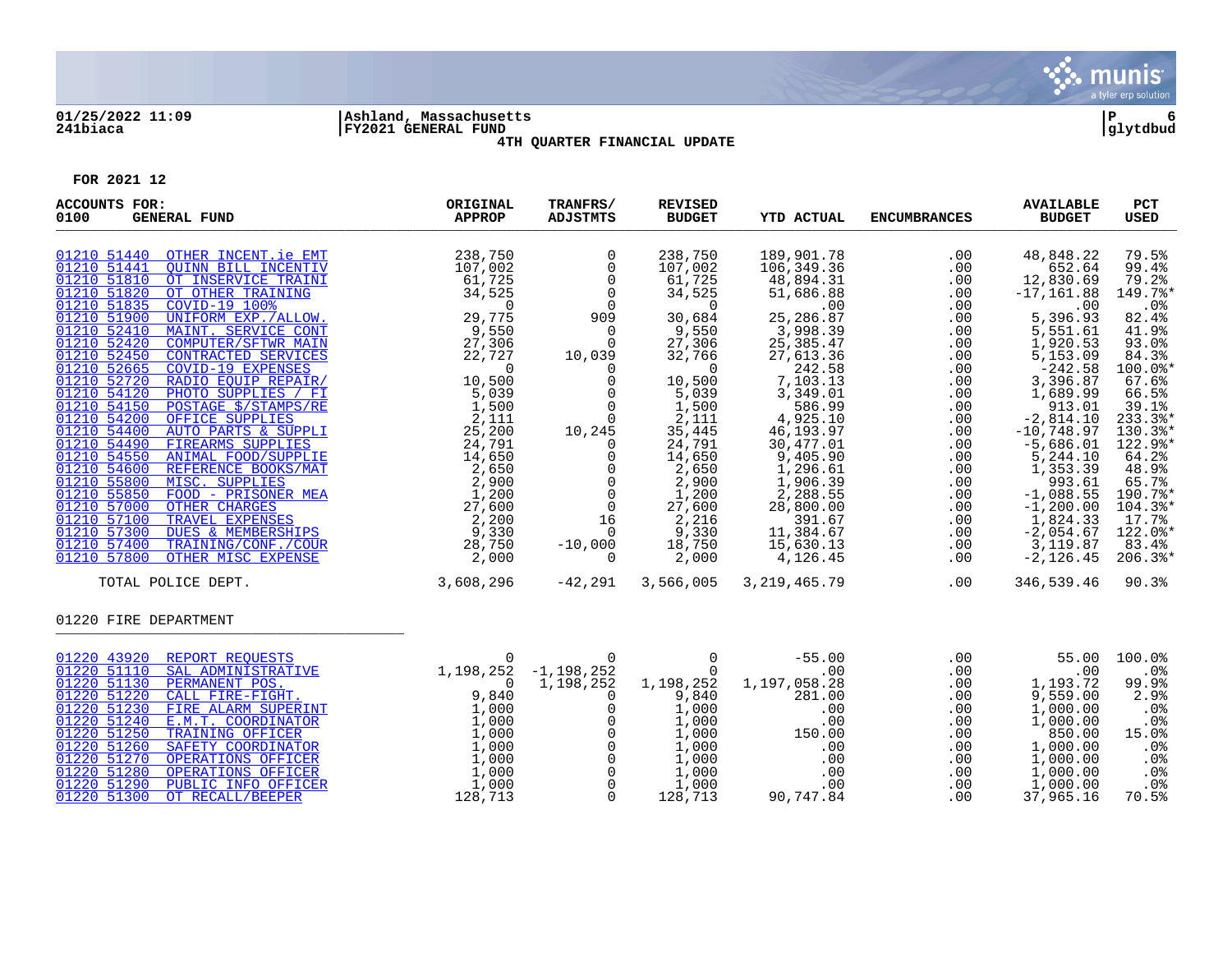01/25/2022 11:09 | Ashland, Massachusetts
241biaca | FY2021 GENERAL FUND | glytdbud

**4TH QUARTER FINANCIAL UPDATE**

**FOR 2021 12**

| ACCOUNTS FOR: 0100 GENERAL FUND | | ORIGINAL APPROP | TRANFRS/ ADJSTMTS | REVISED BUDGET | YTD ACTUAL | ENCUMBRANCES | AVAILABLE BUDGET | PCT USED |
|---|---|---|---|---|---|---|---|---|
| 01210 51440 | OTHER INCENT.ie EMT | 238,750 | 0 | 238,750 | 189,901.78 | .00 | 48,848.22 | 79.5% |
| 01210 51441 | QUINN BILL INCENTIV | 107,002 | 0 | 107,002 | 106,349.36 | .00 | 652.64 | 99.4% |
| 01210 51810 | OT INSERVICE TRAINI | 61,725 | 0 | 61,725 | 48,894.31 | .00 | 12,830.69 | 79.2% |
| 01210 51820 | OT OTHER TRAINING | 34,525 | 0 | 34,525 | 51,686.88 | .00 | -17,161.88 | 149.7%* |
| 01210 51835 | COVID-19 100% | 0 | 0 | 0 | .00 | .00 | .00 | .0% |
| 01210 51900 | UNIFORM EXP./ALLOW. | 29,775 | 909 | 30,684 | 25,286.87 | .00 | 5,396.93 | 82.4% |
| 01210 52410 | MAINT. SERVICE CONT | 9,550 | 0 | 9,550 | 3,998.39 | .00 | 5,551.61 | 41.9% |
| 01210 52420 | COMPUTER/SFTWR MAIN | 27,306 | 0 | 27,306 | 25,385.47 | .00 | 1,920.53 | 93.0% |
| 01210 52450 | CONTRACTED SERVICES | 22,727 | 10,039 | 32,766 | 27,613.36 | .00 | 5,153.09 | 84.3% |
| 01210 52665 | COVID-19 EXPENSES | 0 | 0 | 0 | 242.58 | .00 | -242.58 | 100.0%* |
| 01210 52720 | RADIO EQUIP REPAIR/ | 10,500 | 0 | 10,500 | 7,103.13 | .00 | 3,396.87 | 67.6% |
| 01210 54120 | PHOTO SUPPLIES / FI | 5,039 | 0 | 5,039 | 3,349.01 | .00 | 1,689.99 | 66.5% |
| 01210 54150 | POSTAGE $/STAMPS/RE | 1,500 | 0 | 1,500 | 586.99 | .00 | 913.01 | 39.1% |
| 01210 54200 | OFFICE SUPPLIES | 2,111 | 0 | 2,111 | 4,925.10 | .00 | -2,814.10 | 233.3%* |
| 01210 54400 | AUTO PARTS & SUPPLI | 25,200 | 10,245 | 35,445 | 46,193.97 | .00 | -10,748.97 | 130.3%* |
| 01210 54490 | FIREARMS SUPPLIES | 24,791 | 0 | 24,791 | 30,477.01 | .00 | -5,686.01 | 122.9%* |
| 01210 54550 | ANIMAL FOOD/SUPPLIE | 14,650 | 0 | 14,650 | 9,405.90 | .00 | 5,244.10 | 64.2% |
| 01210 54600 | REFERENCE BOOKS/MAT | 2,650 | 0 | 2,650 | 1,296.61 | .00 | 1,353.39 | 48.9% |
| 01210 55800 | MISC. SUPPLIES | 2,900 | 0 | 2,900 | 1,906.39 | .00 | 993.61 | 65.7% |
| 01210 55850 | FOOD - PRISONER MEA | 1,200 | 0 | 1,200 | 2,288.55 | .00 | -1,088.55 | 190.7%* |
| 01210 57000 | OTHER CHARGES | 27,600 | 0 | 27,600 | 28,800.00 | .00 | -1,200.00 | 104.3%* |
| 01210 57100 | TRAVEL EXPENSES | 2,200 | 16 | 2,216 | 391.67 | .00 | 1,824.33 | 17.7% |
| 01210 57300 | DUES & MEMBERSHIPS | 9,330 | 0 | 9,330 | 11,384.67 | .00 | -2,054.67 | 122.0%* |
| 01210 57400 | TRAINING/CONF./COUR | 28,750 | -10,000 | 18,750 | 15,630.13 | .00 | 3,119.87 | 83.4% |
| 01210 57800 | OTHER MISC EXPENSE | 2,000 | 0 | 2,000 | 4,126.45 | .00 | -2,126.45 | 206.3%* |
| | TOTAL POLICE DEPT. | 3,608,296 | -42,291 | 3,566,005 | 3,219,465.79 | .00 | 346,539.46 | 90.3% |

01220 FIRE DEPARTMENT

| ACCOUNT | DESCRIPTION | ORIGINAL APPROP | TRANFRS/ ADJSTMTS | REVISED BUDGET | YTD ACTUAL | ENCUMBRANCES | AVAILABLE BUDGET | PCT USED |
|---|---|---|---|---|---|---|---|---|
| 01220 43920 | REPORT REQUESTS | 0 | 0 | 0 | -55.00 | .00 | 55.00 | 100.0% |
| 01220 51110 | SAL ADMINISTRATIVE | 1,198,252 | -1,198,252 | 0 | .00 | .00 | .00 | .0% |
| 01220 51130 | PERMANENT POS. | 0 | 1,198,252 | 1,198,252 | 1,197,058.28 | .00 | 1,193.72 | 99.9% |
| 01220 51220 | CALL FIRE-FIGHT. | 9,840 | 0 | 9,840 | 281.00 | .00 | 9,559.00 | 2.9% |
| 01220 51230 | FIRE ALARM SUPERINT | 1,000 | 0 | 1,000 | .00 | .00 | 1,000.00 | .0% |
| 01220 51240 | E.M.T. COORDINATOR | 1,000 | 0 | 1,000 | .00 | .00 | 1,000.00 | .0% |
| 01220 51250 | TRAINING OFFICER | 1,000 | 0 | 1,000 | 150.00 | .00 | 850.00 | 15.0% |
| 01220 51260 | SAFETY COORDINATOR | 1,000 | 0 | 1,000 | .00 | .00 | 1,000.00 | .0% |
| 01220 51270 | OPERATIONS OFFICER | 1,000 | 0 | 1,000 | .00 | .00 | 1,000.00 | .0% |
| 01220 51280 | OPERATIONS OFFICER | 1,000 | 0 | 1,000 | .00 | .00 | 1,000.00 | .0% |
| 01220 51290 | PUBLIC INFO OFFICER | 1,000 | 0 | 1,000 | .00 | .00 | 1,000.00 | .0% |
| 01220 51300 | OT RECALL/BEEPER | 128,713 | 0 | 128,713 | 90,747.84 | .00 | 37,965.16 | 70.5% |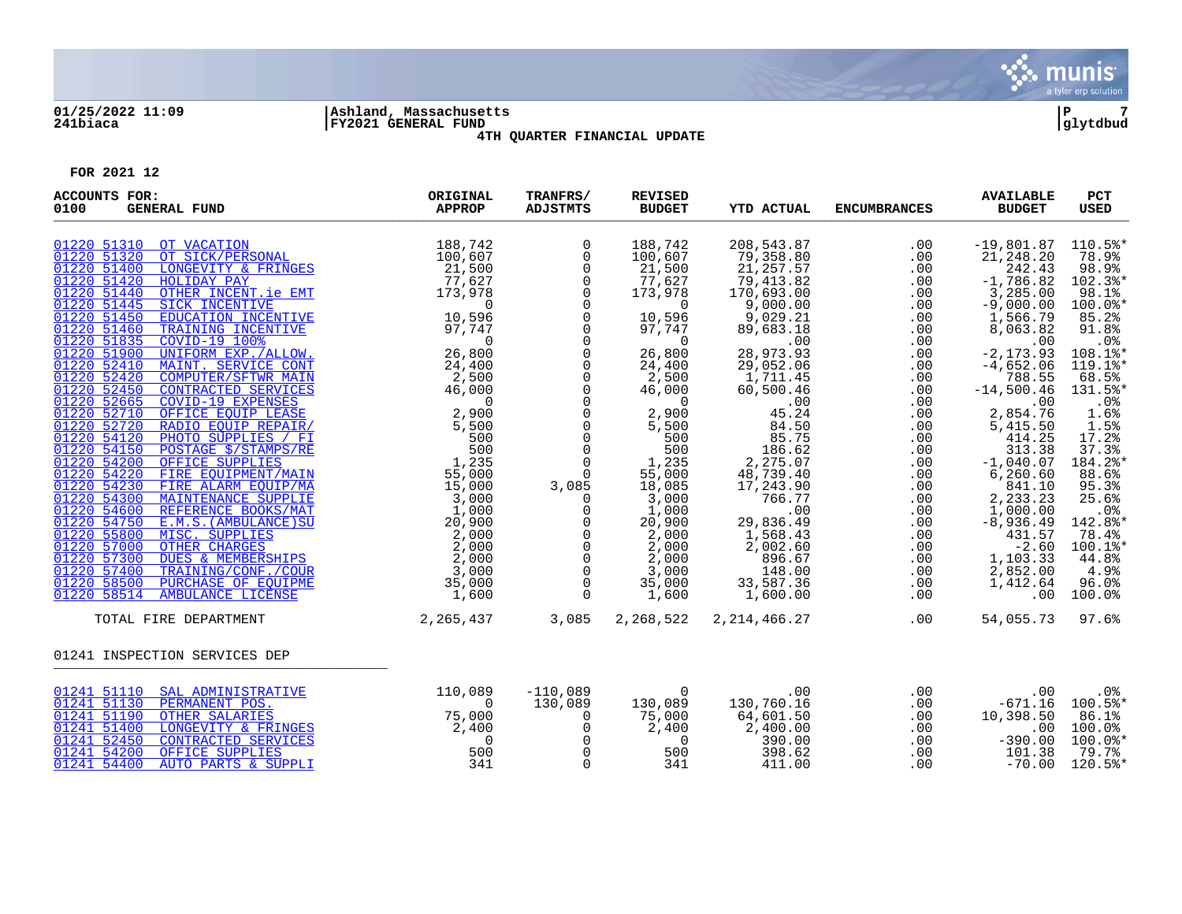01/25/2022 11:09
241biaca

Ashland, Massachusetts
FY2021 GENERAL FUND
4TH QUARTER FINANCIAL UPDATE

glytdbud

FOR 2021 12

| ACCOUNTS FOR: 0100 GENERAL FUND | ORIGINAL APPROP | TRANFRS/ ADJSTMTS | REVISED BUDGET | YTD ACTUAL | ENCUMBRANCES | AVAILABLE BUDGET | PCT USED |
|---|---|---|---|---|---|---|---|
| 01220 51310 OT VACATION | 188,742 | 0 | 188,742 | 208,543.87 | .00 | -19,801.87 | 110.5%* |
| 01220 51320 OT SICK/PERSONAL | 100,607 | 0 | 100,607 | 79,358.80 | .00 | 21,248.20 | 78.9% |
| 01220 51400 LONGEVITY & FRINGES | 21,500 | 0 | 21,500 | 21,257.57 | .00 | 242.43 | 98.9% |
| 01220 51420 HOLIDAY PAY | 77,627 | 0 | 77,627 | 79,413.82 | .00 | -1,786.82 | 102.3%* |
| 01220 51440 OTHER INCENT.ie EMT | 173,978 | 0 | 173,978 | 170,693.00 | .00 | 3,285.00 | 98.1% |
| 01220 51445 SICK INCENTIVE | 0 | 0 | 0 | 9,000.00 | .00 | -9,000.00 | 100.0%* |
| 01220 51450 EDUCATION INCENTIVE | 10,596 | 0 | 10,596 | 9,029.21 | .00 | 1,566.79 | 85.2% |
| 01220 51460 TRAINING INCENTIVE | 97,747 | 0 | 97,747 | 89,683.18 | .00 | 8,063.82 | 91.8% |
| 01220 51835 COVID-19 100% | 0 | 0 | 0 | .00 | .00 | .00 | .0% |
| 01220 51900 UNIFORM EXP./ALLOW. | 26,800 | 0 | 26,800 | 28,973.93 | .00 | -2,173.93 | 108.1%* |
| 01220 52410 MAINT. SERVICE CONT | 24,400 | 0 | 24,400 | 29,052.06 | .00 | -4,652.06 | 119.1%* |
| 01220 52420 COMPUTER/SFTWR MAIN | 2,500 | 0 | 2,500 | 1,711.45 | .00 | 788.55 | 68.5% |
| 01220 52450 CONTRACTED SERVICES | 46,000 | 0 | 46,000 | 60,500.46 | .00 | -14,500.46 | 131.5%* |
| 01220 52665 COVID-19 EXPENSES | 0 | 0 | 0 | .00 | .00 | .00 | .0% |
| 01220 52710 OFFICE EQUIP LEASE | 2,900 | 0 | 2,900 | 45.24 | .00 | 2,854.76 | 1.6% |
| 01220 52720 RADIO EQUIP REPAIR/ | 5,500 | 0 | 5,500 | 84.50 | .00 | 5,415.50 | 1.5% |
| 01220 54120 PHOTO SUPPLIES / FI | 500 | 0 | 500 | 85.75 | .00 | 414.25 | 17.2% |
| 01220 54150 POSTAGE $/STAMPS/RE | 500 | 0 | 500 | 186.62 | .00 | 313.38 | 37.3% |
| 01220 54200 OFFICE SUPPLIES | 1,235 | 0 | 1,235 | 2,275.07 | .00 | -1,040.07 | 184.2%* |
| 01220 54220 FIRE EQUIPMENT/MAIN | 55,000 | 0 | 55,000 | 48,739.40 | .00 | 6,260.60 | 88.6% |
| 01220 54230 FIRE ALARM EQUIP/MA | 15,000 | 3,085 | 18,085 | 17,243.90 | .00 | 841.10 | 95.3% |
| 01220 54300 MAINTENANCE SUPPLIE | 3,000 | 0 | 3,000 | 766.77 | .00 | 2,233.23 | 25.6% |
| 01220 54600 REFERENCE BOOKS/MAT | 1,000 | 0 | 1,000 | .00 | .00 | 1,000.00 | .0% |
| 01220 54750 E.M.S.(AMBULANCE)SU | 20,900 | 0 | 20,900 | 29,836.49 | .00 | -8,936.49 | 142.8%* |
| 01220 55800 MISC. SUPPLIES | 2,000 | 0 | 2,000 | 1,568.43 | .00 | 431.57 | 78.4% |
| 01220 57000 OTHER CHARGES | 2,000 | 0 | 2,000 | 2,002.60 | .00 | -2.60 | 100.1%* |
| 01220 57300 DUES & MEMBERSHIPS | 2,000 | 0 | 2,000 | 896.67 | .00 | 1,103.33 | 44.8% |
| 01220 57400 TRAINING/CONF./COUR | 3,000 | 0 | 3,000 | 148.00 | .00 | 2,852.00 | 4.9% |
| 01220 58500 PURCHASE OF EQUIPME | 35,000 | 0 | 35,000 | 33,587.36 | .00 | 1,412.64 | 96.0% |
| 01220 58514 AMBULANCE LICENSE | 1,600 | 0 | 1,600 | 1,600.00 | .00 | .00 | 100.0% |
| TOTAL FIRE DEPARTMENT | 2,265,437 | 3,085 | 2,268,522 | 2,214,466.27 | .00 | 54,055.73 | 97.6% |
| **01241 INSPECTION SERVICES DEP** | | | | | | | |
| 01241 51110 SAL ADMINISTRATIVE | 110,089 | -110,089 | 0 | .00 | .00 | .00 | .0% |
| 01241 51130 PERMANENT POS. | 0 | 130,089 | 130,089 | 130,760.16 | .00 | -671.16 | 100.5%* |
| 01241 51190 OTHER SALARIES | 75,000 | 0 | 75,000 | 64,601.50 | .00 | 10,398.50 | 86.1% |
| 01241 51400 LONGEVITY & FRINGES | 2,400 | 0 | 2,400 | 2,400.00 | .00 | .00 | 100.0% |
| 01241 52450 CONTRACTED SERVICES | 0 | 0 | 0 | 390.00 | .00 | -390.00 | 100.0%* |
| 01241 54200 OFFICE SUPPLIES | 500 | 0 | 500 | 398.62 | .00 | 101.38 | 79.7% |
| 01241 54400 AUTO PARTS & SUPPLI | 341 | 0 | 341 | 411.00 | .00 | -70.00 | 120.5%* |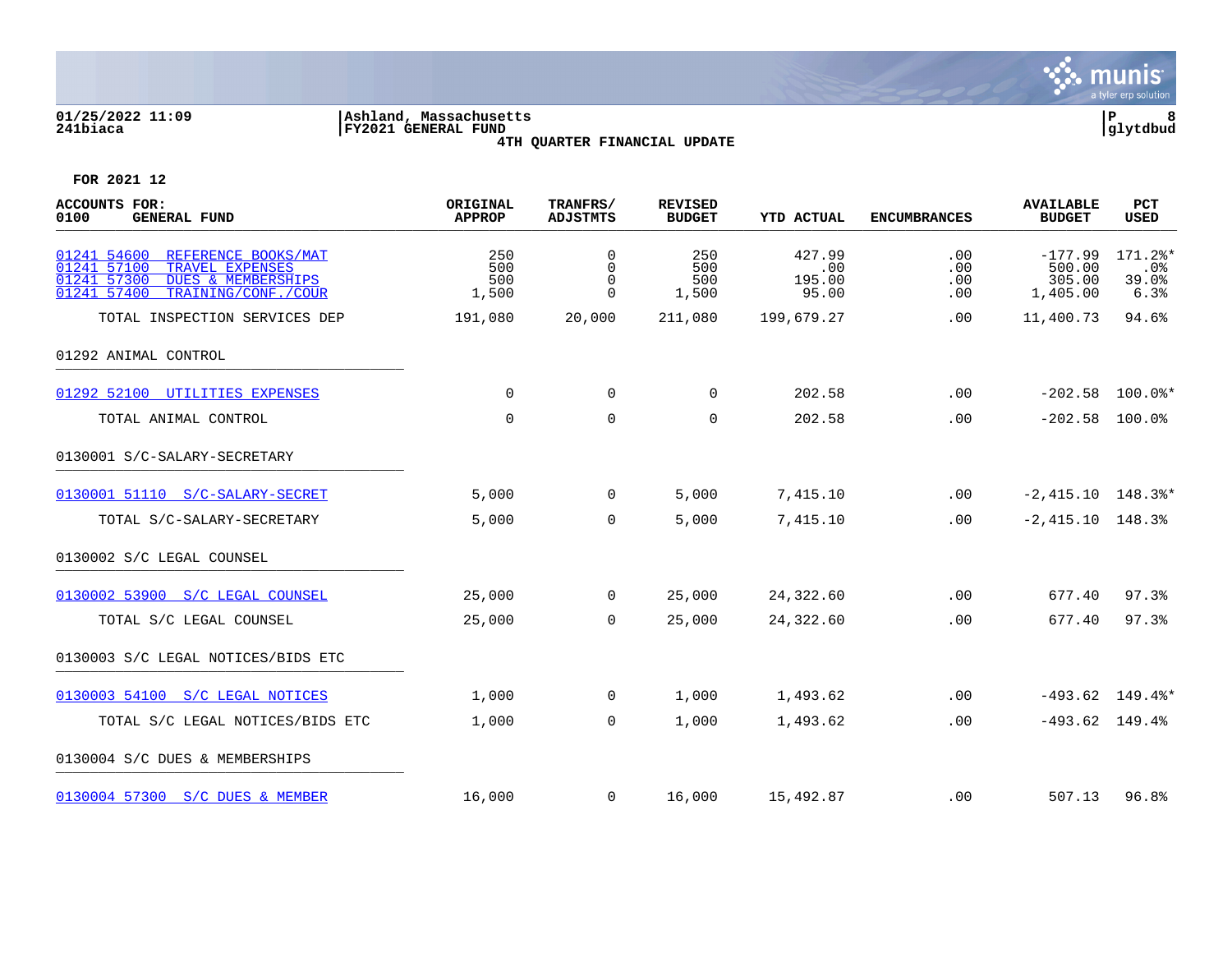01/25/2022 11:09 | Ashland, Massachusetts
241biaca | FY2021 GENERAL FUND

4TH QUARTER FINANCIAL UPDATE

FOR 2021 12

| ACCOUNTS FOR: 0100 GENERAL FUND | ORIGINAL APPROP | TRANFRS/ ADJSTMTS | REVISED BUDGET | YTD ACTUAL | ENCUMBRANCES | AVAILABLE BUDGET | PCT USED |
|---|---|---|---|---|---|---|---|
| 01241 54600 REFERENCE BOOKS/MAT | 250 | 0 | 250 | 427.99 | .00 | -177.99 | 171.2%* |
| 01241 57100 TRAVEL EXPENSES | 500 | 0 | 500 | .00 | .00 | 500.00 | .0% |
| 01241 57300 DUES & MEMBERSHIPS | 500 | 0 | 500 | 195.00 | .00 | 305.00 | 39.0% |
| 01241 57400 TRAINING/CONF./COUR | 1,500 | 0 | 1,500 | 95.00 | .00 | 1,405.00 | 6.3% |
| TOTAL INSPECTION SERVICES DEP | 191,080 | 20,000 | 211,080 | 199,679.27 | .00 | 11,400.73 | 94.6% |
| **01292 ANIMAL CONTROL** | | | | | | | |
| 01292 52100 UTILITIES EXPENSES | 0 | 0 | 0 | 202.58 | .00 | -202.58 | 100.0%* |
| TOTAL ANIMAL CONTROL | 0 | 0 | 0 | 202.58 | .00 | -202.58 | 100.0% |
| **0130001 S/C-SALARY-SECRETARY** | | | | | | | |
| 0130001 51110 S/C-SALARY-SECRET | 5,000 | 0 | 5,000 | 7,415.10 | .00 | -2,415.10 | 148.3%* |
| TOTAL S/C-SALARY-SECRETARY | 5,000 | 0 | 5,000 | 7,415.10 | .00 | -2,415.10 | 148.3% |
| **0130002 S/C LEGAL COUNSEL** | | | | | | | |
| 0130002 53900 S/C LEGAL COUNSEL | 25,000 | 0 | 25,000 | 24,322.60 | .00 | 677.40 | 97.3% |
| TOTAL S/C LEGAL COUNSEL | 25,000 | 0 | 25,000 | 24,322.60 | .00 | 677.40 | 97.3% |
| **0130003 S/C LEGAL NOTICES/BIDS ETC** | | | | | | | |
| 0130003 54100 S/C LEGAL NOTICES | 1,000 | 0 | 1,000 | 1,493.62 | .00 | -493.62 | 149.4%* |
| TOTAL S/C LEGAL NOTICES/BIDS ETC | 1,000 | 0 | 1,000 | 1,493.62 | .00 | -493.62 | 149.4% |
| **0130004 S/C DUES & MEMBERSHIPS** | | | | | | | |
| 0130004 57300 S/C DUES & MEMBER | 16,000 | 0 | 16,000 | 15,492.87 | .00 | 507.13 | 96.8% |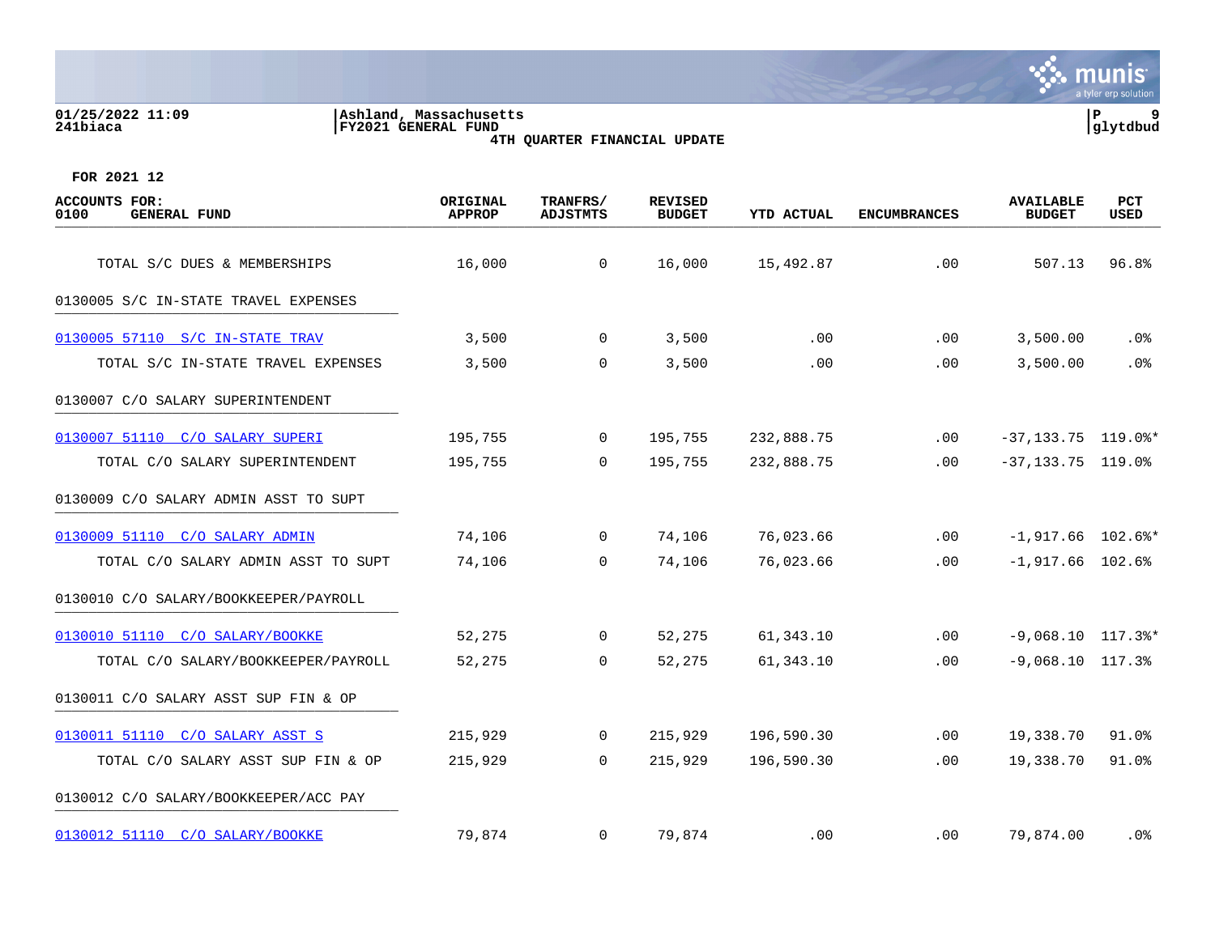01/25/2022 11:09 | Ashland, Massachusetts | P 9
241biaca | FY2021 GENERAL FUND | glytdbud

4TH QUARTER FINANCIAL UPDATE

FOR 2021 12

| ACCOUNTS FOR: 0100 GENERAL FUND | ORIGINAL APPROP | TRANFRS/ ADJSTMTS | REVISED BUDGET | YTD ACTUAL | ENCUMBRANCES | AVAILABLE BUDGET | PCT USED |
|---|---|---|---|---|---|---|---|
| TOTAL S/C DUES & MEMBERSHIPS | 16,000 | 0 | 16,000 | 15,492.87 | .00 | 507.13 | 96.8% |
| 0130005 S/C IN-STATE TRAVEL EXPENSES | | | | | | | |
| 0130005 57110 S/C IN-STATE TRAV | 3,500 | 0 | 3,500 | .00 | .00 | 3,500.00 | .0% |
| TOTAL S/C IN-STATE TRAVEL EXPENSES | 3,500 | 0 | 3,500 | .00 | .00 | 3,500.00 | .0% |
| 0130007 C/O SALARY SUPERINTENDENT | | | | | | | |
| 0130007 51110 C/O SALARY SUPERI | 195,755 | 0 | 195,755 | 232,888.75 | .00 | -37,133.75 | 119.0%* |
| TOTAL C/O SALARY SUPERINTENDENT | 195,755 | 0 | 195,755 | 232,888.75 | .00 | -37,133.75 | 119.0% |
| 0130009 C/O SALARY ADMIN ASST TO SUPT | | | | | | | |
| 0130009 51110 C/O SALARY ADMIN | 74,106 | 0 | 74,106 | 76,023.66 | .00 | -1,917.66 | 102.6%* |
| TOTAL C/O SALARY ADMIN ASST TO SUPT | 74,106 | 0 | 74,106 | 76,023.66 | .00 | -1,917.66 | 102.6% |
| 0130010 C/O SALARY/BOOKKEEPER/PAYROLL | | | | | | | |
| 0130010 51110 C/O SALARY/BOOKKE | 52,275 | 0 | 52,275 | 61,343.10 | .00 | -9,068.10 | 117.3%* |
| TOTAL C/O SALARY/BOOKKEEPER/PAYROLL | 52,275 | 0 | 52,275 | 61,343.10 | .00 | -9,068.10 | 117.3% |
| 0130011 C/O SALARY ASST SUP FIN & OP | | | | | | | |
| 0130011 51110 C/O SALARY ASST S | 215,929 | 0 | 215,929 | 196,590.30 | .00 | 19,338.70 | 91.0% |
| TOTAL C/O SALARY ASST SUP FIN & OP | 215,929 | 0 | 215,929 | 196,590.30 | .00 | 19,338.70 | 91.0% |
| 0130012 C/O SALARY/BOOKKEEPER/ACC PAY | | | | | | | |
| 0130012 51110 C/O SALARY/BOOKKE | 79,874 | 0 | 79,874 | .00 | .00 | 79,874.00 | .0% |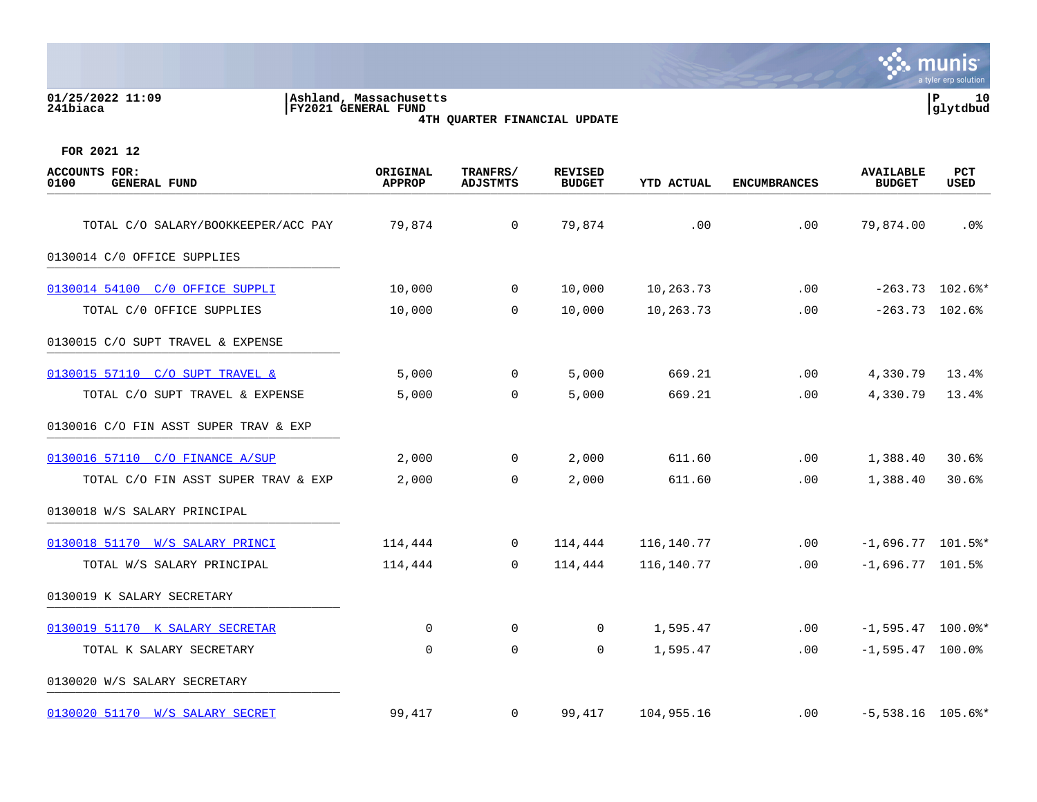FOR 2021 12

| ACCOUNTS FOR: 0100 GENERAL FUND | ORIGINAL APPROP | TRANFRS/ ADJSTMTS | REVISED BUDGET | YTD ACTUAL | ENCUMBRANCES | AVAILABLE BUDGET | PCT USED |
|---|---|---|---|---|---|---|---|
| TOTAL C/O SALARY/BOOKKEEPER/ACC PAY | 79,874 | 0 | 79,874 | .00 | .00 | 79,874.00 | .0% |
| 0130014 C/O OFFICE SUPPLIES | | | | | | | |
| 0130014 54100 C/O OFFICE SUPPLI | 10,000 | 0 | 10,000 | 10,263.73 | .00 | -263.73 | 102.6%* |
| TOTAL C/O OFFICE SUPPLIES | 10,000 | 0 | 10,000 | 10,263.73 | .00 | -263.73 | 102.6% |
| 0130015 C/O SUPT TRAVEL & EXPENSE | | | | | | | |
| 0130015 57110 C/O SUPT TRAVEL & | 5,000 | 0 | 5,000 | 669.21 | .00 | 4,330.79 | 13.4% |
| TOTAL C/O SUPT TRAVEL & EXPENSE | 5,000 | 0 | 5,000 | 669.21 | .00 | 4,330.79 | 13.4% |
| 0130016 C/O FIN ASST SUPER TRAV & EXP | | | | | | | |
| 0130016 57110 C/O FINANCE A/SUP | 2,000 | 0 | 2,000 | 611.60 | .00 | 1,388.40 | 30.6% |
| TOTAL C/O FIN ASST SUPER TRAV & EXP | 2,000 | 0 | 2,000 | 611.60 | .00 | 1,388.40 | 30.6% |
| 0130018 W/S SALARY PRINCIPAL | | | | | | | |
| 0130018 51170 W/S SALARY PRINCI | 114,444 | 0 | 114,444 | 116,140.77 | .00 | -1,696.77 | 101.5%* |
| TOTAL W/S SALARY PRINCIPAL | 114,444 | 0 | 114,444 | 116,140.77 | .00 | -1,696.77 | 101.5% |
| 0130019 K SALARY SECRETARY | | | | | | | |
| 0130019 51170 K SALARY SECRETAR | 0 | 0 | 0 | 1,595.47 | .00 | -1,595.47 | 100.0%* |
| TOTAL K SALARY SECRETARY | 0 | 0 | 0 | 1,595.47 | .00 | -1,595.47 | 100.0% |
| 0130020 W/S SALARY SECRETARY | | | | | | | |
| 0130020 51170 W/S SALARY SECRET | 99,417 | 0 | 99,417 | 104,955.16 | .00 | -5,538.16 | 105.6%* |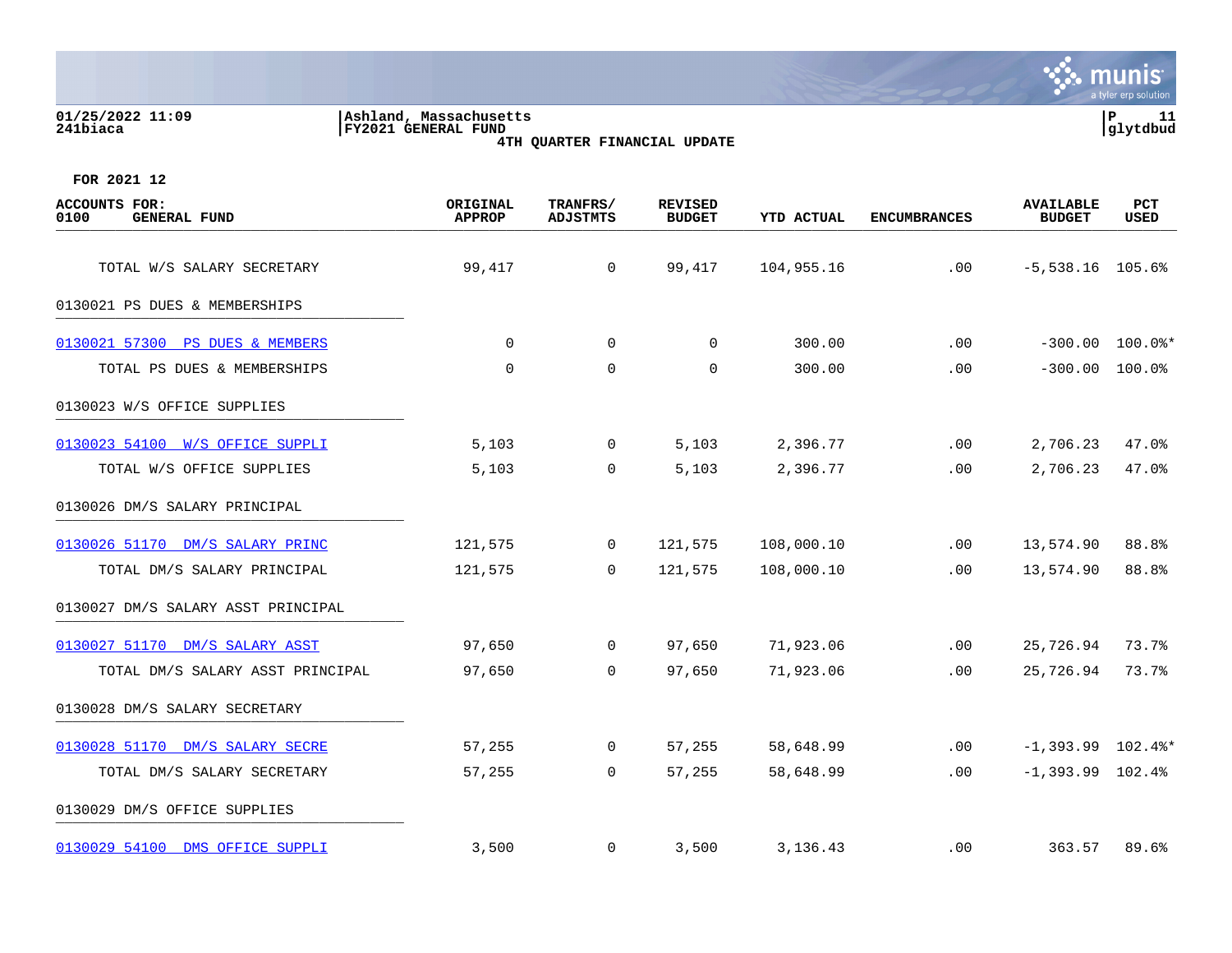01/25/2022 11:09
241biaca

Ashland, Massachusetts
FY2021 GENERAL FUND
4TH QUARTER FINANCIAL UPDATE

P 11
glytdbud

FOR 2021 12

| ACCOUNTS FOR: 0100 GENERAL FUND | ORIGINAL APPROP | TRANFRS/ ADJSTMTS | REVISED BUDGET | YTD ACTUAL | ENCUMBRANCES | AVAILABLE BUDGET | PCT USED |
|---|---|---|---|---|---|---|---|
| TOTAL W/S SALARY SECRETARY | 99,417 | 0 | 99,417 | 104,955.16 | .00 | -5,538.16 | 105.6% |
| 0130021 PS DUES & MEMBERSHIPS | | | | | | | |
| 0130021 57300 PS DUES & MEMBERS | 0 | 0 | 0 | 300.00 | .00 | -300.00 | 100.0%* |
| TOTAL PS DUES & MEMBERSHIPS | 0 | 0 | 0 | 300.00 | .00 | -300.00 | 100.0% |
| 0130023 W/S OFFICE SUPPLIES | | | | | | | |
| 0130023 54100 W/S OFFICE SUPPLI | 5,103 | 0 | 5,103 | 2,396.77 | .00 | 2,706.23 | 47.0% |
| TOTAL W/S OFFICE SUPPLIES | 5,103 | 0 | 5,103 | 2,396.77 | .00 | 2,706.23 | 47.0% |
| 0130026 DM/S SALARY PRINCIPAL | | | | | | | |
| 0130026 51170 DM/S SALARY PRINC | 121,575 | 0 | 121,575 | 108,000.10 | .00 | 13,574.90 | 88.8% |
| TOTAL DM/S SALARY PRINCIPAL | 121,575 | 0 | 121,575 | 108,000.10 | .00 | 13,574.90 | 88.8% |
| 0130027 DM/S SALARY ASST PRINCIPAL | | | | | | | |
| 0130027 51170 DM/S SALARY ASST | 97,650 | 0 | 97,650 | 71,923.06 | .00 | 25,726.94 | 73.7% |
| TOTAL DM/S SALARY ASST PRINCIPAL | 97,650 | 0 | 97,650 | 71,923.06 | .00 | 25,726.94 | 73.7% |
| 0130028 DM/S SALARY SECRETARY | | | | | | | |
| 0130028 51170 DM/S SALARY SECRE | 57,255 | 0 | 57,255 | 58,648.99 | .00 | -1,393.99 | 102.4%* |
| TOTAL DM/S SALARY SECRETARY | 57,255 | 0 | 57,255 | 58,648.99 | .00 | -1,393.99 | 102.4% |
| 0130029 DM/S OFFICE SUPPLIES | | | | | | | |
| 0130029 54100 DMS OFFICE SUPPLI | 3,500 | 0 | 3,500 | 3,136.43 | .00 | 363.57 | 89.6% |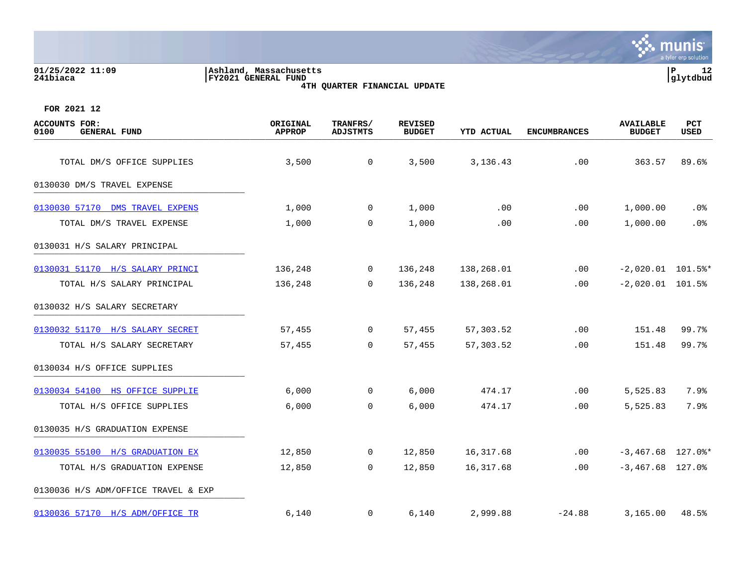FOR 2021 12

| ACCOUNTS FOR: 0100 GENERAL FUND | ORIGINAL APPROP | TRANFRS/ ADJSTMTS | REVISED BUDGET | YTD ACTUAL | ENCUMBRANCES | AVAILABLE BUDGET | PCT USED |
|---|---|---|---|---|---|---|---|
| TOTAL DM/S OFFICE SUPPLIES | 3,500 | 0 | 3,500 | 3,136.43 | .00 | 363.57 | 89.6% |
| 0130030 DM/S TRAVEL EXPENSE | | | | | | | |
| 0130030 57170 DMS TRAVEL EXPENS | 1,000 | 0 | 1,000 | .00 | .00 | 1,000.00 | .0% |
| TOTAL DM/S TRAVEL EXPENSE | 1,000 | 0 | 1,000 | .00 | .00 | 1,000.00 | .0% |
| 0130031 H/S SALARY PRINCIPAL | | | | | | | |
| 0130031 51170 H/S SALARY PRINCI | 136,248 | 0 | 136,248 | 138,268.01 | .00 | -2,020.01 | 101.5%* |
| TOTAL H/S SALARY PRINCIPAL | 136,248 | 0 | 136,248 | 138,268.01 | .00 | -2,020.01 | 101.5% |
| 0130032 H/S SALARY SECRETARY | | | | | | | |
| 0130032 51170 H/S SALARY SECRET | 57,455 | 0 | 57,455 | 57,303.52 | .00 | 151.48 | 99.7% |
| TOTAL H/S SALARY SECRETARY | 57,455 | 0 | 57,455 | 57,303.52 | .00 | 151.48 | 99.7% |
| 0130034 H/S OFFICE SUPPLIES | | | | | | | |
| 0130034 54100 HS OFFICE SUPPLIE | 6,000 | 0 | 6,000 | 474.17 | .00 | 5,525.83 | 7.9% |
| TOTAL H/S OFFICE SUPPLIES | 6,000 | 0 | 6,000 | 474.17 | .00 | 5,525.83 | 7.9% |
| 0130035 H/S GRADUATION EXPENSE | | | | | | | |
| 0130035 55100 H/S GRADUATION EX | 12,850 | 0 | 12,850 | 16,317.68 | .00 | -3,467.68 | 127.0%* |
| TOTAL H/S GRADUATION EXPENSE | 12,850 | 0 | 12,850 | 16,317.68 | .00 | -3,467.68 | 127.0% |
| 0130036 H/S ADM/OFFICE TRAVEL & EXP | | | | | | | |
| 0130036 57170 H/S ADM/OFFICE TR | 6,140 | 0 | 6,140 | 2,999.88 | -24.88 | 3,165.00 | 48.5% |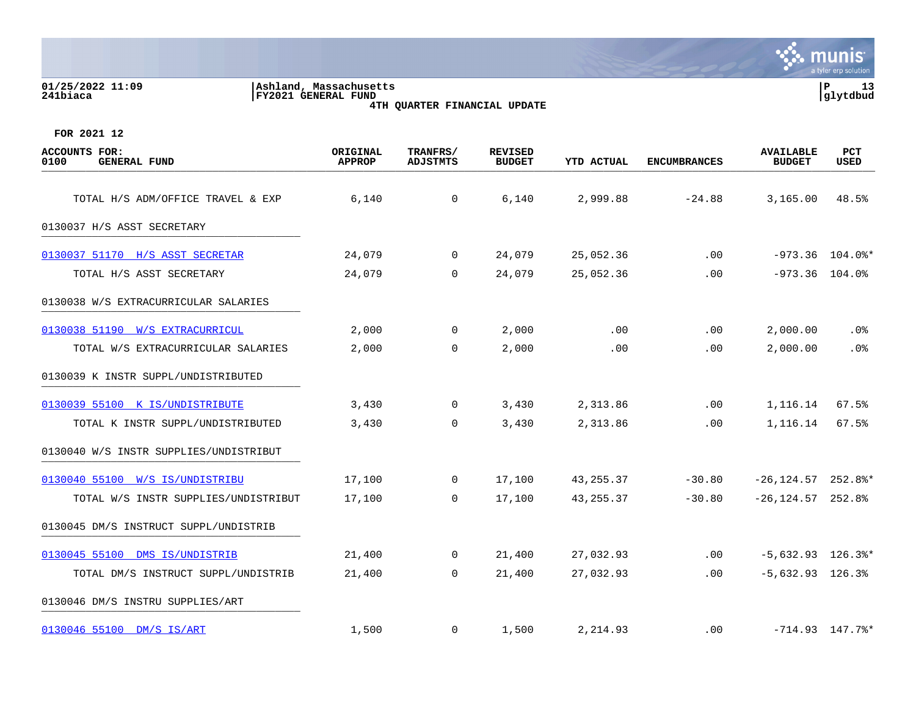01/25/2022 11:09 | Ashland, Massachusetts | P 13
241biaca | FY2021 GENERAL FUND | glytdbud

**4TH QUARTER FINANCIAL UPDATE**

**FOR 2021 12**

| ACCOUNTS FOR: 0100 GENERAL FUND | ORIGINAL APPROP | TRANFRS/ ADJSTMTS | REVISED BUDGET | YTD ACTUAL | ENCUMBRANCES | AVAILABLE BUDGET | PCT USED |
|---|---|---|---|---|---|---|---|
| TOTAL H/S ADM/OFFICE TRAVEL & EXP | 6,140 | 0 | 6,140 | 2,999.88 | -24.88 | 3,165.00 | 48.5% |
| 0130037 H/S ASST SECRETARY | | | | | | | |
| 0130037 51170 H/S ASST SECRETAR | 24,079 | 0 | 24,079 | 25,052.36 | .00 | -973.36 | 104.0%* |
| TOTAL H/S ASST SECRETARY | 24,079 | 0 | 24,079 | 25,052.36 | .00 | -973.36 | 104.0% |
| 0130038 W/S EXTRACURRICULAR SALARIES | | | | | | | |
| 0130038 51190 W/S EXTRACURRICUL | 2,000 | 0 | 2,000 | .00 | .00 | 2,000.00 | .0% |
| TOTAL W/S EXTRACURRICULAR SALARIES | 2,000 | 0 | 2,000 | .00 | .00 | 2,000.00 | .0% |
| 0130039 K INSTR SUPPL/UNDISTRIBUTED | | | | | | | |
| 0130039 55100 K IS/UNDISTRIBUTE | 3,430 | 0 | 3,430 | 2,313.86 | .00 | 1,116.14 | 67.5% |
| TOTAL K INSTR SUPPL/UNDISTRIBUTED | 3,430 | 0 | 3,430 | 2,313.86 | .00 | 1,116.14 | 67.5% |
| 0130040 W/S INSTR SUPPLIES/UNDISTRIBUT | | | | | | | |
| 0130040 55100 W/S IS/UNDISTRIBU | 17,100 | 0 | 17,100 | 43,255.37 | -30.80 | -26,124.57 | 252.8%* |
| TOTAL W/S INSTR SUPPLIES/UNDISTRIBUT | 17,100 | 0 | 17,100 | 43,255.37 | -30.80 | -26,124.57 | 252.8% |
| 0130045 DM/S INSTRUCT SUPPL/UNDISTRIB | | | | | | | |
| 0130045 55100 DMS IS/UNDISTRIB | 21,400 | 0 | 21,400 | 27,032.93 | .00 | -5,632.93 | 126.3%* |
| TOTAL DM/S INSTRUCT SUPPL/UNDISTRIB | 21,400 | 0 | 21,400 | 27,032.93 | .00 | -5,632.93 | 126.3% |
| 0130046 DM/S INSTRU SUPPLIES/ART | | | | | | | |
| 0130046 55100 DM/S IS/ART | 1,500 | 0 | 1,500 | 2,214.93 | .00 | -714.93 | 147.7%* |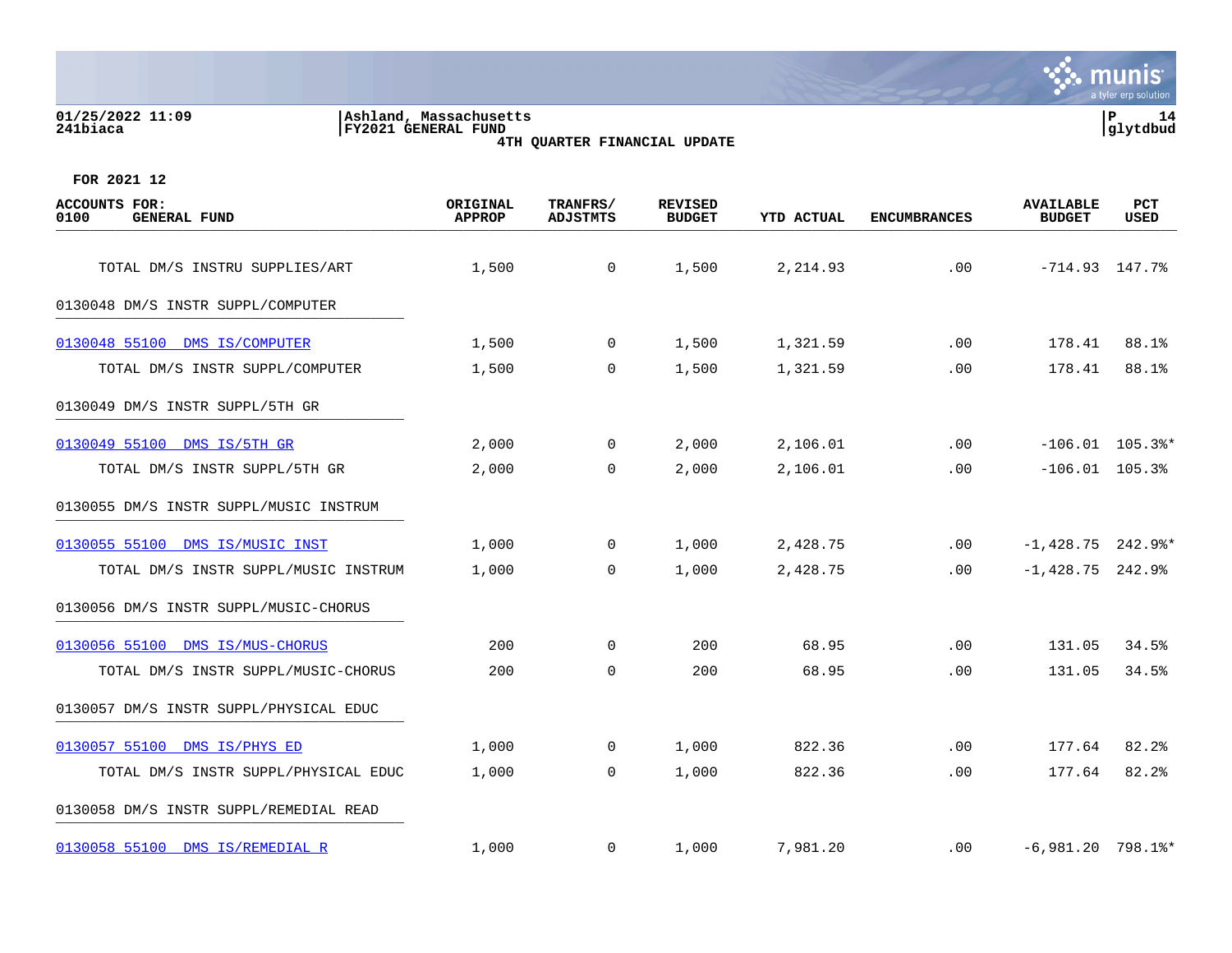01/25/2022 11:09
241biaca

Ashland, Massachusetts
FY2021 GENERAL FUND
4TH QUARTER FINANCIAL UPDATE

P 14
glytdbud

FOR 2021 12

| ACCOUNTS FOR: 0100 GENERAL FUND | ORIGINAL APPROP | TRANFRS/ ADJSTMTS | REVISED BUDGET | YTD ACTUAL | ENCUMBRANCES | AVAILABLE BUDGET | PCT USED |
|---|---|---|---|---|---|---|---|
| TOTAL DM/S INSTRU SUPPLIES/ART | 1,500 | 0 | 1,500 | 2,214.93 | .00 | -714.93 | 147.7% |
| 0130048 DM/S INSTR SUPPL/COMPUTER | | | | | | | |
| 0130048 55100 DMS IS/COMPUTER | 1,500 | 0 | 1,500 | 1,321.59 | .00 | 178.41 | 88.1% |
| TOTAL DM/S INSTR SUPPL/COMPUTER | 1,500 | 0 | 1,500 | 1,321.59 | .00 | 178.41 | 88.1% |
| 0130049 DM/S INSTR SUPPL/5TH GR | | | | | | | |
| 0130049 55100 DMS IS/5TH GR | 2,000 | 0 | 2,000 | 2,106.01 | .00 | -106.01 | 105.3%* |
| TOTAL DM/S INSTR SUPPL/5TH GR | 2,000 | 0 | 2,000 | 2,106.01 | .00 | -106.01 | 105.3% |
| 0130055 DM/S INSTR SUPPL/MUSIC INSTRUM | | | | | | | |
| 0130055 55100 DMS IS/MUSIC INST | 1,000 | 0 | 1,000 | 2,428.75 | .00 | -1,428.75 | 242.9%* |
| TOTAL DM/S INSTR SUPPL/MUSIC INSTRUM | 1,000 | 0 | 1,000 | 2,428.75 | .00 | -1,428.75 | 242.9% |
| 0130056 DM/S INSTR SUPPL/MUSIC-CHORUS | | | | | | | |
| 0130056 55100 DMS IS/MUS-CHORUS | 200 | 0 | 200 | 68.95 | .00 | 131.05 | 34.5% |
| TOTAL DM/S INSTR SUPPL/MUSIC-CHORUS | 200 | 0 | 200 | 68.95 | .00 | 131.05 | 34.5% |
| 0130057 DM/S INSTR SUPPL/PHYSICAL EDUC | | | | | | | |
| 0130057 55100 DMS IS/PHYS ED | 1,000 | 0 | 1,000 | 822.36 | .00 | 177.64 | 82.2% |
| TOTAL DM/S INSTR SUPPL/PHYSICAL EDUC | 1,000 | 0 | 1,000 | 822.36 | .00 | 177.64 | 82.2% |
| 0130058 DM/S INSTR SUPPL/REMEDIAL READ | | | | | | | |
| 0130058 55100 DMS IS/REMEDIAL R | 1,000 | 0 | 1,000 | 7,981.20 | .00 | -6,981.20 | 798.1%* |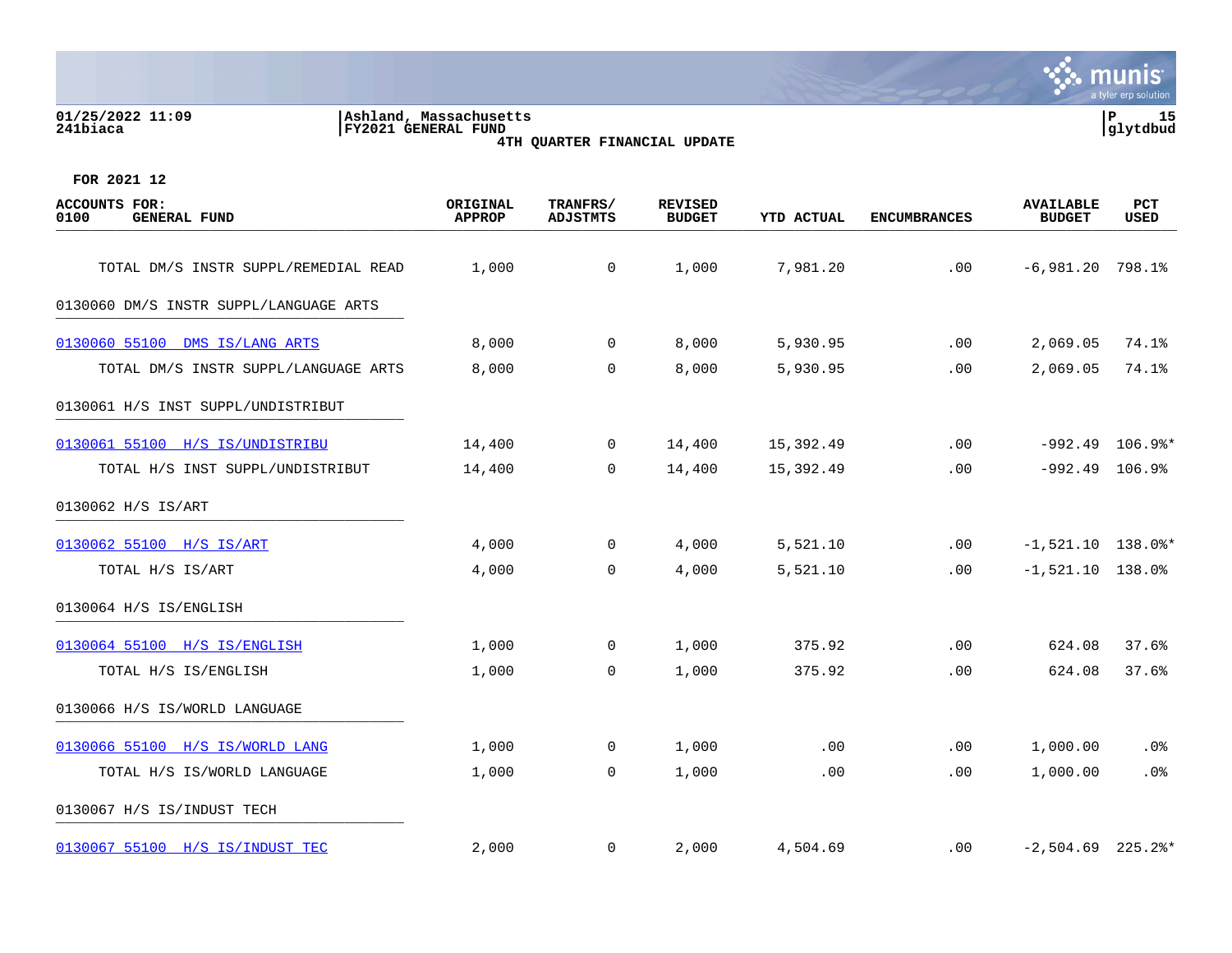01/25/2022 11:09 | Ashland, Massachusetts
241biaca | FY2021 GENERAL FUND
4TH QUARTER FINANCIAL UPDATE

FOR 2021 12

| ACCOUNTS FOR: 0100 GENERAL FUND | ORIGINAL APPROP | TRANFRS/ ADJSTMTS | REVISED BUDGET | YTD ACTUAL | ENCUMBRANCES | AVAILABLE BUDGET | PCT USED |
|---|---|---|---|---|---|---|---|
| TOTAL DM/S INSTR SUPPL/REMEDIAL READ | 1,000 | 0 | 1,000 | 7,981.20 | .00 | -6,981.20 | 798.1% |
| 0130060 DM/S INSTR SUPPL/LANGUAGE ARTS | | | | | | | |
| 0130060 55100 DMS IS/LANG ARTS | 8,000 | 0 | 8,000 | 5,930.95 | .00 | 2,069.05 | 74.1% |
| TOTAL DM/S INSTR SUPPL/LANGUAGE ARTS | 8,000 | 0 | 8,000 | 5,930.95 | .00 | 2,069.05 | 74.1% |
| 0130061 H/S INST SUPPL/UNDISTRIBUT | | | | | | | |
| 0130061 55100 H/S IS/UNDISTRIBU | 14,400 | 0 | 14,400 | 15,392.49 | .00 | -992.49 | 106.9%* |
| TOTAL H/S INST SUPPL/UNDISTRIBUT | 14,400 | 0 | 14,400 | 15,392.49 | .00 | -992.49 | 106.9% |
| 0130062 H/S IS/ART | | | | | | | |
| 0130062 55100 H/S IS/ART | 4,000 | 0 | 4,000 | 5,521.10 | .00 | -1,521.10 | 138.0%* |
| TOTAL H/S IS/ART | 4,000 | 0 | 4,000 | 5,521.10 | .00 | -1,521.10 | 138.0% |
| 0130064 H/S IS/ENGLISH | | | | | | | |
| 0130064 55100 H/S IS/ENGLISH | 1,000 | 0 | 1,000 | 375.92 | .00 | 624.08 | 37.6% |
| TOTAL H/S IS/ENGLISH | 1,000 | 0 | 1,000 | 375.92 | .00 | 624.08 | 37.6% |
| 0130066 H/S IS/WORLD LANGUAGE | | | | | | | |
| 0130066 55100 H/S IS/WORLD LANG | 1,000 | 0 | 1,000 | .00 | .00 | 1,000.00 | .0% |
| TOTAL H/S IS/WORLD LANGUAGE | 1,000 | 0 | 1,000 | .00 | .00 | 1,000.00 | .0% |
| 0130067 H/S IS/INDUST TECH | | | | | | | |
| 0130067 55100 H/S IS/INDUST TEC | 2,000 | 0 | 2,000 | 4,504.69 | .00 | -2,504.69 | 225.2%* |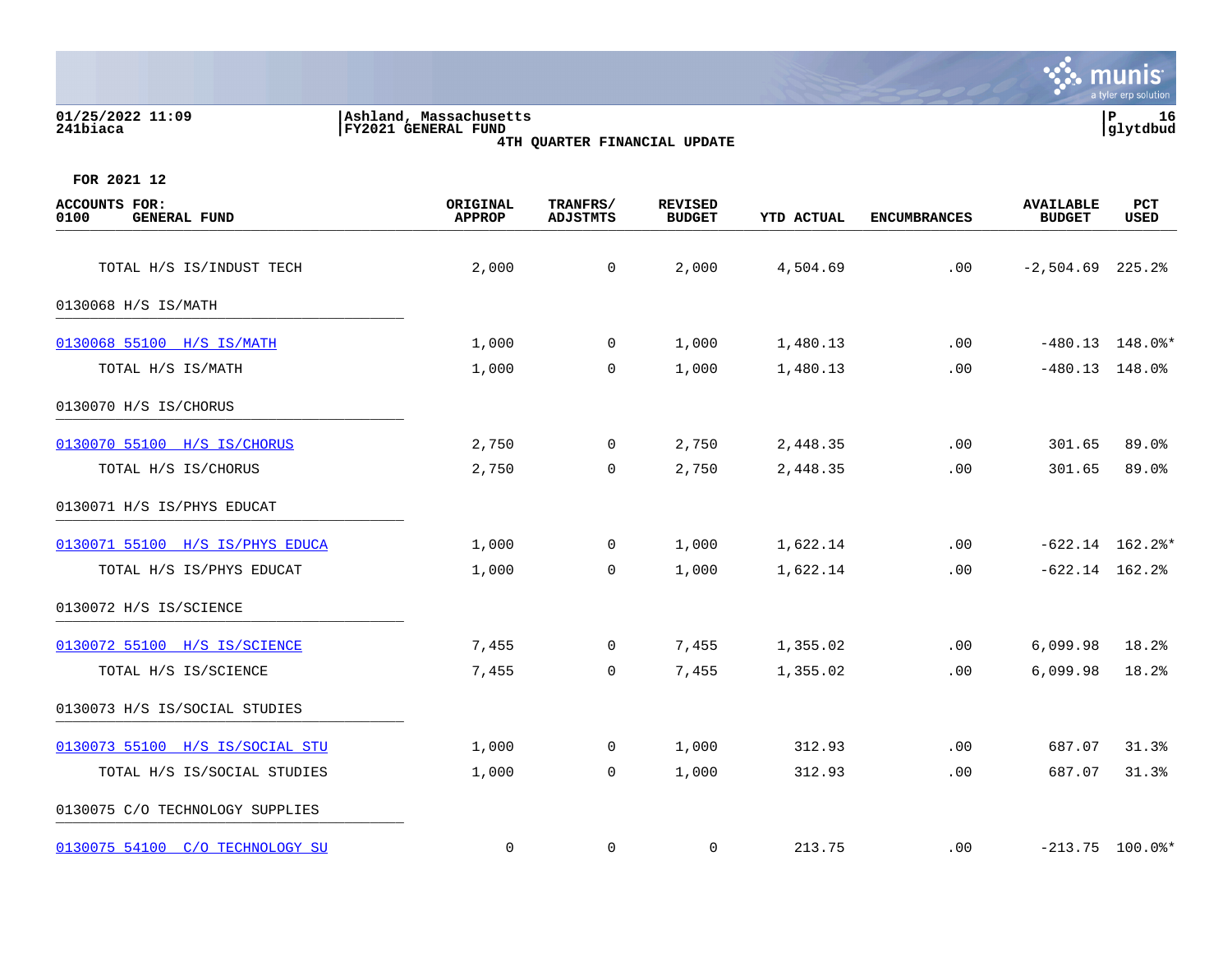01/25/2022 11:09
241biaca

Ashland, Massachusetts
FY2021 GENERAL FUND
4TH QUARTER FINANCIAL UPDATE

FOR 2021 12

| ACCOUNTS FOR: 0100 GENERAL FUND | ORIGINAL APPROP | TRANFRS/ ADJSTMTS | REVISED BUDGET | YTD ACTUAL | ENCUMBRANCES | AVAILABLE BUDGET | PCT USED |
|---|---|---|---|---|---|---|---|
| TOTAL H/S IS/INDUST TECH | 2,000 | 0 | 2,000 | 4,504.69 | .00 | -2,504.69 | 225.2% |
| 0130068 H/S IS/MATH | | | | | | | |
| 0130068 55100 H/S IS/MATH | 1,000 | 0 | 1,000 | 1,480.13 | .00 | -480.13 | 148.0%* |
| TOTAL H/S IS/MATH | 1,000 | 0 | 1,000 | 1,480.13 | .00 | -480.13 | 148.0% |
| 0130070 H/S IS/CHORUS | | | | | | | |
| 0130070 55100 H/S IS/CHORUS | 2,750 | 0 | 2,750 | 2,448.35 | .00 | 301.65 | 89.0% |
| TOTAL H/S IS/CHORUS | 2,750 | 0 | 2,750 | 2,448.35 | .00 | 301.65 | 89.0% |
| 0130071 H/S IS/PHYS EDUCAT | | | | | | | |
| 0130071 55100 H/S IS/PHYS EDUCA | 1,000 | 0 | 1,000 | 1,622.14 | .00 | -622.14 | 162.2%* |
| TOTAL H/S IS/PHYS EDUCAT | 1,000 | 0 | 1,000 | 1,622.14 | .00 | -622.14 | 162.2% |
| 0130072 H/S IS/SCIENCE | | | | | | | |
| 0130072 55100 H/S IS/SCIENCE | 7,455 | 0 | 7,455 | 1,355.02 | .00 | 6,099.98 | 18.2% |
| TOTAL H/S IS/SCIENCE | 7,455 | 0 | 7,455 | 1,355.02 | .00 | 6,099.98 | 18.2% |
| 0130073 H/S IS/SOCIAL STUDIES | | | | | | | |
| 0130073 55100 H/S IS/SOCIAL STU | 1,000 | 0 | 1,000 | 312.93 | .00 | 687.07 | 31.3% |
| TOTAL H/S IS/SOCIAL STUDIES | 1,000 | 0 | 1,000 | 312.93 | .00 | 687.07 | 31.3% |
| 0130075 C/O TECHNOLOGY SUPPLIES | | | | | | | |
| 0130075 54100 C/O TECHNOLOGY SU | 0 | 0 | 0 | 213.75 | .00 | -213.75 | 100.0%* |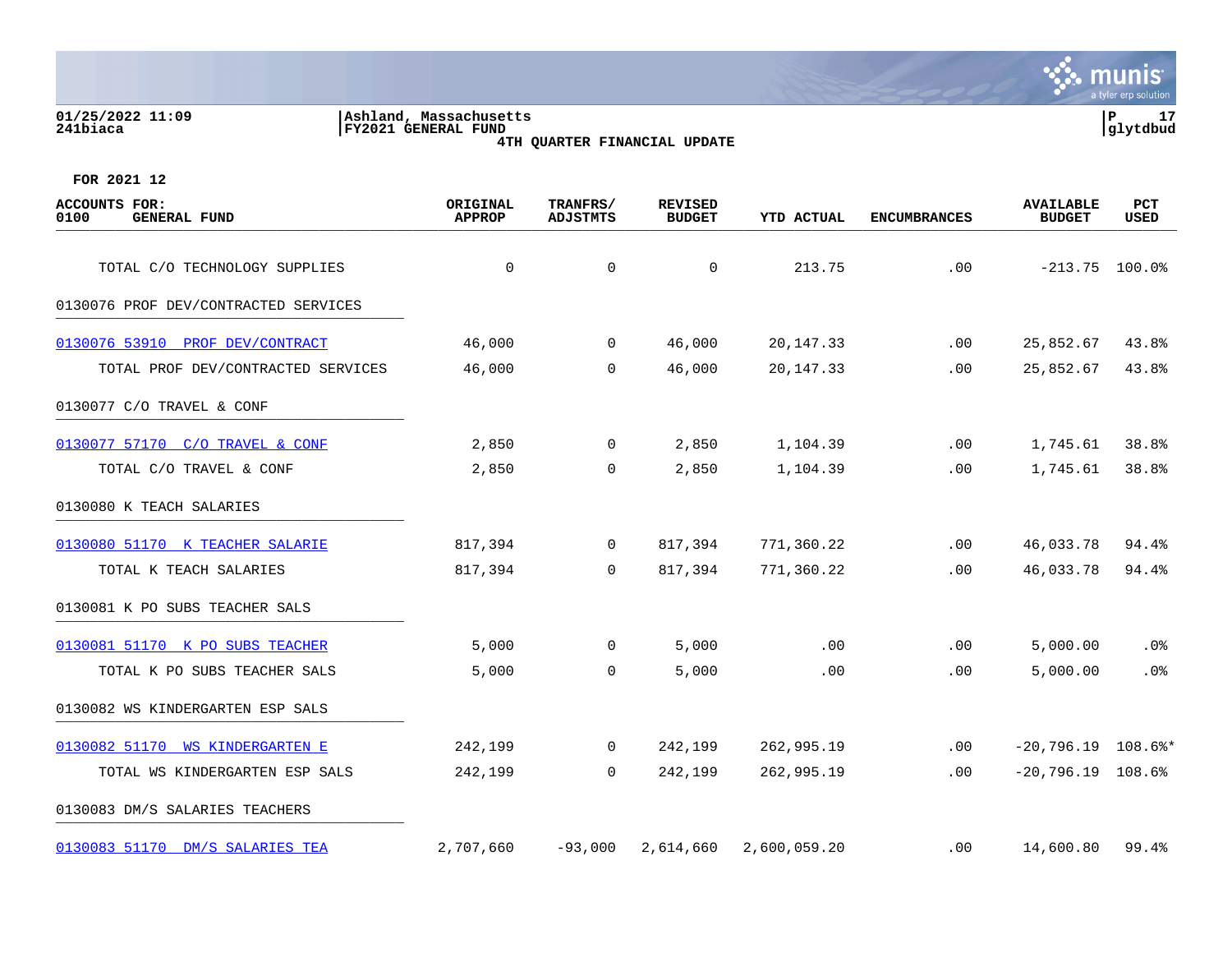01/25/2022 11:09 | Ashland, Massachusetts | P 17
241biaca | FY2021 GENERAL FUND | glytdbud

**4TH QUARTER FINANCIAL UPDATE**

FOR 2021 12

| ACCOUNTS FOR: 0100 GENERAL FUND | ORIGINAL APPROP | TRANFRS/ ADJSTMTS | REVISED BUDGET | YTD ACTUAL | ENCUMBRANCES | AVAILABLE BUDGET | PCT USED |
|---|---|---|---|---|---|---|---|
| TOTAL C/O TECHNOLOGY SUPPLIES | 0 | 0 | 0 | 213.75 | .00 | -213.75 | 100.0% |
| **0130076 PROF DEV/CONTRACTED SERVICES** | | | | | | | |
| 0130076 53910 PROF DEV/CONTRACT | 46,000 | 0 | 46,000 | 20,147.33 | .00 | 25,852.67 | 43.8% |
| TOTAL PROF DEV/CONTRACTED SERVICES | 46,000 | 0 | 46,000 | 20,147.33 | .00 | 25,852.67 | 43.8% |
| **0130077 C/O TRAVEL & CONF** | | | | | | | |
| 0130077 57170 C/O TRAVEL & CONF | 2,850 | 0 | 2,850 | 1,104.39 | .00 | 1,745.61 | 38.8% |
| TOTAL C/O TRAVEL & CONF | 2,850 | 0 | 2,850 | 1,104.39 | .00 | 1,745.61 | 38.8% |
| **0130080 K TEACH SALARIES** | | | | | | | |
| 0130080 51170 K TEACHER SALARIE | 817,394 | 0 | 817,394 | 771,360.22 | .00 | 46,033.78 | 94.4% |
| TOTAL K TEACH SALARIES | 817,394 | 0 | 817,394 | 771,360.22 | .00 | 46,033.78 | 94.4% |
| **0130081 K PO SUBS TEACHER SALS** | | | | | | | |
| 0130081 51170 K PO SUBS TEACHER | 5,000 | 0 | 5,000 | .00 | .00 | 5,000.00 | .0% |
| TOTAL K PO SUBS TEACHER SALS | 5,000 | 0 | 5,000 | .00 | .00 | 5,000.00 | .0% |
| **0130082 WS KINDERGARTEN ESP SALS** | | | | | | | |
| 0130082 51170 WS KINDERGARTEN E | 242,199 | 0 | 242,199 | 262,995.19 | .00 | -20,796.19 | 108.6%* |
| TOTAL WS KINDERGARTEN ESP SALS | 242,199 | 0 | 242,199 | 262,995.19 | .00 | -20,796.19 | 108.6% |
| **0130083 DM/S SALARIES TEACHERS** | | | | | | | |
| 0130083 51170 DM/S SALARIES TEA | 2,707,660 | -93,000 | 2,614,660 | 2,600,059.20 | .00 | 14,600.80 | 99.4% |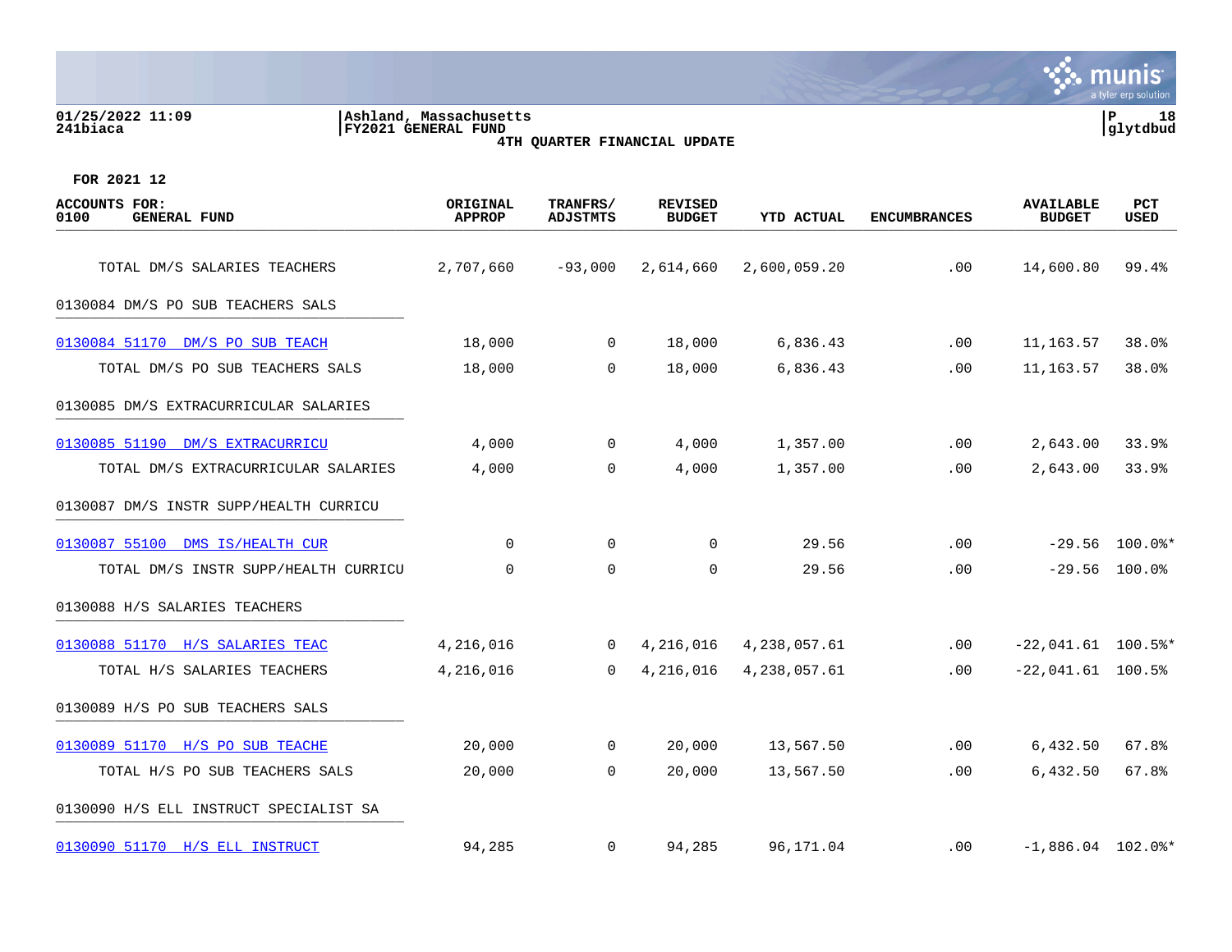**FOR 2021 12**

| ACCOUNTS FOR: 0100 GENERAL FUND | ORIGINAL APPROP | TRANFRS/ ADJSTMTS | REVISED BUDGET | YTD ACTUAL | ENCUMBRANCES | AVAILABLE BUDGET | PCT USED |
|---|---|---|---|---|---|---|---|
| TOTAL DM/S SALARIES TEACHERS | 2,707,660 | -93,000 | 2,614,660 | 2,600,059.20 | .00 | 14,600.80 | 99.4% |
| 0130084 DM/S PO SUB TEACHERS SALS | | | | | | | |
| 0130084 51170 DM/S PO SUB TEACH | 18,000 | 0 | 18,000 | 6,836.43 | .00 | 11,163.57 | 38.0% |
| TOTAL DM/S PO SUB TEACHERS SALS | 18,000 | 0 | 18,000 | 6,836.43 | .00 | 11,163.57 | 38.0% |
| 0130085 DM/S EXTRACURRICULAR SALARIES | | | | | | | |
| 0130085 51190 DM/S EXTRACURRICU | 4,000 | 0 | 4,000 | 1,357.00 | .00 | 2,643.00 | 33.9% |
| TOTAL DM/S EXTRACURRICULAR SALARIES | 4,000 | 0 | 4,000 | 1,357.00 | .00 | 2,643.00 | 33.9% |
| 0130087 DM/S INSTR SUPP/HEALTH CURRICU | | | | | | | |
| 0130087 55100 DMS IS/HEALTH CUR | 0 | 0 | 0 | 29.56 | .00 | -29.56 | 100.0%* |
| TOTAL DM/S INSTR SUPP/HEALTH CURRICU | 0 | 0 | 0 | 29.56 | .00 | -29.56 | 100.0% |
| 0130088 H/S SALARIES TEACHERS | | | | | | | |
| 0130088 51170 H/S SALARIES TEAC | 4,216,016 | 0 | 4,216,016 | 4,238,057.61 | .00 | -22,041.61 | 100.5%* |
| TOTAL H/S SALARIES TEACHERS | 4,216,016 | 0 | 4,216,016 | 4,238,057.61 | .00 | -22,041.61 | 100.5% |
| 0130089 H/S PO SUB TEACHERS SALS | | | | | | | |
| 0130089 51170 H/S PO SUB TEACHE | 20,000 | 0 | 20,000 | 13,567.50 | .00 | 6,432.50 | 67.8% |
| TOTAL H/S PO SUB TEACHERS SALS | 20,000 | 0 | 20,000 | 13,567.50 | .00 | 6,432.50 | 67.8% |
| 0130090 H/S ELL INSTRUCT SPECIALIST SA | | | | | | | |
| 0130090 51170 H/S ELL INSTRUCT | 94,285 | 0 | 94,285 | 96,171.04 | .00 | -1,886.04 | 102.0%* |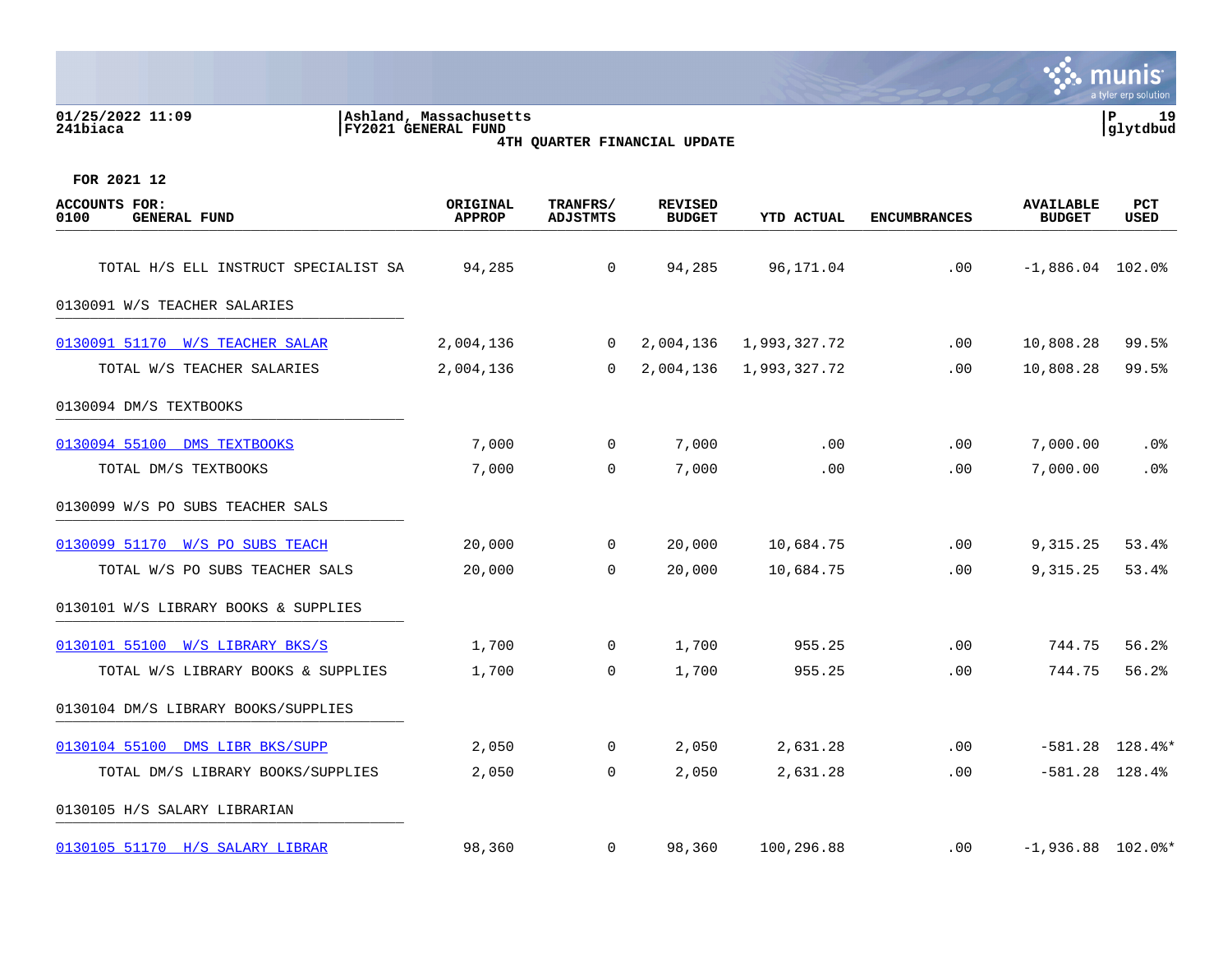01/25/2022 11:09
241biaca

Ashland, Massachusetts
FY2021 GENERAL FUND
4TH QUARTER FINANCIAL UPDATE

P 19
glytdbud

FOR 2021 12

| ACCOUNTS FOR: 0100 GENERAL FUND | ORIGINAL APPROP | TRANFRS/ ADJSTMTS | REVISED BUDGET | YTD ACTUAL | ENCUMBRANCES | AVAILABLE BUDGET | PCT USED |
|---|---|---|---|---|---|---|---|
| TOTAL H/S ELL INSTRUCT SPECIALIST SA | 94,285 | 0 | 94,285 | 96,171.04 | .00 | -1,886.04 | 102.0% |
| 0130091 W/S TEACHER SALARIES | | | | | | | |
| 0130091 51170 W/S TEACHER SALAR | 2,004,136 | 0 | 2,004,136 | 1,993,327.72 | .00 | 10,808.28 | 99.5% |
| TOTAL W/S TEACHER SALARIES | 2,004,136 | 0 | 2,004,136 | 1,993,327.72 | .00 | 10,808.28 | 99.5% |
| 0130094 DM/S TEXTBOOKS | | | | | | | |
| 0130094 55100 DMS TEXTBOOKS | 7,000 | 0 | 7,000 | .00 | .00 | 7,000.00 | .0% |
| TOTAL DM/S TEXTBOOKS | 7,000 | 0 | 7,000 | .00 | .00 | 7,000.00 | .0% |
| 0130099 W/S PO SUBS TEACHER SALS | | | | | | | |
| 0130099 51170 W/S PO SUBS TEACH | 20,000 | 0 | 20,000 | 10,684.75 | .00 | 9,315.25 | 53.4% |
| TOTAL W/S PO SUBS TEACHER SALS | 20,000 | 0 | 20,000 | 10,684.75 | .00 | 9,315.25 | 53.4% |
| 0130101 W/S LIBRARY BOOKS & SUPPLIES | | | | | | | |
| 0130101 55100 W/S LIBRARY BKS/S | 1,700 | 0 | 1,700 | 955.25 | .00 | 744.75 | 56.2% |
| TOTAL W/S LIBRARY BOOKS & SUPPLIES | 1,700 | 0 | 1,700 | 955.25 | .00 | 744.75 | 56.2% |
| 0130104 DM/S LIBRARY BOOKS/SUPPLIES | | | | | | | |
| 0130104 55100 DMS LIBR BKS/SUPP | 2,050 | 0 | 2,050 | 2,631.28 | .00 | -581.28 | 128.4%* |
| TOTAL DM/S LIBRARY BOOKS/SUPPLIES | 2,050 | 0 | 2,050 | 2,631.28 | .00 | -581.28 | 128.4% |
| 0130105 H/S SALARY LIBRARIAN | | | | | | | |
| 0130105 51170 H/S SALARY LIBRAR | 98,360 | 0 | 98,360 | 100,296.88 | .00 | -1,936.88 | 102.0%* |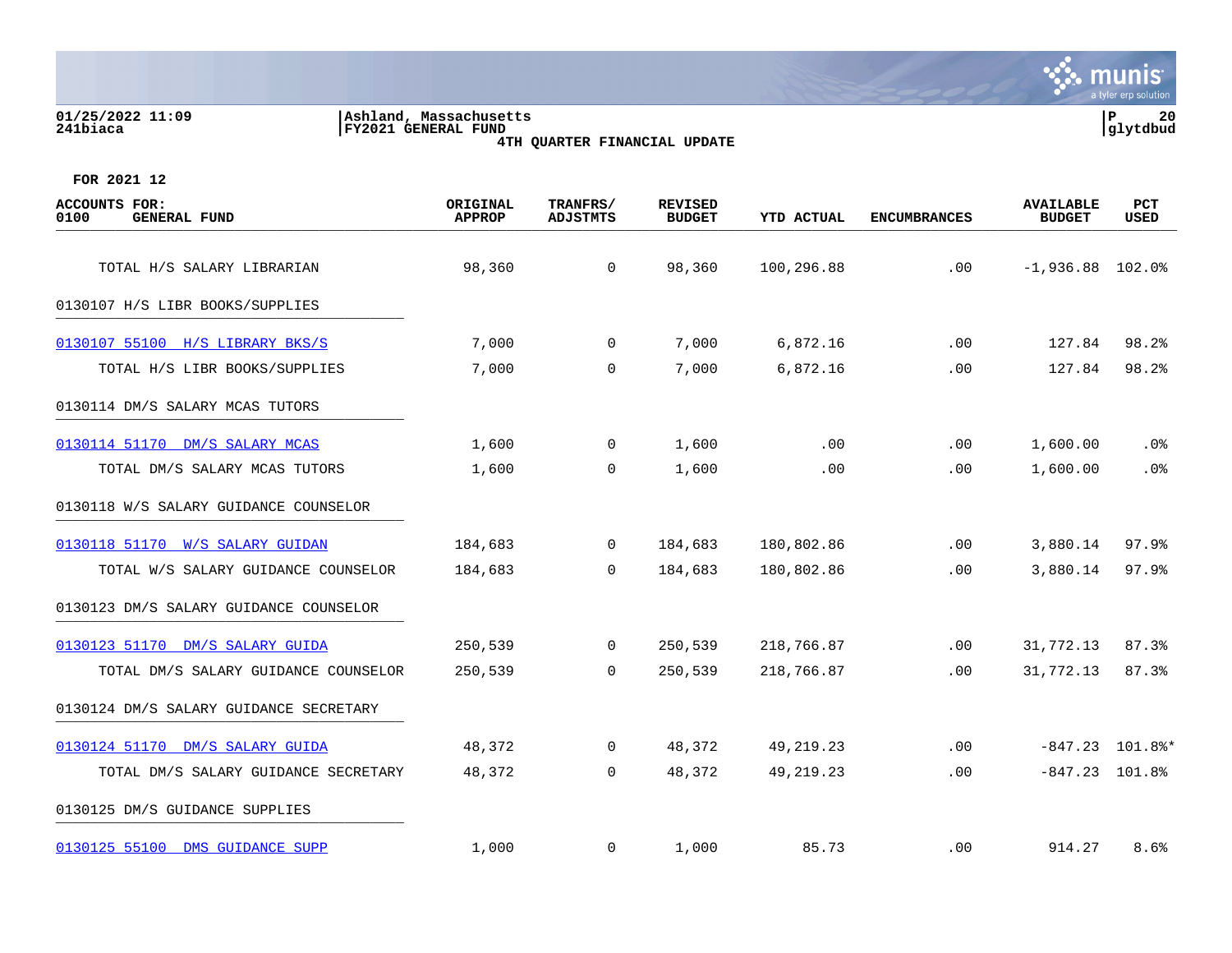Ashland, Massachusetts
FY2021 GENERAL FUND
4TH QUARTER FINANCIAL UPDATE

FOR 2021 12

| ACCOUNTS FOR: 0100 GENERAL FUND | ORIGINAL APPROP | TRANFRS/ ADJSTMTS | REVISED BUDGET | YTD ACTUAL | ENCUMBRANCES | AVAILABLE BUDGET | PCT USED |
|---|---|---|---|---|---|---|---|
| TOTAL H/S SALARY LIBRARIAN | 98,360 | 0 | 98,360 | 100,296.88 | .00 | -1,936.88 | 102.0% |
| 0130107 H/S LIBR BOOKS/SUPPLIES | | | | | | | |
| 0130107 55100 H/S LIBRARY BKS/S | 7,000 | 0 | 7,000 | 6,872.16 | .00 | 127.84 | 98.2% |
| TOTAL H/S LIBR BOOKS/SUPPLIES | 7,000 | 0 | 7,000 | 6,872.16 | .00 | 127.84 | 98.2% |
| 0130114 DM/S SALARY MCAS TUTORS | | | | | | | |
| 0130114 51170 DM/S SALARY MCAS | 1,600 | 0 | 1,600 | .00 | .00 | 1,600.00 | .0% |
| TOTAL DM/S SALARY MCAS TUTORS | 1,600 | 0 | 1,600 | .00 | .00 | 1,600.00 | .0% |
| 0130118 W/S SALARY GUIDANCE COUNSELOR | | | | | | | |
| 0130118 51170 W/S SALARY GUIDAN | 184,683 | 0 | 184,683 | 180,802.86 | .00 | 3,880.14 | 97.9% |
| TOTAL W/S SALARY GUIDANCE COUNSELOR | 184,683 | 0 | 184,683 | 180,802.86 | .00 | 3,880.14 | 97.9% |
| 0130123 DM/S SALARY GUIDANCE COUNSELOR | | | | | | | |
| 0130123 51170 DM/S SALARY GUIDA | 250,539 | 0 | 250,539 | 218,766.87 | .00 | 31,772.13 | 87.3% |
| TOTAL DM/S SALARY GUIDANCE COUNSELOR | 250,539 | 0 | 250,539 | 218,766.87 | .00 | 31,772.13 | 87.3% |
| 0130124 DM/S SALARY GUIDANCE SECRETARY | | | | | | | |
| 0130124 51170 DM/S SALARY GUIDA | 48,372 | 0 | 48,372 | 49,219.23 | .00 | -847.23 | 101.8%* |
| TOTAL DM/S SALARY GUIDANCE SECRETARY | 48,372 | 0 | 48,372 | 49,219.23 | .00 | -847.23 | 101.8% |
| 0130125 DM/S GUIDANCE SUPPLIES | | | | | | | |
| 0130125 55100 DMS GUIDANCE SUPP | 1,000 | 0 | 1,000 | 85.73 | .00 | 914.27 | 8.6% |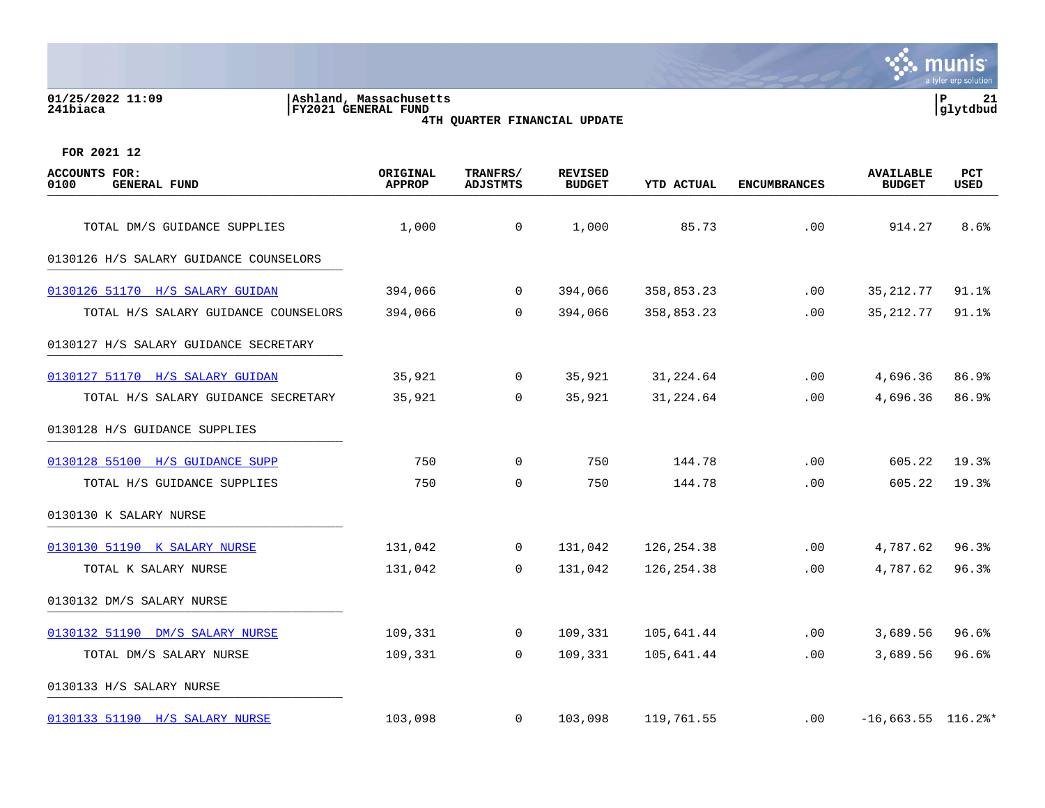FOR 2021 12

| ACCOUNTS FOR: 0100 GENERAL FUND | ORIGINAL APPROP | TRANFRS/ ADJSTMTS | REVISED BUDGET | YTD ACTUAL | ENCUMBRANCES | AVAILABLE BUDGET | PCT USED |
|---|---|---|---|---|---|---|---|
| TOTAL DM/S GUIDANCE SUPPLIES | 1,000 | 0 | 1,000 | 85.73 | .00 | 914.27 | 8.6% |
| 0130126 H/S SALARY GUIDANCE COUNSELORS | | | | | | | |
| 0130126 51170 H/S SALARY GUIDAN | 394,066 | 0 | 394,066 | 358,853.23 | .00 | 35,212.77 | 91.1% |
| TOTAL H/S SALARY GUIDANCE COUNSELORS | 394,066 | 0 | 394,066 | 358,853.23 | .00 | 35,212.77 | 91.1% |
| 0130127 H/S SALARY GUIDANCE SECRETARY | | | | | | | |
| 0130127 51170 H/S SALARY GUIDAN | 35,921 | 0 | 35,921 | 31,224.64 | .00 | 4,696.36 | 86.9% |
| TOTAL H/S SALARY GUIDANCE SECRETARY | 35,921 | 0 | 35,921 | 31,224.64 | .00 | 4,696.36 | 86.9% |
| 0130128 H/S GUIDANCE SUPPLIES | | | | | | | |
| 0130128 55100 H/S GUIDANCE SUPP | 750 | 0 | 750 | 144.78 | .00 | 605.22 | 19.3% |
| TOTAL H/S GUIDANCE SUPPLIES | 750 | 0 | 750 | 144.78 | .00 | 605.22 | 19.3% |
| 0130130 K SALARY NURSE | | | | | | | |
| 0130130 51190 K SALARY NURSE | 131,042 | 0 | 131,042 | 126,254.38 | .00 | 4,787.62 | 96.3% |
| TOTAL K SALARY NURSE | 131,042 | 0 | 131,042 | 126,254.38 | .00 | 4,787.62 | 96.3% |
| 0130132 DM/S SALARY NURSE | | | | | | | |
| 0130132 51190 DM/S SALARY NURSE | 109,331 | 0 | 109,331 | 105,641.44 | .00 | 3,689.56 | 96.6% |
| TOTAL DM/S SALARY NURSE | 109,331 | 0 | 109,331 | 105,641.44 | .00 | 3,689.56 | 96.6% |
| 0130133 H/S SALARY NURSE | | | | | | | |
| 0130133 51190 H/S SALARY NURSE | 103,098 | 0 | 103,098 | 119,761.55 | .00 | -16,663.55 | 116.2%* |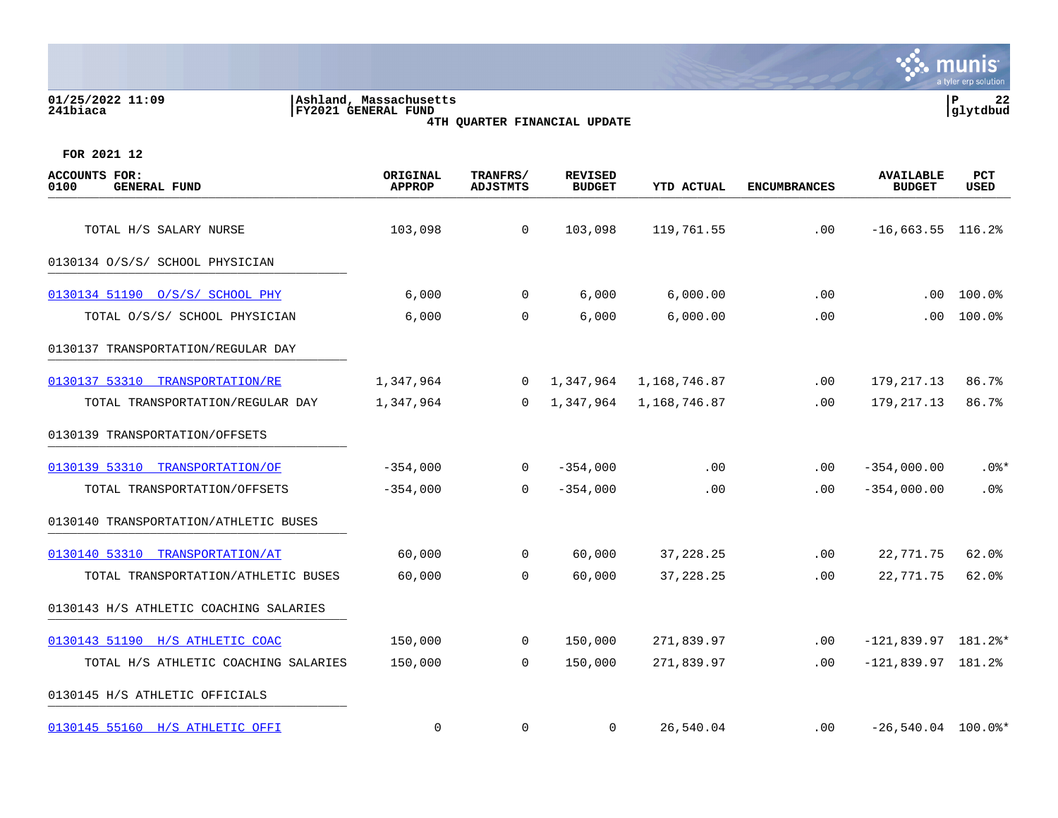Ashland, Massachusetts
FY2021 GENERAL FUND
4TH QUARTER FINANCIAL UPDATE

FOR 2021 12

| ACCOUNTS FOR: 0100 GENERAL FUND | ORIGINAL APPROP | TRANFRS/ ADJSTMTS | REVISED BUDGET | YTD ACTUAL | ENCUMBRANCES | AVAILABLE BUDGET | PCT USED |
|---|---|---|---|---|---|---|---|
| TOTAL H/S SALARY NURSE | 103,098 | 0 | 103,098 | 119,761.55 | .00 | -16,663.55 | 116.2% |
| 0130134 O/S/S/ SCHOOL PHYSICIAN | | | | | | | |
| 0130134 51190 O/S/S/ SCHOOL PHY | 6,000 | 0 | 6,000 | 6,000.00 | .00 | .00 | 100.0% |
| TOTAL O/S/S/ SCHOOL PHYSICIAN | 6,000 | 0 | 6,000 | 6,000.00 | .00 | .00 | 100.0% |
| 0130137 TRANSPORTATION/REGULAR DAY | | | | | | | |
| 0130137 53310 TRANSPORTATION/RE | 1,347,964 | 0 | 1,347,964 | 1,168,746.87 | .00 | 179,217.13 | 86.7% |
| TOTAL TRANSPORTATION/REGULAR DAY | 1,347,964 | 0 | 1,347,964 | 1,168,746.87 | .00 | 179,217.13 | 86.7% |
| 0130139 TRANSPORTATION/OFFSETS | | | | | | | |
| 0130139 53310 TRANSPORTATION/OF | -354,000 | 0 | -354,000 | .00 | .00 | -354,000.00 | .0%* |
| TOTAL TRANSPORTATION/OFFSETS | -354,000 | 0 | -354,000 | .00 | .00 | -354,000.00 | .0% |
| 0130140 TRANSPORTATION/ATHLETIC BUSES | | | | | | | |
| 0130140 53310 TRANSPORTATION/AT | 60,000 | 0 | 60,000 | 37,228.25 | .00 | 22,771.75 | 62.0% |
| TOTAL TRANSPORTATION/ATHLETIC BUSES | 60,000 | 0 | 60,000 | 37,228.25 | .00 | 22,771.75 | 62.0% |
| 0130143 H/S ATHLETIC COACHING SALARIES | | | | | | | |
| 0130143 51190 H/S ATHLETIC COAC | 150,000 | 0 | 150,000 | 271,839.97 | .00 | -121,839.97 | 181.2%* |
| TOTAL H/S ATHLETIC COACHING SALARIES | 150,000 | 0 | 150,000 | 271,839.97 | .00 | -121,839.97 | 181.2% |
| 0130145 H/S ATHLETIC OFFICIALS | | | | | | | |
| 0130145 55160 H/S ATHLETIC OFFI | 0 | 0 | 0 | 26,540.04 | .00 | -26,540.04 | 100.0%* |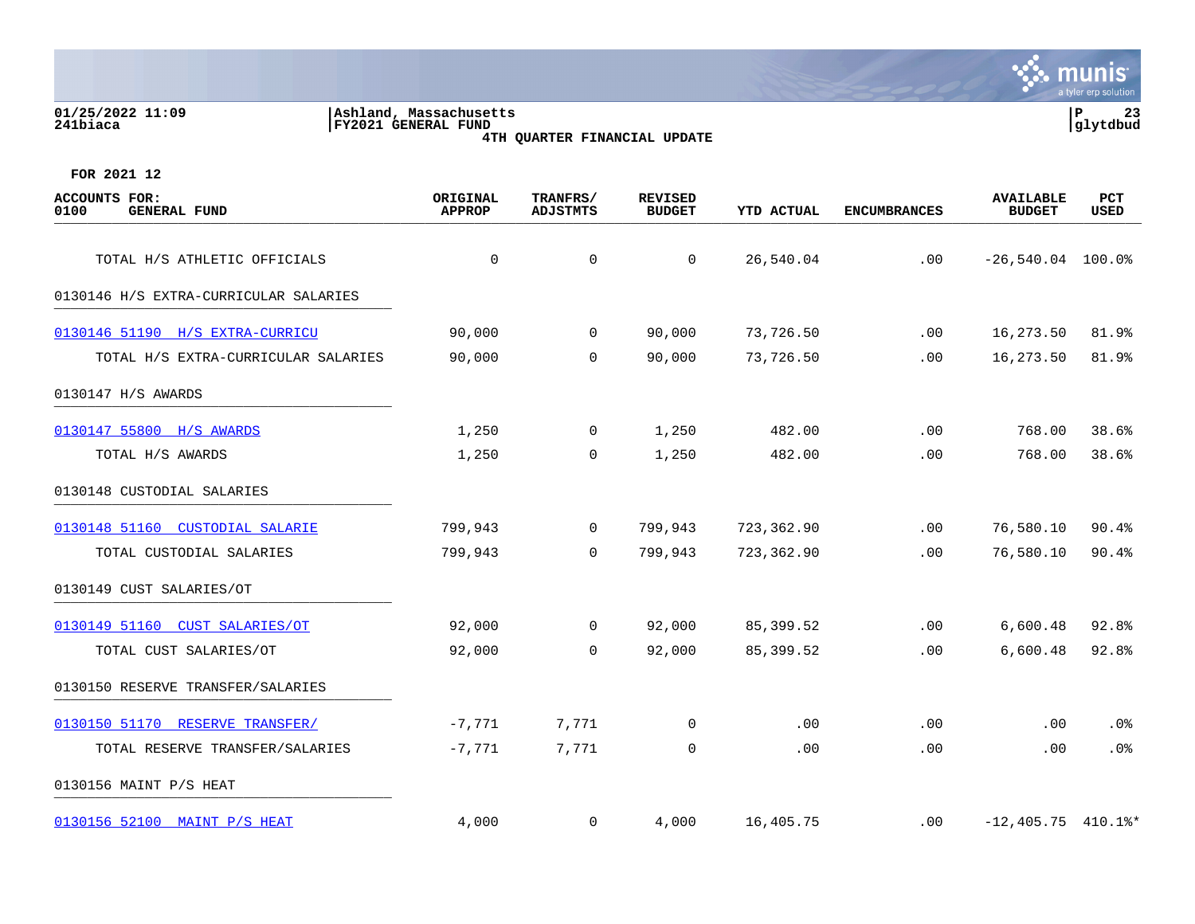FOR 2021 12

| ACCOUNTS FOR: 0100 GENERAL FUND | ORIGINAL APPROP | TRANFRS/ ADJSTMTS | REVISED BUDGET | YTD ACTUAL | ENCUMBRANCES | AVAILABLE BUDGET | PCT USED |
|---|---|---|---|---|---|---|---|
| TOTAL H/S ATHLETIC OFFICIALS | 0 | 0 | 0 | 26,540.04 | .00 | -26,540.04 | 100.0% |
| 0130146 H/S EXTRA-CURRICULAR SALARIES | | | | | | | |
| 0130146 51190 H/S EXTRA-CURRICU | 90,000 | 0 | 90,000 | 73,726.50 | .00 | 16,273.50 | 81.9% |
| TOTAL H/S EXTRA-CURRICULAR SALARIES | 90,000 | 0 | 90,000 | 73,726.50 | .00 | 16,273.50 | 81.9% |
| 0130147 H/S AWARDS | | | | | | | |
| 0130147 55800 H/S AWARDS | 1,250 | 0 | 1,250 | 482.00 | .00 | 768.00 | 38.6% |
| TOTAL H/S AWARDS | 1,250 | 0 | 1,250 | 482.00 | .00 | 768.00 | 38.6% |
| 0130148 CUSTODIAL SALARIES | | | | | | | |
| 0130148 51160 CUSTODIAL SALARIE | 799,943 | 0 | 799,943 | 723,362.90 | .00 | 76,580.10 | 90.4% |
| TOTAL CUSTODIAL SALARIES | 799,943 | 0 | 799,943 | 723,362.90 | .00 | 76,580.10 | 90.4% |
| 0130149 CUST SALARIES/OT | | | | | | | |
| 0130149 51160 CUST SALARIES/OT | 92,000 | 0 | 92,000 | 85,399.52 | .00 | 6,600.48 | 92.8% |
| TOTAL CUST SALARIES/OT | 92,000 | 0 | 92,000 | 85,399.52 | .00 | 6,600.48 | 92.8% |
| 0130150 RESERVE TRANSFER/SALARIES | | | | | | | |
| 0130150 51170 RESERVE TRANSFER/ | -7,771 | 7,771 | 0 | .00 | .00 | .00 | .0% |
| TOTAL RESERVE TRANSFER/SALARIES | -7,771 | 7,771 | 0 | .00 | .00 | .00 | .0% |
| 0130156 MAINT P/S HEAT | | | | | | | |
| 0130156 52100 MAINT P/S HEAT | 4,000 | 0 | 4,000 | 16,405.75 | .00 | -12,405.75 | 410.1%* |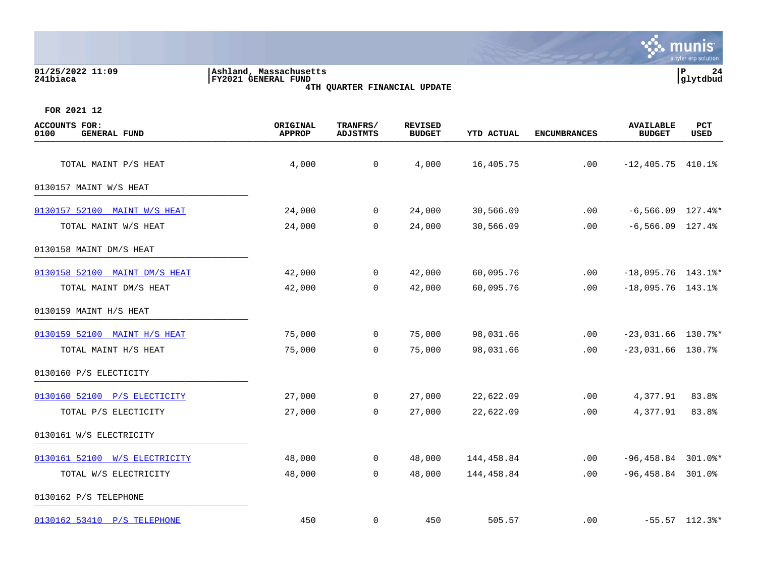Ashland, Massachusetts
FY2021 GENERAL FUND
4TH QUARTER FINANCIAL UPDATE

FOR 2021 12

| ACCOUNTS FOR: 0100 GENERAL FUND | ORIGINAL APPROP | TRANFRS/ ADJSTMTS | REVISED BUDGET | YTD ACTUAL | ENCUMBRANCES | AVAILABLE BUDGET | PCT USED |
|---|---|---|---|---|---|---|---|
| TOTAL MAINT P/S HEAT | 4,000 | 0 | 4,000 | 16,405.75 | .00 | -12,405.75 | 410.1% |
| 0130157 MAINT W/S HEAT | | | | | | | |
| 0130157 52100 MAINT W/S HEAT | 24,000 | 0 | 24,000 | 30,566.09 | .00 | -6,566.09 | 127.4%* |
| TOTAL MAINT W/S HEAT | 24,000 | 0 | 24,000 | 30,566.09 | .00 | -6,566.09 | 127.4% |
| 0130158 MAINT DM/S HEAT | | | | | | | |
| 0130158 52100 MAINT DM/S HEAT | 42,000 | 0 | 42,000 | 60,095.76 | .00 | -18,095.76 | 143.1%* |
| TOTAL MAINT DM/S HEAT | 42,000 | 0 | 42,000 | 60,095.76 | .00 | -18,095.76 | 143.1% |
| 0130159 MAINT H/S HEAT | | | | | | | |
| 0130159 52100 MAINT H/S HEAT | 75,000 | 0 | 75,000 | 98,031.66 | .00 | -23,031.66 | 130.7%* |
| TOTAL MAINT H/S HEAT | 75,000 | 0 | 75,000 | 98,031.66 | .00 | -23,031.66 | 130.7% |
| 0130160 P/S ELECTICITY | | | | | | | |
| 0130160 52100 P/S ELECTICITY | 27,000 | 0 | 27,000 | 22,622.09 | .00 | 4,377.91 | 83.8% |
| TOTAL P/S ELECTICITY | 27,000 | 0 | 27,000 | 22,622.09 | .00 | 4,377.91 | 83.8% |
| 0130161 W/S ELECTRICITY | | | | | | | |
| 0130161 52100 W/S ELECTRICITY | 48,000 | 0 | 48,000 | 144,458.84 | .00 | -96,458.84 | 301.0%* |
| TOTAL W/S ELECTRICITY | 48,000 | 0 | 48,000 | 144,458.84 | .00 | -96,458.84 | 301.0% |
| 0130162 P/S TELEPHONE | | | | | | | |
| 0130162 53410 P/S TELEPHONE | 450 | 0 | 450 | 505.57 | .00 | -55.57 | 112.3%* |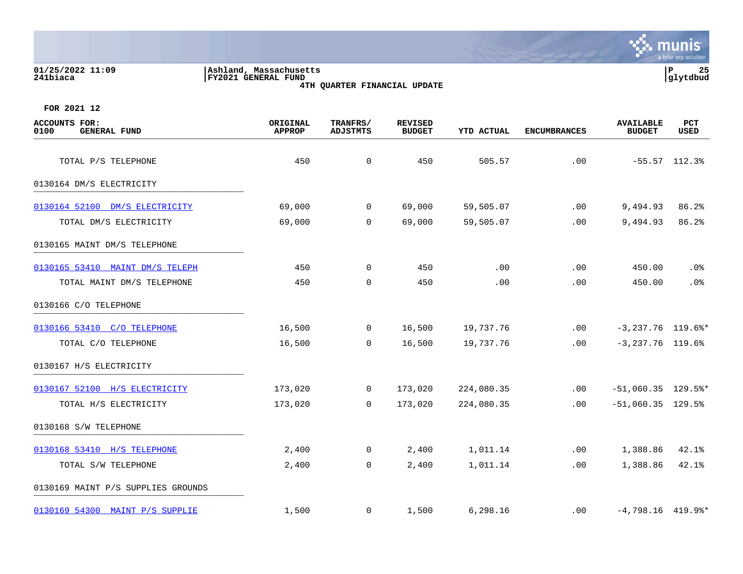01/25/2022 11:09
241biaca

Ashland, Massachusetts
FY2021 GENERAL FUND
4TH QUARTER FINANCIAL UPDATE

FOR 2021 12

| ACCOUNTS FOR: 0100 GENERAL FUND | ORIGINAL APPROP | TRANFRS/ ADJSTMTS | REVISED BUDGET | YTD ACTUAL | ENCUMBRANCES | AVAILABLE BUDGET | PCT USED |
|---|---|---|---|---|---|---|---|
| TOTAL P/S TELEPHONE | 450 | 0 | 450 | 505.57 | .00 | -55.57 | 112.3% |
| 0130164 DM/S ELECTRICITY | | | | | | | |
| 0130164 52100 DM/S ELECTRICITY | 69,000 | 0 | 69,000 | 59,505.07 | .00 | 9,494.93 | 86.2% |
| TOTAL DM/S ELECTRICITY | 69,000 | 0 | 69,000 | 59,505.07 | .00 | 9,494.93 | 86.2% |
| 0130165 MAINT DM/S TELEPHONE | | | | | | | |
| 0130165 53410 MAINT DM/S TELEPH | 450 | 0 | 450 | .00 | .00 | 450.00 | .0% |
| TOTAL MAINT DM/S TELEPHONE | 450 | 0 | 450 | .00 | .00 | 450.00 | .0% |
| 0130166 C/O TELEPHONE | | | | | | | |
| 0130166 53410 C/O TELEPHONE | 16,500 | 0 | 16,500 | 19,737.76 | .00 | -3,237.76 | 119.6%* |
| TOTAL C/O TELEPHONE | 16,500 | 0 | 16,500 | 19,737.76 | .00 | -3,237.76 | 119.6% |
| 0130167 H/S ELECTRICITY | | | | | | | |
| 0130167 52100 H/S ELECTRICITY | 173,020 | 0 | 173,020 | 224,080.35 | .00 | -51,060.35 | 129.5%* |
| TOTAL H/S ELECTRICITY | 173,020 | 0 | 173,020 | 224,080.35 | .00 | -51,060.35 | 129.5% |
| 0130168 S/W TELEPHONE | | | | | | | |
| 0130168 53410 H/S TELEPHONE | 2,400 | 0 | 2,400 | 1,011.14 | .00 | 1,388.86 | 42.1% |
| TOTAL S/W TELEPHONE | 2,400 | 0 | 2,400 | 1,011.14 | .00 | 1,388.86 | 42.1% |
| 0130169 MAINT P/S SUPPLIES GROUNDS | | | | | | | |
| 0130169 54300 MAINT P/S SUPPLIE | 1,500 | 0 | 1,500 | 6,298.16 | .00 | -4,798.16 | 419.9%* |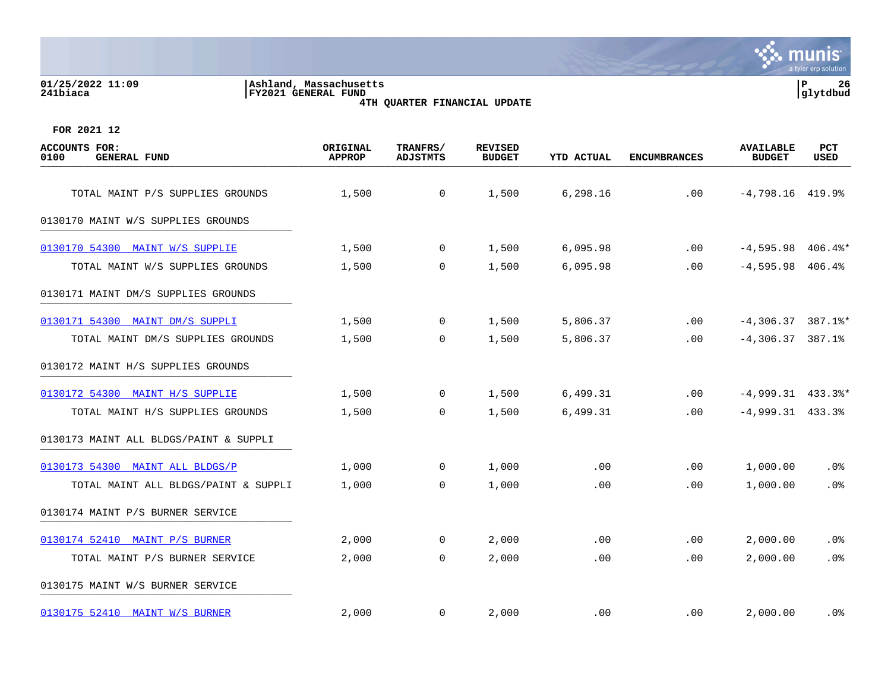FOR 2021 12

| ACCOUNTS FOR: 0100 GENERAL FUND | ORIGINAL APPROP | TRANFRS/ ADJSTMTS | REVISED BUDGET | YTD ACTUAL | ENCUMBRANCES | AVAILABLE BUDGET | PCT USED |
|---|---|---|---|---|---|---|---|
| TOTAL MAINT P/S SUPPLIES GROUNDS | 1,500 | 0 | 1,500 | 6,298.16 | .00 | -4,798.16 | 419.9% |
| 0130170 MAINT W/S SUPPLIES GROUNDS | | | | | | | |
| 0130170 54300 MAINT W/S SUPPLIE | 1,500 | 0 | 1,500 | 6,095.98 | .00 | -4,595.98 | 406.4%* |
| TOTAL MAINT W/S SUPPLIES GROUNDS | 1,500 | 0 | 1,500 | 6,095.98 | .00 | -4,595.98 | 406.4% |
| 0130171 MAINT DM/S SUPPLIES GROUNDS | | | | | | | |
| 0130171 54300 MAINT DM/S SUPPLI | 1,500 | 0 | 1,500 | 5,806.37 | .00 | -4,306.37 | 387.1%* |
| TOTAL MAINT DM/S SUPPLIES GROUNDS | 1,500 | 0 | 1,500 | 5,806.37 | .00 | -4,306.37 | 387.1% |
| 0130172 MAINT H/S SUPPLIES GROUNDS | | | | | | | |
| 0130172 54300 MAINT H/S SUPPLIE | 1,500 | 0 | 1,500 | 6,499.31 | .00 | -4,999.31 | 433.3%* |
| TOTAL MAINT H/S SUPPLIES GROUNDS | 1,500 | 0 | 1,500 | 6,499.31 | .00 | -4,999.31 | 433.3% |
| 0130173 MAINT ALL BLDGS/PAINT & SUPPLI | | | | | | | |
| 0130173 54300 MAINT ALL BLDGS/P | 1,000 | 0 | 1,000 | .00 | .00 | 1,000.00 | .0% |
| TOTAL MAINT ALL BLDGS/PAINT & SUPPLI | 1,000 | 0 | 1,000 | .00 | .00 | 1,000.00 | .0% |
| 0130174 MAINT P/S BURNER SERVICE | | | | | | | |
| 0130174 52410 MAINT P/S BURNER | 2,000 | 0 | 2,000 | .00 | .00 | 2,000.00 | .0% |
| TOTAL MAINT P/S BURNER SERVICE | 2,000 | 0 | 2,000 | .00 | .00 | 2,000.00 | .0% |
| 0130175 MAINT W/S BURNER SERVICE | | | | | | | |
| 0130175 52410 MAINT W/S BURNER | 2,000 | 0 | 2,000 | .00 | .00 | 2,000.00 | .0% |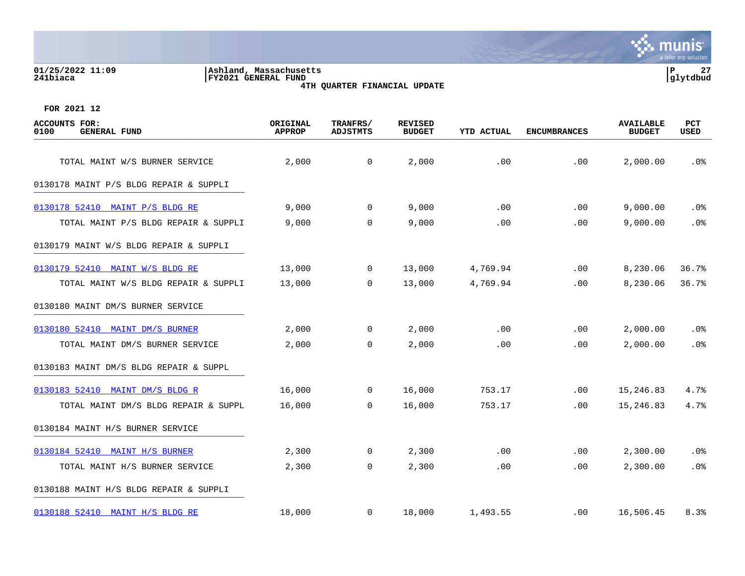01/25/2022 11:09 | Ashland, Massachusetts | P 27
241biaca | FY2021 GENERAL FUND | glytdbud

**4TH QUARTER FINANCIAL UPDATE**

**FOR 2021 12**

| ACCOUNTS FOR: 0100 GENERAL FUND | ORIGINAL APPROP | TRANFRS/ ADJSTMTS | REVISED BUDGET | YTD ACTUAL | ENCUMBRANCES | AVAILABLE BUDGET | PCT USED |
|---|---|---|---|---|---|---|---|
| TOTAL MAINT W/S BURNER SERVICE | 2,000 | 0 | 2,000 | .00 | .00 | 2,000.00 | .0% |
| 0130178 MAINT P/S BLDG REPAIR & SUPPLI | | | | | | | |
| 0130178 52410 MAINT P/S BLDG RE | 9,000 | 0 | 9,000 | .00 | .00 | 9,000.00 | .0% |
| TOTAL MAINT P/S BLDG REPAIR & SUPPLI | 9,000 | 0 | 9,000 | .00 | .00 | 9,000.00 | .0% |
| 0130179 MAINT W/S BLDG REPAIR & SUPPLI | | | | | | | |
| 0130179 52410 MAINT W/S BLDG RE | 13,000 | 0 | 13,000 | 4,769.94 | .00 | 8,230.06 | 36.7% |
| TOTAL MAINT W/S BLDG REPAIR & SUPPLI | 13,000 | 0 | 13,000 | 4,769.94 | .00 | 8,230.06 | 36.7% |
| 0130180 MAINT DM/S BURNER SERVICE | | | | | | | |
| 0130180 52410 MAINT DM/S BURNER | 2,000 | 0 | 2,000 | .00 | .00 | 2,000.00 | .0% |
| TOTAL MAINT DM/S BURNER SERVICE | 2,000 | 0 | 2,000 | .00 | .00 | 2,000.00 | .0% |
| 0130183 MAINT DM/S BLDG REPAIR & SUPPL | | | | | | | |
| 0130183 52410 MAINT DM/S BLDG R | 16,000 | 0 | 16,000 | 753.17 | .00 | 15,246.83 | 4.7% |
| TOTAL MAINT DM/S BLDG REPAIR & SUPPL | 16,000 | 0 | 16,000 | 753.17 | .00 | 15,246.83 | 4.7% |
| 0130184 MAINT H/S BURNER SERVICE | | | | | | | |
| 0130184 52410 MAINT H/S BURNER | 2,300 | 0 | 2,300 | .00 | .00 | 2,300.00 | .0% |
| TOTAL MAINT H/S BURNER SERVICE | 2,300 | 0 | 2,300 | .00 | .00 | 2,300.00 | .0% |
| 0130188 MAINT H/S BLDG REPAIR & SUPPLI | | | | | | | |
| 0130188 52410 MAINT H/S BLDG RE | 18,000 | 0 | 18,000 | 1,493.55 | .00 | 16,506.45 | 8.3% |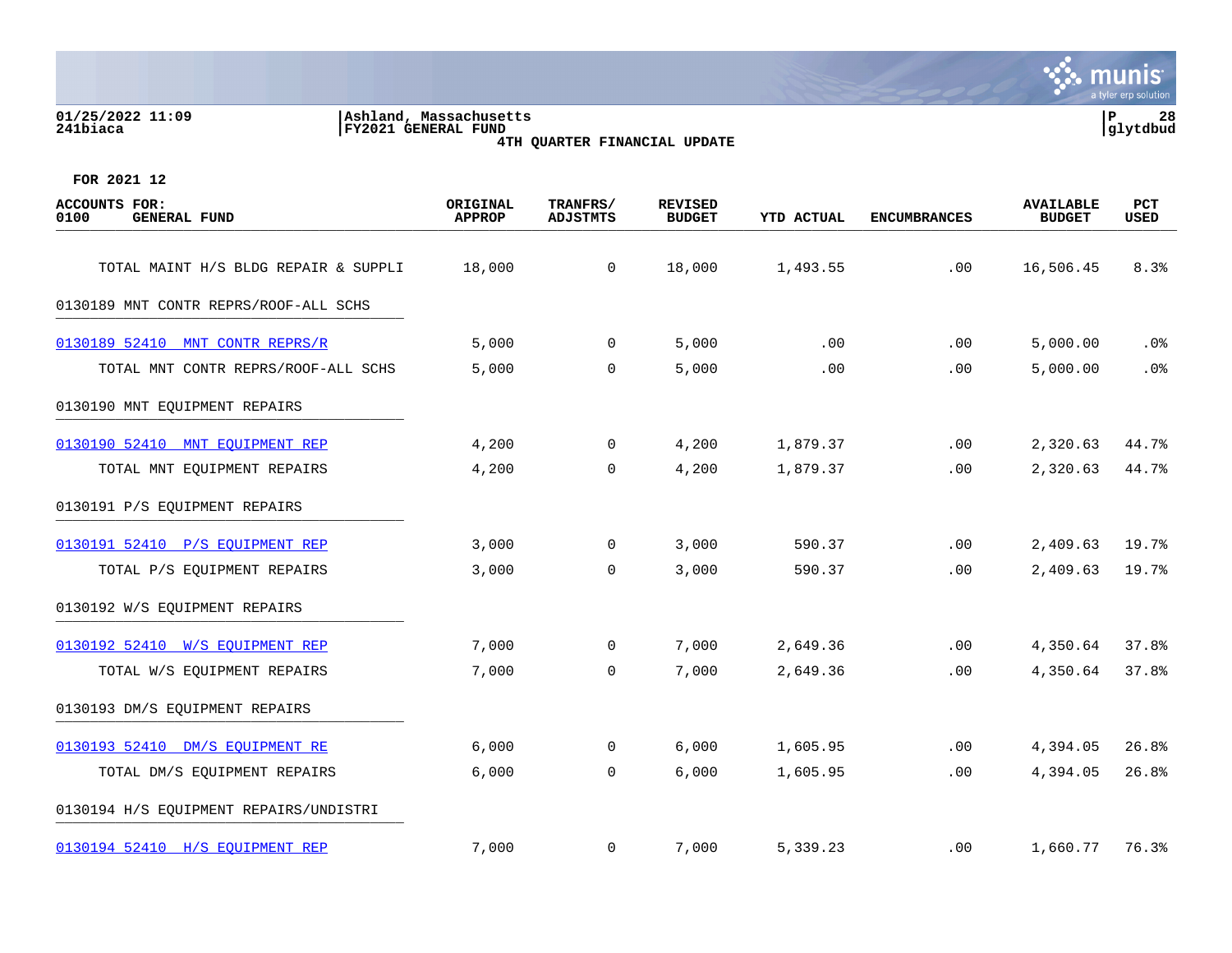Ashland, Massachusetts
FY2021 GENERAL FUND
4TH QUARTER FINANCIAL UPDATE

FOR 2021 12

| ACCOUNTS FOR: 0100 GENERAL FUND | ORIGINAL APPROP | TRANFRS/ ADJSTMTS | REVISED BUDGET | YTD ACTUAL | ENCUMBRANCES | AVAILABLE BUDGET | PCT USED |
|---|---|---|---|---|---|---|---|
| TOTAL MAINT H/S BLDG REPAIR & SUPPLI | 18,000 | 0 | 18,000 | 1,493.55 | .00 | 16,506.45 | 8.3% |
| 0130189 MNT CONTR REPRS/ROOF-ALL SCHS | | | | | | | |
| 0130189 52410 MNT CONTR REPRS/R | 5,000 | 0 | 5,000 | .00 | .00 | 5,000.00 | .0% |
| TOTAL MNT CONTR REPRS/ROOF-ALL SCHS | 5,000 | 0 | 5,000 | .00 | .00 | 5,000.00 | .0% |
| 0130190 MNT EQUIPMENT REPAIRS | | | | | | | |
| 0130190 52410 MNT EQUIPMENT REP | 4,200 | 0 | 4,200 | 1,879.37 | .00 | 2,320.63 | 44.7% |
| TOTAL MNT EQUIPMENT REPAIRS | 4,200 | 0 | 4,200 | 1,879.37 | .00 | 2,320.63 | 44.7% |
| 0130191 P/S EQUIPMENT REPAIRS | | | | | | | |
| 0130191 52410 P/S EQUIPMENT REP | 3,000 | 0 | 3,000 | 590.37 | .00 | 2,409.63 | 19.7% |
| TOTAL P/S EQUIPMENT REPAIRS | 3,000 | 0 | 3,000 | 590.37 | .00 | 2,409.63 | 19.7% |
| 0130192 W/S EQUIPMENT REPAIRS | | | | | | | |
| 0130192 52410 W/S EQUIPMENT REP | 7,000 | 0 | 7,000 | 2,649.36 | .00 | 4,350.64 | 37.8% |
| TOTAL W/S EQUIPMENT REPAIRS | 7,000 | 0 | 7,000 | 2,649.36 | .00 | 4,350.64 | 37.8% |
| 0130193 DM/S EQUIPMENT REPAIRS | | | | | | | |
| 0130193 52410 DM/S EQUIPMENT RE | 6,000 | 0 | 6,000 | 1,605.95 | .00 | 4,394.05 | 26.8% |
| TOTAL DM/S EQUIPMENT REPAIRS | 6,000 | 0 | 6,000 | 1,605.95 | .00 | 4,394.05 | 26.8% |
| 0130194 H/S EQUIPMENT REPAIRS/UNDISTRI | | | | | | | |
| 0130194 52410 H/S EQUIPMENT REP | 7,000 | 0 | 7,000 | 5,339.23 | .00 | 1,660.77 | 76.3% |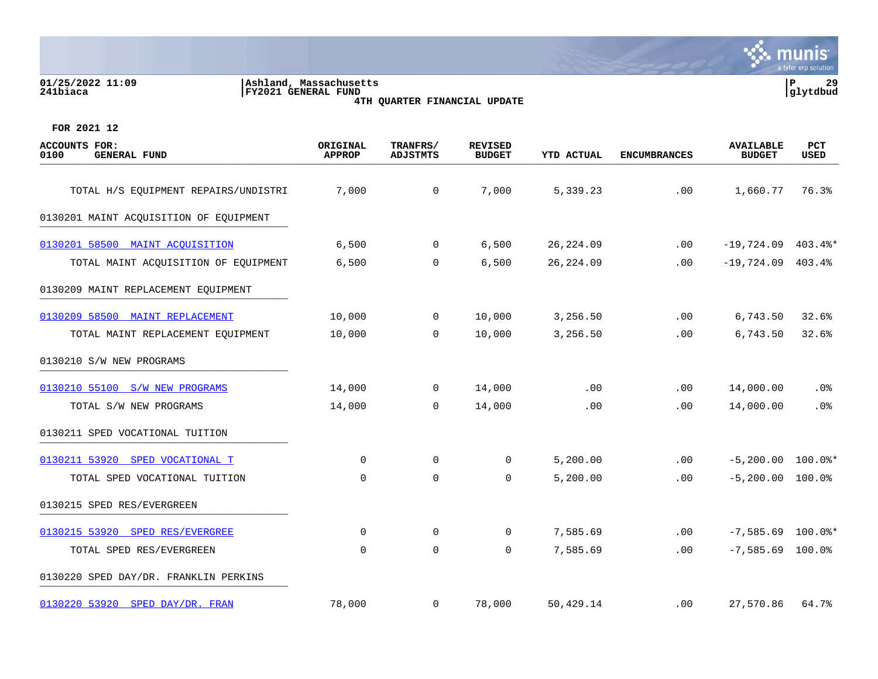01/25/2022 11:09
241biaca

Ashland, Massachusetts
FY2021 GENERAL FUND
4TH QUARTER FINANCIAL UPDATE

P 29
glytdbud

FOR 2021 12

| ACCOUNTS FOR: 0100 GENERAL FUND | ORIGINAL APPROP | TRANFRS/ ADJSTMTS | REVISED BUDGET | YTD ACTUAL | ENCUMBRANCES | AVAILABLE BUDGET | PCT USED |
|---|---|---|---|---|---|---|---|
| TOTAL H/S EQUIPMENT REPAIRS/UNDISTRI | 7,000 | 0 | 7,000 | 5,339.23 | .00 | 1,660.77 | 76.3% |
| 0130201 MAINT ACQUISITION OF EQUIPMENT | | | | | | | |
| 0130201 58500 MAINT ACQUISITION | 6,500 | 0 | 6,500 | 26,224.09 | .00 | -19,724.09 | 403.4%* |
| TOTAL MAINT ACQUISITION OF EQUIPMENT | 6,500 | 0 | 6,500 | 26,224.09 | .00 | -19,724.09 | 403.4% |
| 0130209 MAINT REPLACEMENT EQUIPMENT | | | | | | | |
| 0130209 58500 MAINT REPLACEMENT | 10,000 | 0 | 10,000 | 3,256.50 | .00 | 6,743.50 | 32.6% |
| TOTAL MAINT REPLACEMENT EQUIPMENT | 10,000 | 0 | 10,000 | 3,256.50 | .00 | 6,743.50 | 32.6% |
| 0130210 S/W NEW PROGRAMS | | | | | | | |
| 0130210 55100 S/W NEW PROGRAMS | 14,000 | 0 | 14,000 | .00 | .00 | 14,000.00 | .0% |
| TOTAL S/W NEW PROGRAMS | 14,000 | 0 | 14,000 | .00 | .00 | 14,000.00 | .0% |
| 0130211 SPED VOCATIONAL TUITION | | | | | | | |
| 0130211 53920 SPED VOCATIONAL T | 0 | 0 | 0 | 5,200.00 | .00 | -5,200.00 | 100.0%* |
| TOTAL SPED VOCATIONAL TUITION | 0 | 0 | 0 | 5,200.00 | .00 | -5,200.00 | 100.0% |
| 0130215 SPED RES/EVERGREEN | | | | | | | |
| 0130215 53920 SPED RES/EVERGREE | 0 | 0 | 0 | 7,585.69 | .00 | -7,585.69 | 100.0%* |
| TOTAL SPED RES/EVERGREEN | 0 | 0 | 0 | 7,585.69 | .00 | -7,585.69 | 100.0% |
| 0130220 SPED DAY/DR. FRANKLIN PERKINS | | | | | | | |
| 0130220 53920 SPED DAY/DR. FRAN | 78,000 | 0 | 78,000 | 50,429.14 | .00 | 27,570.86 | 64.7% |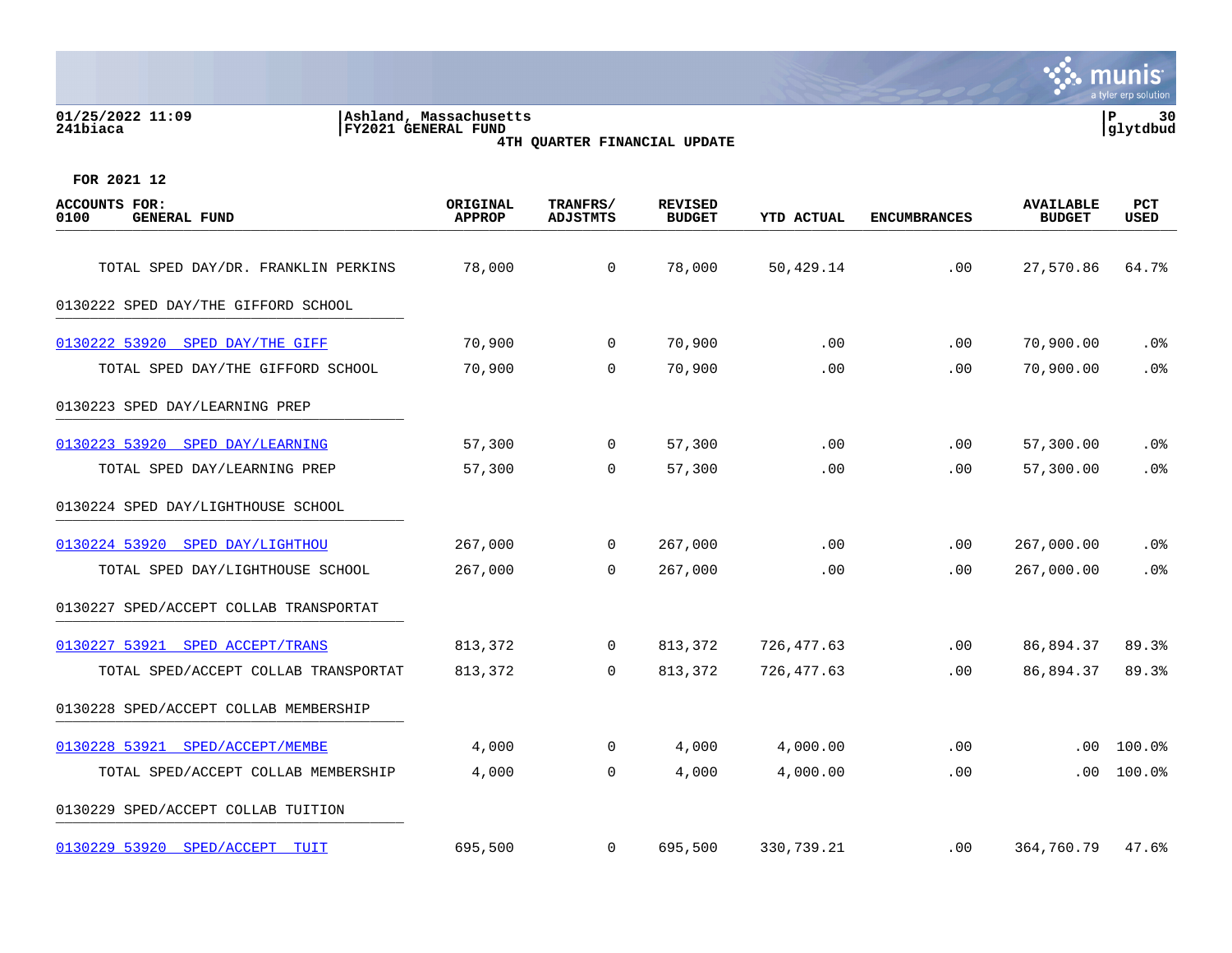FOR 2021 12

| ACCOUNTS FOR: 0100 GENERAL FUND | ORIGINAL APPROP | TRANFRS/ ADJSTMTS | REVISED BUDGET | YTD ACTUAL | ENCUMBRANCES | AVAILABLE BUDGET | PCT USED |
|---|---|---|---|---|---|---|---|
| TOTAL SPED DAY/DR. FRANKLIN PERKINS | 78,000 | 0 | 78,000 | 50,429.14 | .00 | 27,570.86 | 64.7% |
| 0130222 SPED DAY/THE GIFFORD SCHOOL | | | | | | | |
| 0130222 53920 SPED DAY/THE GIFF | 70,900 | 0 | 70,900 | .00 | .00 | 70,900.00 | .0% |
| TOTAL SPED DAY/THE GIFFORD SCHOOL | 70,900 | 0 | 70,900 | .00 | .00 | 70,900.00 | .0% |
| 0130223 SPED DAY/LEARNING PREP | | | | | | | |
| 0130223 53920 SPED DAY/LEARNING | 57,300 | 0 | 57,300 | .00 | .00 | 57,300.00 | .0% |
| TOTAL SPED DAY/LEARNING PREP | 57,300 | 0 | 57,300 | .00 | .00 | 57,300.00 | .0% |
| 0130224 SPED DAY/LIGHTHOUSE SCHOOL | | | | | | | |
| 0130224 53920 SPED DAY/LIGHTHOU | 267,000 | 0 | 267,000 | .00 | .00 | 267,000.00 | .0% |
| TOTAL SPED DAY/LIGHTHOUSE SCHOOL | 267,000 | 0 | 267,000 | .00 | .00 | 267,000.00 | .0% |
| 0130227 SPED/ACCEPT COLLAB TRANSPORTAT | | | | | | | |
| 0130227 53921 SPED ACCEPT/TRANS | 813,372 | 0 | 813,372 | 726,477.63 | .00 | 86,894.37 | 89.3% |
| TOTAL SPED/ACCEPT COLLAB TRANSPORTAT | 813,372 | 0 | 813,372 | 726,477.63 | .00 | 86,894.37 | 89.3% |
| 0130228 SPED/ACCEPT COLLAB MEMBERSHIP | | | | | | | |
| 0130228 53921 SPED/ACCEPT/MEMBE | 4,000 | 0 | 4,000 | 4,000.00 | .00 | .00 | 100.0% |
| TOTAL SPED/ACCEPT COLLAB MEMBERSHIP | 4,000 | 0 | 4,000 | 4,000.00 | .00 | .00 | 100.0% |
| 0130229 SPED/ACCEPT COLLAB TUITION | | | | | | | |
| 0130229 53920 SPED/ACCEPT TUIT | 695,500 | 0 | 695,500 | 330,739.21 | .00 | 364,760.79 | 47.6% |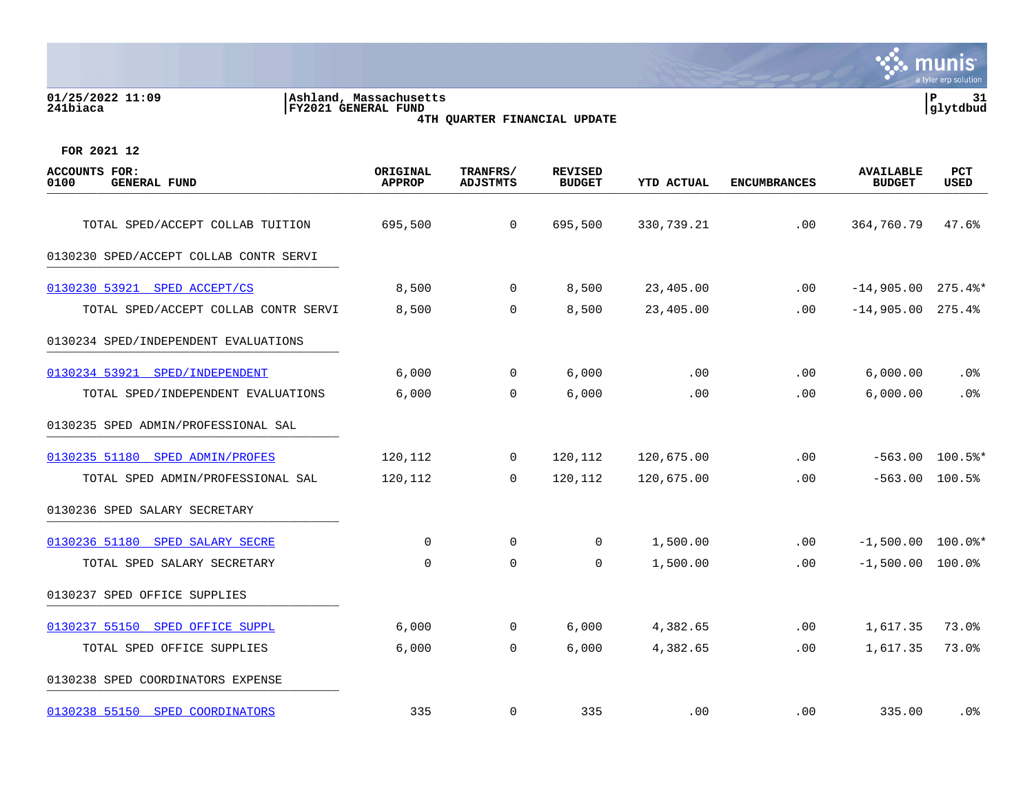01/25/2022 11:09 | Ashland, Massachusetts | P 31
241biaca | FY2021 GENERAL FUND | glytdbud

**4TH QUARTER FINANCIAL UPDATE**

**FOR 2021 12**

| ACCOUNTS FOR: 0100 GENERAL FUND | ORIGINAL APPROP | TRANFRS/ ADJSTMTS | REVISED BUDGET | YTD ACTUAL | ENCUMBRANCES | AVAILABLE BUDGET | PCT USED |
|---|---|---|---|---|---|---|---|
| TOTAL SPED/ACCEPT COLLAB TUITION | 695,500 | 0 | 695,500 | 330,739.21 | .00 | 364,760.79 | 47.6% |
| 0130230 SPED/ACCEPT COLLAB CONTR SERVI | | | | | | | |
| 0130230 53921 SPED ACCEPT/CS | 8,500 | 0 | 8,500 | 23,405.00 | .00 | -14,905.00 | 275.4%* |
| TOTAL SPED/ACCEPT COLLAB CONTR SERVI | 8,500 | 0 | 8,500 | 23,405.00 | .00 | -14,905.00 | 275.4% |
| 0130234 SPED/INDEPENDENT EVALUATIONS | | | | | | | |
| 0130234 53921 SPED/INDEPENDENT | 6,000 | 0 | 6,000 | .00 | .00 | 6,000.00 | .0% |
| TOTAL SPED/INDEPENDENT EVALUATIONS | 6,000 | 0 | 6,000 | .00 | .00 | 6,000.00 | .0% |
| 0130235 SPED ADMIN/PROFESSIONAL SAL | | | | | | | |
| 0130235 51180 SPED ADMIN/PROFES | 120,112 | 0 | 120,112 | 120,675.00 | .00 | -563.00 | 100.5%* |
| TOTAL SPED ADMIN/PROFESSIONAL SAL | 120,112 | 0 | 120,112 | 120,675.00 | .00 | -563.00 | 100.5% |
| 0130236 SPED SALARY SECRETARY | | | | | | | |
| 0130236 51180 SPED SALARY SECRE | 0 | 0 | 0 | 1,500.00 | .00 | -1,500.00 | 100.0%* |
| TOTAL SPED SALARY SECRETARY | 0 | 0 | 0 | 1,500.00 | .00 | -1,500.00 | 100.0% |
| 0130237 SPED OFFICE SUPPLIES | | | | | | | |
| 0130237 55150 SPED OFFICE SUPPL | 6,000 | 0 | 6,000 | 4,382.65 | .00 | 1,617.35 | 73.0% |
| TOTAL SPED OFFICE SUPPLIES | 6,000 | 0 | 6,000 | 4,382.65 | .00 | 1,617.35 | 73.0% |
| 0130238 SPED COORDINATORS EXPENSE | | | | | | | |
| 0130238 55150 SPED COORDINATORS | 335 | 0 | 335 | .00 | .00 | 335.00 | .0% |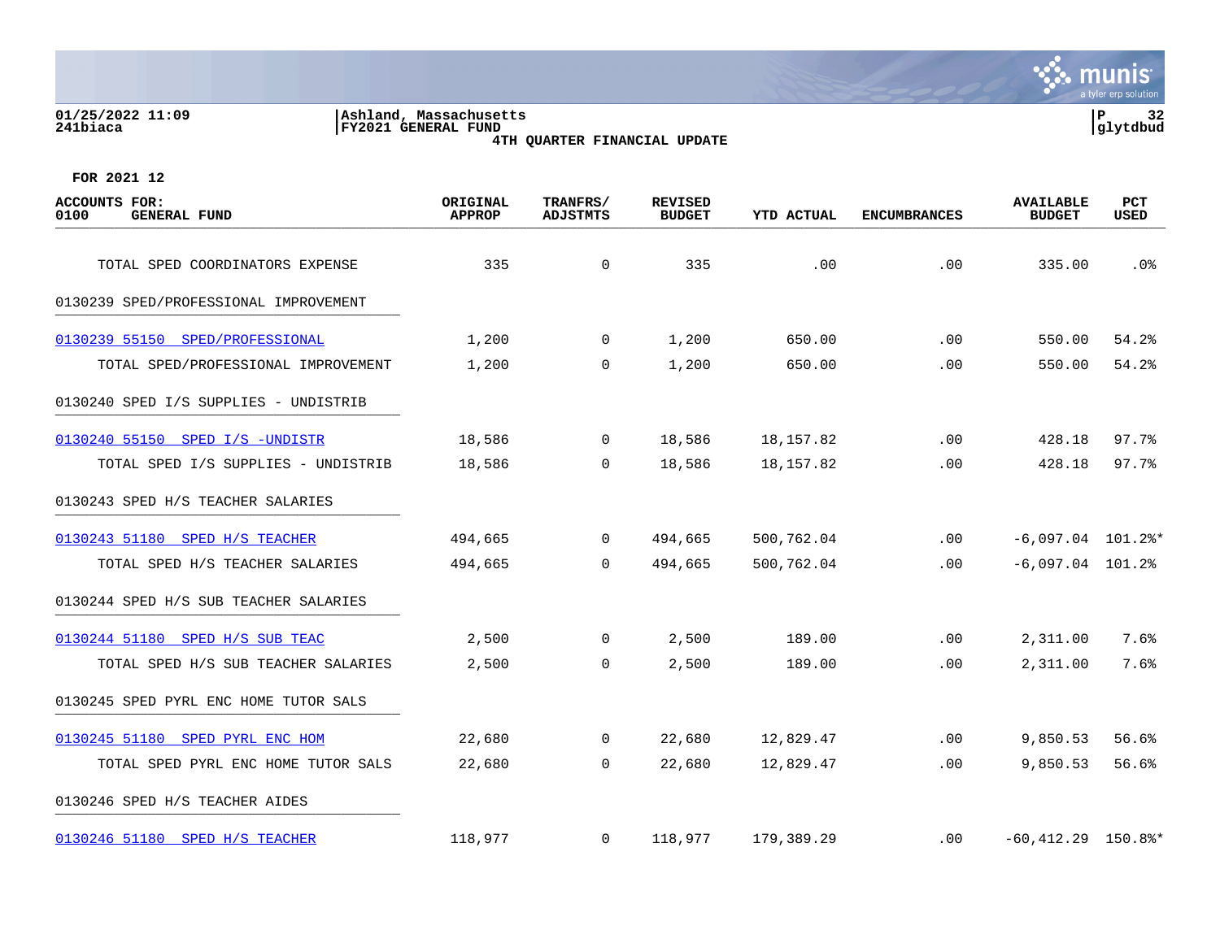FOR 2021 12

| ACCOUNTS FOR: 0100 GENERAL FUND | ORIGINAL APPROP | TRANFRS/ ADJSTMTS | REVISED BUDGET | YTD ACTUAL | ENCUMBRANCES | AVAILABLE BUDGET | PCT USED |
|---|---|---|---|---|---|---|---|
| TOTAL SPED COORDINATORS EXPENSE | 335 | 0 | 335 | .00 | .00 | 335.00 | .0% |
| 0130239 SPED/PROFESSIONAL IMPROVEMENT | | | | | | | |
| 0130239 55150 SPED/PROFESSIONAL | 1,200 | 0 | 1,200 | 650.00 | .00 | 550.00 | 54.2% |
| TOTAL SPED/PROFESSIONAL IMPROVEMENT | 1,200 | 0 | 1,200 | 650.00 | .00 | 550.00 | 54.2% |
| 0130240 SPED I/S SUPPLIES - UNDISTRIB | | | | | | | |
| 0130240 55150 SPED I/S -UNDISTR | 18,586 | 0 | 18,586 | 18,157.82 | .00 | 428.18 | 97.7% |
| TOTAL SPED I/S SUPPLIES - UNDISTRIB | 18,586 | 0 | 18,586 | 18,157.82 | .00 | 428.18 | 97.7% |
| 0130243 SPED H/S TEACHER SALARIES | | | | | | | |
| 0130243 51180 SPED H/S TEACHER | 494,665 | 0 | 494,665 | 500,762.04 | .00 | -6,097.04 | 101.2%* |
| TOTAL SPED H/S TEACHER SALARIES | 494,665 | 0 | 494,665 | 500,762.04 | .00 | -6,097.04 | 101.2% |
| 0130244 SPED H/S SUB TEACHER SALARIES | | | | | | | |
| 0130244 51180 SPED H/S SUB TEAC | 2,500 | 0 | 2,500 | 189.00 | .00 | 2,311.00 | 7.6% |
| TOTAL SPED H/S SUB TEACHER SALARIES | 2,500 | 0 | 2,500 | 189.00 | .00 | 2,311.00 | 7.6% |
| 0130245 SPED PYRL ENC HOME TUTOR SALS | | | | | | | |
| 0130245 51180 SPED PYRL ENC HOM | 22,680 | 0 | 22,680 | 12,829.47 | .00 | 9,850.53 | 56.6% |
| TOTAL SPED PYRL ENC HOME TUTOR SALS | 22,680 | 0 | 22,680 | 12,829.47 | .00 | 9,850.53 | 56.6% |
| 0130246 SPED H/S TEACHER AIDES | | | | | | | |
| 0130246 51180 SPED H/S TEACHER | 118,977 | 0 | 118,977 | 179,389.29 | .00 | -60,412.29 | 150.8%* |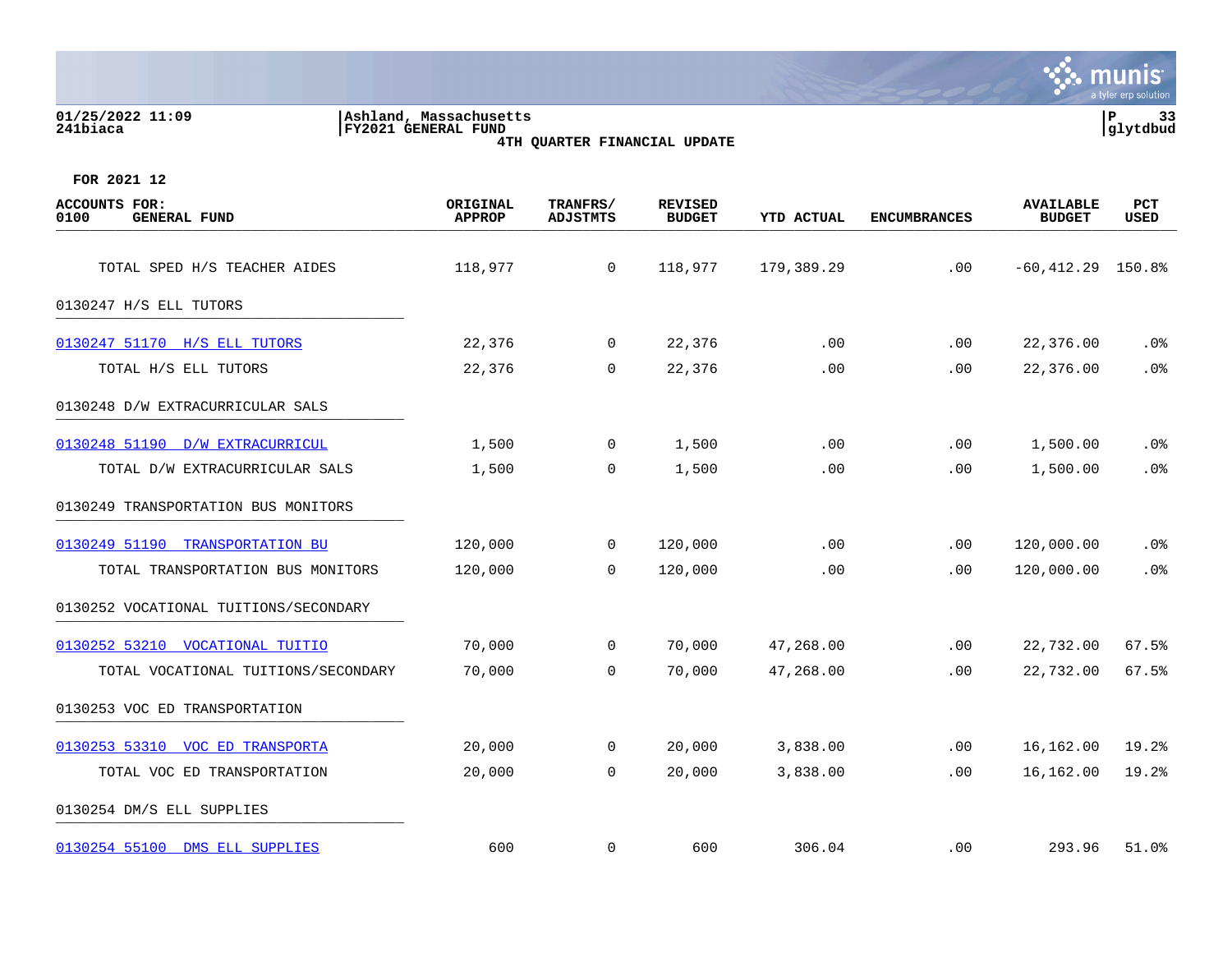Ashland, Massachusetts
FY2021 GENERAL FUND
4TH QUARTER FINANCIAL UPDATE

FOR 2021 12

| ACCOUNTS FOR: 0100 GENERAL FUND | ORIGINAL APPROP | TRANFRS/ ADJSTMTS | REVISED BUDGET | YTD ACTUAL | ENCUMBRANCES | AVAILABLE BUDGET | PCT USED |
|---|---|---|---|---|---|---|---|
| TOTAL SPED H/S TEACHER AIDES | 118,977 | 0 | 118,977 | 179,389.29 | .00 | -60,412.29 | 150.8% |
| 0130247 H/S ELL TUTORS | | | | | | | |
| 0130247 51170 H/S ELL TUTORS | 22,376 | 0 | 22,376 | .00 | .00 | 22,376.00 | .0% |
| TOTAL H/S ELL TUTORS | 22,376 | 0 | 22,376 | .00 | .00 | 22,376.00 | .0% |
| 0130248 D/W EXTRACURRICULAR SALS | | | | | | | |
| 0130248 51190 D/W EXTRACURRICUL | 1,500 | 0 | 1,500 | .00 | .00 | 1,500.00 | .0% |
| TOTAL D/W EXTRACURRICULAR SALS | 1,500 | 0 | 1,500 | .00 | .00 | 1,500.00 | .0% |
| 0130249 TRANSPORTATION BUS MONITORS | | | | | | | |
| 0130249 51190 TRANSPORTATION BU | 120,000 | 0 | 120,000 | .00 | .00 | 120,000.00 | .0% |
| TOTAL TRANSPORTATION BUS MONITORS | 120,000 | 0 | 120,000 | .00 | .00 | 120,000.00 | .0% |
| 0130252 VOCATIONAL TUITIONS/SECONDARY | | | | | | | |
| 0130252 53210 VOCATIONAL TUITIO | 70,000 | 0 | 70,000 | 47,268.00 | .00 | 22,732.00 | 67.5% |
| TOTAL VOCATIONAL TUITIONS/SECONDARY | 70,000 | 0 | 70,000 | 47,268.00 | .00 | 22,732.00 | 67.5% |
| 0130253 VOC ED TRANSPORTATION | | | | | | | |
| 0130253 53310 VOC ED TRANSPORTA | 20,000 | 0 | 20,000 | 3,838.00 | .00 | 16,162.00 | 19.2% |
| TOTAL VOC ED TRANSPORTATION | 20,000 | 0 | 20,000 | 3,838.00 | .00 | 16,162.00 | 19.2% |
| 0130254 DM/S ELL SUPPLIES | | | | | | | |
| 0130254 55100 DMS ELL SUPPLIES | 600 | 0 | 600 | 306.04 | .00 | 293.96 | 51.0% |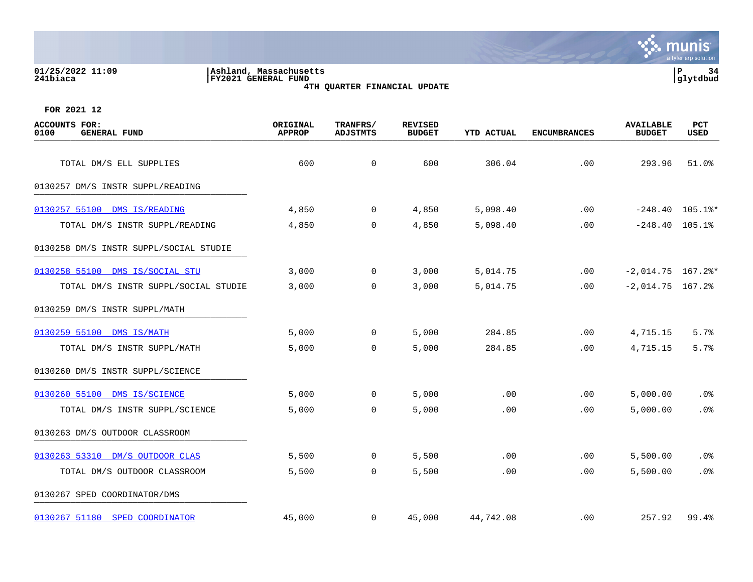FOR 2021 12

| ACCOUNTS FOR: 0100 GENERAL FUND | ORIGINAL APPROP | TRANFRS/ ADJSTMTS | REVISED BUDGET | YTD ACTUAL | ENCUMBRANCES | AVAILABLE BUDGET | PCT USED |
|---|---|---|---|---|---|---|---|
| TOTAL DM/S ELL SUPPLIES | 600 | 0 | 600 | 306.04 | .00 | 293.96 | 51.0% |
| 0130257 DM/S INSTR SUPPL/READING | | | | | | | |
| 0130257 55100 DMS IS/READING | 4,850 | 0 | 4,850 | 5,098.40 | .00 | -248.40 | 105.1%* |
| TOTAL DM/S INSTR SUPPL/READING | 4,850 | 0 | 4,850 | 5,098.40 | .00 | -248.40 | 105.1% |
| 0130258 DM/S INSTR SUPPL/SOCIAL STUDIE | | | | | | | |
| 0130258 55100 DMS IS/SOCIAL STU | 3,000 | 0 | 3,000 | 5,014.75 | .00 | -2,014.75 | 167.2%* |
| TOTAL DM/S INSTR SUPPL/SOCIAL STUDIE | 3,000 | 0 | 3,000 | 5,014.75 | .00 | -2,014.75 | 167.2% |
| 0130259 DM/S INSTR SUPPL/MATH | | | | | | | |
| 0130259 55100 DMS IS/MATH | 5,000 | 0 | 5,000 | 284.85 | .00 | 4,715.15 | 5.7% |
| TOTAL DM/S INSTR SUPPL/MATH | 5,000 | 0 | 5,000 | 284.85 | .00 | 4,715.15 | 5.7% |
| 0130260 DM/S INSTR SUPPL/SCIENCE | | | | | | | |
| 0130260 55100 DMS IS/SCIENCE | 5,000 | 0 | 5,000 | .00 | .00 | 5,000.00 | .0% |
| TOTAL DM/S INSTR SUPPL/SCIENCE | 5,000 | 0 | 5,000 | .00 | .00 | 5,000.00 | .0% |
| 0130263 DM/S OUTDOOR CLASSROOM | | | | | | | |
| 0130263 53310 DM/S OUTDOOR CLAS | 5,500 | 0 | 5,500 | .00 | .00 | 5,500.00 | .0% |
| TOTAL DM/S OUTDOOR CLASSROOM | 5,500 | 0 | 5,500 | .00 | .00 | 5,500.00 | .0% |
| 0130267 SPED COORDINATOR/DMS | | | | | | | |
| 0130267 51180 SPED COORDINATOR | 45,000 | 0 | 45,000 | 44,742.08 | .00 | 257.92 | 99.4% |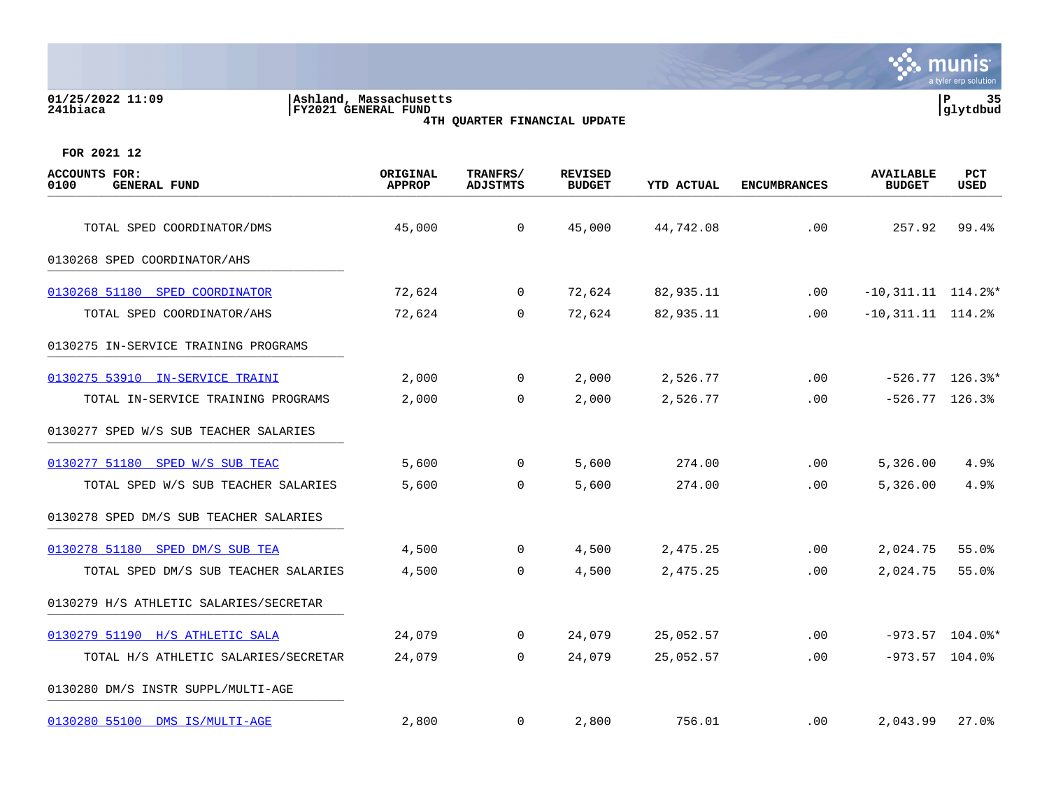01/25/2022 11:09
241biaca

Ashland, Massachusetts
FY2021 GENERAL FUND
4TH QUARTER FINANCIAL UPDATE

glytdbud

FOR 2021 12

| ACCOUNTS FOR: 0100 GENERAL FUND | ORIGINAL APPROP | TRANFRS/ ADJSTMTS | REVISED BUDGET | YTD ACTUAL | ENCUMBRANCES | AVAILABLE BUDGET | PCT USED |
|---|---|---|---|---|---|---|---|
| TOTAL SPED COORDINATOR/DMS | 45,000 | 0 | 45,000 | 44,742.08 | .00 | 257.92 | 99.4% |
| 0130268 SPED COORDINATOR/AHS | | | | | | | |
| 0130268 51180 SPED COORDINATOR | 72,624 | 0 | 72,624 | 82,935.11 | .00 | -10,311.11 | 114.2%* |
| TOTAL SPED COORDINATOR/AHS | 72,624 | 0 | 72,624 | 82,935.11 | .00 | -10,311.11 | 114.2% |
| 0130275 IN-SERVICE TRAINING PROGRAMS | | | | | | | |
| 0130275 53910 IN-SERVICE TRAINI | 2,000 | 0 | 2,000 | 2,526.77 | .00 | -526.77 | 126.3%* |
| TOTAL IN-SERVICE TRAINING PROGRAMS | 2,000 | 0 | 2,000 | 2,526.77 | .00 | -526.77 | 126.3% |
| 0130277 SPED W/S SUB TEACHER SALARIES | | | | | | | |
| 0130277 51180 SPED W/S SUB TEAC | 5,600 | 0 | 5,600 | 274.00 | .00 | 5,326.00 | 4.9% |
| TOTAL SPED W/S SUB TEACHER SALARIES | 5,600 | 0 | 5,600 | 274.00 | .00 | 5,326.00 | 4.9% |
| 0130278 SPED DM/S SUB TEACHER SALARIES | | | | | | | |
| 0130278 51180 SPED DM/S SUB TEA | 4,500 | 0 | 4,500 | 2,475.25 | .00 | 2,024.75 | 55.0% |
| TOTAL SPED DM/S SUB TEACHER SALARIES | 4,500 | 0 | 4,500 | 2,475.25 | .00 | 2,024.75 | 55.0% |
| 0130279 H/S ATHLETIC SALARIES/SECRETAR | | | | | | | |
| 0130279 51190 H/S ATHLETIC SALA | 24,079 | 0 | 24,079 | 25,052.57 | .00 | -973.57 | 104.0%* |
| TOTAL H/S ATHLETIC SALARIES/SECRETAR | 24,079 | 0 | 24,079 | 25,052.57 | .00 | -973.57 | 104.0% |
| 0130280 DM/S INSTR SUPPL/MULTI-AGE | | | | | | | |
| 0130280 55100 DMS IS/MULTI-AGE | 2,800 | 0 | 2,800 | 756.01 | .00 | 2,043.99 | 27.0% |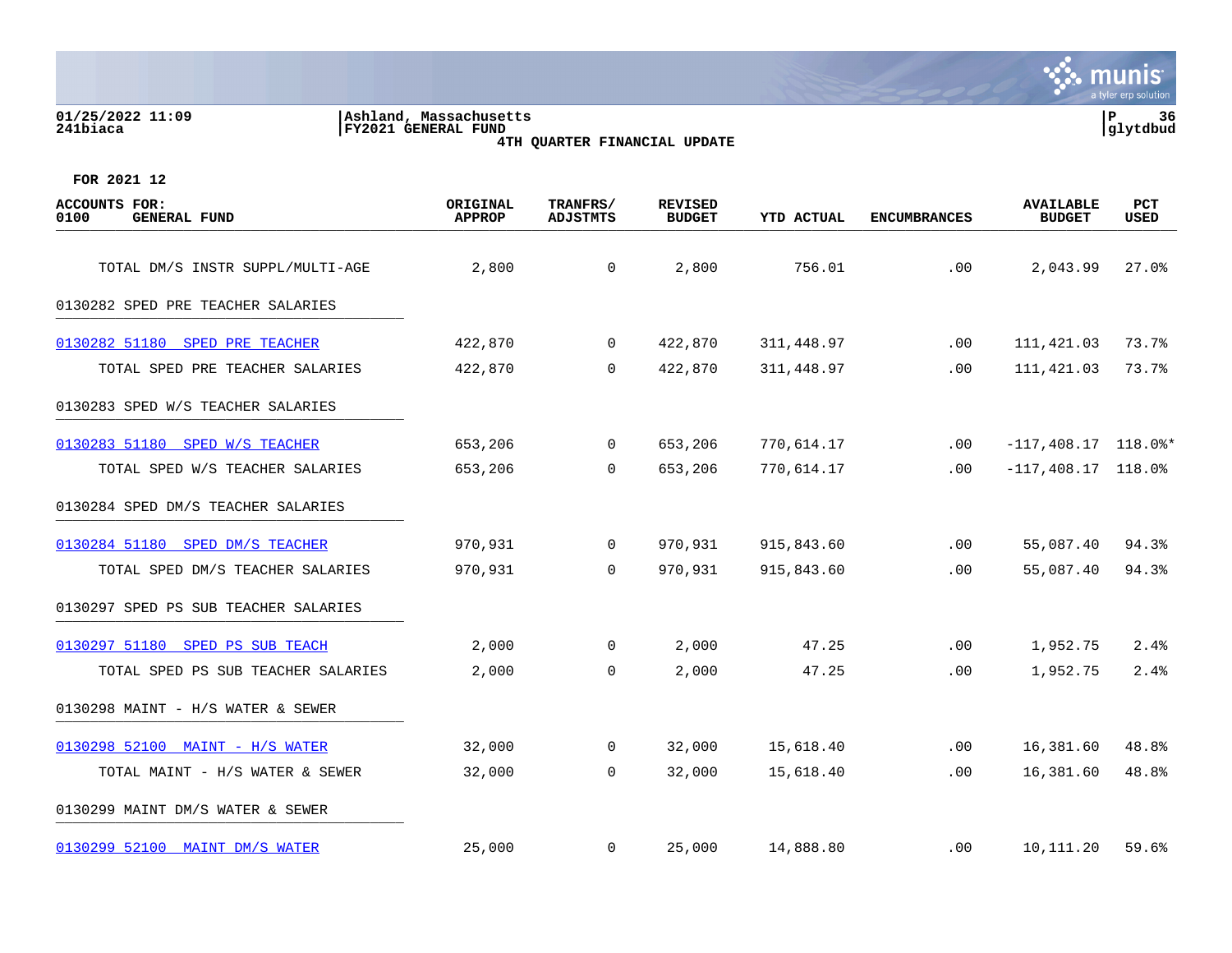01/25/2022 11:09 | Ashland, Massachusetts
241biaca | FY2021 GENERAL FUND

**4TH QUARTER FINANCIAL UPDATE**

FOR 2021 12

| ACCOUNTS FOR: 0100 GENERAL FUND | ORIGINAL APPROP | TRANFRS/ ADJSTMTS | REVISED BUDGET | YTD ACTUAL | ENCUMBRANCES | AVAILABLE BUDGET | PCT USED |
|---|---|---|---|---|---|---|---|
| TOTAL DM/S INSTR SUPPL/MULTI-AGE | 2,800 | 0 | 2,800 | 756.01 | .00 | 2,043.99 | 27.0% |
| **0130282 SPED PRE TEACHER SALARIES** | | | | | | | |
| 0130282 51180 SPED PRE TEACHER | 422,870 | 0 | 422,870 | 311,448.97 | .00 | 111,421.03 | 73.7% |
| TOTAL SPED PRE TEACHER SALARIES | 422,870 | 0 | 422,870 | 311,448.97 | .00 | 111,421.03 | 73.7% |
| **0130283 SPED W/S TEACHER SALARIES** | | | | | | | |
| 0130283 51180 SPED W/S TEACHER | 653,206 | 0 | 653,206 | 770,614.17 | .00 | -117,408.17 | 118.0%* |
| TOTAL SPED W/S TEACHER SALARIES | 653,206 | 0 | 653,206 | 770,614.17 | .00 | -117,408.17 | 118.0% |
| **0130284 SPED DM/S TEACHER SALARIES** | | | | | | | |
| 0130284 51180 SPED DM/S TEACHER | 970,931 | 0 | 970,931 | 915,843.60 | .00 | 55,087.40 | 94.3% |
| TOTAL SPED DM/S TEACHER SALARIES | 970,931 | 0 | 970,931 | 915,843.60 | .00 | 55,087.40 | 94.3% |
| **0130297 SPED PS SUB TEACHER SALARIES** | | | | | | | |
| 0130297 51180 SPED PS SUB TEACH | 2,000 | 0 | 2,000 | 47.25 | .00 | 1,952.75 | 2.4% |
| TOTAL SPED PS SUB TEACHER SALARIES | 2,000 | 0 | 2,000 | 47.25 | .00 | 1,952.75 | 2.4% |
| **0130298 MAINT - H/S WATER & SEWER** | | | | | | | |
| 0130298 52100 MAINT - H/S WATER | 32,000 | 0 | 32,000 | 15,618.40 | .00 | 16,381.60 | 48.8% |
| TOTAL MAINT - H/S WATER & SEWER | 32,000 | 0 | 32,000 | 15,618.40 | .00 | 16,381.60 | 48.8% |
| **0130299 MAINT DM/S WATER & SEWER** | | | | | | | |
| 0130299 52100 MAINT DM/S WATER | 25,000 | 0 | 25,000 | 14,888.80 | .00 | 10,111.20 | 59.6% |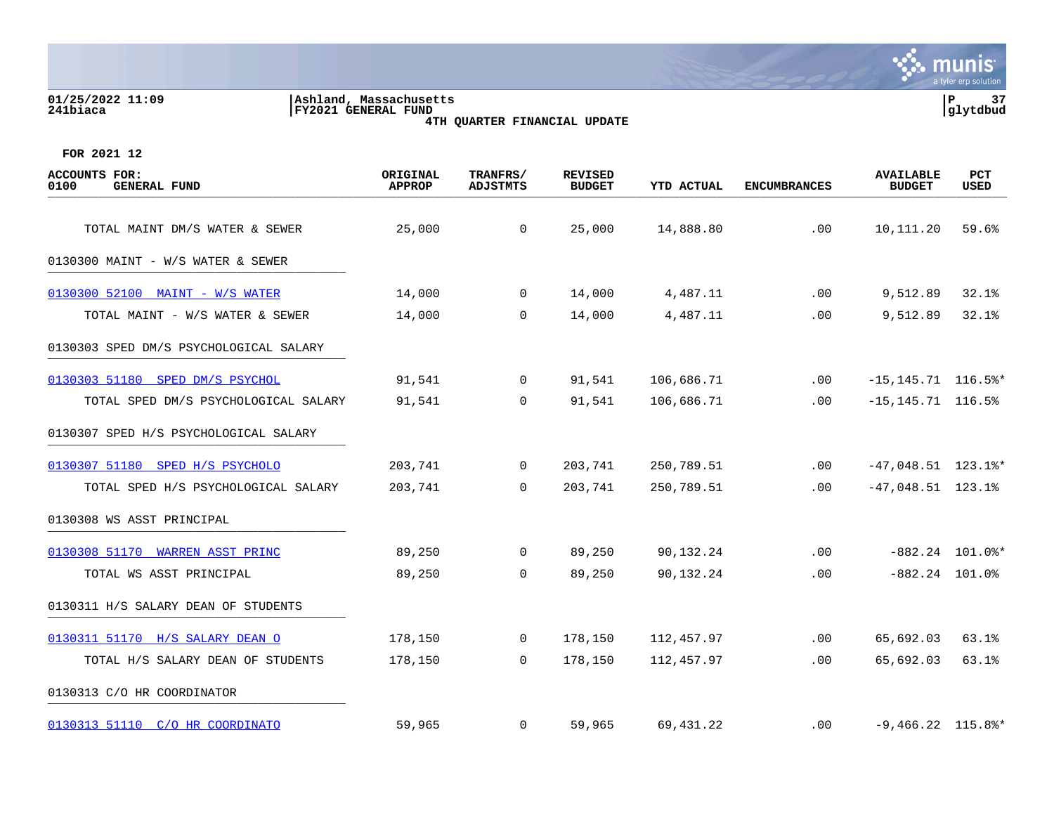01/25/2022 11:09
241biaca

Ashland, Massachusetts
FY2021 GENERAL FUND
4TH QUARTER FINANCIAL UPDATE

P 37
glytdbud

FOR 2021 12

| ACCOUNTS FOR: 0100 GENERAL FUND | ORIGINAL APPROP | TRANFRS/ ADJSTMTS | REVISED BUDGET | YTD ACTUAL | ENCUMBRANCES | AVAILABLE BUDGET | PCT USED |
|---|---|---|---|---|---|---|---|
| TOTAL MAINT DM/S WATER & SEWER | 25,000 | 0 | 25,000 | 14,888.80 | .00 | 10,111.20 | 59.6% |
| 0130300 MAINT - W/S WATER & SEWER | | | | | | | |
| 0130300 52100 MAINT - W/S WATER | 14,000 | 0 | 14,000 | 4,487.11 | .00 | 9,512.89 | 32.1% |
| TOTAL MAINT - W/S WATER & SEWER | 14,000 | 0 | 14,000 | 4,487.11 | .00 | 9,512.89 | 32.1% |
| 0130303 SPED DM/S PSYCHOLOGICAL SALARY | | | | | | | |
| 0130303 51180 SPED DM/S PSYCHOL | 91,541 | 0 | 91,541 | 106,686.71 | .00 | -15,145.71 | 116.5%* |
| TOTAL SPED DM/S PSYCHOLOGICAL SALARY | 91,541 | 0 | 91,541 | 106,686.71 | .00 | -15,145.71 | 116.5% |
| 0130307 SPED H/S PSYCHOLOGICAL SALARY | | | | | | | |
| 0130307 51180 SPED H/S PSYCHOLO | 203,741 | 0 | 203,741 | 250,789.51 | .00 | -47,048.51 | 123.1%* |
| TOTAL SPED H/S PSYCHOLOGICAL SALARY | 203,741 | 0 | 203,741 | 250,789.51 | .00 | -47,048.51 | 123.1% |
| 0130308 WS ASST PRINCIPAL | | | | | | | |
| 0130308 51170 WARREN ASST PRINC | 89,250 | 0 | 89,250 | 90,132.24 | .00 | -882.24 | 101.0%* |
| TOTAL WS ASST PRINCIPAL | 89,250 | 0 | 89,250 | 90,132.24 | .00 | -882.24 | 101.0% |
| 0130311 H/S SALARY DEAN OF STUDENTS | | | | | | | |
| 0130311 51170 H/S SALARY DEAN O | 178,150 | 0 | 178,150 | 112,457.97 | .00 | 65,692.03 | 63.1% |
| TOTAL H/S SALARY DEAN OF STUDENTS | 178,150 | 0 | 178,150 | 112,457.97 | .00 | 65,692.03 | 63.1% |
| 0130313 C/O HR COORDINATOR | | | | | | | |
| 0130313 51110 C/O HR COORDINATO | 59,965 | 0 | 59,965 | 69,431.22 | .00 | -9,466.22 | 115.8%* |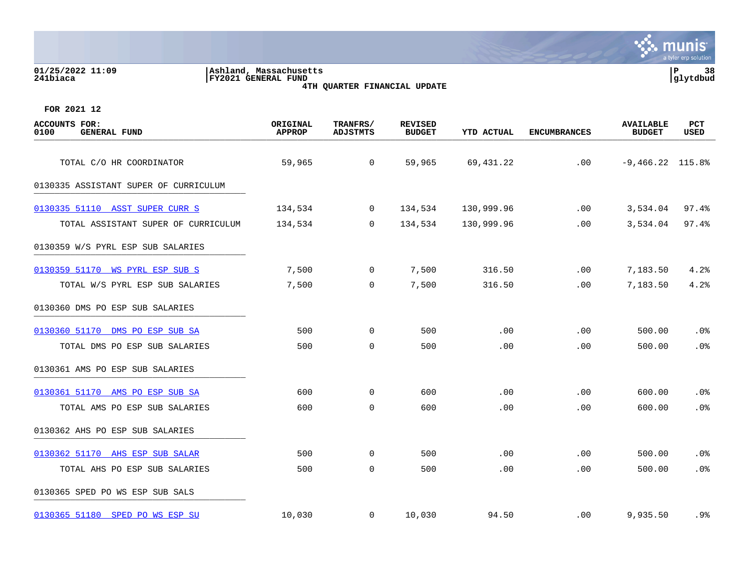FOR 2021 12

| ACCOUNTS FOR: 0100 GENERAL FUND | ORIGINAL APPROP | TRANFRS/ ADJSTMTS | REVISED BUDGET | YTD ACTUAL | ENCUMBRANCES | AVAILABLE BUDGET | PCT USED |
|---|---|---|---|---|---|---|---|
| TOTAL C/O HR COORDINATOR | 59,965 | 0 | 59,965 | 69,431.22 | .00 | -9,466.22 | 115.8% |
| 0130335 ASSISTANT SUPER OF CURRICULUM | | | | | | | |
| 0130335 51110 ASST SUPER CURR S | 134,534 | 0 | 134,534 | 130,999.96 | .00 | 3,534.04 | 97.4% |
| TOTAL ASSISTANT SUPER OF CURRICULUM | 134,534 | 0 | 134,534 | 130,999.96 | .00 | 3,534.04 | 97.4% |
| 0130359 W/S PYRL ESP SUB SALARIES | | | | | | | |
| 0130359 51170 WS PYRL ESP SUB S | 7,500 | 0 | 7,500 | 316.50 | .00 | 7,183.50 | 4.2% |
| TOTAL W/S PYRL ESP SUB SALARIES | 7,500 | 0 | 7,500 | 316.50 | .00 | 7,183.50 | 4.2% |
| 0130360 DMS PO ESP SUB SALARIES | | | | | | | |
| 0130360 51170 DMS PO ESP SUB SA | 500 | 0 | 500 | .00 | .00 | 500.00 | .0% |
| TOTAL DMS PO ESP SUB SALARIES | 500 | 0 | 500 | .00 | .00 | 500.00 | .0% |
| 0130361 AMS PO ESP SUB SALARIES | | | | | | | |
| 0130361 51170 AMS PO ESP SUB SA | 600 | 0 | 600 | .00 | .00 | 600.00 | .0% |
| TOTAL AMS PO ESP SUB SALARIES | 600 | 0 | 600 | .00 | .00 | 600.00 | .0% |
| 0130362 AHS PO ESP SUB SALARIES | | | | | | | |
| 0130362 51170 AHS ESP SUB SALAR | 500 | 0 | 500 | .00 | .00 | 500.00 | .0% |
| TOTAL AHS PO ESP SUB SALARIES | 500 | 0 | 500 | .00 | .00 | 500.00 | .0% |
| 0130365 SPED PO WS ESP SUB SALS | | | | | | | |
| 0130365 51180 SPED PO WS ESP SU | 10,030 | 0 | 10,030 | 94.50 | .00 | 9,935.50 | .9% |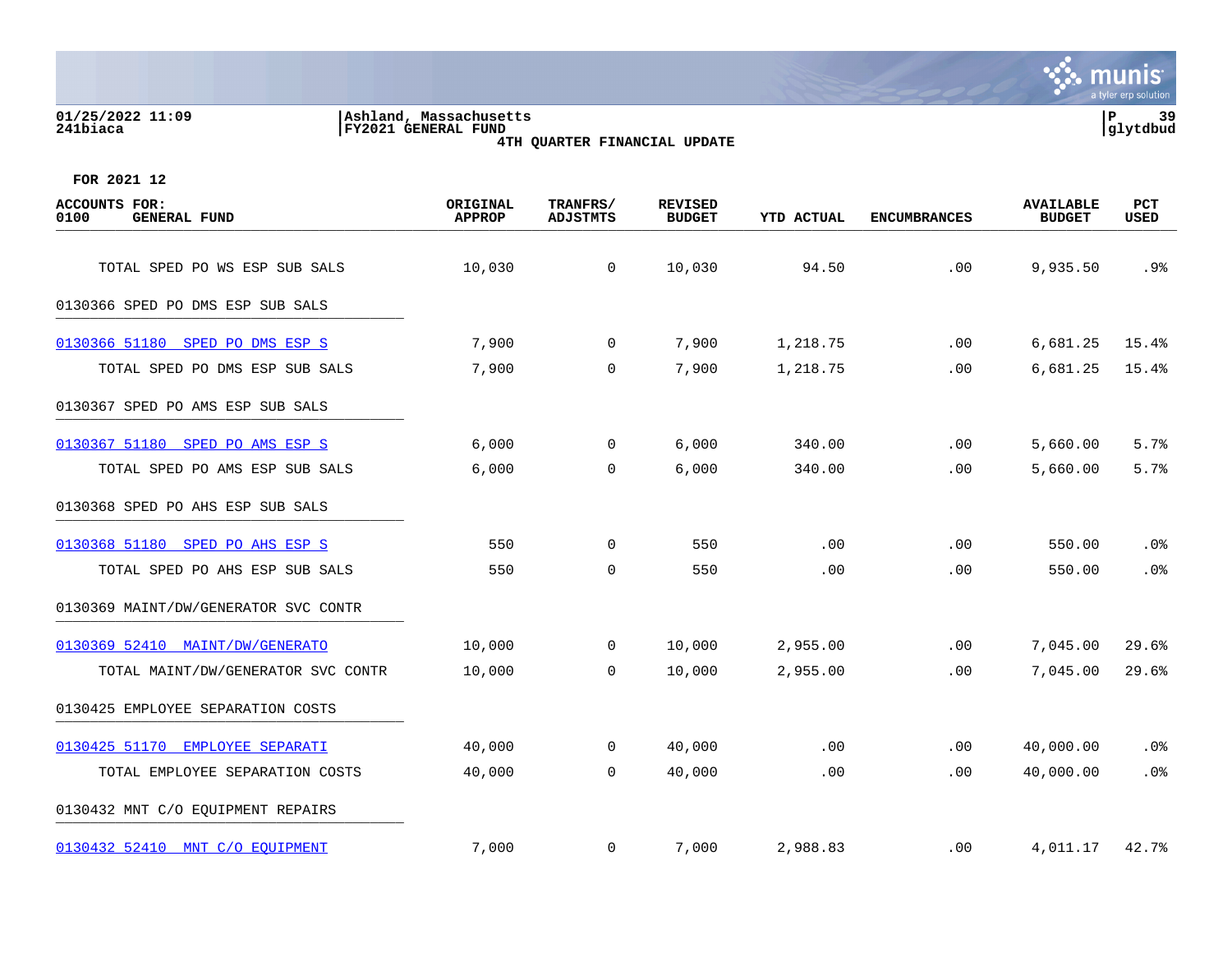01/25/2022 11:09
241biaca

Ashland, Massachusetts
FY2021 GENERAL FUND
4TH QUARTER FINANCIAL UPDATE

P 39
glytdbud

FOR 2021 12

| ACCOUNTS FOR: 0100 GENERAL FUND | ORIGINAL APPROP | TRANFRS/ ADJSTMTS | REVISED BUDGET | YTD ACTUAL | ENCUMBRANCES | AVAILABLE BUDGET | PCT USED |
|---|---|---|---|---|---|---|---|
| TOTAL SPED PO WS ESP SUB SALS | 10,030 | 0 | 10,030 | 94.50 | .00 | 9,935.50 | .9% |
| 0130366 SPED PO DMS ESP SUB SALS | | | | | | | |
| 0130366 51180 SPED PO DMS ESP S | 7,900 | 0 | 7,900 | 1,218.75 | .00 | 6,681.25 | 15.4% |
| TOTAL SPED PO DMS ESP SUB SALS | 7,900 | 0 | 7,900 | 1,218.75 | .00 | 6,681.25 | 15.4% |
| 0130367 SPED PO AMS ESP SUB SALS | | | | | | | |
| 0130367 51180 SPED PO AMS ESP S | 6,000 | 0 | 6,000 | 340.00 | .00 | 5,660.00 | 5.7% |
| TOTAL SPED PO AMS ESP SUB SALS | 6,000 | 0 | 6,000 | 340.00 | .00 | 5,660.00 | 5.7% |
| 0130368 SPED PO AHS ESP SUB SALS | | | | | | | |
| 0130368 51180 SPED PO AHS ESP S | 550 | 0 | 550 | .00 | .00 | 550.00 | .0% |
| TOTAL SPED PO AHS ESP SUB SALS | 550 | 0 | 550 | .00 | .00 | 550.00 | .0% |
| 0130369 MAINT/DW/GENERATOR SVC CONTR | | | | | | | |
| 0130369 52410 MAINT/DW/GENERATO | 10,000 | 0 | 10,000 | 2,955.00 | .00 | 7,045.00 | 29.6% |
| TOTAL MAINT/DW/GENERATOR SVC CONTR | 10,000 | 0 | 10,000 | 2,955.00 | .00 | 7,045.00 | 29.6% |
| 0130425 EMPLOYEE SEPARATION COSTS | | | | | | | |
| 0130425 51170 EMPLOYEE SEPARATI | 40,000 | 0 | 40,000 | .00 | .00 | 40,000.00 | .0% |
| TOTAL EMPLOYEE SEPARATION COSTS | 40,000 | 0 | 40,000 | .00 | .00 | 40,000.00 | .0% |
| 0130432 MNT C/O EQUIPMENT REPAIRS | | | | | | | |
| 0130432 52410 MNT C/O EQUIPMENT | 7,000 | 0 | 7,000 | 2,988.83 | .00 | 4,011.17 | 42.7% |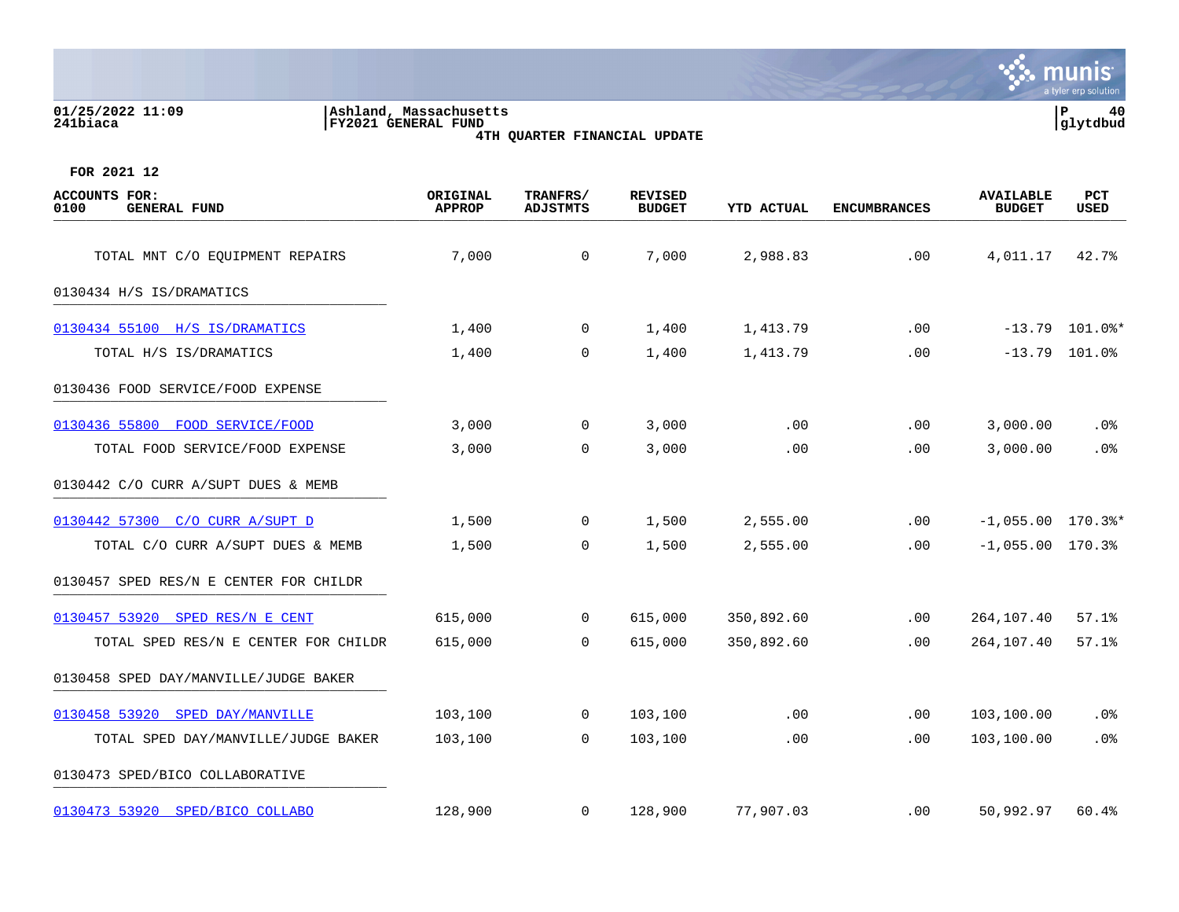**01/25/2022 11:09**
**241biaca**

**Ashland, Massachusetts**
**FY2021 GENERAL FUND**
**4TH QUARTER FINANCIAL UPDATE**

**FOR 2021 12**

| ACCOUNTS FOR: 0100 GENERAL FUND | ORIGINAL APPROP | TRANFRS/ ADJSTMTS | REVISED BUDGET | YTD ACTUAL | ENCUMBRANCES | AVAILABLE BUDGET | PCT USED |
|---|---|---|---|---|---|---|---|
| TOTAL MNT C/O EQUIPMENT REPAIRS | 7,000 | 0 | 7,000 | 2,988.83 | .00 | 4,011.17 | 42.7% |
| 0130434 H/S IS/DRAMATICS | | | | | | | |
| 0130434 55100 H/S IS/DRAMATICS | 1,400 | 0 | 1,400 | 1,413.79 | .00 | -13.79 | 101.0%* |
| TOTAL H/S IS/DRAMATICS | 1,400 | 0 | 1,400 | 1,413.79 | .00 | -13.79 | 101.0% |
| 0130436 FOOD SERVICE/FOOD EXPENSE | | | | | | | |
| 0130436 55800 FOOD SERVICE/FOOD | 3,000 | 0 | 3,000 | .00 | .00 | 3,000.00 | .0% |
| TOTAL FOOD SERVICE/FOOD EXPENSE | 3,000 | 0 | 3,000 | .00 | .00 | 3,000.00 | .0% |
| 0130442 C/O CURR A/SUPT DUES & MEMB | | | | | | | |
| 0130442 57300 C/O CURR A/SUPT D | 1,500 | 0 | 1,500 | 2,555.00 | .00 | -1,055.00 | 170.3%* |
| TOTAL C/O CURR A/SUPT DUES & MEMB | 1,500 | 0 | 1,500 | 2,555.00 | .00 | -1,055.00 | 170.3% |
| 0130457 SPED RES/N E CENTER FOR CHILDR | | | | | | | |
| 0130457 53920 SPED RES/N E CENT | 615,000 | 0 | 615,000 | 350,892.60 | .00 | 264,107.40 | 57.1% |
| TOTAL SPED RES/N E CENTER FOR CHILDR | 615,000 | 0 | 615,000 | 350,892.60 | .00 | 264,107.40 | 57.1% |
| 0130458 SPED DAY/MANVILLE/JUDGE BAKER | | | | | | | |
| 0130458 53920 SPED DAY/MANVILLE | 103,100 | 0 | 103,100 | .00 | .00 | 103,100.00 | .0% |
| TOTAL SPED DAY/MANVILLE/JUDGE BAKER | 103,100 | 0 | 103,100 | .00 | .00 | 103,100.00 | .0% |
| 0130473 SPED/BICO COLLABORATIVE | | | | | | | |
| 0130473 53920 SPED/BICO COLLABO | 128,900 | 0 | 128,900 | 77,907.03 | .00 | 50,992.97 | 60.4% |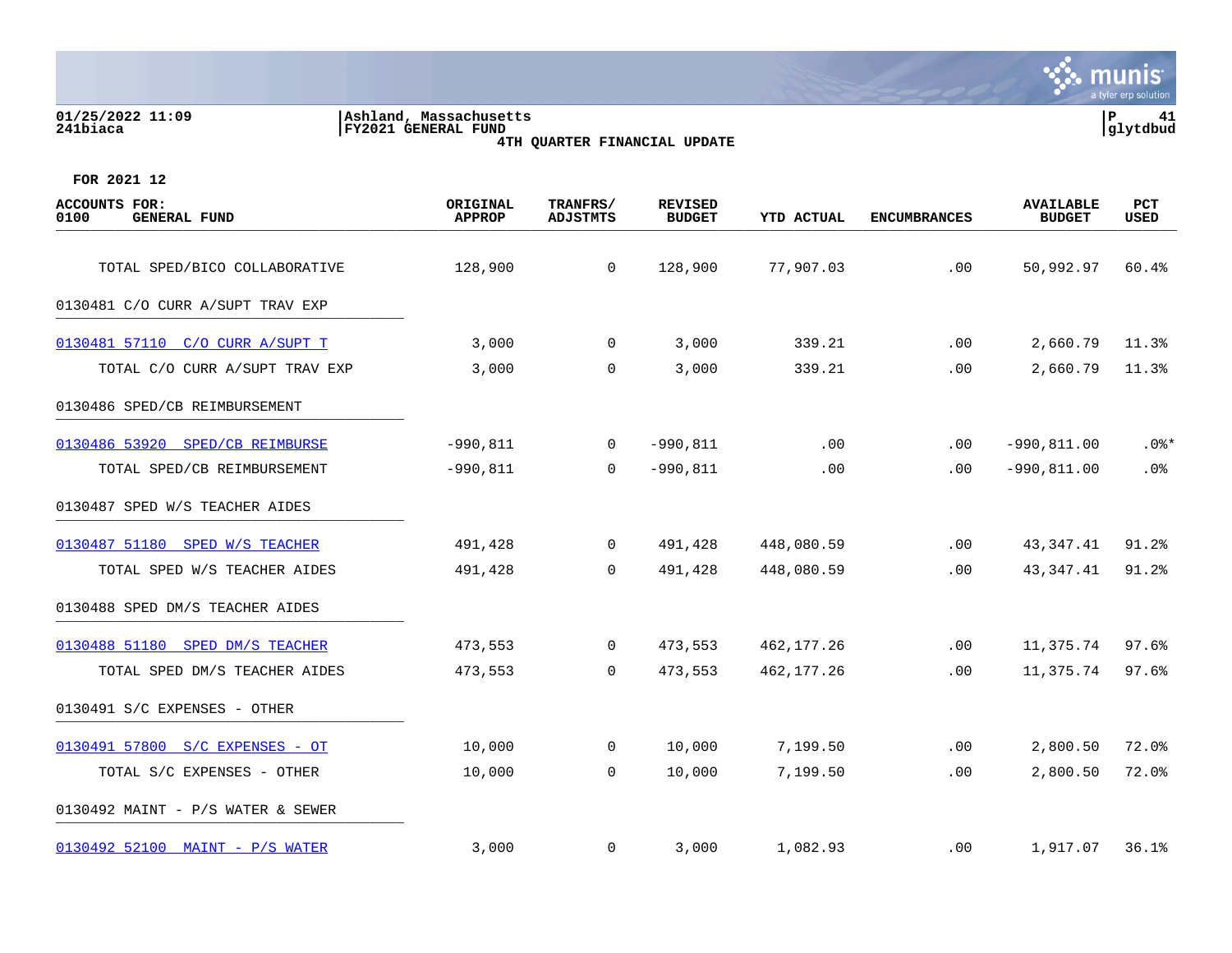01/25/2022 11:09
241biaca

Ashland, Massachusetts
FY2021 GENERAL FUND
4TH QUARTER FINANCIAL UPDATE

P 41
glytdbud

FOR 2021 12

| ACCOUNTS FOR: 0100 GENERAL FUND | ORIGINAL APPROP | TRANFRS/ ADJSTMTS | REVISED BUDGET | YTD ACTUAL | ENCUMBRANCES | AVAILABLE BUDGET | PCT USED |
|---|---|---|---|---|---|---|---|
| TOTAL SPED/BICO COLLABORATIVE | 128,900 | 0 | 128,900 | 77,907.03 | .00 | 50,992.97 | 60.4% |
| 0130481 C/O CURR A/SUPT TRAV EXP | | | | | | | |
| 0130481 57110 C/O CURR A/SUPT T | 3,000 | 0 | 3,000 | 339.21 | .00 | 2,660.79 | 11.3% |
| TOTAL C/O CURR A/SUPT TRAV EXP | 3,000 | 0 | 3,000 | 339.21 | .00 | 2,660.79 | 11.3% |
| 0130486 SPED/CB REIMBURSEMENT | | | | | | | |
| 0130486 53920 SPED/CB REIMBURSE | -990,811 | 0 | -990,811 | .00 | .00 | -990,811.00 | .0%* |
| TOTAL SPED/CB REIMBURSEMENT | -990,811 | 0 | -990,811 | .00 | .00 | -990,811.00 | .0% |
| 0130487 SPED W/S TEACHER AIDES | | | | | | | |
| 0130487 51180 SPED W/S TEACHER | 491,428 | 0 | 491,428 | 448,080.59 | .00 | 43,347.41 | 91.2% |
| TOTAL SPED W/S TEACHER AIDES | 491,428 | 0 | 491,428 | 448,080.59 | .00 | 43,347.41 | 91.2% |
| 0130488 SPED DM/S TEACHER AIDES | | | | | | | |
| 0130488 51180 SPED DM/S TEACHER | 473,553 | 0 | 473,553 | 462,177.26 | .00 | 11,375.74 | 97.6% |
| TOTAL SPED DM/S TEACHER AIDES | 473,553 | 0 | 473,553 | 462,177.26 | .00 | 11,375.74 | 97.6% |
| 0130491 S/C EXPENSES - OTHER | | | | | | | |
| 0130491 57800 S/C EXPENSES - OT | 10,000 | 0 | 10,000 | 7,199.50 | .00 | 2,800.50 | 72.0% |
| TOTAL S/C EXPENSES - OTHER | 10,000 | 0 | 10,000 | 7,199.50 | .00 | 2,800.50 | 72.0% |
| 0130492 MAINT - P/S WATER & SEWER | | | | | | | |
| 0130492 52100 MAINT - P/S WATER | 3,000 | 0 | 3,000 | 1,082.93 | .00 | 1,917.07 | 36.1% |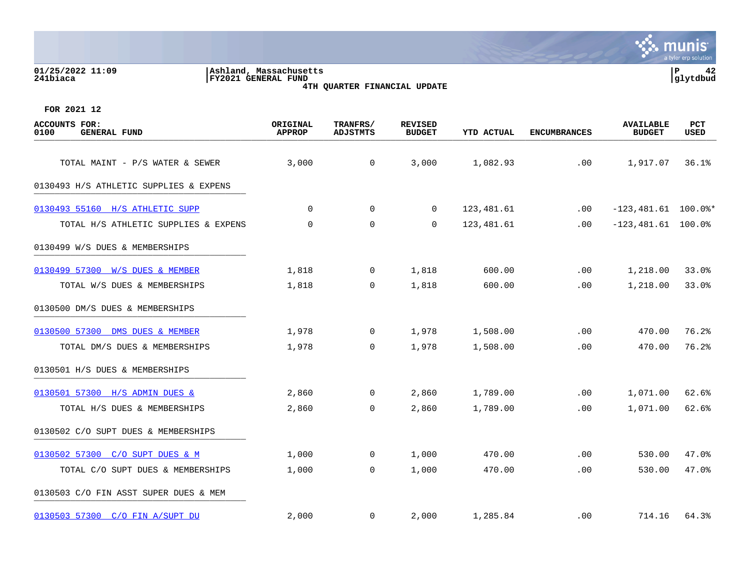01/25/2022 11:09
241biaca

Ashland, Massachusetts
FY2021 GENERAL FUND
4TH QUARTER FINANCIAL UPDATE

glytdbud

FOR 2021 12

| ACCOUNTS FOR: 0100 GENERAL FUND | ORIGINAL APPROP | TRANFRS/ ADJSTMTS | REVISED BUDGET | YTD ACTUAL | ENCUMBRANCES | AVAILABLE BUDGET | PCT USED |
|---|---|---|---|---|---|---|---|
| TOTAL MAINT - P/S WATER & SEWER | 3,000 | 0 | 3,000 | 1,082.93 | .00 | 1,917.07 | 36.1% |
| 0130493 H/S ATHLETIC SUPPLIES & EXPENS | | | | | | | |
| 0130493 55160 H/S ATHLETIC SUPP | 0 | 0 | 0 | 123,481.61 | .00 | -123,481.61 | 100.0%* |
| TOTAL H/S ATHLETIC SUPPLIES & EXPENS | 0 | 0 | 0 | 123,481.61 | .00 | -123,481.61 | 100.0% |
| 0130499 W/S DUES & MEMBERSHIPS | | | | | | | |
| 0130499 57300 W/S DUES & MEMBER | 1,818 | 0 | 1,818 | 600.00 | .00 | 1,218.00 | 33.0% |
| TOTAL W/S DUES & MEMBERSHIPS | 1,818 | 0 | 1,818 | 600.00 | .00 | 1,218.00 | 33.0% |
| 0130500 DM/S DUES & MEMBERSHIPS | | | | | | | |
| 0130500 57300 DMS DUES & MEMBER | 1,978 | 0 | 1,978 | 1,508.00 | .00 | 470.00 | 76.2% |
| TOTAL DM/S DUES & MEMBERSHIPS | 1,978 | 0 | 1,978 | 1,508.00 | .00 | 470.00 | 76.2% |
| 0130501 H/S DUES & MEMBERSHIPS | | | | | | | |
| 0130501 57300 H/S ADMIN DUES & | 2,860 | 0 | 2,860 | 1,789.00 | .00 | 1,071.00 | 62.6% |
| TOTAL H/S DUES & MEMBERSHIPS | 2,860 | 0 | 2,860 | 1,789.00 | .00 | 1,071.00 | 62.6% |
| 0130502 C/O SUPT DUES & MEMBERSHIPS | | | | | | | |
| 0130502 57300 C/O SUPT DUES & M | 1,000 | 0 | 1,000 | 470.00 | .00 | 530.00 | 47.0% |
| TOTAL C/O SUPT DUES & MEMBERSHIPS | 1,000 | 0 | 1,000 | 470.00 | .00 | 530.00 | 47.0% |
| 0130503 C/O FIN ASST SUPER DUES & MEM | | | | | | | |
| 0130503 57300 C/O FIN A/SUPT DU | 2,000 | 0 | 2,000 | 1,285.84 | .00 | 714.16 | 64.3% |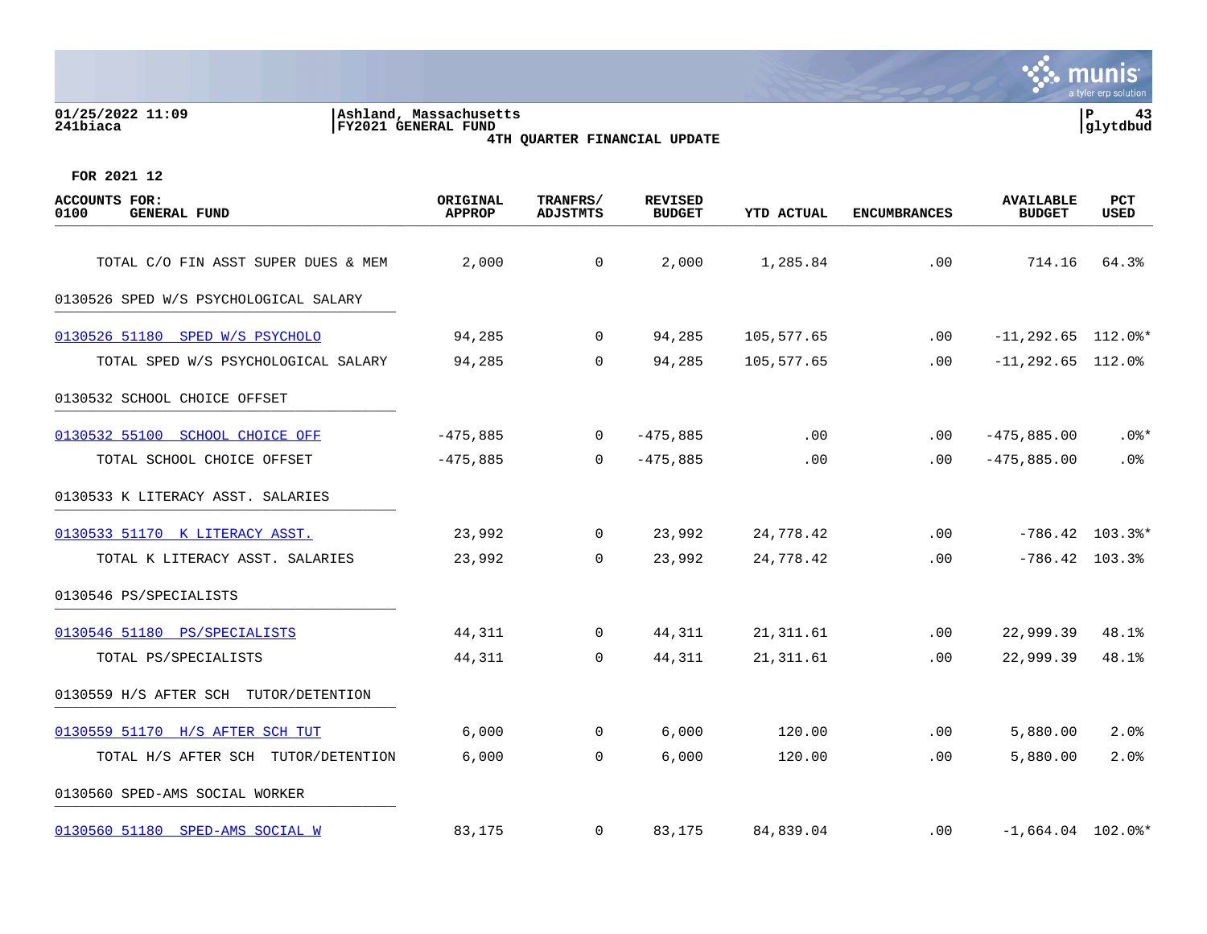FOR 2021 12

| ACCOUNTS FOR: 0100 GENERAL FUND | ORIGINAL APPROP | TRANFRS/ ADJSTMTS | REVISED BUDGET | YTD ACTUAL | ENCUMBRANCES | AVAILABLE BUDGET | PCT USED |
|---|---|---|---|---|---|---|---|
| TOTAL C/O FIN ASST SUPER DUES & MEM | 2,000 | 0 | 2,000 | 1,285.84 | .00 | 714.16 | 64.3% |
| 0130526 SPED W/S PSYCHOLOGICAL SALARY | | | | | | | |
| 0130526 51180 SPED W/S PSYCHOLO | 94,285 | 0 | 94,285 | 105,577.65 | .00 | -11,292.65 | 112.0%* |
| TOTAL SPED W/S PSYCHOLOGICAL SALARY | 94,285 | 0 | 94,285 | 105,577.65 | .00 | -11,292.65 | 112.0% |
| 0130532 SCHOOL CHOICE OFFSET | | | | | | | |
| 0130532 55100 SCHOOL CHOICE OFF | -475,885 | 0 | -475,885 | .00 | .00 | -475,885.00 | .0%* |
| TOTAL SCHOOL CHOICE OFFSET | -475,885 | 0 | -475,885 | .00 | .00 | -475,885.00 | .0% |
| 0130533 K LITERACY ASST. SALARIES | | | | | | | |
| 0130533 51170 K LITERACY ASST. | 23,992 | 0 | 23,992 | 24,778.42 | .00 | -786.42 | 103.3%* |
| TOTAL K LITERACY ASST. SALARIES | 23,992 | 0 | 23,992 | 24,778.42 | .00 | -786.42 | 103.3% |
| 0130546 PS/SPECIALISTS | | | | | | | |
| 0130546 51180 PS/SPECIALISTS | 44,311 | 0 | 44,311 | 21,311.61 | .00 | 22,999.39 | 48.1% |
| TOTAL PS/SPECIALISTS | 44,311 | 0 | 44,311 | 21,311.61 | .00 | 22,999.39 | 48.1% |
| 0130559 H/S AFTER SCH TUTOR/DETENTION | | | | | | | |
| 0130559 51170 H/S AFTER SCH TUT | 6,000 | 0 | 6,000 | 120.00 | .00 | 5,880.00 | 2.0% |
| TOTAL H/S AFTER SCH TUTOR/DETENTION | 6,000 | 0 | 6,000 | 120.00 | .00 | 5,880.00 | 2.0% |
| 0130560 SPED-AMS SOCIAL WORKER | | | | | | | |
| 0130560 51180 SPED-AMS SOCIAL W | 83,175 | 0 | 83,175 | 84,839.04 | .00 | -1,664.04 | 102.0%* |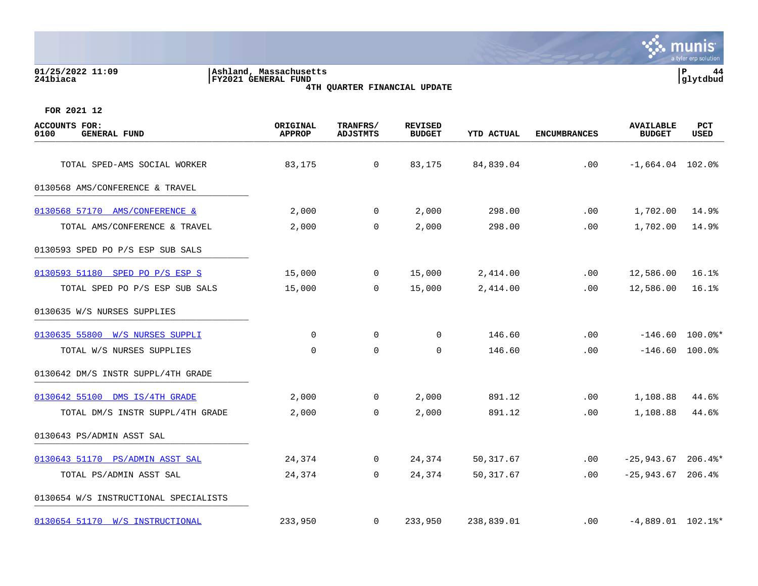01/25/2022 11:09 | Ashland, Massachusetts | P 44
241biaca | FY2021 GENERAL FUND | glytdbud

**4TH QUARTER FINANCIAL UPDATE**

**FOR 2021 12**

| ACCOUNTS FOR: 0100 GENERAL FUND | ORIGINAL APPROP | TRANFRS/ ADJSTMTS | REVISED BUDGET | YTD ACTUAL | ENCUMBRANCES | AVAILABLE BUDGET | PCT USED |
|---|---|---|---|---|---|---|---|
| TOTAL SPED-AMS SOCIAL WORKER | 83,175 | 0 | 83,175 | 84,839.04 | .00 | -1,664.04 | 102.0% |
| 0130568 AMS/CONFERENCE & TRAVEL | | | | | | | |
| 0130568 57170 AMS/CONFERENCE & | 2,000 | 0 | 2,000 | 298.00 | .00 | 1,702.00 | 14.9% |
| TOTAL AMS/CONFERENCE & TRAVEL | 2,000 | 0 | 2,000 | 298.00 | .00 | 1,702.00 | 14.9% |
| 0130593 SPED PO P/S ESP SUB SALS | | | | | | | |
| 0130593 51180 SPED PO P/S ESP S | 15,000 | 0 | 15,000 | 2,414.00 | .00 | 12,586.00 | 16.1% |
| TOTAL SPED PO P/S ESP SUB SALS | 15,000 | 0 | 15,000 | 2,414.00 | .00 | 12,586.00 | 16.1% |
| 0130635 W/S NURSES SUPPLIES | | | | | | | |
| 0130635 55800 W/S NURSES SUPPLI | 0 | 0 | 0 | 146.60 | .00 | -146.60 | 100.0%* |
| TOTAL W/S NURSES SUPPLIES | 0 | 0 | 0 | 146.60 | .00 | -146.60 | 100.0% |
| 0130642 DM/S INSTR SUPPL/4TH GRADE | | | | | | | |
| 0130642 55100 DMS IS/4TH GRADE | 2,000 | 0 | 2,000 | 891.12 | .00 | 1,108.88 | 44.6% |
| TOTAL DM/S INSTR SUPPL/4TH GRADE | 2,000 | 0 | 2,000 | 891.12 | .00 | 1,108.88 | 44.6% |
| 0130643 PS/ADMIN ASST SAL | | | | | | | |
| 0130643 51170 PS/ADMIN ASST SAL | 24,374 | 0 | 24,374 | 50,317.67 | .00 | -25,943.67 | 206.4%* |
| TOTAL PS/ADMIN ASST SAL | 24,374 | 0 | 24,374 | 50,317.67 | .00 | -25,943.67 | 206.4% |
| 0130654 W/S INSTRUCTIONAL SPECIALISTS | | | | | | | |
| 0130654 51170 W/S INSTRUCTIONAL | 233,950 | 0 | 233,950 | 238,839.01 | .00 | -4,889.01 | 102.1%* |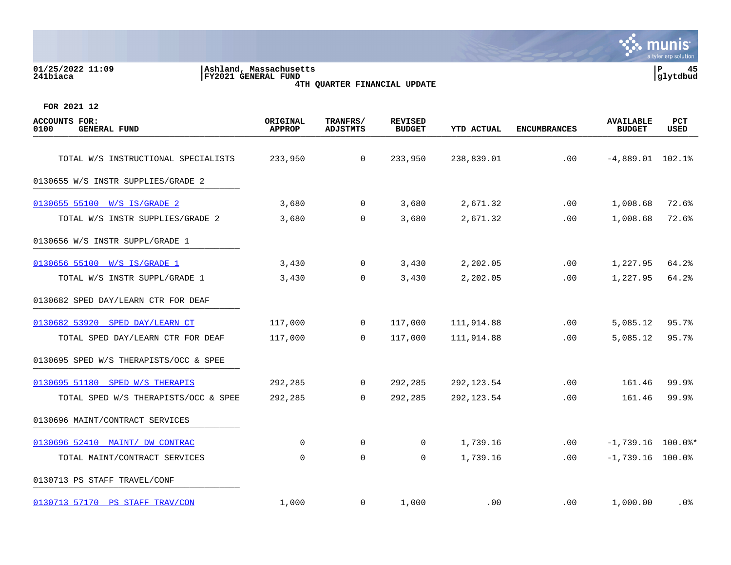**FOR 2021 12**

| ACCOUNTS FOR: 0100 GENERAL FUND | ORIGINAL APPROP | TRANFRS/ ADJSTMTS | REVISED BUDGET | YTD ACTUAL | ENCUMBRANCES | AVAILABLE BUDGET | PCT USED |
|---|---|---|---|---|---|---|---|
| TOTAL W/S INSTRUCTIONAL SPECIALISTS | 233,950 | 0 | 233,950 | 238,839.01 | .00 | -4,889.01 | 102.1% |
| 0130655 W/S INSTR SUPPLIES/GRADE 2 | | | | | | | |
| 0130655 55100 W/S IS/GRADE 2 | 3,680 | 0 | 3,680 | 2,671.32 | .00 | 1,008.68 | 72.6% |
| TOTAL W/S INSTR SUPPLIES/GRADE 2 | 3,680 | 0 | 3,680 | 2,671.32 | .00 | 1,008.68 | 72.6% |
| 0130656 W/S INSTR SUPPL/GRADE 1 | | | | | | | |
| 0130656 55100 W/S IS/GRADE 1 | 3,430 | 0 | 3,430 | 2,202.05 | .00 | 1,227.95 | 64.2% |
| TOTAL W/S INSTR SUPPL/GRADE 1 | 3,430 | 0 | 3,430 | 2,202.05 | .00 | 1,227.95 | 64.2% |
| 0130682 SPED DAY/LEARN CTR FOR DEAF | | | | | | | |
| 0130682 53920 SPED DAY/LEARN CT | 117,000 | 0 | 117,000 | 111,914.88 | .00 | 5,085.12 | 95.7% |
| TOTAL SPED DAY/LEARN CTR FOR DEAF | 117,000 | 0 | 117,000 | 111,914.88 | .00 | 5,085.12 | 95.7% |
| 0130695 SPED W/S THERAPISTS/OCC & SPEE | | | | | | | |
| 0130695 51180 SPED W/S THERAPIS | 292,285 | 0 | 292,285 | 292,123.54 | .00 | 161.46 | 99.9% |
| TOTAL SPED W/S THERAPISTS/OCC & SPEE | 292,285 | 0 | 292,285 | 292,123.54 | .00 | 161.46 | 99.9% |
| 0130696 MAINT/CONTRACT SERVICES | | | | | | | |
| 0130696 52410 MAINT/ DW CONTRAC | 0 | 0 | 0 | 1,739.16 | .00 | -1,739.16 | 100.0%* |
| TOTAL MAINT/CONTRACT SERVICES | 0 | 0 | 0 | 1,739.16 | .00 | -1,739.16 | 100.0% |
| 0130713 PS STAFF TRAVEL/CONF | | | | | | | |
| 0130713 57170 PS STAFF TRAV/CON | 1,000 | 0 | 1,000 | .00 | .00 | 1,000.00 | .0% |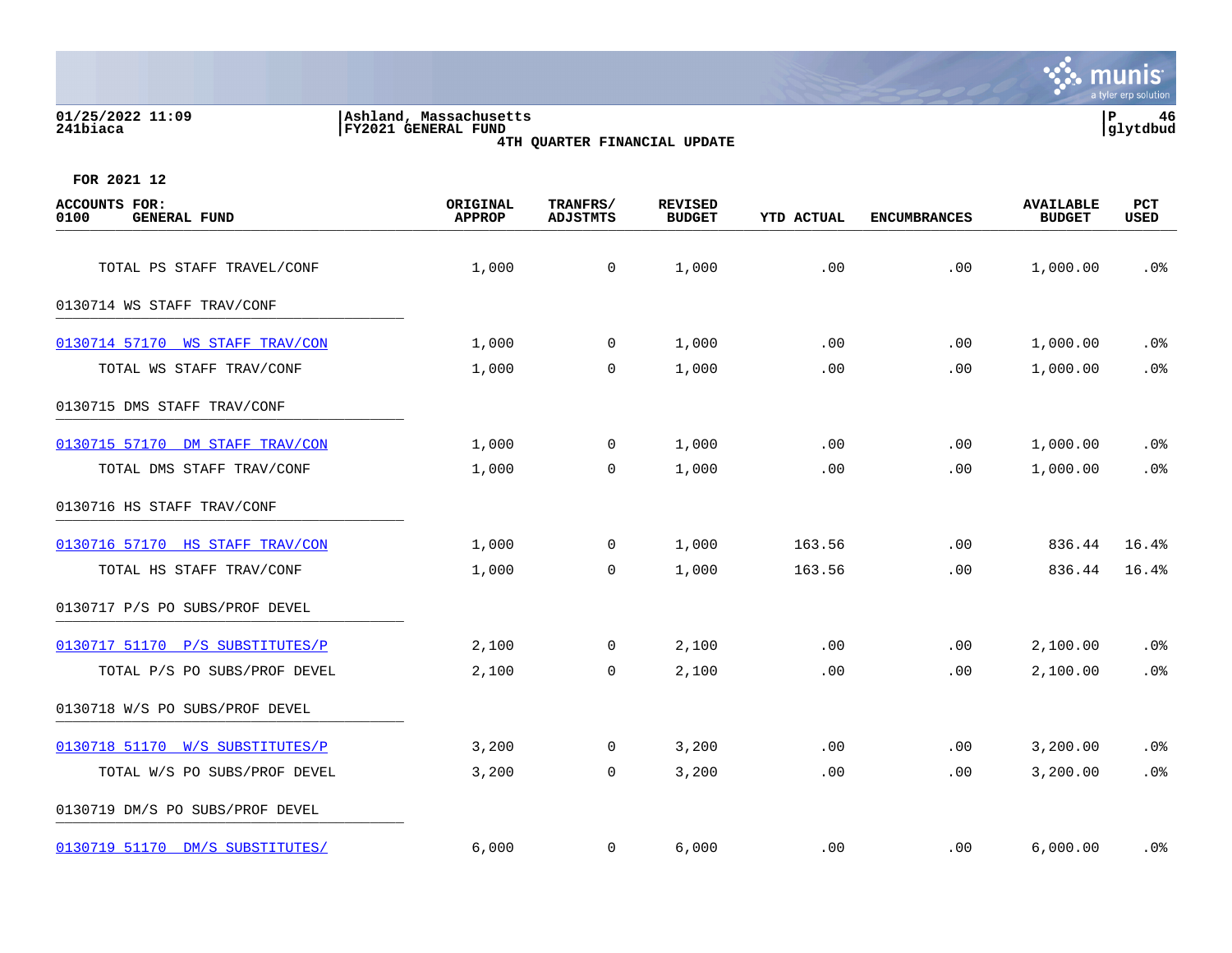01/25/2022 11:09
241biaca

Ashland, Massachusetts
FY2021 GENERAL FUND
4TH QUARTER FINANCIAL UPDATE

FOR 2021 12

| ACCOUNTS FOR: 0100 GENERAL FUND | ORIGINAL APPROP | TRANFRS/ ADJSTMTS | REVISED BUDGET | YTD ACTUAL | ENCUMBRANCES | AVAILABLE BUDGET | PCT USED |
|---|---|---|---|---|---|---|---|
| TOTAL PS STAFF TRAVEL/CONF | 1,000 | 0 | 1,000 | .00 | .00 | 1,000.00 | .0% |
| **0130714 WS STAFF TRAV/CONF** | | | | | | | |
| 0130714 57170 WS STAFF TRAV/CON | 1,000 | 0 | 1,000 | .00 | .00 | 1,000.00 | .0% |
| TOTAL WS STAFF TRAV/CONF | 1,000 | 0 | 1,000 | .00 | .00 | 1,000.00 | .0% |
| **0130715 DMS STAFF TRAV/CONF** | | | | | | | |
| 0130715 57170 DM STAFF TRAV/CON | 1,000 | 0 | 1,000 | .00 | .00 | 1,000.00 | .0% |
| TOTAL DMS STAFF TRAV/CONF | 1,000 | 0 | 1,000 | .00 | .00 | 1,000.00 | .0% |
| **0130716 HS STAFF TRAV/CONF** | | | | | | | |
| 0130716 57170 HS STAFF TRAV/CON | 1,000 | 0 | 1,000 | 163.56 | .00 | 836.44 | 16.4% |
| TOTAL HS STAFF TRAV/CONF | 1,000 | 0 | 1,000 | 163.56 | .00 | 836.44 | 16.4% |
| **0130717 P/S PO SUBS/PROF DEVEL** | | | | | | | |
| 0130717 51170 P/S SUBSTITUTES/P | 2,100 | 0 | 2,100 | .00 | .00 | 2,100.00 | .0% |
| TOTAL P/S PO SUBS/PROF DEVEL | 2,100 | 0 | 2,100 | .00 | .00 | 2,100.00 | .0% |
| **0130718 W/S PO SUBS/PROF DEVEL** | | | | | | | |
| 0130718 51170 W/S SUBSTITUTES/P | 3,200 | 0 | 3,200 | .00 | .00 | 3,200.00 | .0% |
| TOTAL W/S PO SUBS/PROF DEVEL | 3,200 | 0 | 3,200 | .00 | .00 | 3,200.00 | .0% |
| **0130719 DM/S PO SUBS/PROF DEVEL** | | | | | | | |
| 0130719 51170 DM/S SUBSTITUTES/ | 6,000 | 0 | 6,000 | .00 | .00 | 6,000.00 | .0% |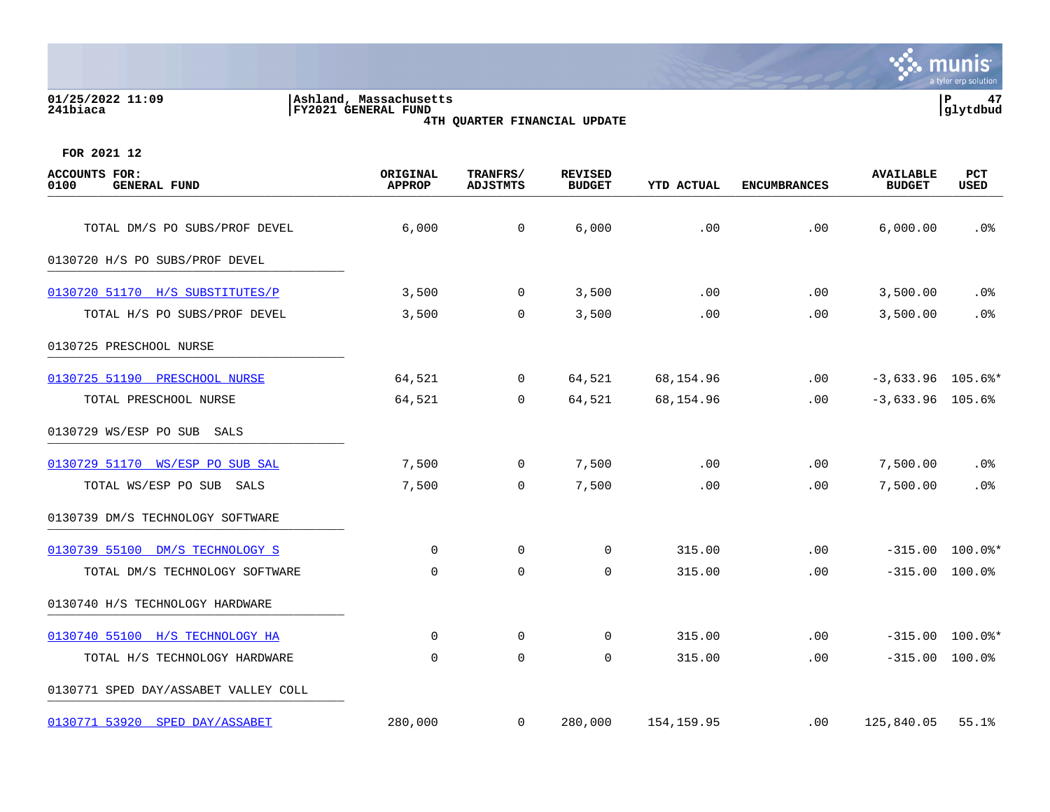FOR 2021 12

| ACCOUNTS FOR: 0100 GENERAL FUND | ORIGINAL APPROP | TRANFRS/ ADJSTMTS | REVISED BUDGET | YTD ACTUAL | ENCUMBRANCES | AVAILABLE BUDGET | PCT USED |
|---|---|---|---|---|---|---|---|
| TOTAL DM/S PO SUBS/PROF DEVEL | 6,000 | 0 | 6,000 | .00 | .00 | 6,000.00 | .0% |
| 0130720 H/S PO SUBS/PROF DEVEL | | | | | | | |
| 0130720 51170 H/S SUBSTITUTES/P | 3,500 | 0 | 3,500 | .00 | .00 | 3,500.00 | .0% |
| TOTAL H/S PO SUBS/PROF DEVEL | 3,500 | 0 | 3,500 | .00 | .00 | 3,500.00 | .0% |
| 0130725 PRESCHOOL NURSE | | | | | | | |
| 0130725 51190 PRESCHOOL NURSE | 64,521 | 0 | 64,521 | 68,154.96 | .00 | -3,633.96 | 105.6%* |
| TOTAL PRESCHOOL NURSE | 64,521 | 0 | 64,521 | 68,154.96 | .00 | -3,633.96 | 105.6% |
| 0130729 WS/ESP PO SUB SALS | | | | | | | |
| 0130729 51170 WS/ESP PO SUB SAL | 7,500 | 0 | 7,500 | .00 | .00 | 7,500.00 | .0% |
| TOTAL WS/ESP PO SUB SALS | 7,500 | 0 | 7,500 | .00 | .00 | 7,500.00 | .0% |
| 0130739 DM/S TECHNOLOGY SOFTWARE | | | | | | | |
| 0130739 55100 DM/S TECHNOLOGY S | 0 | 0 | 0 | 315.00 | .00 | -315.00 | 100.0%* |
| TOTAL DM/S TECHNOLOGY SOFTWARE | 0 | 0 | 0 | 315.00 | .00 | -315.00 | 100.0% |
| 0130740 H/S TECHNOLOGY HARDWARE | | | | | | | |
| 0130740 55100 H/S TECHNOLOGY HA | 0 | 0 | 0 | 315.00 | .00 | -315.00 | 100.0%* |
| TOTAL H/S TECHNOLOGY HARDWARE | 0 | 0 | 0 | 315.00 | .00 | -315.00 | 100.0% |
| 0130771 SPED DAY/ASSABET VALLEY COLL | | | | | | | |
| 0130771 53920 SPED DAY/ASSABET | 280,000 | 0 | 280,000 | 154,159.95 | .00 | 125,840.05 | 55.1% |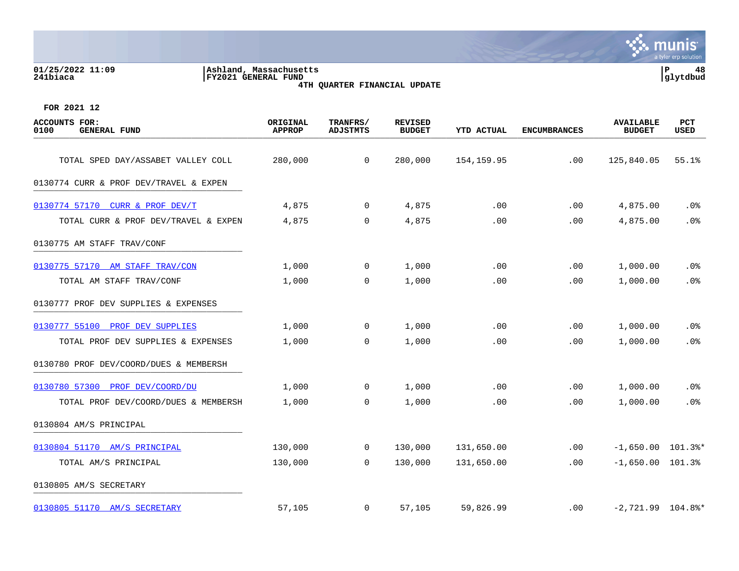FOR 2021 12

| ACCOUNTS FOR: 0100 GENERAL FUND | ORIGINAL APPROP | TRANFRS/ ADJSTMTS | REVISED BUDGET | YTD ACTUAL | ENCUMBRANCES | AVAILABLE BUDGET | PCT USED |
|---|---|---|---|---|---|---|---|
| TOTAL SPED DAY/ASSABET VALLEY COLL | 280,000 | 0 | 280,000 | 154,159.95 | .00 | 125,840.05 | 55.1% |
| 0130774 CURR & PROF DEV/TRAVEL & EXPEN | | | | | | | |
| 0130774 57170 CURR & PROF DEV/T | 4,875 | 0 | 4,875 | .00 | .00 | 4,875.00 | .0% |
| TOTAL CURR & PROF DEV/TRAVEL & EXPEN | 4,875 | 0 | 4,875 | .00 | .00 | 4,875.00 | .0% |
| 0130775 AM STAFF TRAV/CONF | | | | | | | |
| 0130775 57170 AM STAFF TRAV/CON | 1,000 | 0 | 1,000 | .00 | .00 | 1,000.00 | .0% |
| TOTAL AM STAFF TRAV/CONF | 1,000 | 0 | 1,000 | .00 | .00 | 1,000.00 | .0% |
| 0130777 PROF DEV SUPPLIES & EXPENSES | | | | | | | |
| 0130777 55100 PROF DEV SUPPLIES | 1,000 | 0 | 1,000 | .00 | .00 | 1,000.00 | .0% |
| TOTAL PROF DEV SUPPLIES & EXPENSES | 1,000 | 0 | 1,000 | .00 | .00 | 1,000.00 | .0% |
| 0130780 PROF DEV/COORD/DUES & MEMBERSH | | | | | | | |
| 0130780 57300 PROF DEV/COORD/DU | 1,000 | 0 | 1,000 | .00 | .00 | 1,000.00 | .0% |
| TOTAL PROF DEV/COORD/DUES & MEMBERSH | 1,000 | 0 | 1,000 | .00 | .00 | 1,000.00 | .0% |
| 0130804 AM/S PRINCIPAL | | | | | | | |
| 0130804 51170 AM/S PRINCIPAL | 130,000 | 0 | 130,000 | 131,650.00 | .00 | -1,650.00 | 101.3%* |
| TOTAL AM/S PRINCIPAL | 130,000 | 0 | 130,000 | 131,650.00 | .00 | -1,650.00 | 101.3% |
| 0130805 AM/S SECRETARY | | | | | | | |
| 0130805 51170 AM/S SECRETARY | 57,105 | 0 | 57,105 | 59,826.99 | .00 | -2,721.99 | 104.8%* |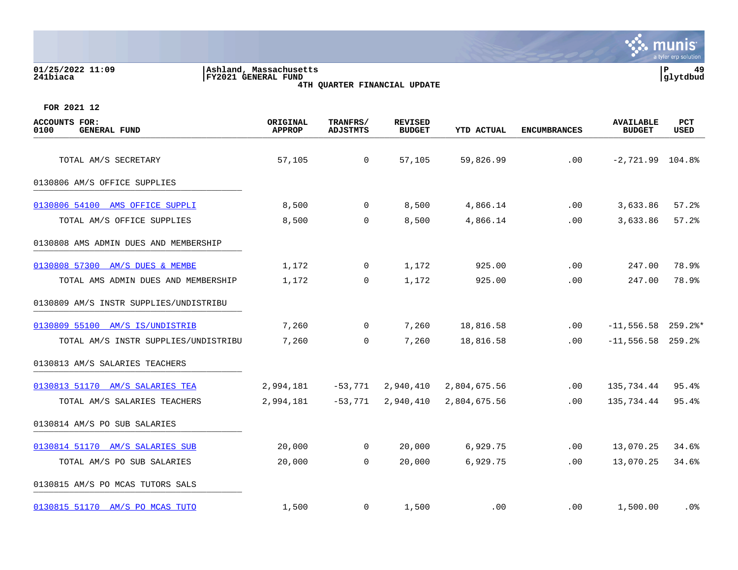01/25/2022 11:09 | Ashland, Massachusetts | P 49
241biaca | FY2021 GENERAL FUND | glytdbud

**4TH QUARTER FINANCIAL UPDATE**

**FOR 2021 12**

| ACCOUNTS FOR: 0100 GENERAL FUND | ORIGINAL APPROP | TRANFRS/ ADJSTMTS | REVISED BUDGET | YTD ACTUAL | ENCUMBRANCES | AVAILABLE BUDGET | PCT USED |
|---|---|---|---|---|---|---|---|
| TOTAL AM/S SECRETARY | 57,105 | 0 | 57,105 | 59,826.99 | .00 | -2,721.99 | 104.8% |
| 0130806 AM/S OFFICE SUPPLIES | | | | | | | |
| 0130806 54100 AMS OFFICE SUPPLI | 8,500 | 0 | 8,500 | 4,866.14 | .00 | 3,633.86 | 57.2% |
| TOTAL AM/S OFFICE SUPPLIES | 8,500 | 0 | 8,500 | 4,866.14 | .00 | 3,633.86 | 57.2% |
| 0130808 AMS ADMIN DUES AND MEMBERSHIP | | | | | | | |
| 0130808 57300 AM/S DUES & MEMBE | 1,172 | 0 | 1,172 | 925.00 | .00 | 247.00 | 78.9% |
| TOTAL AMS ADMIN DUES AND MEMBERSHIP | 1,172 | 0 | 1,172 | 925.00 | .00 | 247.00 | 78.9% |
| 0130809 AM/S INSTR SUPPLIES/UNDISTRIBU | | | | | | | |
| 0130809 55100 AM/S IS/UNDISTRIB | 7,260 | 0 | 7,260 | 18,816.58 | .00 | -11,556.58 | 259.2%* |
| TOTAL AM/S INSTR SUPPLIES/UNDISTRIBU | 7,260 | 0 | 7,260 | 18,816.58 | .00 | -11,556.58 | 259.2% |
| 0130813 AM/S SALARIES TEACHERS | | | | | | | |
| 0130813 51170 AM/S SALARIES TEA | 2,994,181 | -53,771 | 2,940,410 | 2,804,675.56 | .00 | 135,734.44 | 95.4% |
| TOTAL AM/S SALARIES TEACHERS | 2,994,181 | -53,771 | 2,940,410 | 2,804,675.56 | .00 | 135,734.44 | 95.4% |
| 0130814 AM/S PO SUB SALARIES | | | | | | | |
| 0130814 51170 AM/S SALARIES SUB | 20,000 | 0 | 20,000 | 6,929.75 | .00 | 13,070.25 | 34.6% |
| TOTAL AM/S PO SUB SALARIES | 20,000 | 0 | 20,000 | 6,929.75 | .00 | 13,070.25 | 34.6% |
| 0130815 AM/S PO MCAS TUTORS SALS | | | | | | | |
| 0130815 51170 AM/S PO MCAS TUTO | 1,500 | 0 | 1,500 | .00 | .00 | 1,500.00 | .0% |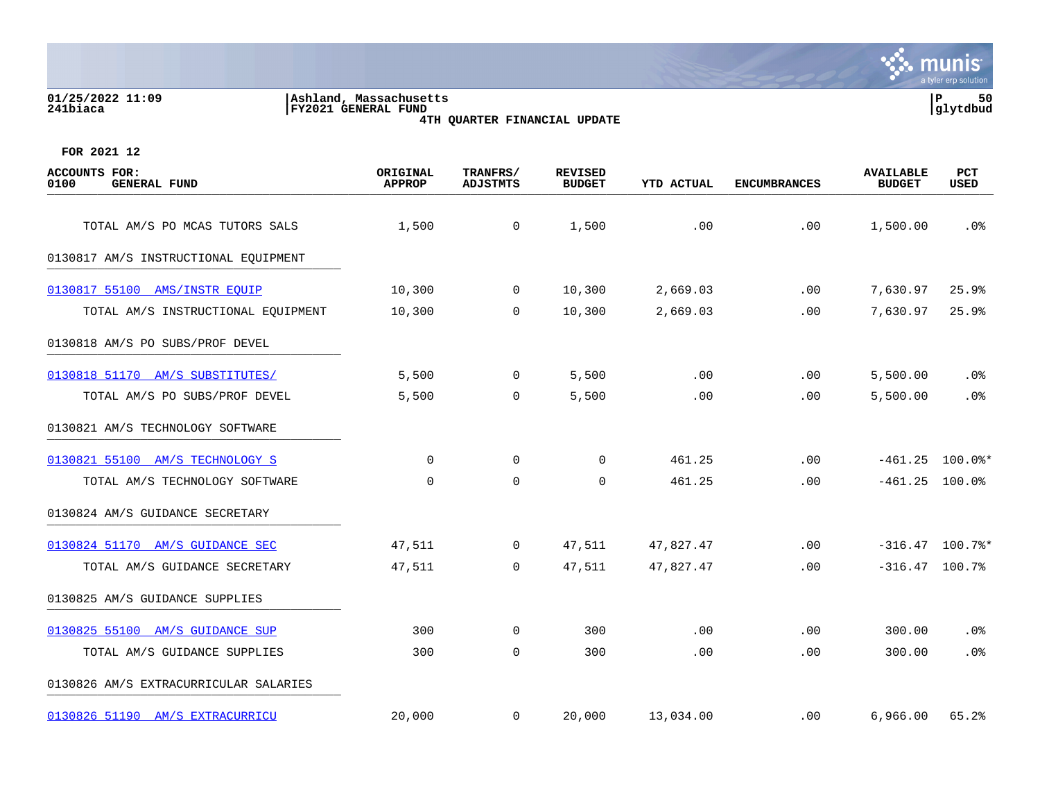FOR 2021 12

| ACCOUNTS FOR: 0100 GENERAL FUND | ORIGINAL APPROP | TRANFRS/ ADJSTMTS | REVISED BUDGET | YTD ACTUAL | ENCUMBRANCES | AVAILABLE BUDGET | PCT USED |
|---|---|---|---|---|---|---|---|
| TOTAL AM/S PO MCAS TUTORS SALS | 1,500 | 0 | 1,500 | .00 | .00 | 1,500.00 | .0% |
| 0130817 AM/S INSTRUCTIONAL EQUIPMENT | | | | | | | |
| 0130817 55100 AMS/INSTR EQUIP | 10,300 | 0 | 10,300 | 2,669.03 | .00 | 7,630.97 | 25.9% |
| TOTAL AM/S INSTRUCTIONAL EQUIPMENT | 10,300 | 0 | 10,300 | 2,669.03 | .00 | 7,630.97 | 25.9% |
| 0130818 AM/S PO SUBS/PROF DEVEL | | | | | | | |
| 0130818 51170 AM/S SUBSTITUTES/ | 5,500 | 0 | 5,500 | .00 | .00 | 5,500.00 | .0% |
| TOTAL AM/S PO SUBS/PROF DEVEL | 5,500 | 0 | 5,500 | .00 | .00 | 5,500.00 | .0% |
| 0130821 AM/S TECHNOLOGY SOFTWARE | | | | | | | |
| 0130821 55100 AM/S TECHNOLOGY S | 0 | 0 | 0 | 461.25 | .00 | -461.25 | 100.0%* |
| TOTAL AM/S TECHNOLOGY SOFTWARE | 0 | 0 | 0 | 461.25 | .00 | -461.25 | 100.0% |
| 0130824 AM/S GUIDANCE SECRETARY | | | | | | | |
| 0130824 51170 AM/S GUIDANCE SEC | 47,511 | 0 | 47,511 | 47,827.47 | .00 | -316.47 | 100.7%* |
| TOTAL AM/S GUIDANCE SECRETARY | 47,511 | 0 | 47,511 | 47,827.47 | .00 | -316.47 | 100.7% |
| 0130825 AM/S GUIDANCE SUPPLIES | | | | | | | |
| 0130825 55100 AM/S GUIDANCE SUP | 300 | 0 | 300 | .00 | .00 | 300.00 | .0% |
| TOTAL AM/S GUIDANCE SUPPLIES | 300 | 0 | 300 | .00 | .00 | 300.00 | .0% |
| 0130826 AM/S EXTRACURRICULAR SALARIES | | | | | | | |
| 0130826 51190 AM/S EXTRACURRICU | 20,000 | 0 | 20,000 | 13,034.00 | .00 | 6,966.00 | 65.2% |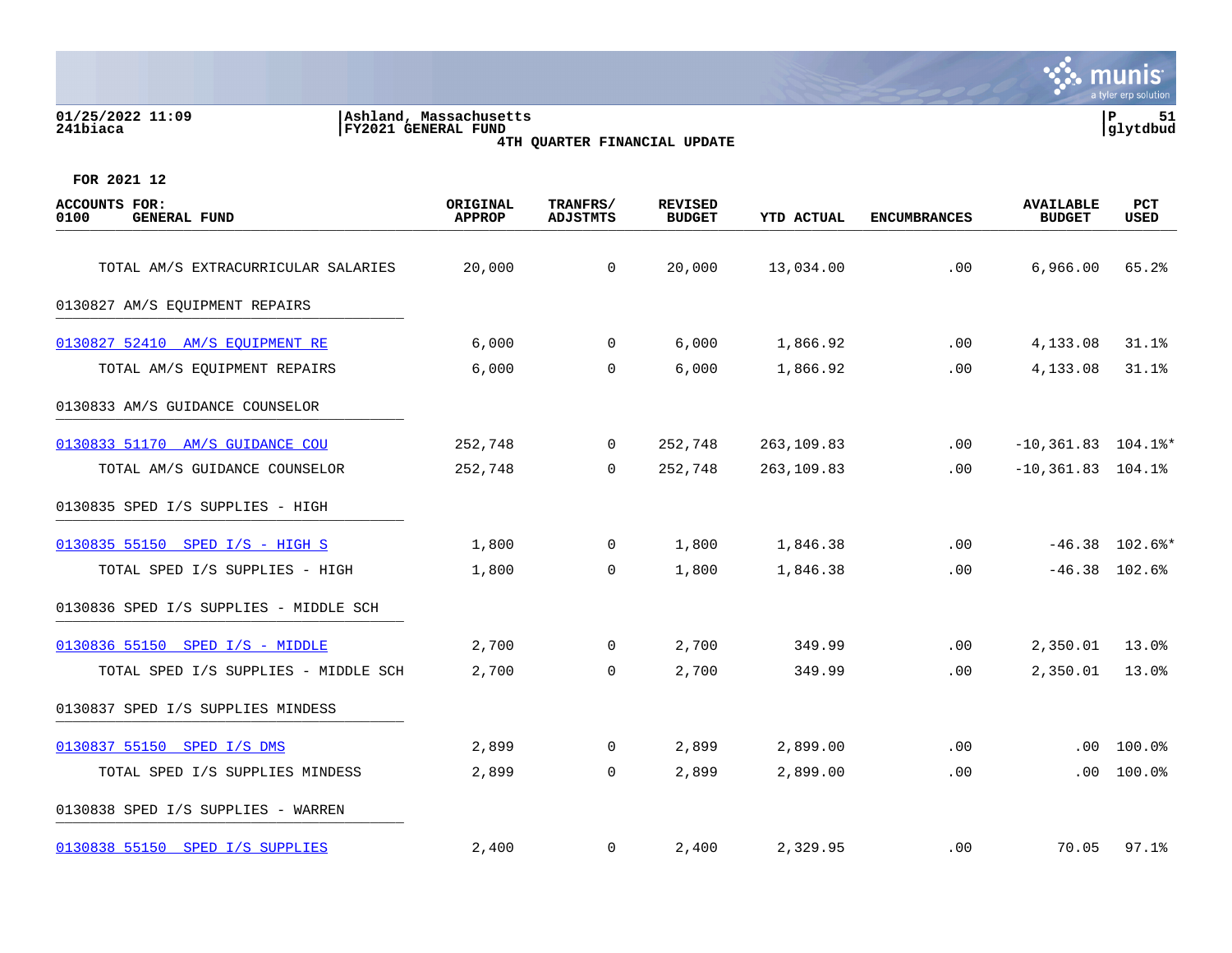01/25/2022 11:09 | Ashland, Massachusetts | P 51
241biaca | FY2021 GENERAL FUND | glytdbud

4TH QUARTER FINANCIAL UPDATE

FOR 2021 12

| ACCOUNTS FOR: 0100 GENERAL FUND | ORIGINAL APPROP | TRANFRS/ ADJSTMTS | REVISED BUDGET | YTD ACTUAL | ENCUMBRANCES | AVAILABLE BUDGET | PCT USED |
|---|---|---|---|---|---|---|---|
| TOTAL AM/S EXTRACURRICULAR SALARIES | 20,000 | 0 | 20,000 | 13,034.00 | .00 | 6,966.00 | 65.2% |
| 0130827 AM/S EQUIPMENT REPAIRS | | | | | | | |
| 0130827 52410 AM/S EQUIPMENT RE | 6,000 | 0 | 6,000 | 1,866.92 | .00 | 4,133.08 | 31.1% |
| TOTAL AM/S EQUIPMENT REPAIRS | 6,000 | 0 | 6,000 | 1,866.92 | .00 | 4,133.08 | 31.1% |
| 0130833 AM/S GUIDANCE COUNSELOR | | | | | | | |
| 0130833 51170 AM/S GUIDANCE COU | 252,748 | 0 | 252,748 | 263,109.83 | .00 | -10,361.83 | 104.1%* |
| TOTAL AM/S GUIDANCE COUNSELOR | 252,748 | 0 | 252,748 | 263,109.83 | .00 | -10,361.83 | 104.1% |
| 0130835 SPED I/S SUPPLIES - HIGH | | | | | | | |
| 0130835 55150 SPED I/S - HIGH S | 1,800 | 0 | 1,800 | 1,846.38 | .00 | -46.38 | 102.6%* |
| TOTAL SPED I/S SUPPLIES - HIGH | 1,800 | 0 | 1,800 | 1,846.38 | .00 | -46.38 | 102.6% |
| 0130836 SPED I/S SUPPLIES - MIDDLE SCH | | | | | | | |
| 0130836 55150 SPED I/S - MIDDLE | 2,700 | 0 | 2,700 | 349.99 | .00 | 2,350.01 | 13.0% |
| TOTAL SPED I/S SUPPLIES - MIDDLE SCH | 2,700 | 0 | 2,700 | 349.99 | .00 | 2,350.01 | 13.0% |
| 0130837 SPED I/S SUPPLIES MINDESS | | | | | | | |
| 0130837 55150 SPED I/S DMS | 2,899 | 0 | 2,899 | 2,899.00 | .00 | .00 | 100.0% |
| TOTAL SPED I/S SUPPLIES MINDESS | 2,899 | 0 | 2,899 | 2,899.00 | .00 | .00 | 100.0% |
| 0130838 SPED I/S SUPPLIES - WARREN | | | | | | | |
| 0130838 55150 SPED I/S SUPPLIES | 2,400 | 0 | 2,400 | 2,329.95 | .00 | 70.05 | 97.1% |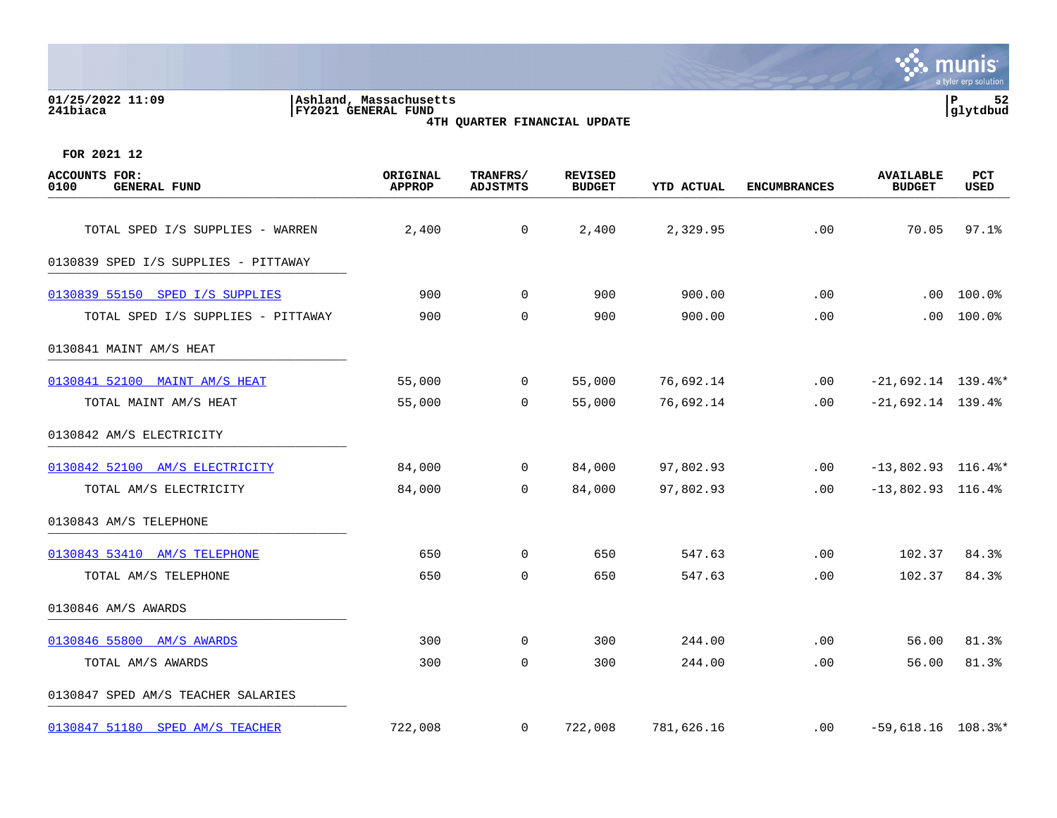Ashland, Massachusetts
FY2021 GENERAL FUND
4TH QUARTER FINANCIAL UPDATE

FOR 2021 12

| ACCOUNTS FOR: 0100 GENERAL FUND | ORIGINAL APPROP | TRANFRS/ ADJSTMTS | REVISED BUDGET | YTD ACTUAL | ENCUMBRANCES | AVAILABLE BUDGET | PCT USED |
|---|---|---|---|---|---|---|---|
| TOTAL SPED I/S SUPPLIES - WARREN | 2,400 | 0 | 2,400 | 2,329.95 | .00 | 70.05 | 97.1% |
| 0130839 SPED I/S SUPPLIES - PITTAWAY | | | | | | | |
| 0130839 55150 SPED I/S SUPPLIES | 900 | 0 | 900 | 900.00 | .00 | .00 | 100.0% |
| TOTAL SPED I/S SUPPLIES - PITTAWAY | 900 | 0 | 900 | 900.00 | .00 | .00 | 100.0% |
| 0130841 MAINT AM/S HEAT | | | | | | | |
| 0130841 52100 MAINT AM/S HEAT | 55,000 | 0 | 55,000 | 76,692.14 | .00 | -21,692.14 | 139.4%* |
| TOTAL MAINT AM/S HEAT | 55,000 | 0 | 55,000 | 76,692.14 | .00 | -21,692.14 | 139.4% |
| 0130842 AM/S ELECTRICITY | | | | | | | |
| 0130842 52100 AM/S ELECTRICITY | 84,000 | 0 | 84,000 | 97,802.93 | .00 | -13,802.93 | 116.4%* |
| TOTAL AM/S ELECTRICITY | 84,000 | 0 | 84,000 | 97,802.93 | .00 | -13,802.93 | 116.4% |
| 0130843 AM/S TELEPHONE | | | | | | | |
| 0130843 53410 AM/S TELEPHONE | 650 | 0 | 650 | 547.63 | .00 | 102.37 | 84.3% |
| TOTAL AM/S TELEPHONE | 650 | 0 | 650 | 547.63 | .00 | 102.37 | 84.3% |
| 0130846 AM/S AWARDS | | | | | | | |
| 0130846 55800 AM/S AWARDS | 300 | 0 | 300 | 244.00 | .00 | 56.00 | 81.3% |
| TOTAL AM/S AWARDS | 300 | 0 | 300 | 244.00 | .00 | 56.00 | 81.3% |
| 0130847 SPED AM/S TEACHER SALARIES | | | | | | | |
| 0130847 51180 SPED AM/S TEACHER | 722,008 | 0 | 722,008 | 781,626.16 | .00 | -59,618.16 | 108.3%* |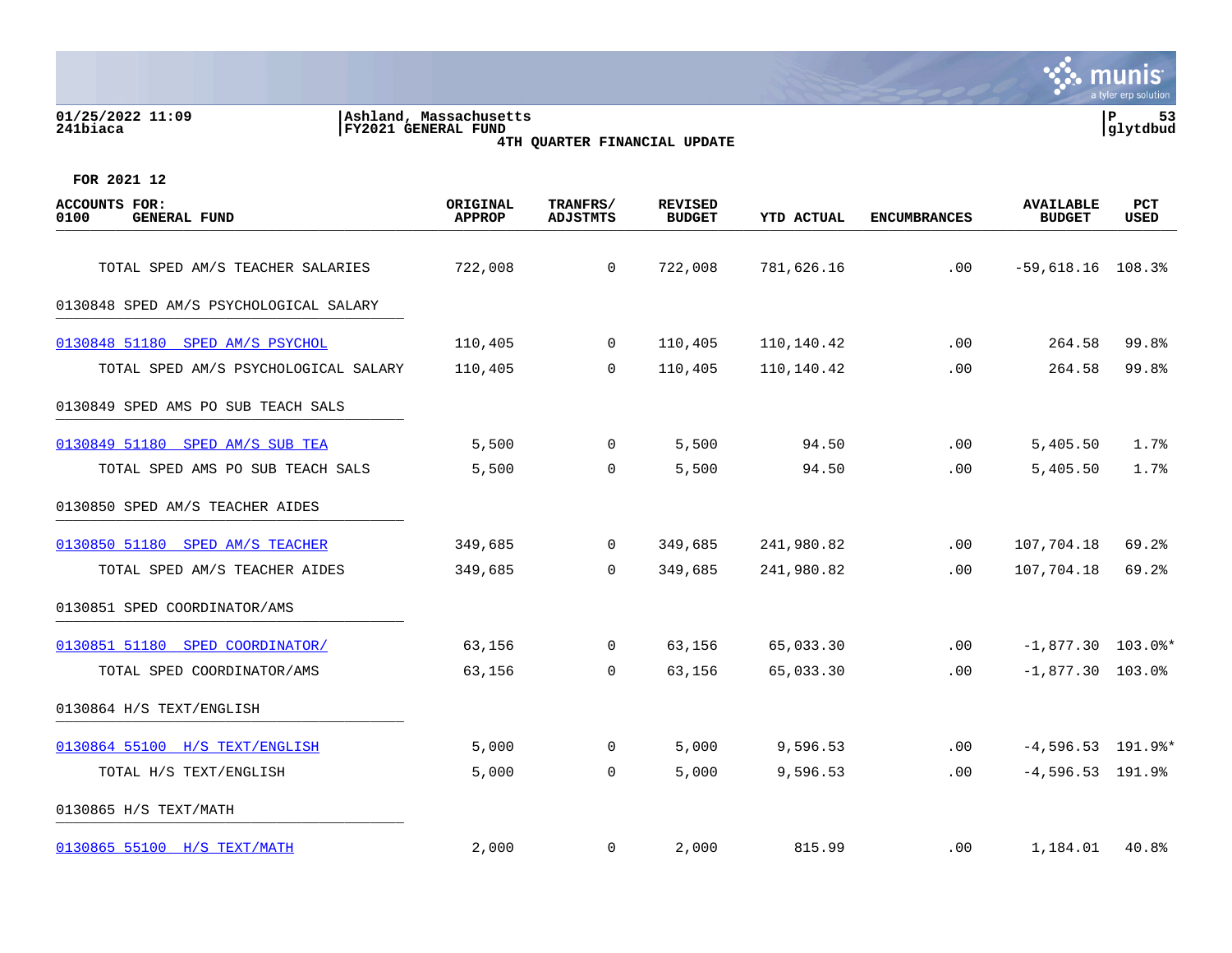01/25/2022 11:09
241biaca

Ashland, Massachusetts
FY2021 GENERAL FUND
4TH QUARTER FINANCIAL UPDATE

glytdbud

FOR 2021 12

| ACCOUNTS FOR: 0100 GENERAL FUND | ORIGINAL APPROP | TRANFRS/ ADJSTMTS | REVISED BUDGET | YTD ACTUAL | ENCUMBRANCES | AVAILABLE BUDGET | PCT USED |
|---|---|---|---|---|---|---|---|
| TOTAL SPED AM/S TEACHER SALARIES | 722,008 | 0 | 722,008 | 781,626.16 | .00 | -59,618.16 | 108.3% |
| 0130848 SPED AM/S PSYCHOLOGICAL SALARY | | | | | | | |
| 0130848 51180 SPED AM/S PSYCHOL | 110,405 | 0 | 110,405 | 110,140.42 | .00 | 264.58 | 99.8% |
| TOTAL SPED AM/S PSYCHOLOGICAL SALARY | 110,405 | 0 | 110,405 | 110,140.42 | .00 | 264.58 | 99.8% |
| 0130849 SPED AMS PO SUB TEACH SALS | | | | | | | |
| 0130849 51180 SPED AM/S SUB TEA | 5,500 | 0 | 5,500 | 94.50 | .00 | 5,405.50 | 1.7% |
| TOTAL SPED AMS PO SUB TEACH SALS | 5,500 | 0 | 5,500 | 94.50 | .00 | 5,405.50 | 1.7% |
| 0130850 SPED AM/S TEACHER AIDES | | | | | | | |
| 0130850 51180 SPED AM/S TEACHER | 349,685 | 0 | 349,685 | 241,980.82 | .00 | 107,704.18 | 69.2% |
| TOTAL SPED AM/S TEACHER AIDES | 349,685 | 0 | 349,685 | 241,980.82 | .00 | 107,704.18 | 69.2% |
| 0130851 SPED COORDINATOR/AMS | | | | | | | |
| 0130851 51180 SPED COORDINATOR/ | 63,156 | 0 | 63,156 | 65,033.30 | .00 | -1,877.30 | 103.0%* |
| TOTAL SPED COORDINATOR/AMS | 63,156 | 0 | 63,156 | 65,033.30 | .00 | -1,877.30 | 103.0% |
| 0130864 H/S TEXT/ENGLISH | | | | | | | |
| 0130864 55100 H/S TEXT/ENGLISH | 5,000 | 0 | 5,000 | 9,596.53 | .00 | -4,596.53 | 191.9%* |
| TOTAL H/S TEXT/ENGLISH | 5,000 | 0 | 5,000 | 9,596.53 | .00 | -4,596.53 | 191.9% |
| 0130865 H/S TEXT/MATH | | | | | | | |
| 0130865 55100 H/S TEXT/MATH | 2,000 | 0 | 2,000 | 815.99 | .00 | 1,184.01 | 40.8% |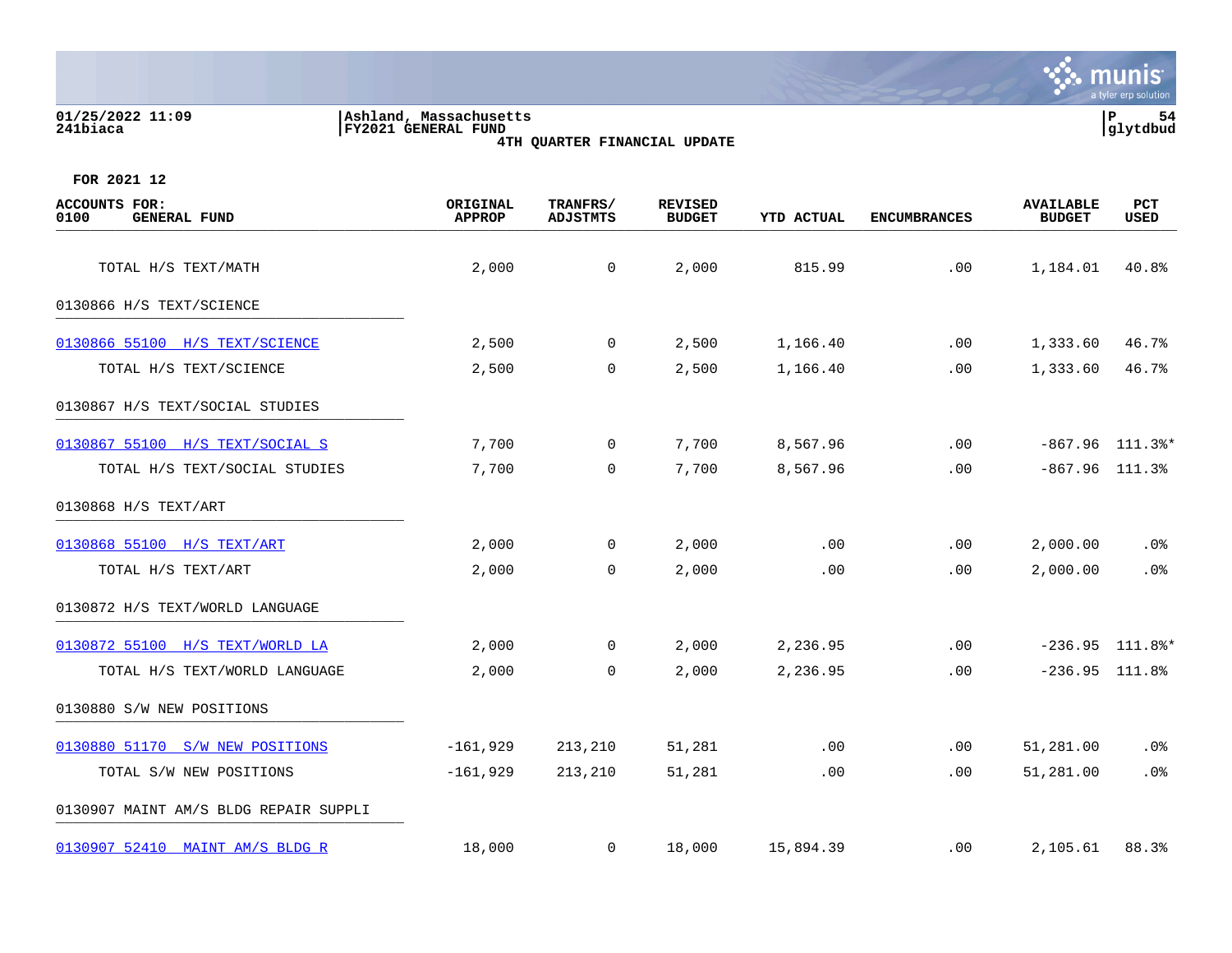01/25/2022 11:09
241biaca

Ashland, Massachusetts
FY2021 GENERAL FUND
4TH QUARTER FINANCIAL UPDATE

glytdbud

FOR 2021 12

| ACCOUNTS FOR: 0100 GENERAL FUND | ORIGINAL APPROP | TRANFRS/ ADJSTMTS | REVISED BUDGET | YTD ACTUAL | ENCUMBRANCES | AVAILABLE BUDGET | PCT USED |
|---|---|---|---|---|---|---|---|
| TOTAL H/S TEXT/MATH | 2,000 | 0 | 2,000 | 815.99 | .00 | 1,184.01 | 40.8% |
| 0130866 H/S TEXT/SCIENCE | | | | | | | |
| 0130866 55100 H/S TEXT/SCIENCE | 2,500 | 0 | 2,500 | 1,166.40 | .00 | 1,333.60 | 46.7% |
| TOTAL H/S TEXT/SCIENCE | 2,500 | 0 | 2,500 | 1,166.40 | .00 | 1,333.60 | 46.7% |
| 0130867 H/S TEXT/SOCIAL STUDIES | | | | | | | |
| 0130867 55100 H/S TEXT/SOCIAL S | 7,700 | 0 | 7,700 | 8,567.96 | .00 | -867.96 | 111.3%* |
| TOTAL H/S TEXT/SOCIAL STUDIES | 7,700 | 0 | 7,700 | 8,567.96 | .00 | -867.96 | 111.3% |
| 0130868 H/S TEXT/ART | | | | | | | |
| 0130868 55100 H/S TEXT/ART | 2,000 | 0 | 2,000 | .00 | .00 | 2,000.00 | .0% |
| TOTAL H/S TEXT/ART | 2,000 | 0 | 2,000 | .00 | .00 | 2,000.00 | .0% |
| 0130872 H/S TEXT/WORLD LANGUAGE | | | | | | | |
| 0130872 55100 H/S TEXT/WORLD LA | 2,000 | 0 | 2,000 | 2,236.95 | .00 | -236.95 | 111.8%* |
| TOTAL H/S TEXT/WORLD LANGUAGE | 2,000 | 0 | 2,000 | 2,236.95 | .00 | -236.95 | 111.8% |
| 0130880 S/W NEW POSITIONS | | | | | | | |
| 0130880 51170 S/W NEW POSITIONS | -161,929 | 213,210 | 51,281 | .00 | .00 | 51,281.00 | .0% |
| TOTAL S/W NEW POSITIONS | -161,929 | 213,210 | 51,281 | .00 | .00 | 51,281.00 | .0% |
| 0130907 MAINT AM/S BLDG REPAIR SUPPLI | | | | | | | |
| 0130907 52410 MAINT AM/S BLDG R | 18,000 | 0 | 18,000 | 15,894.39 | .00 | 2,105.61 | 88.3% |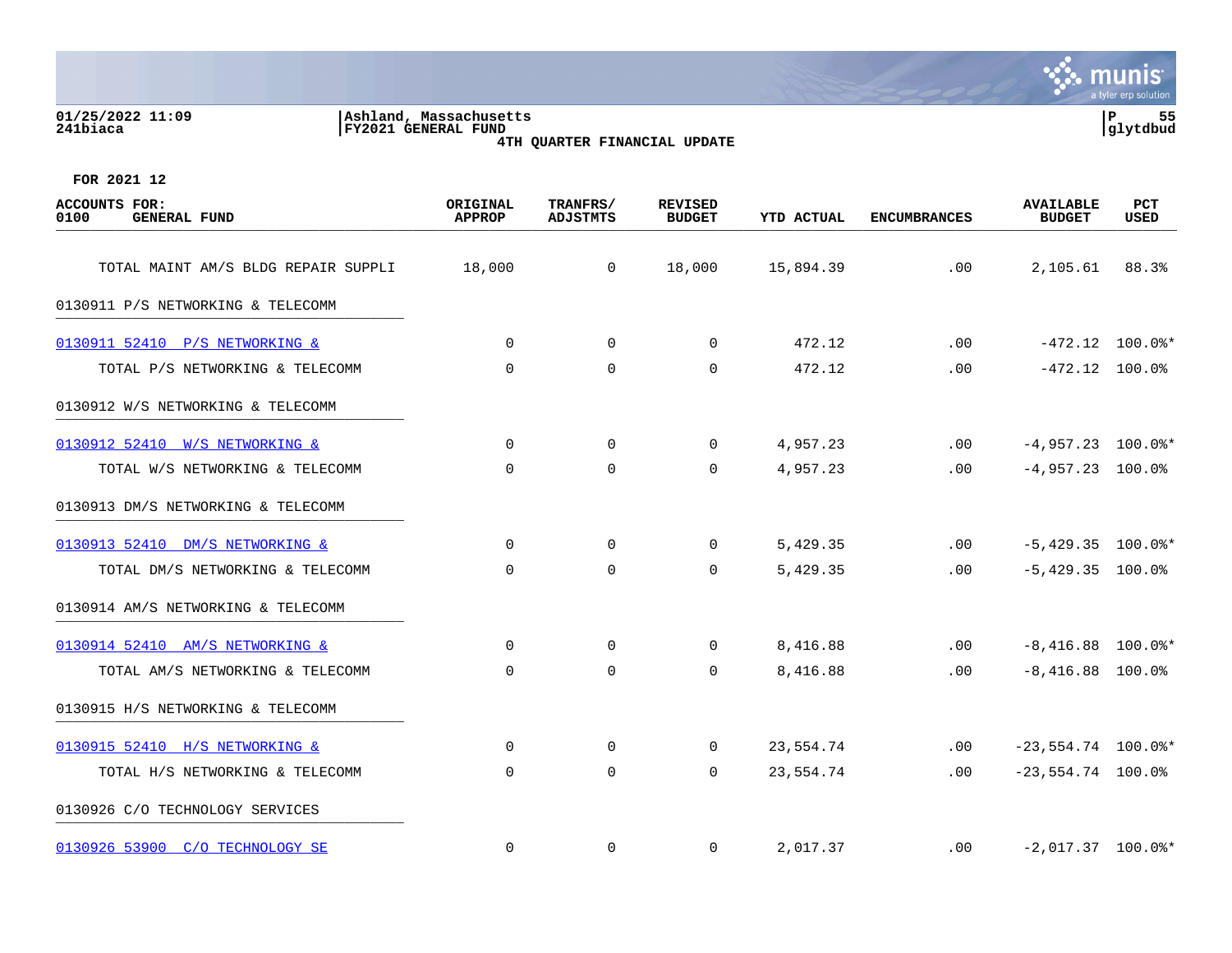Ashland, Massachusetts
FY2021 GENERAL FUND
4TH QUARTER FINANCIAL UPDATE

FOR 2021 12

| ACCOUNTS FOR: 0100 GENERAL FUND | ORIGINAL APPROP | TRANFRS/ ADJSTMTS | REVISED BUDGET | YTD ACTUAL | ENCUMBRANCES | AVAILABLE BUDGET | PCT USED |
|---|---|---|---|---|---|---|---|
| TOTAL MAINT AM/S BLDG REPAIR SUPPLI | 18,000 | 0 | 18,000 | 15,894.39 | .00 | 2,105.61 | 88.3% |
| **0130911 P/S NETWORKING & TELECOMM** | | | | | | | |
| 0130911 52410 P/S NETWORKING & | 0 | 0 | 0 | 472.12 | .00 | -472.12 | 100.0%* |
| TOTAL P/S NETWORKING & TELECOMM | 0 | 0 | 0 | 472.12 | .00 | -472.12 | 100.0% |
| **0130912 W/S NETWORKING & TELECOMM** | | | | | | | |
| 0130912 52410 W/S NETWORKING & | 0 | 0 | 0 | 4,957.23 | .00 | -4,957.23 | 100.0%* |
| TOTAL W/S NETWORKING & TELECOMM | 0 | 0 | 0 | 4,957.23 | .00 | -4,957.23 | 100.0% |
| **0130913 DM/S NETWORKING & TELECOMM** | | | | | | | |
| 0130913 52410 DM/S NETWORKING & | 0 | 0 | 0 | 5,429.35 | .00 | -5,429.35 | 100.0%* |
| TOTAL DM/S NETWORKING & TELECOMM | 0 | 0 | 0 | 5,429.35 | .00 | -5,429.35 | 100.0% |
| **0130914 AM/S NETWORKING & TELECOMM** | | | | | | | |
| 0130914 52410 AM/S NETWORKING & | 0 | 0 | 0 | 8,416.88 | .00 | -8,416.88 | 100.0%* |
| TOTAL AM/S NETWORKING & TELECOMM | 0 | 0 | 0 | 8,416.88 | .00 | -8,416.88 | 100.0% |
| **0130915 H/S NETWORKING & TELECOMM** | | | | | | | |
| 0130915 52410 H/S NETWORKING & | 0 | 0 | 0 | 23,554.74 | .00 | -23,554.74 | 100.0%* |
| TOTAL H/S NETWORKING & TELECOMM | 0 | 0 | 0 | 23,554.74 | .00 | -23,554.74 | 100.0% |
| **0130926 C/O TECHNOLOGY SERVICES** | | | | | | | |
| 0130926 53900 C/O TECHNOLOGY SE | 0 | 0 | 0 | 2,017.37 | .00 | -2,017.37 | 100.0%* |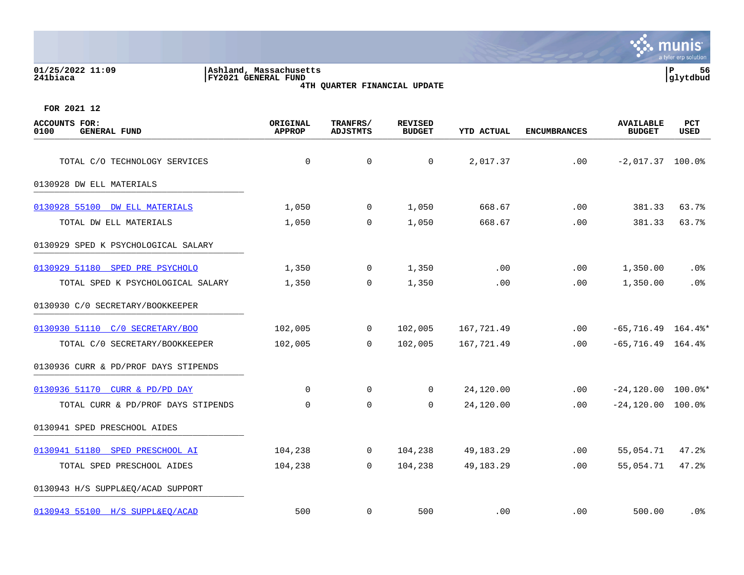01/25/2022 11:09
241biaca

Ashland, Massachusetts
FY2021 GENERAL FUND
4TH QUARTER FINANCIAL UPDATE

glytdbud

FOR 2021 12

| ACCOUNTS FOR: 0100 GENERAL FUND | ORIGINAL APPROP | TRANFRS/ ADJSTMTS | REVISED BUDGET | YTD ACTUAL | ENCUMBRANCES | AVAILABLE BUDGET | PCT USED |
|---|---|---|---|---|---|---|---|
| TOTAL C/O TECHNOLOGY SERVICES | 0 | 0 | 0 | 2,017.37 | .00 | -2,017.37 | 100.0% |
| 0130928 DW ELL MATERIALS | | | | | | | |
| 0130928 55100 DW ELL MATERIALS | 1,050 | 0 | 1,050 | 668.67 | .00 | 381.33 | 63.7% |
| TOTAL DW ELL MATERIALS | 1,050 | 0 | 1,050 | 668.67 | .00 | 381.33 | 63.7% |
| 0130929 SPED K PSYCHOLOGICAL SALARY | | | | | | | |
| 0130929 51180 SPED PRE PSYCHOLO | 1,350 | 0 | 1,350 | .00 | .00 | 1,350.00 | .0% |
| TOTAL SPED K PSYCHOLOGICAL SALARY | 1,350 | 0 | 1,350 | .00 | .00 | 1,350.00 | .0% |
| 0130930 C/O SECRETARY/BOOKKEEPER | | | | | | | |
| 0130930 51110 C/O SECRETARY/BOO | 102,005 | 0 | 102,005 | 167,721.49 | .00 | -65,716.49 | 164.4%* |
| TOTAL C/O SECRETARY/BOOKKEEPER | 102,005 | 0 | 102,005 | 167,721.49 | .00 | -65,716.49 | 164.4% |
| 0130936 CURR & PD/PROF DAYS STIPENDS | | | | | | | |
| 0130936 51170 CURR & PD/PD DAY | 0 | 0 | 0 | 24,120.00 | .00 | -24,120.00 | 100.0%* |
| TOTAL CURR & PD/PROF DAYS STIPENDS | 0 | 0 | 0 | 24,120.00 | .00 | -24,120.00 | 100.0% |
| 0130941 SPED PRESCHOOL AIDES | | | | | | | |
| 0130941 51180 SPED PRESCHOOL AI | 104,238 | 0 | 104,238 | 49,183.29 | .00 | 55,054.71 | 47.2% |
| TOTAL SPED PRESCHOOL AIDES | 104,238 | 0 | 104,238 | 49,183.29 | .00 | 55,054.71 | 47.2% |
| 0130943 H/S SUPPL&EQ/ACAD SUPPORT | | | | | | | |
| 0130943 55100 H/S SUPPL&EQ/ACAD | 500 | 0 | 500 | .00 | .00 | 500.00 | .0% |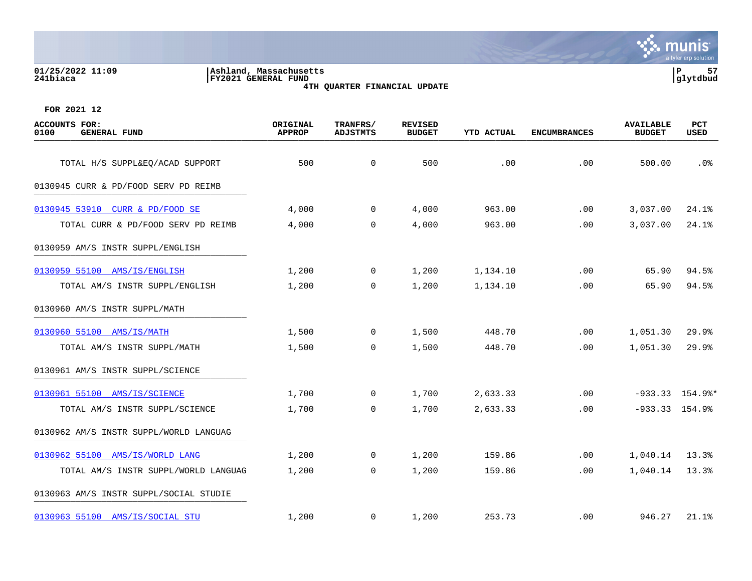**01/25/2022 11:09**
**241biaca**

**Ashland, Massachusetts**
**FY2021 GENERAL FUND**
**4TH QUARTER FINANCIAL UPDATE**

**FOR 2021 12**

| ACCOUNTS FOR: 0100 GENERAL FUND | ORIGINAL APPROP | TRANFRS/ ADJSTMTS | REVISED BUDGET | YTD ACTUAL | ENCUMBRANCES | AVAILABLE BUDGET | PCT USED |
|---|---|---|---|---|---|---|---|
| TOTAL H/S SUPPL&EQ/ACAD SUPPORT | 500 | 0 | 500 | .00 | .00 | 500.00 | .0% |
| 0130945 CURR & PD/FOOD SERV PD REIMB | | | | | | | |
| 0130945 53910 CURR & PD/FOOD SE | 4,000 | 0 | 4,000 | 963.00 | .00 | 3,037.00 | 24.1% |
| TOTAL CURR & PD/FOOD SERV PD REIMB | 4,000 | 0 | 4,000 | 963.00 | .00 | 3,037.00 | 24.1% |
| 0130959 AM/S INSTR SUPPL/ENGLISH | | | | | | | |
| 0130959 55100 AMS/IS/ENGLISH | 1,200 | 0 | 1,200 | 1,134.10 | .00 | 65.90 | 94.5% |
| TOTAL AM/S INSTR SUPPL/ENGLISH | 1,200 | 0 | 1,200 | 1,134.10 | .00 | 65.90 | 94.5% |
| 0130960 AM/S INSTR SUPPL/MATH | | | | | | | |
| 0130960 55100 AMS/IS/MATH | 1,500 | 0 | 1,500 | 448.70 | .00 | 1,051.30 | 29.9% |
| TOTAL AM/S INSTR SUPPL/MATH | 1,500 | 0 | 1,500 | 448.70 | .00 | 1,051.30 | 29.9% |
| 0130961 AM/S INSTR SUPPL/SCIENCE | | | | | | | |
| 0130961 55100 AMS/IS/SCIENCE | 1,700 | 0 | 1,700 | 2,633.33 | .00 | -933.33 | 154.9%* |
| TOTAL AM/S INSTR SUPPL/SCIENCE | 1,700 | 0 | 1,700 | 2,633.33 | .00 | -933.33 | 154.9% |
| 0130962 AM/S INSTR SUPPL/WORLD LANGUAG | | | | | | | |
| 0130962 55100 AMS/IS/WORLD LANG | 1,200 | 0 | 1,200 | 159.86 | .00 | 1,040.14 | 13.3% |
| TOTAL AM/S INSTR SUPPL/WORLD LANGUAG | 1,200 | 0 | 1,200 | 159.86 | .00 | 1,040.14 | 13.3% |
| 0130963 AM/S INSTR SUPPL/SOCIAL STUDIE | | | | | | | |
| 0130963 55100 AMS/IS/SOCIAL STU | 1,200 | 0 | 1,200 | 253.73 | .00 | 946.27 | 21.1% |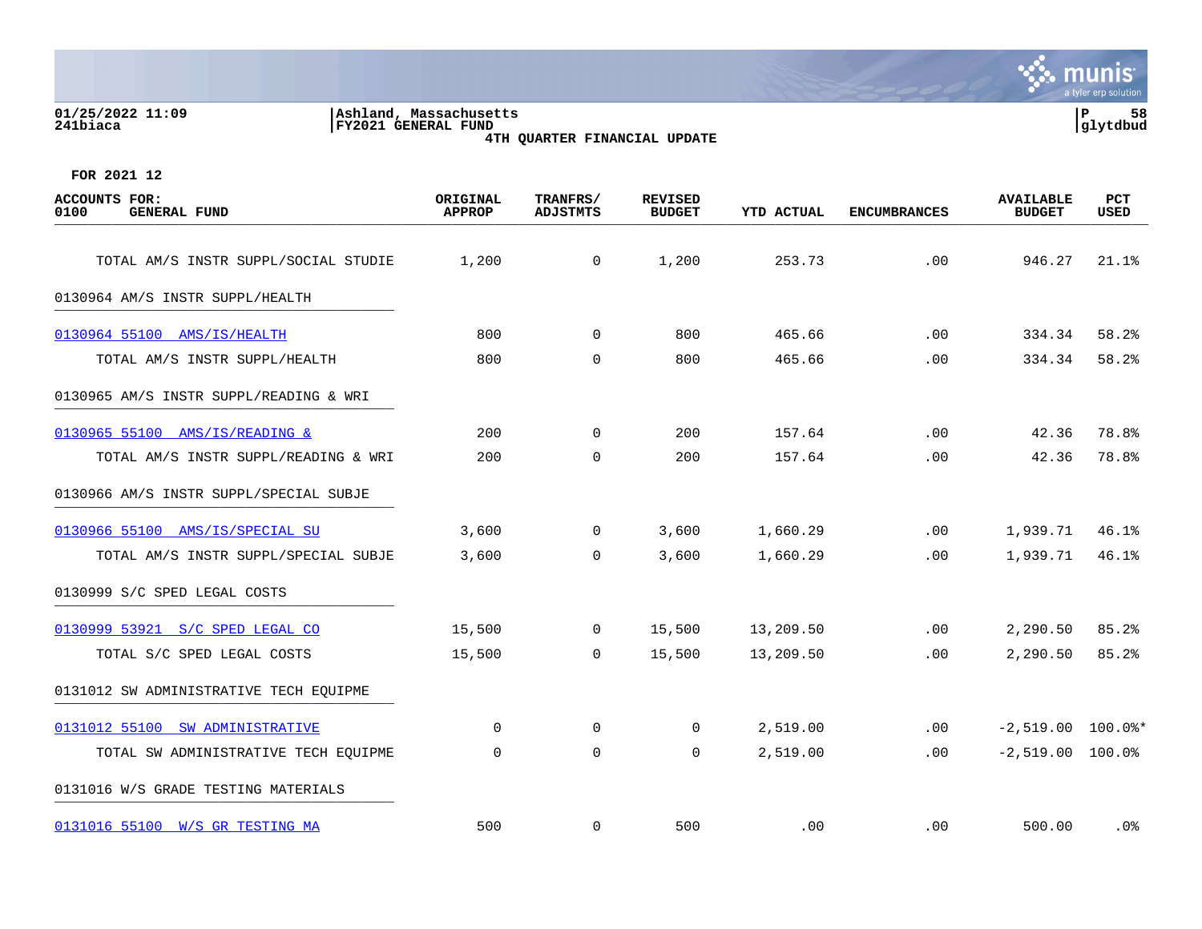FOR 2021 12

| ACCOUNTS FOR: 0100 GENERAL FUND | ORIGINAL APPROP | TRANFRS/ ADJSTMTS | REVISED BUDGET | YTD ACTUAL | ENCUMBRANCES | AVAILABLE BUDGET | PCT USED |
|---|---|---|---|---|---|---|---|
| TOTAL AM/S INSTR SUPPL/SOCIAL STUDIE | 1,200 | 0 | 1,200 | 253.73 | .00 | 946.27 | 21.1% |
| 0130964 AM/S INSTR SUPPL/HEALTH | | | | | | | |
| 0130964 55100 AMS/IS/HEALTH | 800 | 0 | 800 | 465.66 | .00 | 334.34 | 58.2% |
| TOTAL AM/S INSTR SUPPL/HEALTH | 800 | 0 | 800 | 465.66 | .00 | 334.34 | 58.2% |
| 0130965 AM/S INSTR SUPPL/READING & WRI | | | | | | | |
| 0130965 55100 AMS/IS/READING & | 200 | 0 | 200 | 157.64 | .00 | 42.36 | 78.8% |
| TOTAL AM/S INSTR SUPPL/READING & WRI | 200 | 0 | 200 | 157.64 | .00 | 42.36 | 78.8% |
| 0130966 AM/S INSTR SUPPL/SPECIAL SUBJE | | | | | | | |
| 0130966 55100 AMS/IS/SPECIAL SU | 3,600 | 0 | 3,600 | 1,660.29 | .00 | 1,939.71 | 46.1% |
| TOTAL AM/S INSTR SUPPL/SPECIAL SUBJE | 3,600 | 0 | 3,600 | 1,660.29 | .00 | 1,939.71 | 46.1% |
| 0130999 S/C SPED LEGAL COSTS | | | | | | | |
| 0130999 53921 S/C SPED LEGAL CO | 15,500 | 0 | 15,500 | 13,209.50 | .00 | 2,290.50 | 85.2% |
| TOTAL S/C SPED LEGAL COSTS | 15,500 | 0 | 15,500 | 13,209.50 | .00 | 2,290.50 | 85.2% |
| 0131012 SW ADMINISTRATIVE TECH EQUIPME | | | | | | | |
| 0131012 55100 SW ADMINISTRATIVE | 0 | 0 | 0 | 2,519.00 | .00 | -2,519.00 | 100.0%* |
| TOTAL SW ADMINISTRATIVE TECH EQUIPME | 0 | 0 | 0 | 2,519.00 | .00 | -2,519.00 | 100.0% |
| 0131016 W/S GRADE TESTING MATERIALS | | | | | | | |
| 0131016 55100 W/S GR TESTING MA | 500 | 0 | 500 | .00 | .00 | 500.00 | .0% |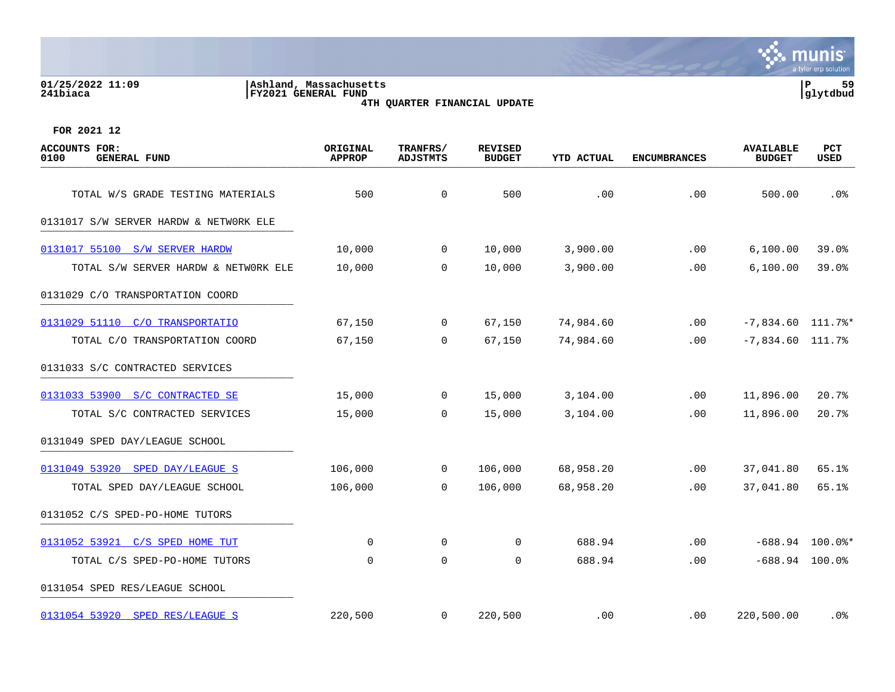01/25/2022 11:09 | Ashland, Massachusetts
241biaca | FY2021 GENERAL FUND

4TH QUARTER FINANCIAL UPDATE

**FOR 2021 12**

| ACCOUNTS FOR: 0100 GENERAL FUND | ORIGINAL APPROP | TRANFRS/ ADJSTMTS | REVISED BUDGET | YTD ACTUAL | ENCUMBRANCES | AVAILABLE BUDGET | PCT USED |
|---|---|---|---|---|---|---|---|
| TOTAL W/S GRADE TESTING MATERIALS | 500 | 0 | 500 | .00 | .00 | 500.00 | .0% |
| 0131017 S/W SERVER HARDW & NETW0RK ELE | | | | | | | |
| 0131017 55100 S/W SERVER HARDW | 10,000 | 0 | 10,000 | 3,900.00 | .00 | 6,100.00 | 39.0% |
| TOTAL S/W SERVER HARDW & NETW0RK ELE | 10,000 | 0 | 10,000 | 3,900.00 | .00 | 6,100.00 | 39.0% |
| 0131029 C/O TRANSPORTATION COORD | | | | | | | |
| 0131029 51110 C/O TRANSPORTATIO | 67,150 | 0 | 67,150 | 74,984.60 | .00 | -7,834.60 | 111.7%* |
| TOTAL C/O TRANSPORTATION COORD | 67,150 | 0 | 67,150 | 74,984.60 | .00 | -7,834.60 | 111.7% |
| 0131033 S/C CONTRACTED SERVICES | | | | | | | |
| 0131033 53900 S/C CONTRACTED SE | 15,000 | 0 | 15,000 | 3,104.00 | .00 | 11,896.00 | 20.7% |
| TOTAL S/C CONTRACTED SERVICES | 15,000 | 0 | 15,000 | 3,104.00 | .00 | 11,896.00 | 20.7% |
| 0131049 SPED DAY/LEAGUE SCHOOL | | | | | | | |
| 0131049 53920 SPED DAY/LEAGUE S | 106,000 | 0 | 106,000 | 68,958.20 | .00 | 37,041.80 | 65.1% |
| TOTAL SPED DAY/LEAGUE SCHOOL | 106,000 | 0 | 106,000 | 68,958.20 | .00 | 37,041.80 | 65.1% |
| 0131052 C/S SPED-PO-HOME TUTORS | | | | | | | |
| 0131052 53921 C/S SPED HOME TUT | 0 | 0 | 0 | 688.94 | .00 | -688.94 | 100.0%* |
| TOTAL C/S SPED-PO-HOME TUTORS | 0 | 0 | 0 | 688.94 | .00 | -688.94 | 100.0% |
| 0131054 SPED RES/LEAGUE SCHOOL | | | | | | | |
| 0131054 53920 SPED RES/LEAGUE S | 220,500 | 0 | 220,500 | .00 | .00 | 220,500.00 | .0% |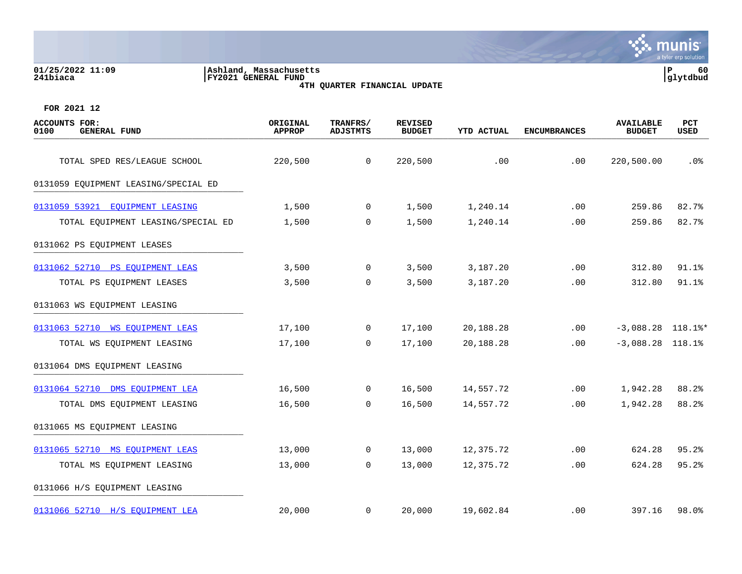01/25/2022 11:09 | Ashland, Massachusetts
241biaca | FY2021 GENERAL FUND

4TH QUARTER FINANCIAL UPDATE

FOR 2021 12

| ACCOUNTS FOR: 0100 GENERAL FUND | ORIGINAL APPROP | TRANFRS/ ADJSTMTS | REVISED BUDGET | YTD ACTUAL | ENCUMBRANCES | AVAILABLE BUDGET | PCT USED |
|---|---|---|---|---|---|---|---|
| TOTAL SPED RES/LEAGUE SCHOOL | 220,500 | 0 | 220,500 | .00 | .00 | 220,500.00 | .0% |
| **0131059 EQUIPMENT LEASING/SPECIAL ED** | | | | | | | |
| 0131059 53921 EQUIPMENT LEASING | 1,500 | 0 | 1,500 | 1,240.14 | .00 | 259.86 | 82.7% |
| TOTAL EQUIPMENT LEASING/SPECIAL ED | 1,500 | 0 | 1,500 | 1,240.14 | .00 | 259.86 | 82.7% |
| **0131062 PS EQUIPMENT LEASES** | | | | | | | |
| 0131062 52710 PS EQUIPMENT LEAS | 3,500 | 0 | 3,500 | 3,187.20 | .00 | 312.80 | 91.1% |
| TOTAL PS EQUIPMENT LEASES | 3,500 | 0 | 3,500 | 3,187.20 | .00 | 312.80 | 91.1% |
| **0131063 WS EQUIPMENT LEASING** | | | | | | | |
| 0131063 52710 WS EQUIPMENT LEAS | 17,100 | 0 | 17,100 | 20,188.28 | .00 | -3,088.28 | 118.1%* |
| TOTAL WS EQUIPMENT LEASING | 17,100 | 0 | 17,100 | 20,188.28 | .00 | -3,088.28 | 118.1% |
| **0131064 DMS EQUIPMENT LEASING** | | | | | | | |
| 0131064 52710 DMS EQUIPMENT LEA | 16,500 | 0 | 16,500 | 14,557.72 | .00 | 1,942.28 | 88.2% |
| TOTAL DMS EQUIPMENT LEASING | 16,500 | 0 | 16,500 | 14,557.72 | .00 | 1,942.28 | 88.2% |
| **0131065 MS EQUIPMENT LEASING** | | | | | | | |
| 0131065 52710 MS EQUIPMENT LEAS | 13,000 | 0 | 13,000 | 12,375.72 | .00 | 624.28 | 95.2% |
| TOTAL MS EQUIPMENT LEASING | 13,000 | 0 | 13,000 | 12,375.72 | .00 | 624.28 | 95.2% |
| **0131066 H/S EQUIPMENT LEASING** | | | | | | | |
| 0131066 52710 H/S EQUIPMENT LEA | 20,000 | 0 | 20,000 | 19,602.84 | .00 | 397.16 | 98.0% |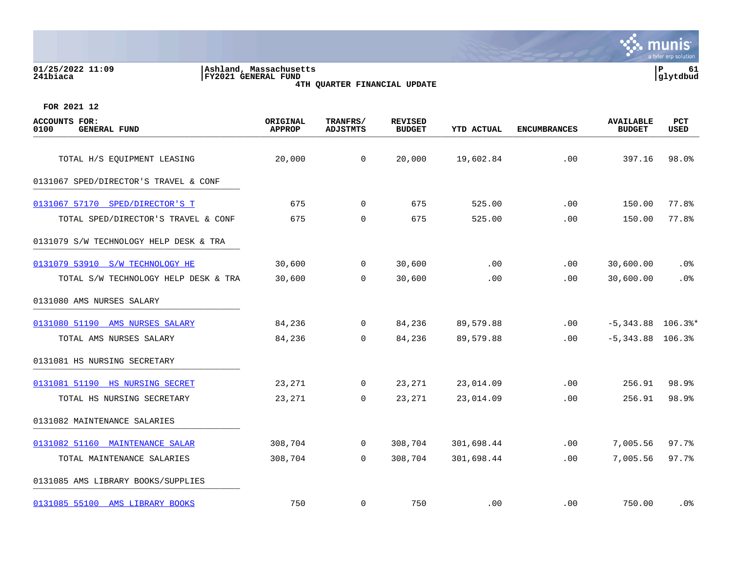01/25/2022 11:09
241biaca

Ashland, Massachusetts
FY2021 GENERAL FUND
4TH QUARTER FINANCIAL UPDATE

P 61
glytdbud

FOR 2021 12

| ACCOUNTS FOR: 0100 GENERAL FUND | ORIGINAL APPROP | TRANFRS/ ADJSTMTS | REVISED BUDGET | YTD ACTUAL | ENCUMBRANCES | AVAILABLE BUDGET | PCT USED |
|---|---|---|---|---|---|---|---|
| TOTAL H/S EQUIPMENT LEASING | 20,000 | 0 | 20,000 | 19,602.84 | .00 | 397.16 | 98.0% |
| 0131067 SPED/DIRECTOR'S TRAVEL & CONF | | | | | | | |
| 0131067 57170 SPED/DIRECTOR'S T | 675 | 0 | 675 | 525.00 | .00 | 150.00 | 77.8% |
| TOTAL SPED/DIRECTOR'S TRAVEL & CONF | 675 | 0 | 675 | 525.00 | .00 | 150.00 | 77.8% |
| 0131079 S/W TECHNOLOGY HELP DESK & TRA | | | | | | | |
| 0131079 53910 S/W TECHNOLOGY HE | 30,600 | 0 | 30,600 | .00 | .00 | 30,600.00 | .0% |
| TOTAL S/W TECHNOLOGY HELP DESK & TRA | 30,600 | 0 | 30,600 | .00 | .00 | 30,600.00 | .0% |
| 0131080 AMS NURSES SALARY | | | | | | | |
| 0131080 51190 AMS NURSES SALARY | 84,236 | 0 | 84,236 | 89,579.88 | .00 | -5,343.88 | 106.3%* |
| TOTAL AMS NURSES SALARY | 84,236 | 0 | 84,236 | 89,579.88 | .00 | -5,343.88 | 106.3% |
| 0131081 HS NURSING SECRETARY | | | | | | | |
| 0131081 51190 HS NURSING SECRET | 23,271 | 0 | 23,271 | 23,014.09 | .00 | 256.91 | 98.9% |
| TOTAL HS NURSING SECRETARY | 23,271 | 0 | 23,271 | 23,014.09 | .00 | 256.91 | 98.9% |
| 0131082 MAINTENANCE SALARIES | | | | | | | |
| 0131082 51160 MAINTENANCE SALAR | 308,704 | 0 | 308,704 | 301,698.44 | .00 | 7,005.56 | 97.7% |
| TOTAL MAINTENANCE SALARIES | 308,704 | 0 | 308,704 | 301,698.44 | .00 | 7,005.56 | 97.7% |
| 0131085 AMS LIBRARY BOOKS/SUPPLIES | | | | | | | |
| 0131085 55100 AMS LIBRARY BOOKS | 750 | 0 | 750 | .00 | .00 | 750.00 | .0% |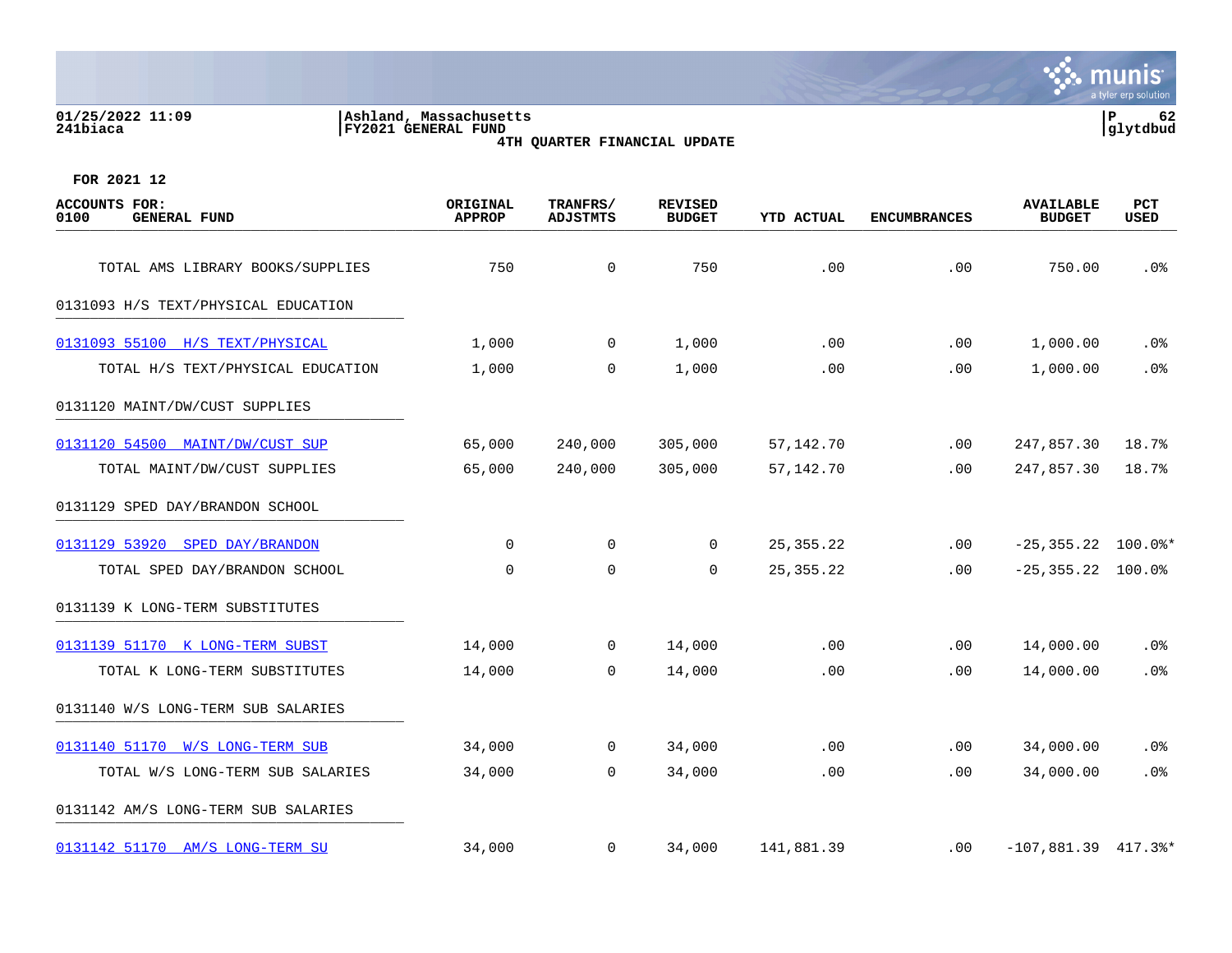FOR 2021 12

| ACCOUNTS FOR: 0100 GENERAL FUND | ORIGINAL APPROP | TRANFRS/ ADJSTMTS | REVISED BUDGET | YTD ACTUAL | ENCUMBRANCES | AVAILABLE BUDGET | PCT USED |
|---|---|---|---|---|---|---|---|
| TOTAL AMS LIBRARY BOOKS/SUPPLIES | 750 | 0 | 750 | .00 | .00 | 750.00 | .0% |
| 0131093 H/S TEXT/PHYSICAL EDUCATION | | | | | | | |
| 0131093 55100 H/S TEXT/PHYSICAL | 1,000 | 0 | 1,000 | .00 | .00 | 1,000.00 | .0% |
| TOTAL H/S TEXT/PHYSICAL EDUCATION | 1,000 | 0 | 1,000 | .00 | .00 | 1,000.00 | .0% |
| 0131120 MAINT/DW/CUST SUPPLIES | | | | | | | |
| 0131120 54500 MAINT/DW/CUST SUP | 65,000 | 240,000 | 305,000 | 57,142.70 | .00 | 247,857.30 | 18.7% |
| TOTAL MAINT/DW/CUST SUPPLIES | 65,000 | 240,000 | 305,000 | 57,142.70 | .00 | 247,857.30 | 18.7% |
| 0131129 SPED DAY/BRANDON SCHOOL | | | | | | | |
| 0131129 53920 SPED DAY/BRANDON | 0 | 0 | 0 | 25,355.22 | .00 | -25,355.22 | 100.0%* |
| TOTAL SPED DAY/BRANDON SCHOOL | 0 | 0 | 0 | 25,355.22 | .00 | -25,355.22 | 100.0% |
| 0131139 K LONG-TERM SUBSTITUTES | | | | | | | |
| 0131139 51170 K LONG-TERM SUBST | 14,000 | 0 | 14,000 | .00 | .00 | 14,000.00 | .0% |
| TOTAL K LONG-TERM SUBSTITUTES | 14,000 | 0 | 14,000 | .00 | .00 | 14,000.00 | .0% |
| 0131140 W/S LONG-TERM SUB SALARIES | | | | | | | |
| 0131140 51170 W/S LONG-TERM SUB | 34,000 | 0 | 34,000 | .00 | .00 | 34,000.00 | .0% |
| TOTAL W/S LONG-TERM SUB SALARIES | 34,000 | 0 | 34,000 | .00 | .00 | 34,000.00 | .0% |
| 0131142 AM/S LONG-TERM SUB SALARIES | | | | | | | |
| 0131142 51170 AM/S LONG-TERM SU | 34,000 | 0 | 34,000 | 141,881.39 | .00 | -107,881.39 | 417.3%* |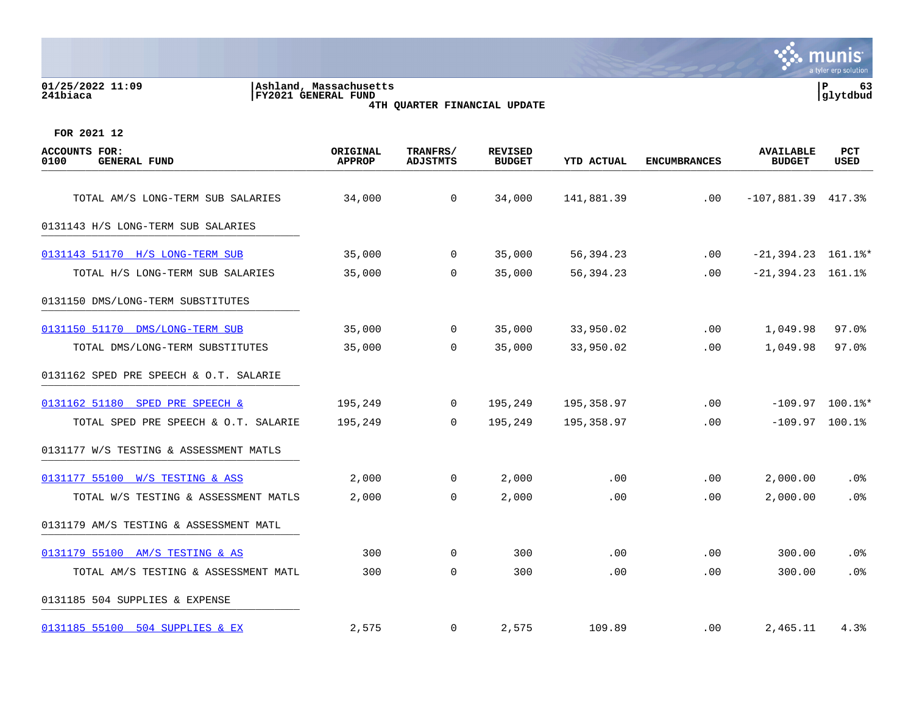FOR 2021 12

| ACCOUNTS FOR: 0100 GENERAL FUND | ORIGINAL APPROP | TRANFRS/ ADJSTMTS | REVISED BUDGET | YTD ACTUAL | ENCUMBRANCES | AVAILABLE BUDGET | PCT USED |
|---|---|---|---|---|---|---|---|
| TOTAL AM/S LONG-TERM SUB SALARIES | 34,000 | 0 | 34,000 | 141,881.39 | .00 | -107,881.39 | 417.3% |
| 0131143 H/S LONG-TERM SUB SALARIES | | | | | | | |
| 0131143 51170 H/S LONG-TERM SUB | 35,000 | 0 | 35,000 | 56,394.23 | .00 | -21,394.23 | 161.1%* |
| TOTAL H/S LONG-TERM SUB SALARIES | 35,000 | 0 | 35,000 | 56,394.23 | .00 | -21,394.23 | 161.1% |
| 0131150 DMS/LONG-TERM SUBSTITUTES | | | | | | | |
| 0131150 51170 DMS/LONG-TERM SUB | 35,000 | 0 | 35,000 | 33,950.02 | .00 | 1,049.98 | 97.0% |
| TOTAL DMS/LONG-TERM SUBSTITUTES | 35,000 | 0 | 35,000 | 33,950.02 | .00 | 1,049.98 | 97.0% |
| 0131162 SPED PRE SPEECH & O.T. SALARIE | | | | | | | |
| 0131162 51180 SPED PRE SPEECH & | 195,249 | 0 | 195,249 | 195,358.97 | .00 | -109.97 | 100.1%* |
| TOTAL SPED PRE SPEECH & O.T. SALARIE | 195,249 | 0 | 195,249 | 195,358.97 | .00 | -109.97 | 100.1% |
| 0131177 W/S TESTING & ASSESSMENT MATLS | | | | | | | |
| 0131177 55100 W/S TESTING & ASS | 2,000 | 0 | 2,000 | .00 | .00 | 2,000.00 | .0% |
| TOTAL W/S TESTING & ASSESSMENT MATLS | 2,000 | 0 | 2,000 | .00 | .00 | 2,000.00 | .0% |
| 0131179 AM/S TESTING & ASSESSMENT MATL | | | | | | | |
| 0131179 55100 AM/S TESTING & AS | 300 | 0 | 300 | .00 | .00 | 300.00 | .0% |
| TOTAL AM/S TESTING & ASSESSMENT MATL | 300 | 0 | 300 | .00 | .00 | 300.00 | .0% |
| 0131185 504 SUPPLIES & EXPENSE | | | | | | | |
| 0131185 55100 504 SUPPLIES & EX | 2,575 | 0 | 2,575 | 109.89 | .00 | 2,465.11 | 4.3% |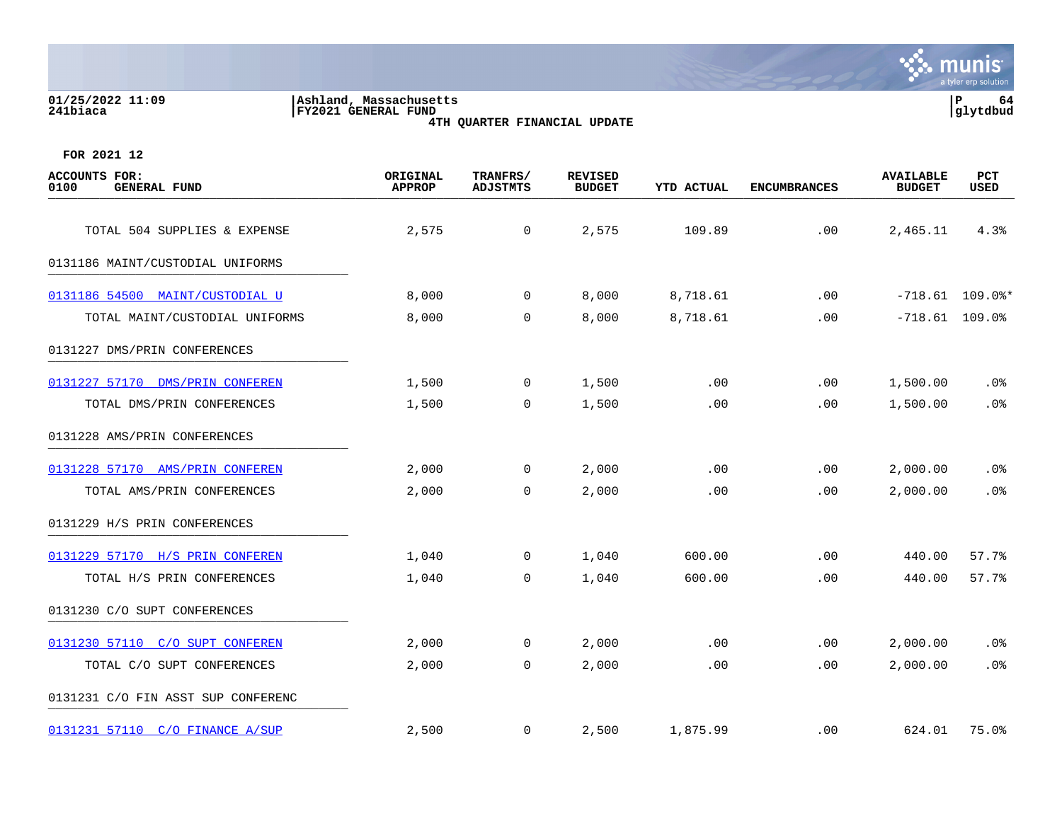01/25/2022 11:09 | Ashland, Massachusetts
241biaca | FY2021 GENERAL FUND

4TH QUARTER FINANCIAL UPDATE

glytdbud

FOR 2021 12

| ACCOUNTS FOR: 0100 GENERAL FUND | ORIGINAL APPROP | TRANFRS/ ADJSTMTS | REVISED BUDGET | YTD ACTUAL | ENCUMBRANCES | AVAILABLE BUDGET | PCT USED |
|---|---|---|---|---|---|---|---|
| TOTAL 504 SUPPLIES & EXPENSE | 2,575 | 0 | 2,575 | 109.89 | .00 | 2,465.11 | 4.3% |
| 0131186 MAINT/CUSTODIAL UNIFORMS | | | | | | | |
| 0131186 54500 MAINT/CUSTODIAL U | 8,000 | 0 | 8,000 | 8,718.61 | .00 | -718.61 | 109.0%* |
| TOTAL MAINT/CUSTODIAL UNIFORMS | 8,000 | 0 | 8,000 | 8,718.61 | .00 | -718.61 | 109.0% |
| 0131227 DMS/PRIN CONFERENCES | | | | | | | |
| 0131227 57170 DMS/PRIN CONFEREN | 1,500 | 0 | 1,500 | .00 | .00 | 1,500.00 | .0% |
| TOTAL DMS/PRIN CONFERENCES | 1,500 | 0 | 1,500 | .00 | .00 | 1,500.00 | .0% |
| 0131228 AMS/PRIN CONFERENCES | | | | | | | |
| 0131228 57170 AMS/PRIN CONFEREN | 2,000 | 0 | 2,000 | .00 | .00 | 2,000.00 | .0% |
| TOTAL AMS/PRIN CONFERENCES | 2,000 | 0 | 2,000 | .00 | .00 | 2,000.00 | .0% |
| 0131229 H/S PRIN CONFERENCES | | | | | | | |
| 0131229 57170 H/S PRIN CONFEREN | 1,040 | 0 | 1,040 | 600.00 | .00 | 440.00 | 57.7% |
| TOTAL H/S PRIN CONFERENCES | 1,040 | 0 | 1,040 | 600.00 | .00 | 440.00 | 57.7% |
| 0131230 C/O SUPT CONFERENCES | | | | | | | |
| 0131230 57110 C/O SUPT CONFEREN | 2,000 | 0 | 2,000 | .00 | .00 | 2,000.00 | .0% |
| TOTAL C/O SUPT CONFERENCES | 2,000 | 0 | 2,000 | .00 | .00 | 2,000.00 | .0% |
| 0131231 C/O FIN ASST SUP CONFERENC | | | | | | | |
| 0131231 57110 C/O FINANCE A/SUP | 2,500 | 0 | 2,500 | 1,875.99 | .00 | 624.01 | 75.0% |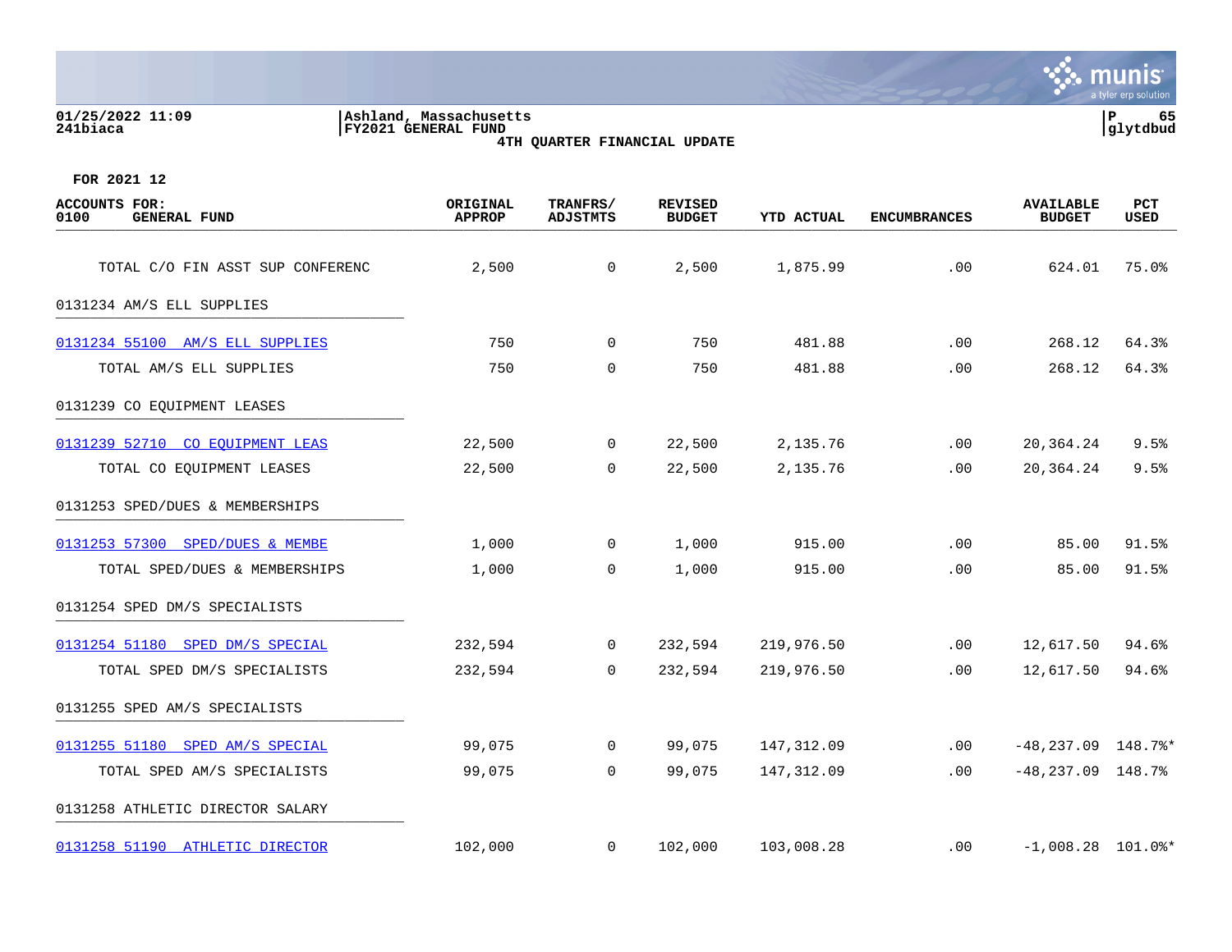Ashland, Massachusetts
FY2021 GENERAL FUND
4TH QUARTER FINANCIAL UPDATE

FOR 2021 12

| ACCOUNTS FOR: 0100 GENERAL FUND | ORIGINAL APPROP | TRANFRS/ ADJSTMTS | REVISED BUDGET | YTD ACTUAL | ENCUMBRANCES | AVAILABLE BUDGET | PCT USED |
|---|---|---|---|---|---|---|---|
| TOTAL C/O FIN ASST SUP CONFERENC | 2,500 | 0 | 2,500 | 1,875.99 | .00 | 624.01 | 75.0% |
| 0131234 AM/S ELL SUPPLIES | | | | | | | |
| 0131234 55100 AM/S ELL SUPPLIES | 750 | 0 | 750 | 481.88 | .00 | 268.12 | 64.3% |
| TOTAL AM/S ELL SUPPLIES | 750 | 0 | 750 | 481.88 | .00 | 268.12 | 64.3% |
| 0131239 CO EQUIPMENT LEASES | | | | | | | |
| 0131239 52710 CO EQUIPMENT LEAS | 22,500 | 0 | 22,500 | 2,135.76 | .00 | 20,364.24 | 9.5% |
| TOTAL CO EQUIPMENT LEASES | 22,500 | 0 | 22,500 | 2,135.76 | .00 | 20,364.24 | 9.5% |
| 0131253 SPED/DUES & MEMBERSHIPS | | | | | | | |
| 0131253 57300 SPED/DUES & MEMBE | 1,000 | 0 | 1,000 | 915.00 | .00 | 85.00 | 91.5% |
| TOTAL SPED/DUES & MEMBERSHIPS | 1,000 | 0 | 1,000 | 915.00 | .00 | 85.00 | 91.5% |
| 0131254 SPED DM/S SPECIALISTS | | | | | | | |
| 0131254 51180 SPED DM/S SPECIAL | 232,594 | 0 | 232,594 | 219,976.50 | .00 | 12,617.50 | 94.6% |
| TOTAL SPED DM/S SPECIALISTS | 232,594 | 0 | 232,594 | 219,976.50 | .00 | 12,617.50 | 94.6% |
| 0131255 SPED AM/S SPECIALISTS | | | | | | | |
| 0131255 51180 SPED AM/S SPECIAL | 99,075 | 0 | 99,075 | 147,312.09 | .00 | -48,237.09 | 148.7%* |
| TOTAL SPED AM/S SPECIALISTS | 99,075 | 0 | 99,075 | 147,312.09 | .00 | -48,237.09 | 148.7% |
| 0131258 ATHLETIC DIRECTOR SALARY | | | | | | | |
| 0131258 51190 ATHLETIC DIRECTOR | 102,000 | 0 | 102,000 | 103,008.28 | .00 | -1,008.28 | 101.0%* |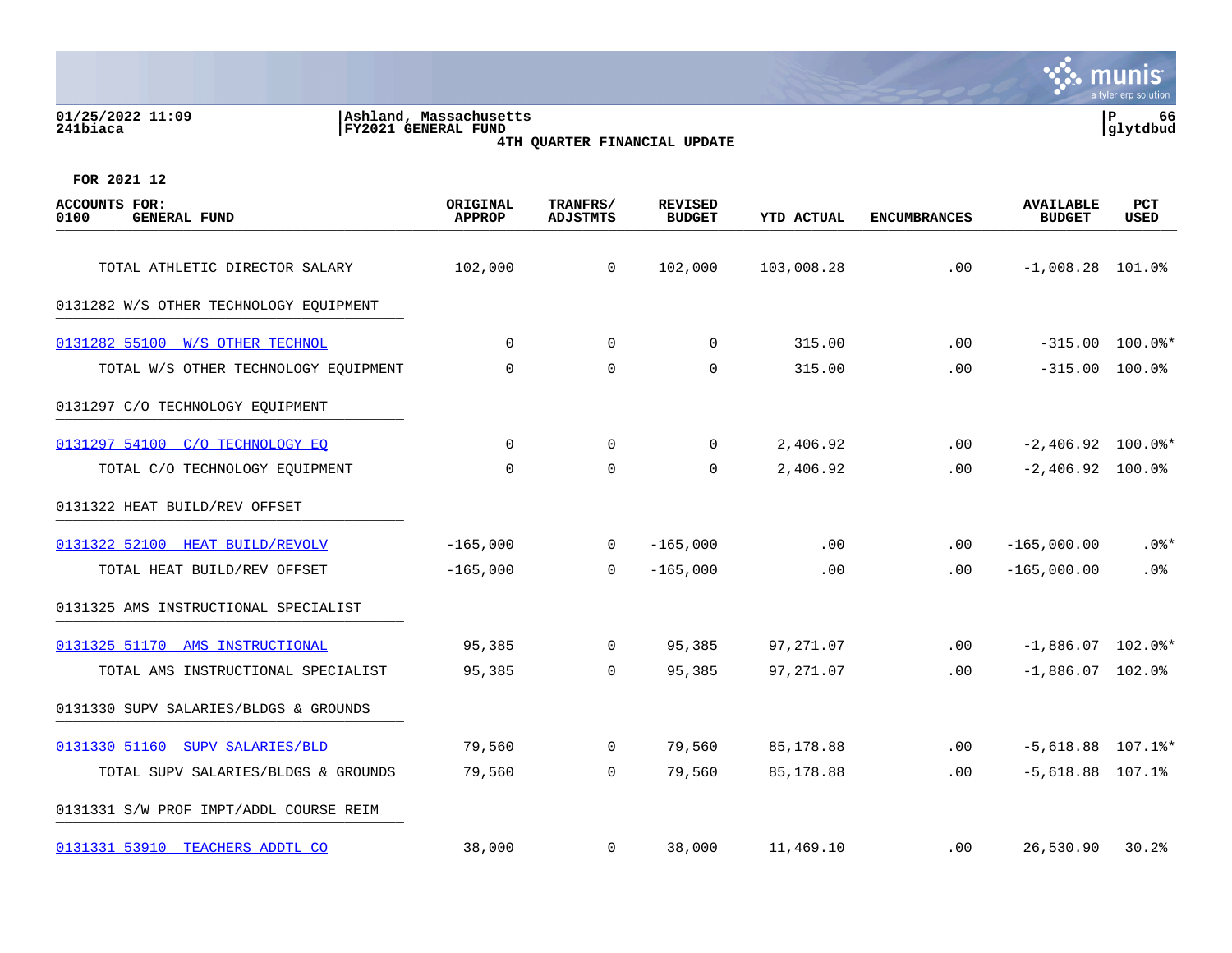FOR 2021 12

| ACCOUNTS FOR: 0100 GENERAL FUND | ORIGINAL APPROP | TRANFRS/ ADJSTMTS | REVISED BUDGET | YTD ACTUAL | ENCUMBRANCES | AVAILABLE BUDGET | PCT USED |
|---|---|---|---|---|---|---|---|
| TOTAL ATHLETIC DIRECTOR SALARY | 102,000 | 0 | 102,000 | 103,008.28 | .00 | -1,008.28 | 101.0% |
| 0131282 W/S OTHER TECHNOLOGY EQUIPMENT | | | | | | | |
| 0131282 55100 W/S OTHER TECHNOL | 0 | 0 | 0 | 315.00 | .00 | -315.00 | 100.0%* |
| TOTAL W/S OTHER TECHNOLOGY EQUIPMENT | 0 | 0 | 0 | 315.00 | .00 | -315.00 | 100.0% |
| 0131297 C/O TECHNOLOGY EQUIPMENT | | | | | | | |
| 0131297 54100 C/O TECHNOLOGY EQ | 0 | 0 | 0 | 2,406.92 | .00 | -2,406.92 | 100.0%* |
| TOTAL C/O TECHNOLOGY EQUIPMENT | 0 | 0 | 0 | 2,406.92 | .00 | -2,406.92 | 100.0% |
| 0131322 HEAT BUILD/REV OFFSET | | | | | | | |
| 0131322 52100 HEAT BUILD/REVOLV | -165,000 | 0 | -165,000 | .00 | .00 | -165,000.00 | .0%* |
| TOTAL HEAT BUILD/REV OFFSET | -165,000 | 0 | -165,000 | .00 | .00 | -165,000.00 | .0% |
| 0131325 AMS INSTRUCTIONAL SPECIALIST | | | | | | | |
| 0131325 51170 AMS INSTRUCTIONAL | 95,385 | 0 | 95,385 | 97,271.07 | .00 | -1,886.07 | 102.0%* |
| TOTAL AMS INSTRUCTIONAL SPECIALIST | 95,385 | 0 | 95,385 | 97,271.07 | .00 | -1,886.07 | 102.0% |
| 0131330 SUPV SALARIES/BLDGS & GROUNDS | | | | | | | |
| 0131330 51160 SUPV SALARIES/BLD | 79,560 | 0 | 79,560 | 85,178.88 | .00 | -5,618.88 | 107.1%* |
| TOTAL SUPV SALARIES/BLDGS & GROUNDS | 79,560 | 0 | 79,560 | 85,178.88 | .00 | -5,618.88 | 107.1% |
| 0131331 S/W PROF IMPT/ADDL COURSE REIM | | | | | | | |
| 0131331 53910 TEACHERS ADDTL CO | 38,000 | 0 | 38,000 | 11,469.10 | .00 | 26,530.90 | 30.2% |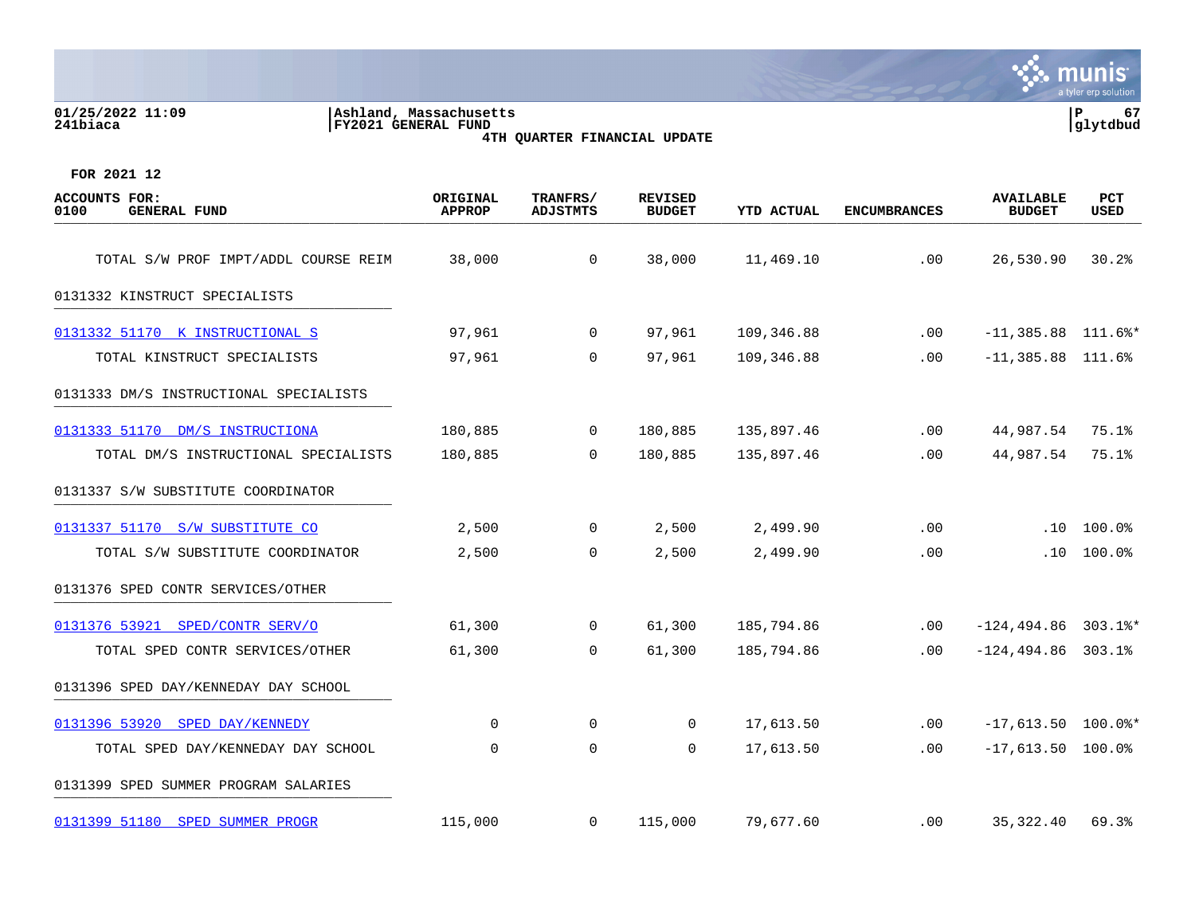01/25/2022 11:09
241biaca

Ashland, Massachusetts
FY2021 GENERAL FUND
4TH QUARTER FINANCIAL UPDATE

glytdbud

FOR 2021 12

| ACCOUNTS FOR: 0100 GENERAL FUND | ORIGINAL APPROP | TRANFRS/ ADJSTMTS | REVISED BUDGET | YTD ACTUAL | ENCUMBRANCES | AVAILABLE BUDGET | PCT USED |
|---|---|---|---|---|---|---|---|
| TOTAL S/W PROF IMPT/ADDL COURSE REIM | 38,000 | 0 | 38,000 | 11,469.10 | .00 | 26,530.90 | 30.2% |
| 0131332 KINSTRUCT SPECIALISTS | | | | | | | |
| 0131332 51170 K INSTRUCTIONAL S | 97,961 | 0 | 97,961 | 109,346.88 | .00 | -11,385.88 | 111.6%* |
| TOTAL KINSTRUCT SPECIALISTS | 97,961 | 0 | 97,961 | 109,346.88 | .00 | -11,385.88 | 111.6% |
| 0131333 DM/S INSTRUCTIONAL SPECIALISTS | | | | | | | |
| 0131333 51170 DM/S INSTRUCTIONA | 180,885 | 0 | 180,885 | 135,897.46 | .00 | 44,987.54 | 75.1% |
| TOTAL DM/S INSTRUCTIONAL SPECIALISTS | 180,885 | 0 | 180,885 | 135,897.46 | .00 | 44,987.54 | 75.1% |
| 0131337 S/W SUBSTITUTE COORDINATOR | | | | | | | |
| 0131337 51170 S/W SUBSTITUTE CO | 2,500 | 0 | 2,500 | 2,499.90 | .00 | .10 | 100.0% |
| TOTAL S/W SUBSTITUTE COORDINATOR | 2,500 | 0 | 2,500 | 2,499.90 | .00 | .10 | 100.0% |
| 0131376 SPED CONTR SERVICES/OTHER | | | | | | | |
| 0131376 53921 SPED/CONTR SERV/O | 61,300 | 0 | 61,300 | 185,794.86 | .00 | -124,494.86 | 303.1%* |
| TOTAL SPED CONTR SERVICES/OTHER | 61,300 | 0 | 61,300 | 185,794.86 | .00 | -124,494.86 | 303.1% |
| 0131396 SPED DAY/KENNEDAY DAY SCHOOL | | | | | | | |
| 0131396 53920 SPED DAY/KENNEDY | 0 | 0 | 0 | 17,613.50 | .00 | -17,613.50 | 100.0%* |
| TOTAL SPED DAY/KENNEDAY DAY SCHOOL | 0 | 0 | 0 | 17,613.50 | .00 | -17,613.50 | 100.0% |
| 0131399 SPED SUMMER PROGRAM SALARIES | | | | | | | |
| 0131399 51180 SPED SUMMER PROGR | 115,000 | 0 | 115,000 | 79,677.60 | .00 | 35,322.40 | 69.3% |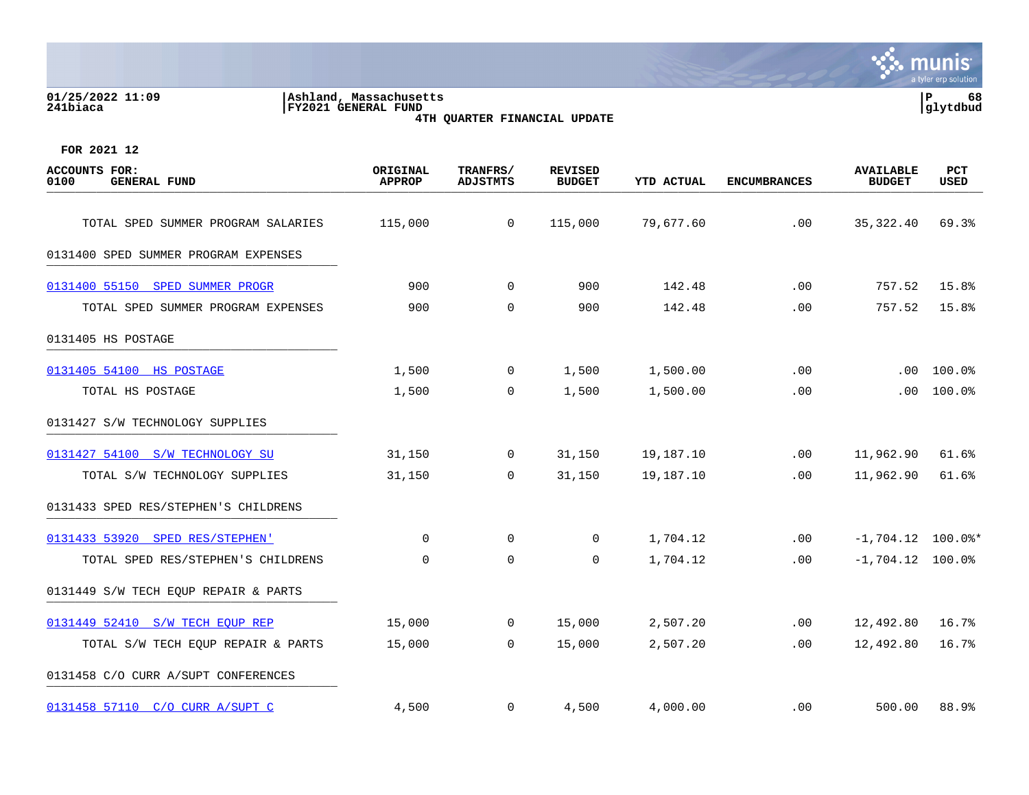01/25/2022 11:09 | Ashland, Massachusetts
241biaca | FY2021 GENERAL FUND

4TH QUARTER FINANCIAL UPDATE

P 68
glytdbud

FOR 2021 12

| ACCOUNTS FOR: 0100 GENERAL FUND | ORIGINAL APPROP | TRANFRS/ ADJSTMTS | REVISED BUDGET | YTD ACTUAL | ENCUMBRANCES | AVAILABLE BUDGET | PCT USED |
|---|---|---|---|---|---|---|---|
| TOTAL SPED SUMMER PROGRAM SALARIES | 115,000 | 0 | 115,000 | 79,677.60 | .00 | 35,322.40 | 69.3% |
| 0131400 SPED SUMMER PROGRAM EXPENSES | | | | | | | |
| 0131400 55150 SPED SUMMER PROGR | 900 | 0 | 900 | 142.48 | .00 | 757.52 | 15.8% |
| TOTAL SPED SUMMER PROGRAM EXPENSES | 900 | 0 | 900 | 142.48 | .00 | 757.52 | 15.8% |
| 0131405 HS POSTAGE | | | | | | | |
| 0131405 54100 HS POSTAGE | 1,500 | 0 | 1,500 | 1,500.00 | .00 | .00 | 100.0% |
| TOTAL HS POSTAGE | 1,500 | 0 | 1,500 | 1,500.00 | .00 | .00 | 100.0% |
| 0131427 S/W TECHNOLOGY SUPPLIES | | | | | | | |
| 0131427 54100 S/W TECHNOLOGY SU | 31,150 | 0 | 31,150 | 19,187.10 | .00 | 11,962.90 | 61.6% |
| TOTAL S/W TECHNOLOGY SUPPLIES | 31,150 | 0 | 31,150 | 19,187.10 | .00 | 11,962.90 | 61.6% |
| 0131433 SPED RES/STEPHEN'S CHILDRENS | | | | | | | |
| 0131433 53920 SPED RES/STEPHEN' | 0 | 0 | 0 | 1,704.12 | .00 | -1,704.12 | 100.0%* |
| TOTAL SPED RES/STEPHEN'S CHILDRENS | 0 | 0 | 0 | 1,704.12 | .00 | -1,704.12 | 100.0% |
| 0131449 S/W TECH EQUP REPAIR & PARTS | | | | | | | |
| 0131449 52410 S/W TECH EQUP REP | 15,000 | 0 | 15,000 | 2,507.20 | .00 | 12,492.80 | 16.7% |
| TOTAL S/W TECH EQUP REPAIR & PARTS | 15,000 | 0 | 15,000 | 2,507.20 | .00 | 12,492.80 | 16.7% |
| 0131458 C/O CURR A/SUPT CONFERENCES | | | | | | | |
| 0131458 57110 C/O CURR A/SUPT C | 4,500 | 0 | 4,500 | 4,000.00 | .00 | 500.00 | 88.9% |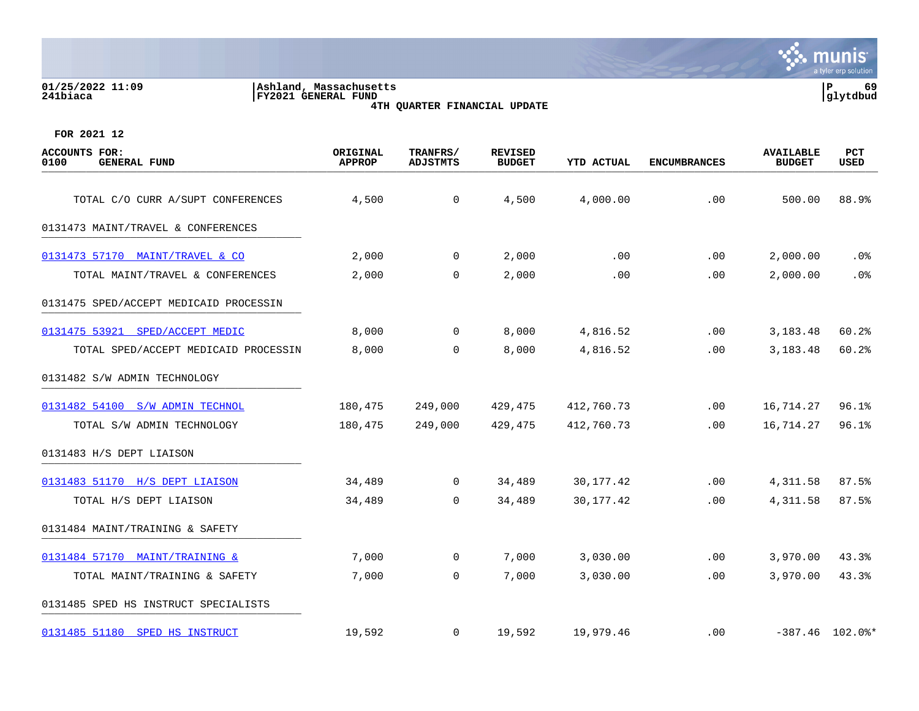**Ashland, Massachusetts**
**FY2021 GENERAL FUND**
**4TH QUARTER FINANCIAL UPDATE**

01/25/2022 11:09
241biaca

glytdbud

**FOR 2021 12**

| ACCOUNTS FOR: 0100 GENERAL FUND | ORIGINAL APPROP | TRANFRS/ ADJSTMTS | REVISED BUDGET | YTD ACTUAL | ENCUMBRANCES | AVAILABLE BUDGET | PCT USED |
|---|---|---|---|---|---|---|---|
| TOTAL C/O CURR A/SUPT CONFERENCES | 4,500 | 0 | 4,500 | 4,000.00 | .00 | 500.00 | 88.9% |
| **0131473 MAINT/TRAVEL & CONFERENCES** | | | | | | | |
| 0131473 57170 MAINT/TRAVEL & CO | 2,000 | 0 | 2,000 | .00 | .00 | 2,000.00 | .0% |
| TOTAL MAINT/TRAVEL & CONFERENCES | 2,000 | 0 | 2,000 | .00 | .00 | 2,000.00 | .0% |
| **0131475 SPED/ACCEPT MEDICAID PROCESSIN** | | | | | | | |
| 0131475 53921 SPED/ACCEPT MEDIC | 8,000 | 0 | 8,000 | 4,816.52 | .00 | 3,183.48 | 60.2% |
| TOTAL SPED/ACCEPT MEDICAID PROCESSIN | 8,000 | 0 | 8,000 | 4,816.52 | .00 | 3,183.48 | 60.2% |
| **0131482 S/W ADMIN TECHNOLOGY** | | | | | | | |
| 0131482 54100 S/W ADMIN TECHNOL | 180,475 | 249,000 | 429,475 | 412,760.73 | .00 | 16,714.27 | 96.1% |
| TOTAL S/W ADMIN TECHNOLOGY | 180,475 | 249,000 | 429,475 | 412,760.73 | .00 | 16,714.27 | 96.1% |
| **0131483 H/S DEPT LIAISON** | | | | | | | |
| 0131483 51170 H/S DEPT LIAISON | 34,489 | 0 | 34,489 | 30,177.42 | .00 | 4,311.58 | 87.5% |
| TOTAL H/S DEPT LIAISON | 34,489 | 0 | 34,489 | 30,177.42 | .00 | 4,311.58 | 87.5% |
| **0131484 MAINT/TRAINING & SAFETY** | | | | | | | |
| 0131484 57170 MAINT/TRAINING & | 7,000 | 0 | 7,000 | 3,030.00 | .00 | 3,970.00 | 43.3% |
| TOTAL MAINT/TRAINING & SAFETY | 7,000 | 0 | 7,000 | 3,030.00 | .00 | 3,970.00 | 43.3% |
| **0131485 SPED HS INSTRUCT SPECIALISTS** | | | | | | | |
| 0131485 51180 SPED HS INSTRUCT | 19,592 | 0 | 19,592 | 19,979.46 | .00 | -387.46 | 102.0%* |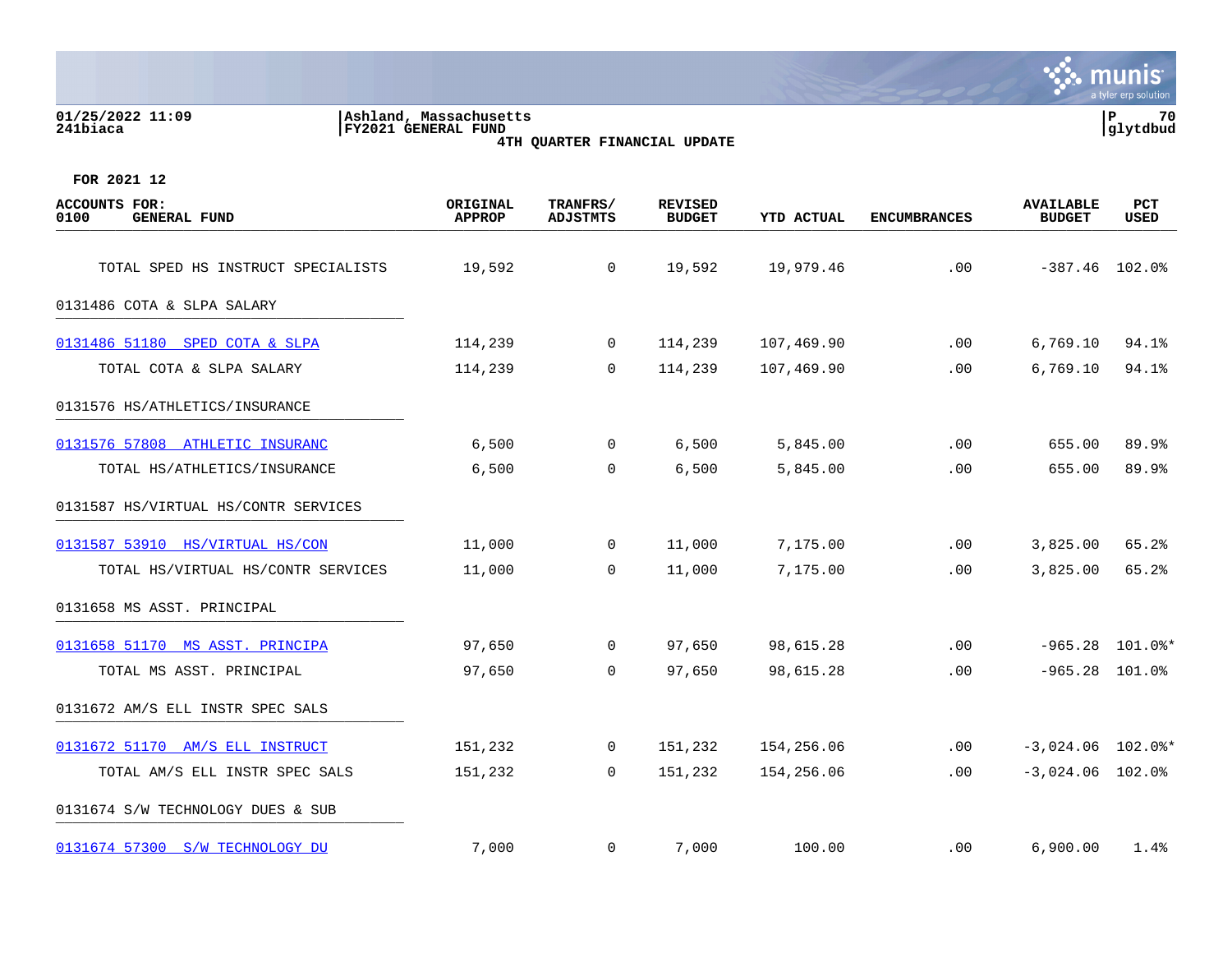01/25/2022 11:09
241biaca

Ashland, Massachusetts
FY2021 GENERAL FUND
4TH QUARTER FINANCIAL UPDATE

P 70
glytdbud

FOR 2021 12

| ACCOUNTS FOR: 0100 GENERAL FUND | ORIGINAL APPROP | TRANFRS/ ADJSTMTS | REVISED BUDGET | YTD ACTUAL | ENCUMBRANCES | AVAILABLE BUDGET | PCT USED |
|---|---|---|---|---|---|---|---|
| TOTAL SPED HS INSTRUCT SPECIALISTS | 19,592 | 0 | 19,592 | 19,979.46 | .00 | -387.46 | 102.0% |
| 0131486 COTA & SLPA SALARY | | | | | | | |
| 0131486 51180 SPED COTA & SLPA | 114,239 | 0 | 114,239 | 107,469.90 | .00 | 6,769.10 | 94.1% |
| TOTAL COTA & SLPA SALARY | 114,239 | 0 | 114,239 | 107,469.90 | .00 | 6,769.10 | 94.1% |
| 0131576 HS/ATHLETICS/INSURANCE | | | | | | | |
| 0131576 57808 ATHLETIC INSURANC | 6,500 | 0 | 6,500 | 5,845.00 | .00 | 655.00 | 89.9% |
| TOTAL HS/ATHLETICS/INSURANCE | 6,500 | 0 | 6,500 | 5,845.00 | .00 | 655.00 | 89.9% |
| 0131587 HS/VIRTUAL HS/CONTR SERVICES | | | | | | | |
| 0131587 53910 HS/VIRTUAL HS/CON | 11,000 | 0 | 11,000 | 7,175.00 | .00 | 3,825.00 | 65.2% |
| TOTAL HS/VIRTUAL HS/CONTR SERVICES | 11,000 | 0 | 11,000 | 7,175.00 | .00 | 3,825.00 | 65.2% |
| 0131658 MS ASST. PRINCIPAL | | | | | | | |
| 0131658 51170 MS ASST. PRINCIPA | 97,650 | 0 | 97,650 | 98,615.28 | .00 | -965.28 | 101.0%* |
| TOTAL MS ASST. PRINCIPAL | 97,650 | 0 | 97,650 | 98,615.28 | .00 | -965.28 | 101.0% |
| 0131672 AM/S ELL INSTR SPEC SALS | | | | | | | |
| 0131672 51170 AM/S ELL INSTRUCT | 151,232 | 0 | 151,232 | 154,256.06 | .00 | -3,024.06 | 102.0%* |
| TOTAL AM/S ELL INSTR SPEC SALS | 151,232 | 0 | 151,232 | 154,256.06 | .00 | -3,024.06 | 102.0% |
| 0131674 S/W TECHNOLOGY DUES & SUB | | | | | | | |
| 0131674 57300 S/W TECHNOLOGY DU | 7,000 | 0 | 7,000 | 100.00 | .00 | 6,900.00 | 1.4% |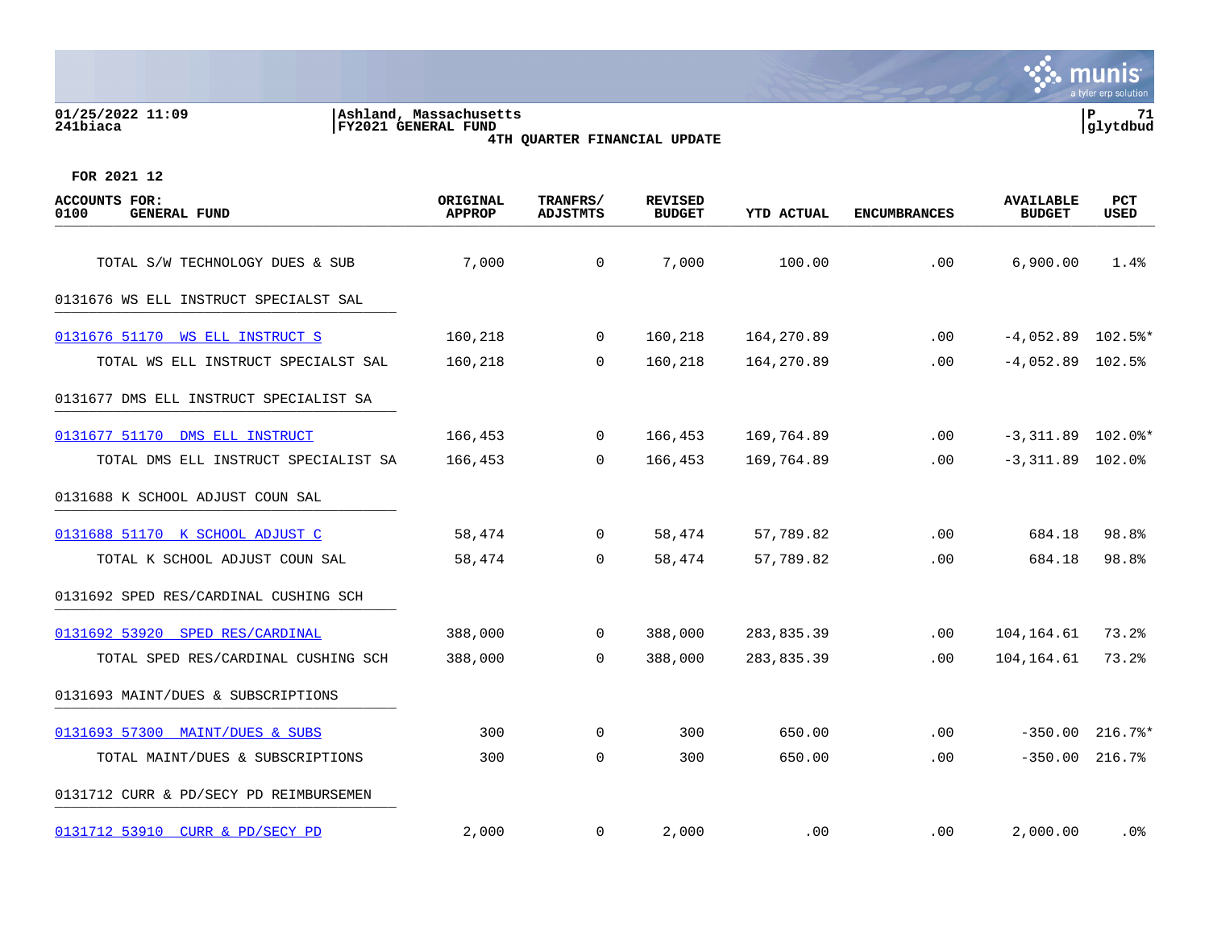Ashland, Massachusetts
FY2021 GENERAL FUND
4TH QUARTER FINANCIAL UPDATE

FOR 2021 12

| ACCOUNTS FOR: 0100 GENERAL FUND | ORIGINAL APPROP | TRANFRS/ ADJSTMTS | REVISED BUDGET | YTD ACTUAL | ENCUMBRANCES | AVAILABLE BUDGET | PCT USED |
|---|---|---|---|---|---|---|---|
| TOTAL S/W TECHNOLOGY DUES & SUB | 7,000 | 0 | 7,000 | 100.00 | .00 | 6,900.00 | 1.4% |
| 0131676 WS ELL INSTRUCT SPECIALST SAL | | | | | | | |
| 0131676 51170 WS ELL INSTRUCT S | 160,218 | 0 | 160,218 | 164,270.89 | .00 | -4,052.89 | 102.5%* |
| TOTAL WS ELL INSTRUCT SPECIALST SAL | 160,218 | 0 | 160,218 | 164,270.89 | .00 | -4,052.89 | 102.5% |
| 0131677 DMS ELL INSTRUCT SPECIALIST SA | | | | | | | |
| 0131677 51170 DMS ELL INSTRUCT | 166,453 | 0 | 166,453 | 169,764.89 | .00 | -3,311.89 | 102.0%* |
| TOTAL DMS ELL INSTRUCT SPECIALIST SA | 166,453 | 0 | 166,453 | 169,764.89 | .00 | -3,311.89 | 102.0% |
| 0131688 K SCHOOL ADJUST COUN SAL | | | | | | | |
| 0131688 51170 K SCHOOL ADJUST C | 58,474 | 0 | 58,474 | 57,789.82 | .00 | 684.18 | 98.8% |
| TOTAL K SCHOOL ADJUST COUN SAL | 58,474 | 0 | 58,474 | 57,789.82 | .00 | 684.18 | 98.8% |
| 0131692 SPED RES/CARDINAL CUSHING SCH | | | | | | | |
| 0131692 53920 SPED RES/CARDINAL | 388,000 | 0 | 388,000 | 283,835.39 | .00 | 104,164.61 | 73.2% |
| TOTAL SPED RES/CARDINAL CUSHING SCH | 388,000 | 0 | 388,000 | 283,835.39 | .00 | 104,164.61 | 73.2% |
| 0131693 MAINT/DUES & SUBSCRIPTIONS | | | | | | | |
| 0131693 57300 MAINT/DUES & SUBS | 300 | 0 | 300 | 650.00 | .00 | -350.00 | 216.7%* |
| TOTAL MAINT/DUES & SUBSCRIPTIONS | 300 | 0 | 300 | 650.00 | .00 | -350.00 | 216.7% |
| 0131712 CURR & PD/SECY PD REIMBURSEMEN | | | | | | | |
| 0131712 53910 CURR & PD/SECY PD | 2,000 | 0 | 2,000 | .00 | .00 | 2,000.00 | .0% |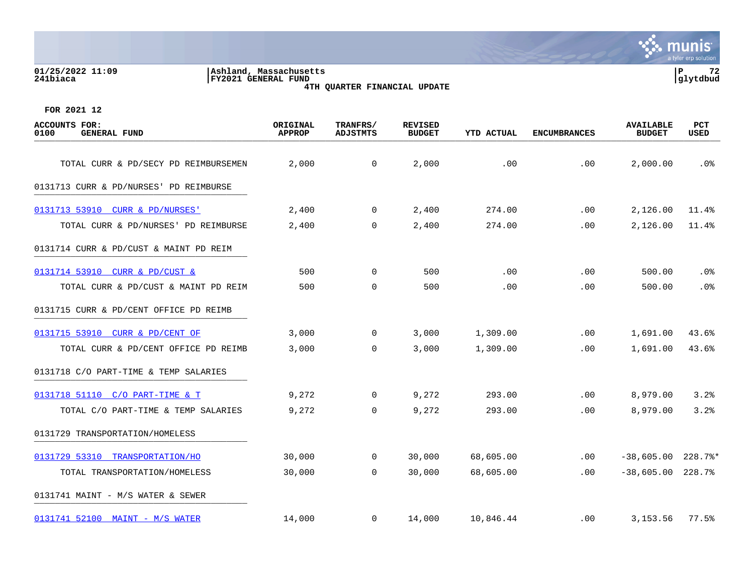01/25/2022 11:09
241biaca

Ashland, Massachusetts
FY2021 GENERAL FUND
4TH QUARTER FINANCIAL UPDATE

P 72
glytdbud

FOR 2021 12

| ACCOUNTS FOR: 0100 GENERAL FUND | ORIGINAL APPROP | TRANFRS/ ADJSTMTS | REVISED BUDGET | YTD ACTUAL | ENCUMBRANCES | AVAILABLE BUDGET | PCT USED |
|---|---|---|---|---|---|---|---|
| TOTAL CURR & PD/SECY PD REIMBURSEMEN | 2,000 | 0 | 2,000 | .00 | .00 | 2,000.00 | .0% |
| 0131713 CURR & PD/NURSES' PD REIMBURSE | | | | | | | |
| 0131713 53910 CURR & PD/NURSES' | 2,400 | 0 | 2,400 | 274.00 | .00 | 2,126.00 | 11.4% |
| TOTAL CURR & PD/NURSES' PD REIMBURSE | 2,400 | 0 | 2,400 | 274.00 | .00 | 2,126.00 | 11.4% |
| 0131714 CURR & PD/CUST & MAINT PD REIM | | | | | | | |
| 0131714 53910 CURR & PD/CUST & | 500 | 0 | 500 | .00 | .00 | 500.00 | .0% |
| TOTAL CURR & PD/CUST & MAINT PD REIM | 500 | 0 | 500 | .00 | .00 | 500.00 | .0% |
| 0131715 CURR & PD/CENT OFFICE PD REIMB | | | | | | | |
| 0131715 53910 CURR & PD/CENT OF | 3,000 | 0 | 3,000 | 1,309.00 | .00 | 1,691.00 | 43.6% |
| TOTAL CURR & PD/CENT OFFICE PD REIMB | 3,000 | 0 | 3,000 | 1,309.00 | .00 | 1,691.00 | 43.6% |
| 0131718 C/O PART-TIME & TEMP SALARIES | | | | | | | |
| 0131718 51110 C/O PART-TIME & T | 9,272 | 0 | 9,272 | 293.00 | .00 | 8,979.00 | 3.2% |
| TOTAL C/O PART-TIME & TEMP SALARIES | 9,272 | 0 | 9,272 | 293.00 | .00 | 8,979.00 | 3.2% |
| 0131729 TRANSPORTATION/HOMELESS | | | | | | | |
| 0131729 53310 TRANSPORTATION/HO | 30,000 | 0 | 30,000 | 68,605.00 | .00 | -38,605.00 | 228.7%* |
| TOTAL TRANSPORTATION/HOMELESS | 30,000 | 0 | 30,000 | 68,605.00 | .00 | -38,605.00 | 228.7% |
| 0131741 MAINT - M/S WATER & SEWER | | | | | | | |
| 0131741 52100 MAINT - M/S WATER | 14,000 | 0 | 14,000 | 10,846.44 | .00 | 3,153.56 | 77.5% |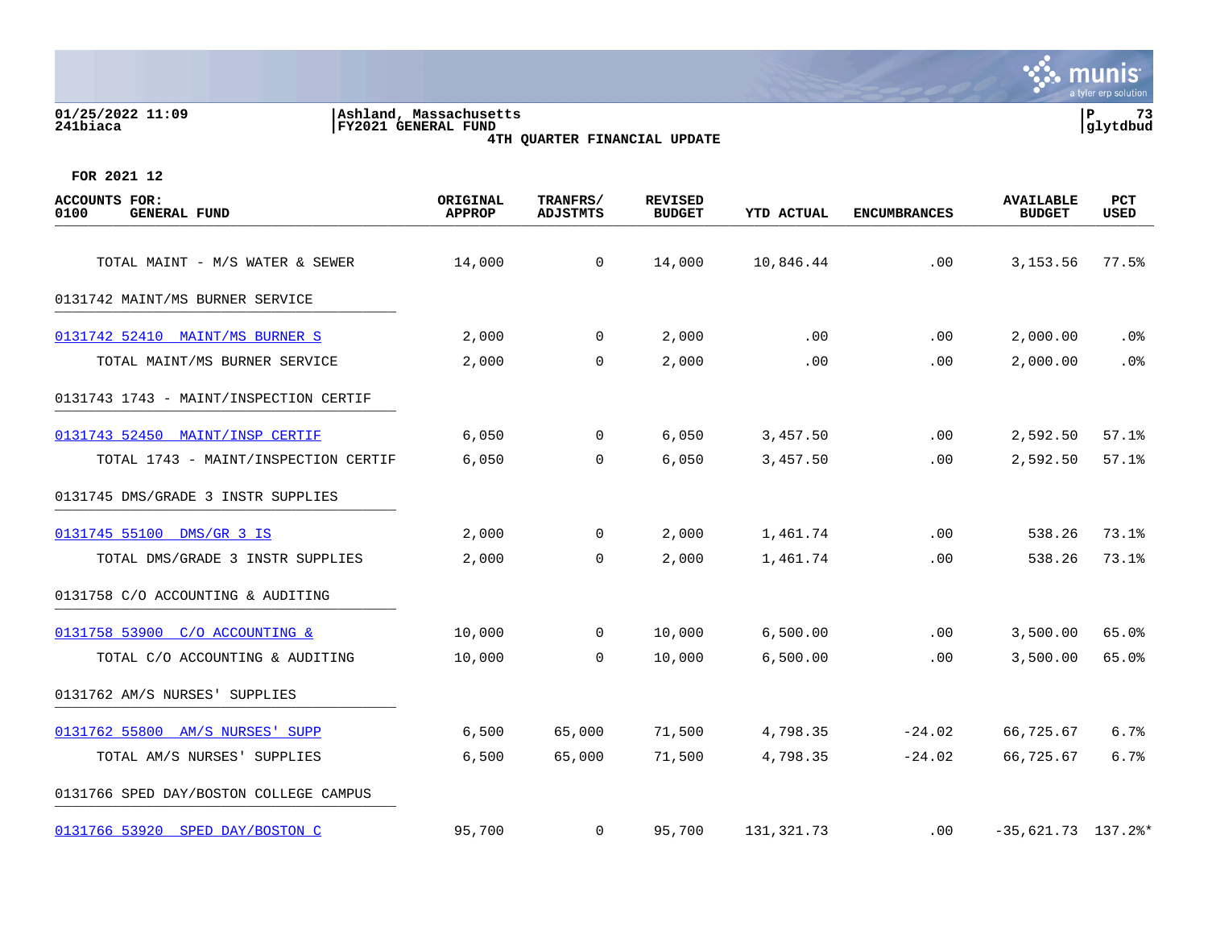01/25/2022 11:09 | Ashland, Massachusetts
241biaca | FY2021 GENERAL FUND | glytdbud

**4TH QUARTER FINANCIAL UPDATE**

FOR 2021 12

| ACCOUNTS FOR: 0100 GENERAL FUND | ORIGINAL APPROP | TRANFRS/ ADJSTMTS | REVISED BUDGET | YTD ACTUAL | ENCUMBRANCES | AVAILABLE BUDGET | PCT USED |
|---|---|---|---|---|---|---|---|
| TOTAL MAINT - M/S WATER & SEWER | 14,000 | 0 | 14,000 | 10,846.44 | .00 | 3,153.56 | 77.5% |
| **0131742 MAINT/MS BURNER SERVICE** | | | | | | | |
| 0131742 52410 MAINT/MS BURNER S | 2,000 | 0 | 2,000 | .00 | .00 | 2,000.00 | .0% |
| TOTAL MAINT/MS BURNER SERVICE | 2,000 | 0 | 2,000 | .00 | .00 | 2,000.00 | .0% |
| **0131743 1743 - MAINT/INSPECTION CERTIF** | | | | | | | |
| 0131743 52450 MAINT/INSP CERTIF | 6,050 | 0 | 6,050 | 3,457.50 | .00 | 2,592.50 | 57.1% |
| TOTAL 1743 - MAINT/INSPECTION CERTIF | 6,050 | 0 | 6,050 | 3,457.50 | .00 | 2,592.50 | 57.1% |
| **0131745 DMS/GRADE 3 INSTR SUPPLIES** | | | | | | | |
| 0131745 55100 DMS/GR 3 IS | 2,000 | 0 | 2,000 | 1,461.74 | .00 | 538.26 | 73.1% |
| TOTAL DMS/GRADE 3 INSTR SUPPLIES | 2,000 | 0 | 2,000 | 1,461.74 | .00 | 538.26 | 73.1% |
| **0131758 C/O ACCOUNTING & AUDITING** | | | | | | | |
| 0131758 53900 C/O ACCOUNTING & | 10,000 | 0 | 10,000 | 6,500.00 | .00 | 3,500.00 | 65.0% |
| TOTAL C/O ACCOUNTING & AUDITING | 10,000 | 0 | 10,000 | 6,500.00 | .00 | 3,500.00 | 65.0% |
| **0131762 AM/S NURSES' SUPPLIES** | | | | | | | |
| 0131762 55800 AM/S NURSES' SUPP | 6,500 | 65,000 | 71,500 | 4,798.35 | -24.02 | 66,725.67 | 6.7% |
| TOTAL AM/S NURSES' SUPPLIES | 6,500 | 65,000 | 71,500 | 4,798.35 | -24.02 | 66,725.67 | 6.7% |
| **0131766 SPED DAY/BOSTON COLLEGE CAMPUS** | | | | | | | |
| 0131766 53920 SPED DAY/BOSTON C | 95,700 | 0 | 95,700 | 131,321.73 | .00 | -35,621.73 | 137.2%* |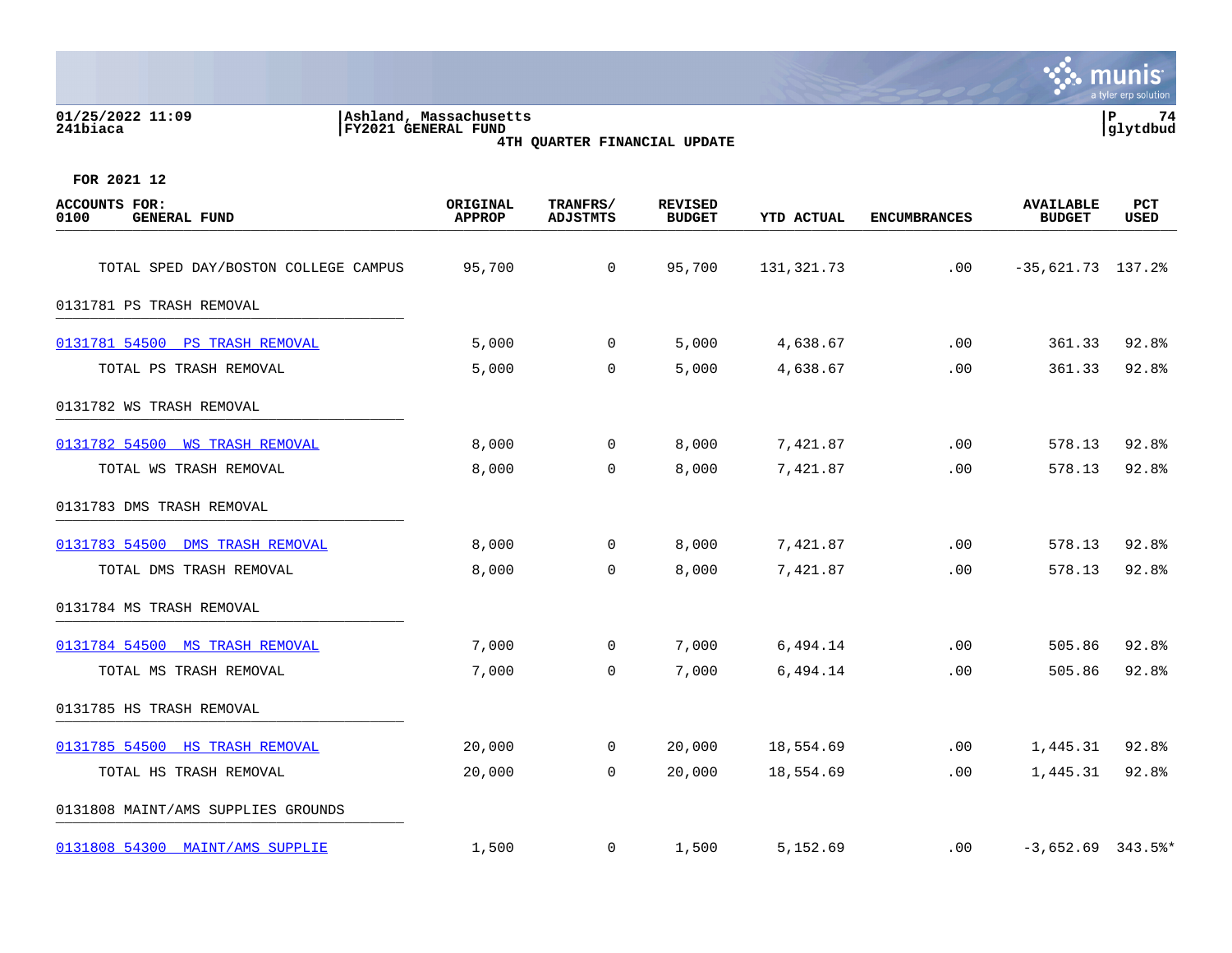01/25/2022 11:09
241biaca

Ashland, Massachusetts
FY2021 GENERAL FUND
4TH QUARTER FINANCIAL UPDATE

P 74
glytdbud

FOR 2021 12

| ACCOUNTS FOR: 0100 GENERAL FUND | ORIGINAL APPROP | TRANFRS/ ADJSTMTS | REVISED BUDGET | YTD ACTUAL | ENCUMBRANCES | AVAILABLE BUDGET | PCT USED |
|---|---|---|---|---|---|---|---|
| TOTAL SPED DAY/BOSTON COLLEGE CAMPUS | 95,700 | 0 | 95,700 | 131,321.73 | .00 | -35,621.73 | 137.2% |
| 0131781 PS TRASH REMOVAL | | | | | | | |
| 0131781 54500 PS TRASH REMOVAL | 5,000 | 0 | 5,000 | 4,638.67 | .00 | 361.33 | 92.8% |
| TOTAL PS TRASH REMOVAL | 5,000 | 0 | 5,000 | 4,638.67 | .00 | 361.33 | 92.8% |
| 0131782 WS TRASH REMOVAL | | | | | | | |
| 0131782 54500 WS TRASH REMOVAL | 8,000 | 0 | 8,000 | 7,421.87 | .00 | 578.13 | 92.8% |
| TOTAL WS TRASH REMOVAL | 8,000 | 0 | 8,000 | 7,421.87 | .00 | 578.13 | 92.8% |
| 0131783 DMS TRASH REMOVAL | | | | | | | |
| 0131783 54500 DMS TRASH REMOVAL | 8,000 | 0 | 8,000 | 7,421.87 | .00 | 578.13 | 92.8% |
| TOTAL DMS TRASH REMOVAL | 8,000 | 0 | 8,000 | 7,421.87 | .00 | 578.13 | 92.8% |
| 0131784 MS TRASH REMOVAL | | | | | | | |
| 0131784 54500 MS TRASH REMOVAL | 7,000 | 0 | 7,000 | 6,494.14 | .00 | 505.86 | 92.8% |
| TOTAL MS TRASH REMOVAL | 7,000 | 0 | 7,000 | 6,494.14 | .00 | 505.86 | 92.8% |
| 0131785 HS TRASH REMOVAL | | | | | | | |
| 0131785 54500 HS TRASH REMOVAL | 20,000 | 0 | 20,000 | 18,554.69 | .00 | 1,445.31 | 92.8% |
| TOTAL HS TRASH REMOVAL | 20,000 | 0 | 20,000 | 18,554.69 | .00 | 1,445.31 | 92.8% |
| 0131808 MAINT/AMS SUPPLIES GROUNDS | | | | | | | |
| 0131808 54300 MAINT/AMS SUPPLIE | 1,500 | 0 | 1,500 | 5,152.69 | .00 | -3,652.69 | 343.5%* |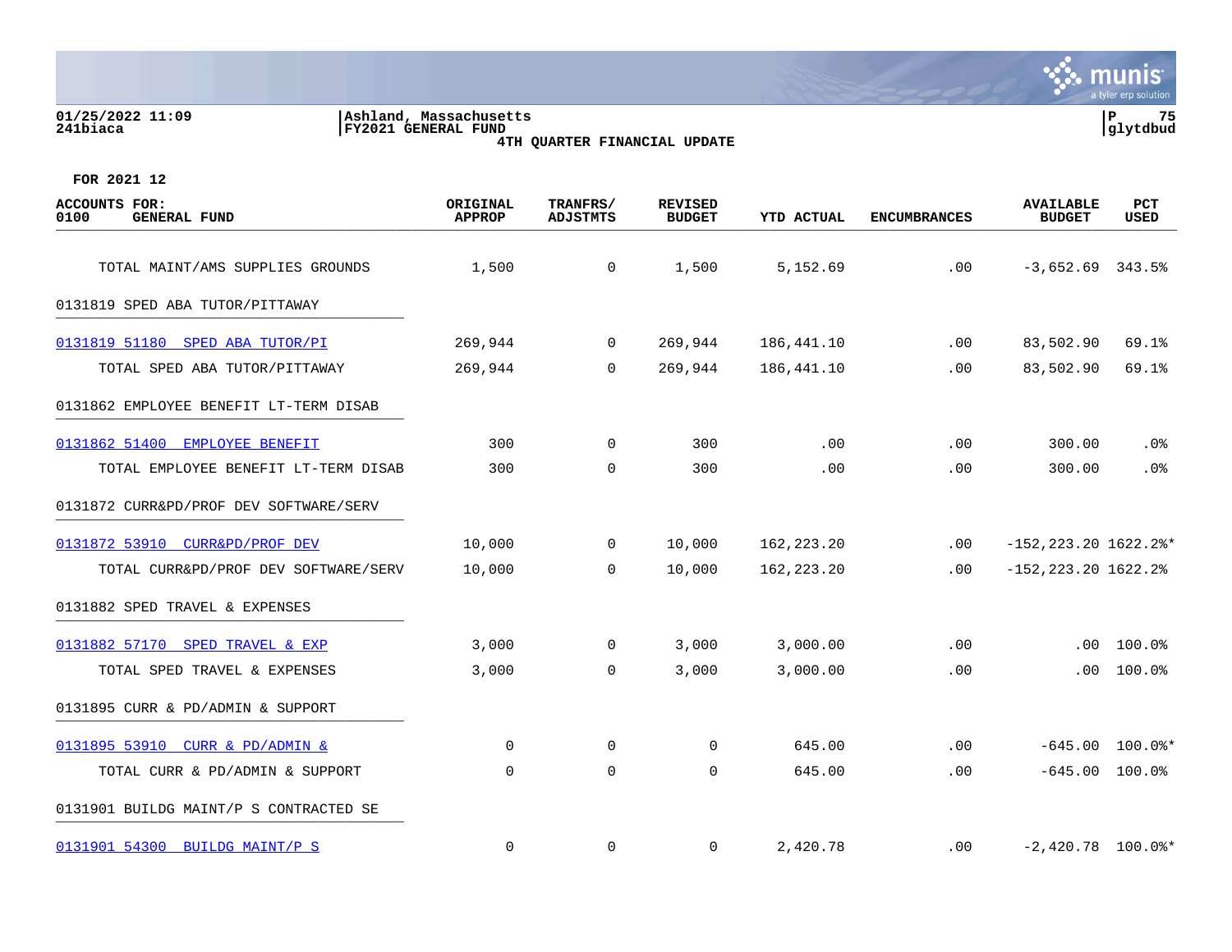**Ashland, Massachusetts**
**FY2021 GENERAL FUND**
**4TH QUARTER FINANCIAL UPDATE**

01/25/2022 11:09
241biaca

glytdbud

**FOR 2021 12**

| ACCOUNTS FOR: 0100 GENERAL FUND | ORIGINAL APPROP | TRANFRS/ ADJSTMTS | REVISED BUDGET | YTD ACTUAL | ENCUMBRANCES | AVAILABLE BUDGET | PCT USED |
|---|---|---|---|---|---|---|---|
| TOTAL MAINT/AMS SUPPLIES GROUNDS | 1,500 | 0 | 1,500 | 5,152.69 | .00 | -3,652.69 | 343.5% |
| 0131819 SPED ABA TUTOR/PITTAWAY | | | | | | | |
| 0131819 51180 SPED ABA TUTOR/PI | 269,944 | 0 | 269,944 | 186,441.10 | .00 | 83,502.90 | 69.1% |
| TOTAL SPED ABA TUTOR/PITTAWAY | 269,944 | 0 | 269,944 | 186,441.10 | .00 | 83,502.90 | 69.1% |
| 0131862 EMPLOYEE BENEFIT LT-TERM DISAB | | | | | | | |
| 0131862 51400 EMPLOYEE BENEFIT | 300 | 0 | 300 | .00 | .00 | 300.00 | .0% |
| TOTAL EMPLOYEE BENEFIT LT-TERM DISAB | 300 | 0 | 300 | .00 | .00 | 300.00 | .0% |
| 0131872 CURR&PD/PROF DEV SOFTWARE/SERV | | | | | | | |
| 0131872 53910 CURR&PD/PROF DEV | 10,000 | 0 | 10,000 | 162,223.20 | .00 | -152,223.20 | 1622.2%* |
| TOTAL CURR&PD/PROF DEV SOFTWARE/SERV | 10,000 | 0 | 10,000 | 162,223.20 | .00 | -152,223.20 | 1622.2% |
| 0131882 SPED TRAVEL & EXPENSES | | | | | | | |
| 0131882 57170 SPED TRAVEL & EXP | 3,000 | 0 | 3,000 | 3,000.00 | .00 | .00 | 100.0% |
| TOTAL SPED TRAVEL & EXPENSES | 3,000 | 0 | 3,000 | 3,000.00 | .00 | .00 | 100.0% |
| 0131895 CURR & PD/ADMIN & SUPPORT | | | | | | | |
| 0131895 53910 CURR & PD/ADMIN & | 0 | 0 | 0 | 645.00 | .00 | -645.00 | 100.0%* |
| TOTAL CURR & PD/ADMIN & SUPPORT | 0 | 0 | 0 | 645.00 | .00 | -645.00 | 100.0% |
| 0131901 BUILDG MAINT/P S CONTRACTED SE | | | | | | | |
| 0131901 54300 BUILDG MAINT/P S | 0 | 0 | 0 | 2,420.78 | .00 | -2,420.78 | 100.0%* |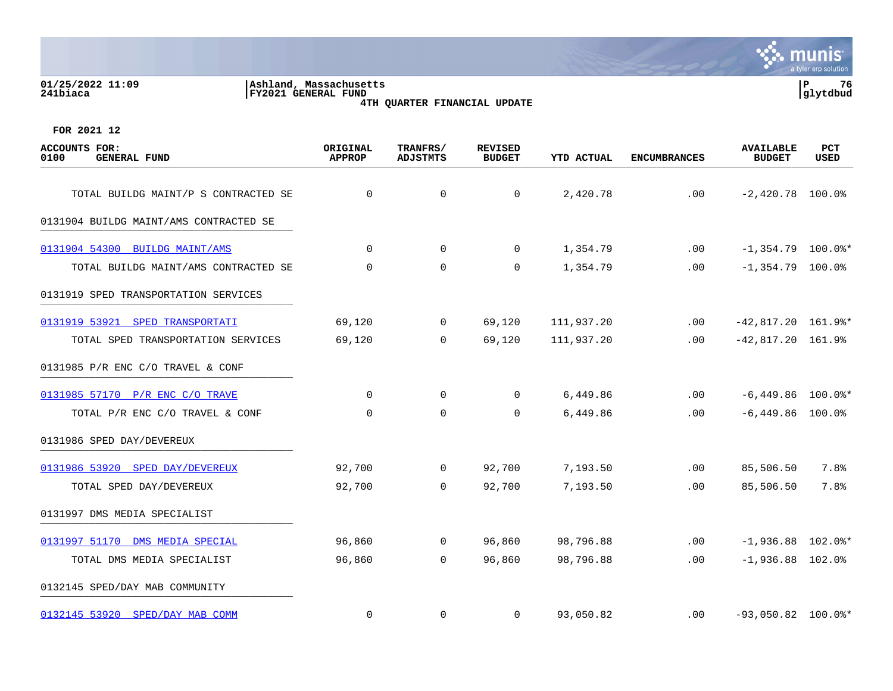01/25/2022 11:09
241biaca

Ashland, Massachusetts
FY2021 GENERAL FUND
4TH QUARTER FINANCIAL UPDATE

FOR 2021 12

| ACCOUNTS FOR: 0100 GENERAL FUND | ORIGINAL APPROP | TRANFRS/ ADJSTMTS | REVISED BUDGET | YTD ACTUAL | ENCUMBRANCES | AVAILABLE BUDGET | PCT USED |
|---|---|---|---|---|---|---|---|
| TOTAL BUILDG MAINT/P S CONTRACTED SE | 0 | 0 | 0 | 2,420.78 | .00 | -2,420.78 | 100.0% |
| 0131904 BUILDG MAINT/AMS CONTRACTED SE | | | | | | | |
| 0131904 54300 BUILDG MAINT/AMS | 0 | 0 | 0 | 1,354.79 | .00 | -1,354.79 | 100.0%* |
| TOTAL BUILDG MAINT/AMS CONTRACTED SE | 0 | 0 | 0 | 1,354.79 | .00 | -1,354.79 | 100.0% |
| 0131919 SPED TRANSPORTATION SERVICES | | | | | | | |
| 0131919 53921 SPED TRANSPORTATI | 69,120 | 0 | 69,120 | 111,937.20 | .00 | -42,817.20 | 161.9%* |
| TOTAL SPED TRANSPORTATION SERVICES | 69,120 | 0 | 69,120 | 111,937.20 | .00 | -42,817.20 | 161.9% |
| 0131985 P/R ENC C/O TRAVEL & CONF | | | | | | | |
| 0131985 57170 P/R ENC C/O TRAVE | 0 | 0 | 0 | 6,449.86 | .00 | -6,449.86 | 100.0%* |
| TOTAL P/R ENC C/O TRAVEL & CONF | 0 | 0 | 0 | 6,449.86 | .00 | -6,449.86 | 100.0% |
| 0131986 SPED DAY/DEVEREUX | | | | | | | |
| 0131986 53920 SPED DAY/DEVEREUX | 92,700 | 0 | 92,700 | 7,193.50 | .00 | 85,506.50 | 7.8% |
| TOTAL SPED DAY/DEVEREUX | 92,700 | 0 | 92,700 | 7,193.50 | .00 | 85,506.50 | 7.8% |
| 0131997 DMS MEDIA SPECIALIST | | | | | | | |
| 0131997 51170 DMS MEDIA SPECIAL | 96,860 | 0 | 96,860 | 98,796.88 | .00 | -1,936.88 | 102.0%* |
| TOTAL DMS MEDIA SPECIALIST | 96,860 | 0 | 96,860 | 98,796.88 | .00 | -1,936.88 | 102.0% |
| 0132145 SPED/DAY MAB COMMUNITY | | | | | | | |
| 0132145 53920 SPED/DAY MAB COMM | 0 | 0 | 0 | 93,050.82 | .00 | -93,050.82 | 100.0%* |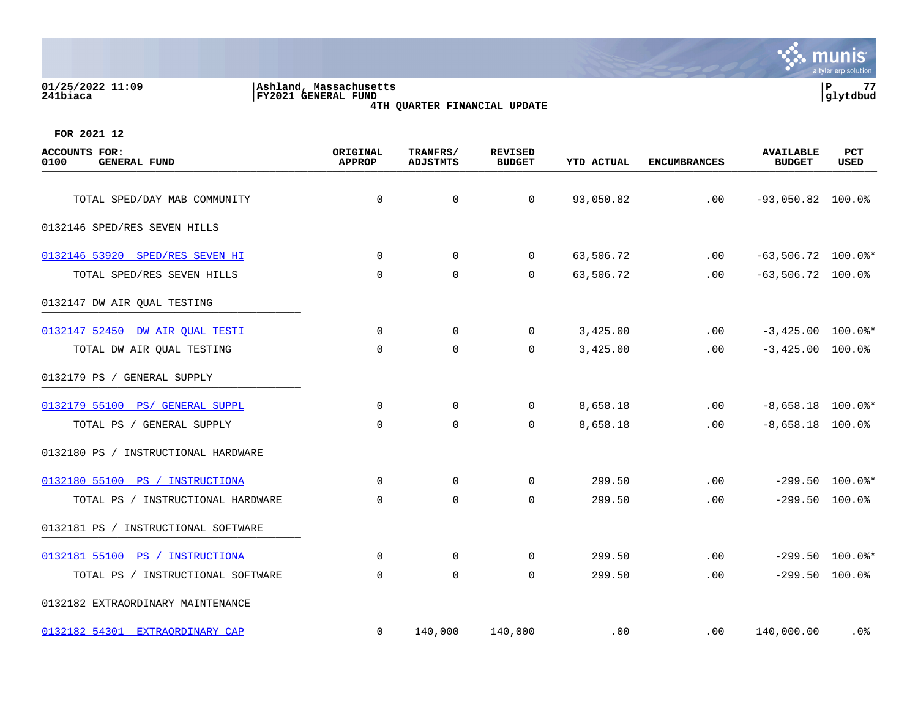Ashland, Massachusetts
FY2021 GENERAL FUND
4TH QUARTER FINANCIAL UPDATE

FOR 2021 12

| ACCOUNTS FOR: 0100 GENERAL FUND | ORIGINAL APPROP | TRANFRS/ ADJSTMTS | REVISED BUDGET | YTD ACTUAL | ENCUMBRANCES | AVAILABLE BUDGET | PCT USED |
|---|---|---|---|---|---|---|---|
| TOTAL SPED/DAY MAB COMMUNITY | 0 | 0 | 0 | 93,050.82 | .00 | -93,050.82 | 100.0% |
| 0132146 SPED/RES SEVEN HILLS | | | | | | | |
| 0132146 53920 SPED/RES SEVEN HI | 0 | 0 | 0 | 63,506.72 | .00 | -63,506.72 | 100.0%* |
| TOTAL SPED/RES SEVEN HILLS | 0 | 0 | 0 | 63,506.72 | .00 | -63,506.72 | 100.0% |
| 0132147 DW AIR QUAL TESTING | | | | | | | |
| 0132147 52450 DW AIR QUAL TESTI | 0 | 0 | 0 | 3,425.00 | .00 | -3,425.00 | 100.0%* |
| TOTAL DW AIR QUAL TESTING | 0 | 0 | 0 | 3,425.00 | .00 | -3,425.00 | 100.0% |
| 0132179 PS / GENERAL SUPPLY | | | | | | | |
| 0132179 55100 PS/ GENERAL SUPPL | 0 | 0 | 0 | 8,658.18 | .00 | -8,658.18 | 100.0%* |
| TOTAL PS / GENERAL SUPPLY | 0 | 0 | 0 | 8,658.18 | .00 | -8,658.18 | 100.0% |
| 0132180 PS / INSTRUCTIONAL HARDWARE | | | | | | | |
| 0132180 55100 PS / INSTRUCTIONA | 0 | 0 | 0 | 299.50 | .00 | -299.50 | 100.0%* |
| TOTAL PS / INSTRUCTIONAL HARDWARE | 0 | 0 | 0 | 299.50 | .00 | -299.50 | 100.0% |
| 0132181 PS / INSTRUCTIONAL SOFTWARE | | | | | | | |
| 0132181 55100 PS / INSTRUCTIONA | 0 | 0 | 0 | 299.50 | .00 | -299.50 | 100.0%* |
| TOTAL PS / INSTRUCTIONAL SOFTWARE | 0 | 0 | 0 | 299.50 | .00 | -299.50 | 100.0% |
| 0132182 EXTRAORDINARY MAINTENANCE | | | | | | | |
| 0132182 54301 EXTRAORDINARY CAP | 0 | 140,000 | 140,000 | .00 | .00 | 140,000.00 | .0% |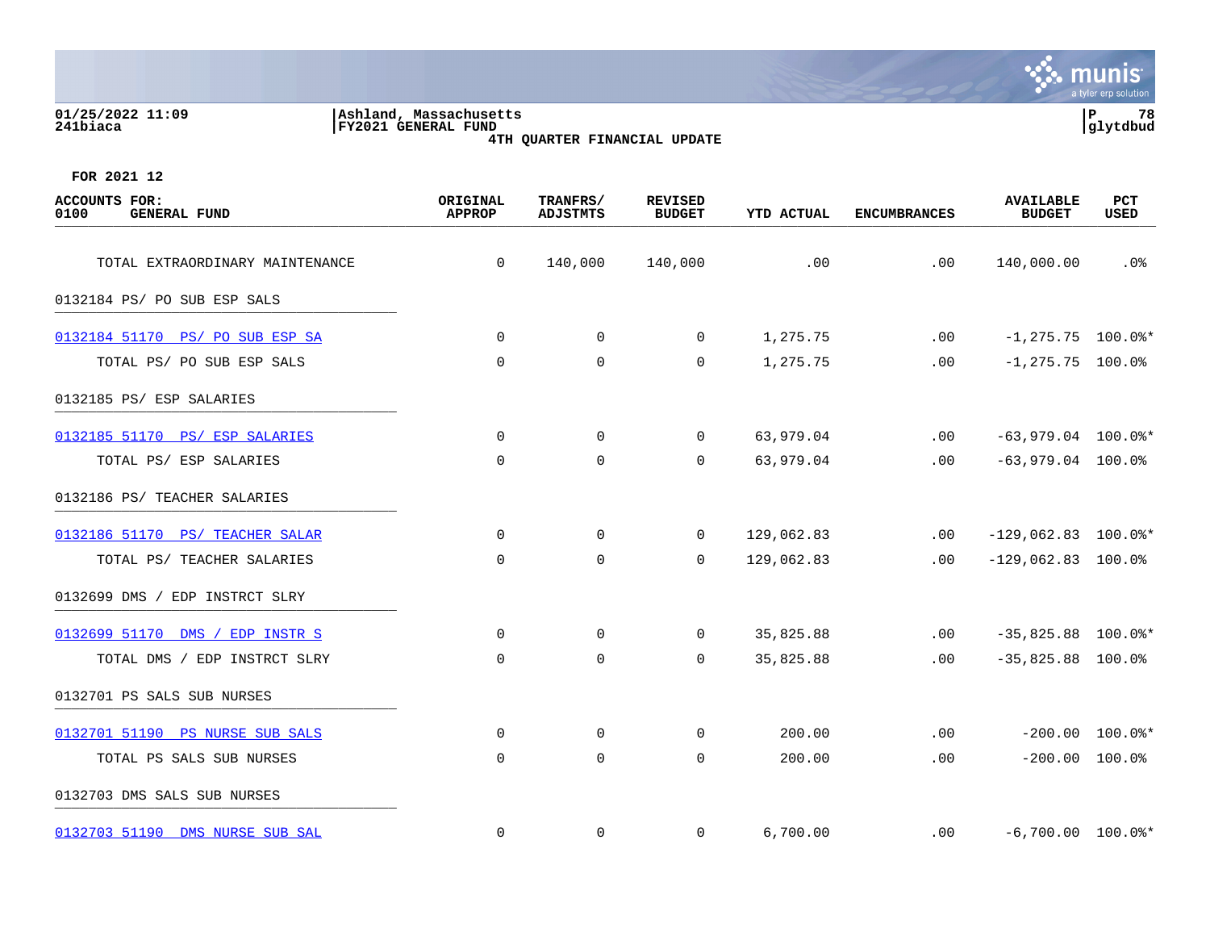01/25/2022 11:09
241biaca

Ashland, Massachusetts
FY2021 GENERAL FUND
4TH QUARTER FINANCIAL UPDATE

FOR 2021 12

| ACCOUNTS FOR: 0100 GENERAL FUND | ORIGINAL APPROP | TRANFRS/ ADJSTMTS | REVISED BUDGET | YTD ACTUAL | ENCUMBRANCES | AVAILABLE BUDGET | PCT USED |
|---|---|---|---|---|---|---|---|
| TOTAL EXTRAORDINARY MAINTENANCE | 0 | 140,000 | 140,000 | .00 | .00 | 140,000.00 | .0% |
| 0132184 PS/ PO SUB ESP SALS | | | | | | | |
| 0132184 51170 PS/ PO SUB ESP SA | 0 | 0 | 0 | 1,275.75 | .00 | -1,275.75 | 100.0%* |
| TOTAL PS/ PO SUB ESP SALS | 0 | 0 | 0 | 1,275.75 | .00 | -1,275.75 | 100.0% |
| 0132185 PS/ ESP SALARIES | | | | | | | |
| 0132185 51170 PS/ ESP SALARIES | 0 | 0 | 0 | 63,979.04 | .00 | -63,979.04 | 100.0%* |
| TOTAL PS/ ESP SALARIES | 0 | 0 | 0 | 63,979.04 | .00 | -63,979.04 | 100.0% |
| 0132186 PS/ TEACHER SALARIES | | | | | | | |
| 0132186 51170 PS/ TEACHER SALAR | 0 | 0 | 0 | 129,062.83 | .00 | -129,062.83 | 100.0%* |
| TOTAL PS/ TEACHER SALARIES | 0 | 0 | 0 | 129,062.83 | .00 | -129,062.83 | 100.0% |
| 0132699 DMS / EDP INSTRCT SLRY | | | | | | | |
| 0132699 51170 DMS / EDP INSTR S | 0 | 0 | 0 | 35,825.88 | .00 | -35,825.88 | 100.0%* |
| TOTAL DMS / EDP INSTRCT SLRY | 0 | 0 | 0 | 35,825.88 | .00 | -35,825.88 | 100.0% |
| 0132701 PS SALS SUB NURSES | | | | | | | |
| 0132701 51190 PS NURSE SUB SALS | 0 | 0 | 0 | 200.00 | .00 | -200.00 | 100.0%* |
| TOTAL PS SALS SUB NURSES | 0 | 0 | 0 | 200.00 | .00 | -200.00 | 100.0% |
| 0132703 DMS SALS SUB NURSES | | | | | | | |
| 0132703 51190 DMS NURSE SUB SAL | 0 | 0 | 0 | 6,700.00 | .00 | -6,700.00 | 100.0%* |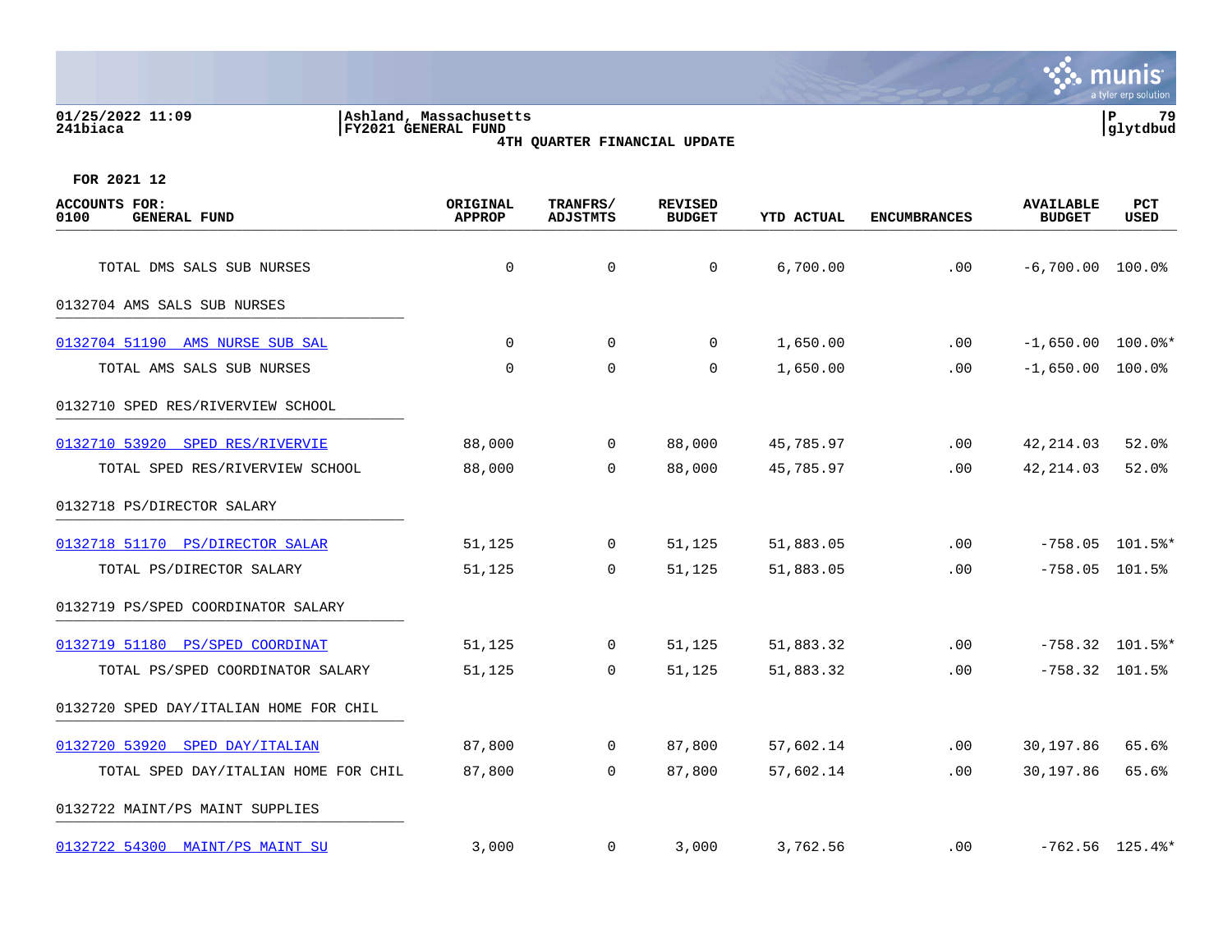FOR 2021 12

| ACCOUNTS FOR: 0100 GENERAL FUND | ORIGINAL APPROP | TRANFRS/ ADJSTMTS | REVISED BUDGET | YTD ACTUAL | ENCUMBRANCES | AVAILABLE BUDGET | PCT USED |
|---|---|---|---|---|---|---|---|
| TOTAL DMS SALS SUB NURSES | 0 | 0 | 0 | 6,700.00 | .00 | -6,700.00 | 100.0% |
| 0132704 AMS SALS SUB NURSES | | | | | | | |
| 0132704 51190 AMS NURSE SUB SAL | 0 | 0 | 0 | 1,650.00 | .00 | -1,650.00 | 100.0%* |
| TOTAL AMS SALS SUB NURSES | 0 | 0 | 0 | 1,650.00 | .00 | -1,650.00 | 100.0% |
| 0132710 SPED RES/RIVERVIEW SCHOOL | | | | | | | |
| 0132710 53920 SPED RES/RIVERVIE | 88,000 | 0 | 88,000 | 45,785.97 | .00 | 42,214.03 | 52.0% |
| TOTAL SPED RES/RIVERVIEW SCHOOL | 88,000 | 0 | 88,000 | 45,785.97 | .00 | 42,214.03 | 52.0% |
| 0132718 PS/DIRECTOR SALARY | | | | | | | |
| 0132718 51170 PS/DIRECTOR SALAR | 51,125 | 0 | 51,125 | 51,883.05 | .00 | -758.05 | 101.5%* |
| TOTAL PS/DIRECTOR SALARY | 51,125 | 0 | 51,125 | 51,883.05 | .00 | -758.05 | 101.5% |
| 0132719 PS/SPED COORDINATOR SALARY | | | | | | | |
| 0132719 51180 PS/SPED COORDINAT | 51,125 | 0 | 51,125 | 51,883.32 | .00 | -758.32 | 101.5%* |
| TOTAL PS/SPED COORDINATOR SALARY | 51,125 | 0 | 51,125 | 51,883.32 | .00 | -758.32 | 101.5% |
| 0132720 SPED DAY/ITALIAN HOME FOR CHIL | | | | | | | |
| 0132720 53920 SPED DAY/ITALIAN | 87,800 | 0 | 87,800 | 57,602.14 | .00 | 30,197.86 | 65.6% |
| TOTAL SPED DAY/ITALIAN HOME FOR CHIL | 87,800 | 0 | 87,800 | 57,602.14 | .00 | 30,197.86 | 65.6% |
| 0132722 MAINT/PS MAINT SUPPLIES | | | | | | | |
| 0132722 54300 MAINT/PS MAINT SU | 3,000 | 0 | 3,000 | 3,762.56 | .00 | -762.56 | 125.4%* |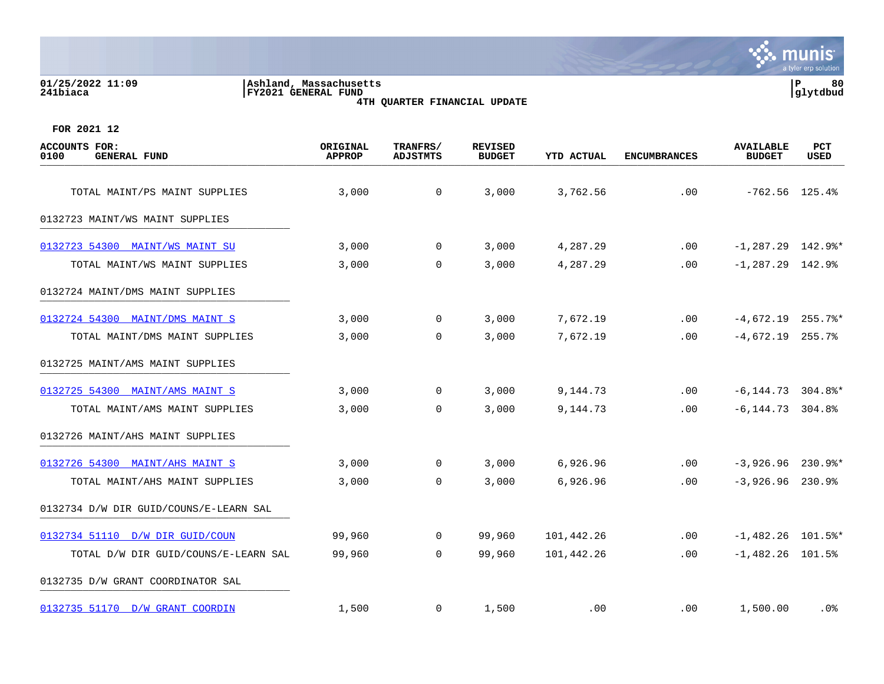01/25/2022 11:09 | Ashland, Massachusetts | P 80
241biaca | FY2021 GENERAL FUND | glytdbud

4TH QUARTER FINANCIAL UPDATE

FOR 2021 12

| ACCOUNTS FOR: 0100 GENERAL FUND | ORIGINAL APPROP | TRANFRS/ ADJSTMTS | REVISED BUDGET | YTD ACTUAL | ENCUMBRANCES | AVAILABLE BUDGET | PCT USED |
|---|---|---|---|---|---|---|---|
| TOTAL MAINT/PS MAINT SUPPLIES | 3,000 | 0 | 3,000 | 3,762.56 | .00 | -762.56 | 125.4% |
| 0132723 MAINT/WS MAINT SUPPLIES | | | | | | | |
| 0132723 54300 MAINT/WS MAINT SU | 3,000 | 0 | 3,000 | 4,287.29 | .00 | -1,287.29 | 142.9%* |
| TOTAL MAINT/WS MAINT SUPPLIES | 3,000 | 0 | 3,000 | 4,287.29 | .00 | -1,287.29 | 142.9% |
| 0132724 MAINT/DMS MAINT SUPPLIES | | | | | | | |
| 0132724 54300 MAINT/DMS MAINT S | 3,000 | 0 | 3,000 | 7,672.19 | .00 | -4,672.19 | 255.7%* |
| TOTAL MAINT/DMS MAINT SUPPLIES | 3,000 | 0 | 3,000 | 7,672.19 | .00 | -4,672.19 | 255.7% |
| 0132725 MAINT/AMS MAINT SUPPLIES | | | | | | | |
| 0132725 54300 MAINT/AMS MAINT S | 3,000 | 0 | 3,000 | 9,144.73 | .00 | -6,144.73 | 304.8%* |
| TOTAL MAINT/AMS MAINT SUPPLIES | 3,000 | 0 | 3,000 | 9,144.73 | .00 | -6,144.73 | 304.8% |
| 0132726 MAINT/AHS MAINT SUPPLIES | | | | | | | |
| 0132726 54300 MAINT/AHS MAINT S | 3,000 | 0 | 3,000 | 6,926.96 | .00 | -3,926.96 | 230.9%* |
| TOTAL MAINT/AHS MAINT SUPPLIES | 3,000 | 0 | 3,000 | 6,926.96 | .00 | -3,926.96 | 230.9% |
| 0132734 D/W DIR GUID/COUNS/E-LEARN SAL | | | | | | | |
| 0132734 51110 D/W DIR GUID/COUN | 99,960 | 0 | 99,960 | 101,442.26 | .00 | -1,482.26 | 101.5%* |
| TOTAL D/W DIR GUID/COUNS/E-LEARN SAL | 99,960 | 0 | 99,960 | 101,442.26 | .00 | -1,482.26 | 101.5% |
| 0132735 D/W GRANT COORDINATOR SAL | | | | | | | |
| 0132735 51170 D/W GRANT COORDIN | 1,500 | 0 | 1,500 | .00 | .00 | 1,500.00 | .0% |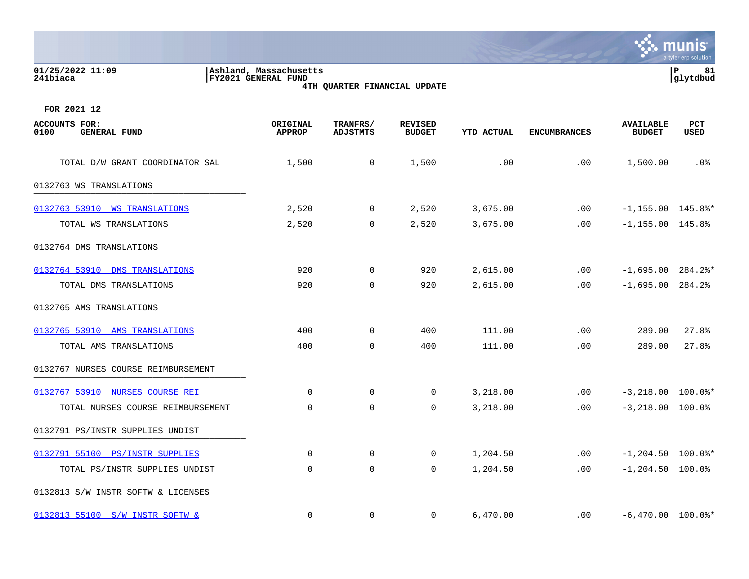FOR 2021 12

| ACCOUNTS FOR: 0100 GENERAL FUND | ORIGINAL APPROP | TRANFRS/ ADJSTMTS | REVISED BUDGET | YTD ACTUAL | ENCUMBRANCES | AVAILABLE BUDGET | PCT USED |
|---|---|---|---|---|---|---|---|
| TOTAL D/W GRANT COORDINATOR SAL | 1,500 | 0 | 1,500 | .00 | .00 | 1,500.00 | .0% |
| 0132763 WS TRANSLATIONS | | | | | | | |
| 0132763 53910 WS TRANSLATIONS | 2,520 | 0 | 2,520 | 3,675.00 | .00 | -1,155.00 | 145.8%* |
| TOTAL WS TRANSLATIONS | 2,520 | 0 | 2,520 | 3,675.00 | .00 | -1,155.00 | 145.8% |
| 0132764 DMS TRANSLATIONS | | | | | | | |
| 0132764 53910 DMS TRANSLATIONS | 920 | 0 | 920 | 2,615.00 | .00 | -1,695.00 | 284.2%* |
| TOTAL DMS TRANSLATIONS | 920 | 0 | 920 | 2,615.00 | .00 | -1,695.00 | 284.2% |
| 0132765 AMS TRANSLATIONS | | | | | | | |
| 0132765 53910 AMS TRANSLATIONS | 400 | 0 | 400 | 111.00 | .00 | 289.00 | 27.8% |
| TOTAL AMS TRANSLATIONS | 400 | 0 | 400 | 111.00 | .00 | 289.00 | 27.8% |
| 0132767 NURSES COURSE REIMBURSEMENT | | | | | | | |
| 0132767 53910 NURSES COURSE REI | 0 | 0 | 0 | 3,218.00 | .00 | -3,218.00 | 100.0%* |
| TOTAL NURSES COURSE REIMBURSEMENT | 0 | 0 | 0 | 3,218.00 | .00 | -3,218.00 | 100.0% |
| 0132791 PS/INSTR SUPPLIES UNDIST | | | | | | | |
| 0132791 55100 PS/INSTR SUPPLIES | 0 | 0 | 0 | 1,204.50 | .00 | -1,204.50 | 100.0%* |
| TOTAL PS/INSTR SUPPLIES UNDIST | 0 | 0 | 0 | 1,204.50 | .00 | -1,204.50 | 100.0% |
| 0132813 S/W INSTR SOFTW & LICENSES | | | | | | | |
| 0132813 55100 S/W INSTR SOFTW & | 0 | 0 | 0 | 6,470.00 | .00 | -6,470.00 | 100.0%* |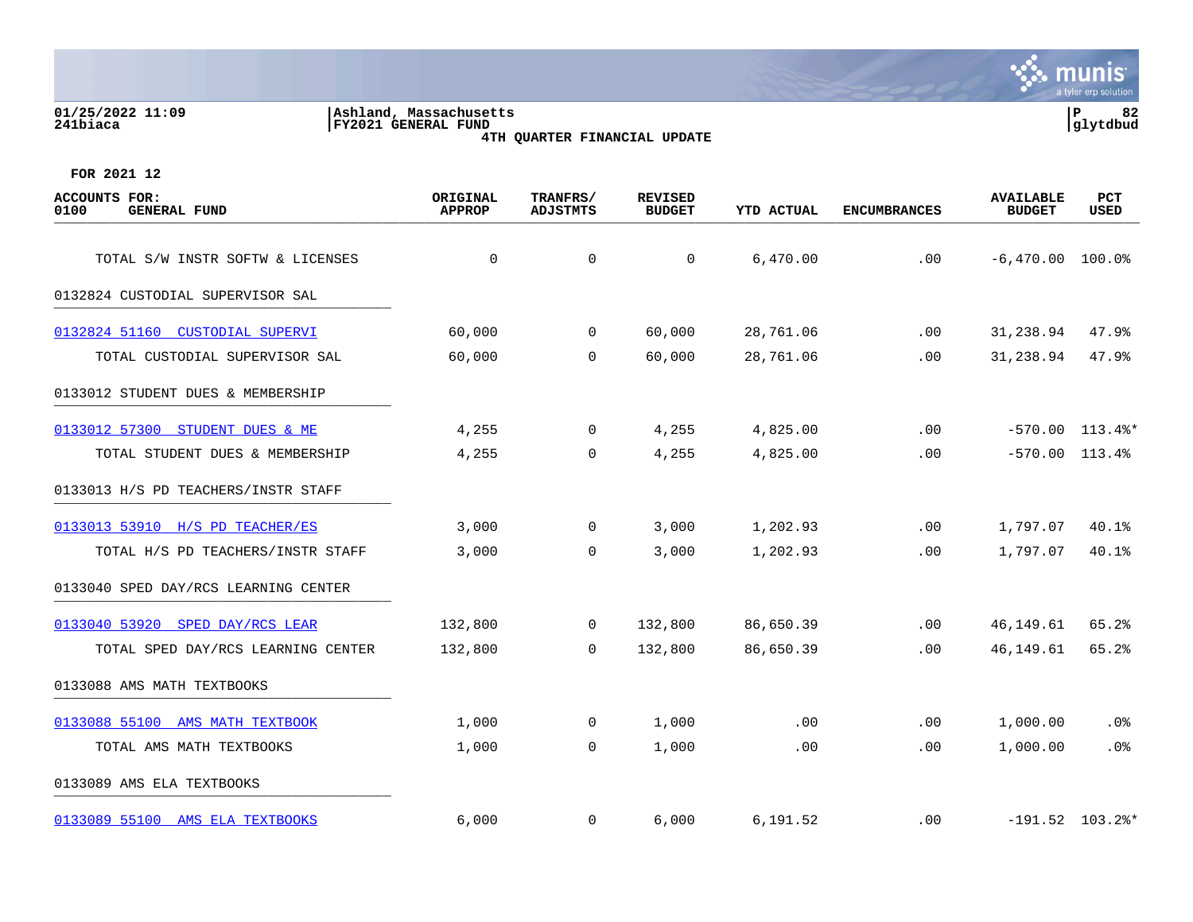01/25/2022 11:09
241biaca

Ashland, Massachusetts
FY2021 GENERAL FUND
4TH QUARTER FINANCIAL UPDATE

FOR 2021 12

| ACCOUNTS FOR: 0100 GENERAL FUND | ORIGINAL APPROP | TRANFRS/ ADJSTMTS | REVISED BUDGET | YTD ACTUAL | ENCUMBRANCES | AVAILABLE BUDGET | PCT USED |
|---|---|---|---|---|---|---|---|
| TOTAL S/W INSTR SOFTW & LICENSES | 0 | 0 | 0 | 6,470.00 | .00 | -6,470.00 | 100.0% |
| **0132824 CUSTODIAL SUPERVISOR SAL** | | | | | | | |
| 0132824 51160 CUSTODIAL SUPERVI | 60,000 | 0 | 60,000 | 28,761.06 | .00 | 31,238.94 | 47.9% |
| TOTAL CUSTODIAL SUPERVISOR SAL | 60,000 | 0 | 60,000 | 28,761.06 | .00 | 31,238.94 | 47.9% |
| **0133012 STUDENT DUES & MEMBERSHIP** | | | | | | | |
| 0133012 57300 STUDENT DUES & ME | 4,255 | 0 | 4,255 | 4,825.00 | .00 | -570.00 | 113.4%* |
| TOTAL STUDENT DUES & MEMBERSHIP | 4,255 | 0 | 4,255 | 4,825.00 | .00 | -570.00 | 113.4% |
| **0133013 H/S PD TEACHERS/INSTR STAFF** | | | | | | | |
| 0133013 53910 H/S PD TEACHER/ES | 3,000 | 0 | 3,000 | 1,202.93 | .00 | 1,797.07 | 40.1% |
| TOTAL H/S PD TEACHERS/INSTR STAFF | 3,000 | 0 | 3,000 | 1,202.93 | .00 | 1,797.07 | 40.1% |
| **0133040 SPED DAY/RCS LEARNING CENTER** | | | | | | | |
| 0133040 53920 SPED DAY/RCS LEAR | 132,800 | 0 | 132,800 | 86,650.39 | .00 | 46,149.61 | 65.2% |
| TOTAL SPED DAY/RCS LEARNING CENTER | 132,800 | 0 | 132,800 | 86,650.39 | .00 | 46,149.61 | 65.2% |
| **0133088 AMS MATH TEXTBOOKS** | | | | | | | |
| 0133088 55100 AMS MATH TEXTBOOK | 1,000 | 0 | 1,000 | .00 | .00 | 1,000.00 | .0% |
| TOTAL AMS MATH TEXTBOOKS | 1,000 | 0 | 1,000 | .00 | .00 | 1,000.00 | .0% |
| **0133089 AMS ELA TEXTBOOKS** | | | | | | | |
| 0133089 55100 AMS ELA TEXTBOOKS | 6,000 | 0 | 6,000 | 6,191.52 | .00 | -191.52 | 103.2%* |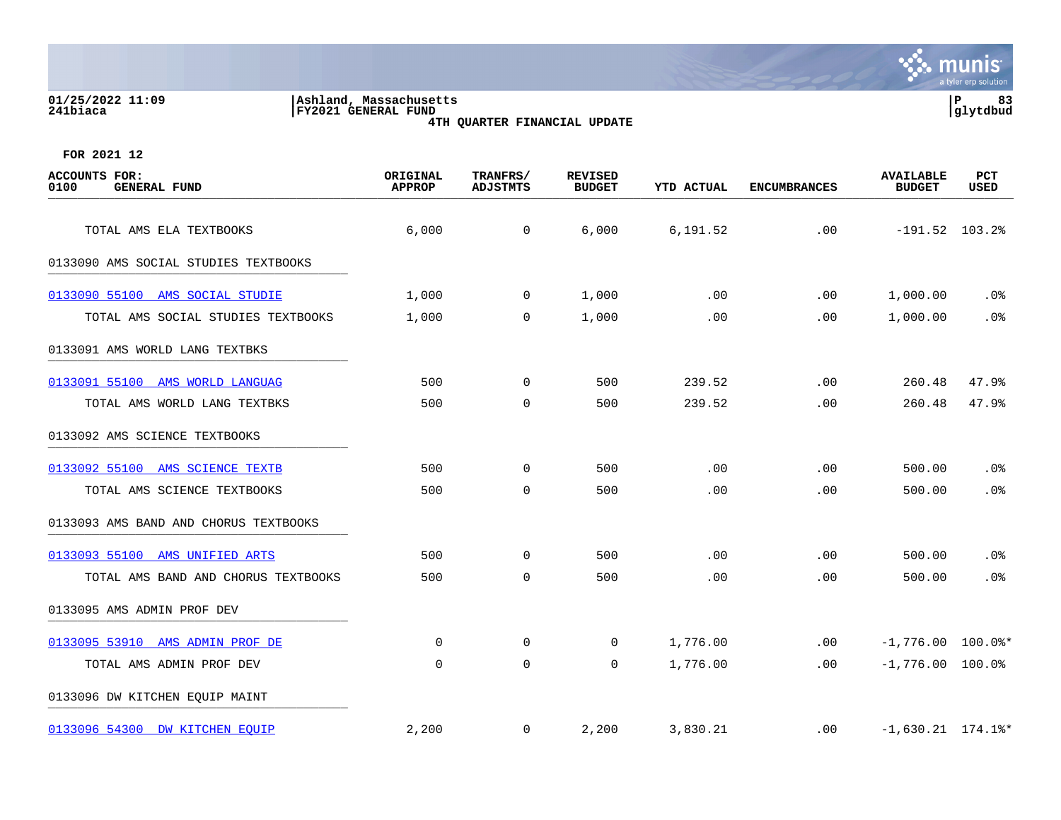01/25/2022 11:09
241biaca

Ashland, Massachusetts
FY2021 GENERAL FUND
4TH QUARTER FINANCIAL UPDATE

P 83
glytdbud

FOR 2021 12

| ACCOUNTS FOR: 0100 GENERAL FUND | ORIGINAL APPROP | TRANFRS/ ADJSTMTS | REVISED BUDGET | YTD ACTUAL | ENCUMBRANCES | AVAILABLE BUDGET | PCT USED |
|---|---|---|---|---|---|---|---|
| TOTAL AMS ELA TEXTBOOKS | 6,000 | 0 | 6,000 | 6,191.52 | .00 | -191.52 | 103.2% |
| 0133090 AMS SOCIAL STUDIES TEXTBOOKS | | | | | | | |
| 0133090 55100 AMS SOCIAL STUDIE | 1,000 | 0 | 1,000 | .00 | .00 | 1,000.00 | .0% |
| TOTAL AMS SOCIAL STUDIES TEXTBOOKS | 1,000 | 0 | 1,000 | .00 | .00 | 1,000.00 | .0% |
| 0133091 AMS WORLD LANG TEXTBKS | | | | | | | |
| 0133091 55100 AMS WORLD LANGUAG | 500 | 0 | 500 | 239.52 | .00 | 260.48 | 47.9% |
| TOTAL AMS WORLD LANG TEXTBKS | 500 | 0 | 500 | 239.52 | .00 | 260.48 | 47.9% |
| 0133092 AMS SCIENCE TEXTBOOKS | | | | | | | |
| 0133092 55100 AMS SCIENCE TEXTB | 500 | 0 | 500 | .00 | .00 | 500.00 | .0% |
| TOTAL AMS SCIENCE TEXTBOOKS | 500 | 0 | 500 | .00 | .00 | 500.00 | .0% |
| 0133093 AMS BAND AND CHORUS TEXTBOOKS | | | | | | | |
| 0133093 55100 AMS UNIFIED ARTS | 500 | 0 | 500 | .00 | .00 | 500.00 | .0% |
| TOTAL AMS BAND AND CHORUS TEXTBOOKS | 500 | 0 | 500 | .00 | .00 | 500.00 | .0% |
| 0133095 AMS ADMIN PROF DEV | | | | | | | |
| 0133095 53910 AMS ADMIN PROF DE | 0 | 0 | 0 | 1,776.00 | .00 | -1,776.00 | 100.0%* |
| TOTAL AMS ADMIN PROF DEV | 0 | 0 | 0 | 1,776.00 | .00 | -1,776.00 | 100.0% |
| 0133096 DW KITCHEN EQUIP MAINT | | | | | | | |
| 0133096 54300 DW KITCHEN EQUIP | 2,200 | 0 | 2,200 | 3,830.21 | .00 | -1,630.21 | 174.1%* |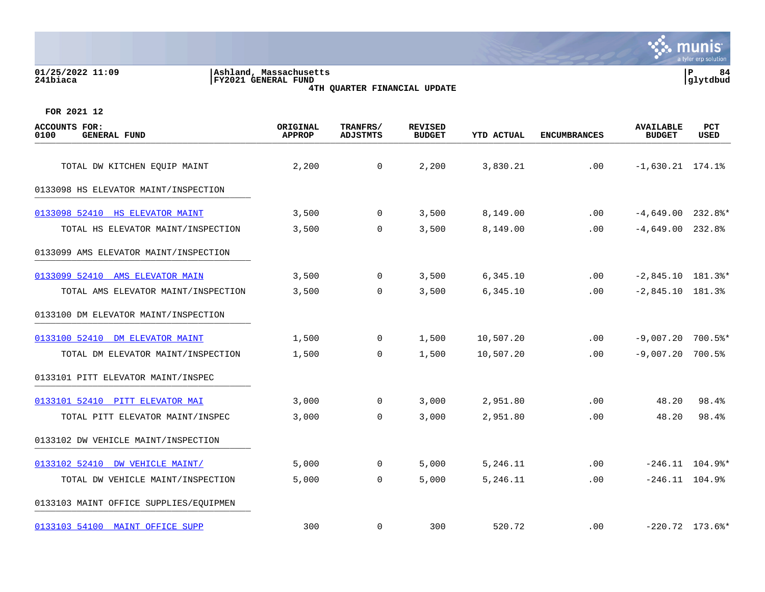FOR 2021 12

| ACCOUNTS FOR: 0100 GENERAL FUND | ORIGINAL APPROP | TRANFRS/ ADJSTMTS | REVISED BUDGET | YTD ACTUAL | ENCUMBRANCES | AVAILABLE BUDGET | PCT USED |
|---|---|---|---|---|---|---|---|
| TOTAL DW KITCHEN EQUIP MAINT | 2,200 | 0 | 2,200 | 3,830.21 | .00 | -1,630.21 | 174.1% |
| 0133098 HS ELEVATOR MAINT/INSPECTION | | | | | | | |
| 0133098 52410 HS ELEVATOR MAINT | 3,500 | 0 | 3,500 | 8,149.00 | .00 | -4,649.00 | 232.8%* |
| TOTAL HS ELEVATOR MAINT/INSPECTION | 3,500 | 0 | 3,500 | 8,149.00 | .00 | -4,649.00 | 232.8% |
| 0133099 AMS ELEVATOR MAINT/INSPECTION | | | | | | | |
| 0133099 52410 AMS ELEVATOR MAIN | 3,500 | 0 | 3,500 | 6,345.10 | .00 | -2,845.10 | 181.3%* |
| TOTAL AMS ELEVATOR MAINT/INSPECTION | 3,500 | 0 | 3,500 | 6,345.10 | .00 | -2,845.10 | 181.3% |
| 0133100 DM ELEVATOR MAINT/INSPECTION | | | | | | | |
| 0133100 52410 DM ELEVATOR MAINT | 1,500 | 0 | 1,500 | 10,507.20 | .00 | -9,007.20 | 700.5%* |
| TOTAL DM ELEVATOR MAINT/INSPECTION | 1,500 | 0 | 1,500 | 10,507.20 | .00 | -9,007.20 | 700.5% |
| 0133101 PITT ELEVATOR MAINT/INSPEC | | | | | | | |
| 0133101 52410 PITT ELEVATOR MAI | 3,000 | 0 | 3,000 | 2,951.80 | .00 | 48.20 | 98.4% |
| TOTAL PITT ELEVATOR MAINT/INSPEC | 3,000 | 0 | 3,000 | 2,951.80 | .00 | 48.20 | 98.4% |
| 0133102 DW VEHICLE MAINT/INSPECTION | | | | | | | |
| 0133102 52410 DW VEHICLE MAINT/ | 5,000 | 0 | 5,000 | 5,246.11 | .00 | -246.11 | 104.9%* |
| TOTAL DW VEHICLE MAINT/INSPECTION | 5,000 | 0 | 5,000 | 5,246.11 | .00 | -246.11 | 104.9% |
| 0133103 MAINT OFFICE SUPPLIES/EQUIPMEN | | | | | | | |
| 0133103 54100 MAINT OFFICE SUPP | 300 | 0 | 300 | 520.72 | .00 | -220.72 | 173.6%* |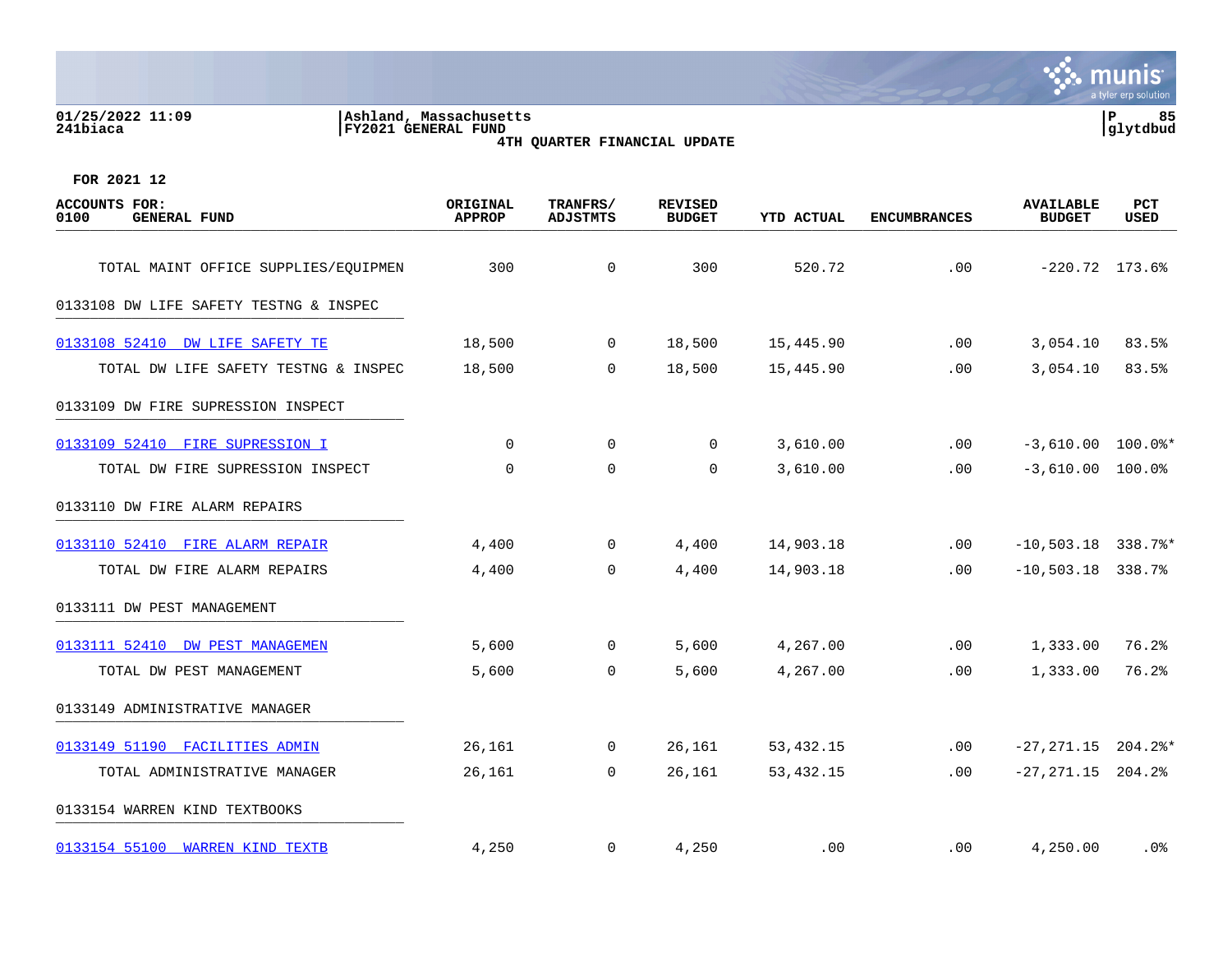Ashland, Massachusetts
FY2021 GENERAL FUND
4TH QUARTER FINANCIAL UPDATE

FOR 2021 12

| ACCOUNTS FOR: 0100 GENERAL FUND | ORIGINAL APPROP | TRANFRS/ ADJSTMTS | REVISED BUDGET | YTD ACTUAL | ENCUMBRANCES | AVAILABLE BUDGET | PCT USED |
|---|---|---|---|---|---|---|---|
| TOTAL MAINT OFFICE SUPPLIES/EQUIPMEN | 300 | 0 | 300 | 520.72 | .00 | -220.72 | 173.6% |
| 0133108 DW LIFE SAFETY TESTNG & INSPEC | | | | | | | |
| 0133108 52410 DW LIFE SAFETY TE | 18,500 | 0 | 18,500 | 15,445.90 | .00 | 3,054.10 | 83.5% |
| TOTAL DW LIFE SAFETY TESTNG & INSPEC | 18,500 | 0 | 18,500 | 15,445.90 | .00 | 3,054.10 | 83.5% |
| 0133109 DW FIRE SUPRESSION INSPECT | | | | | | | |
| 0133109 52410 FIRE SUPRESSION I | 0 | 0 | 0 | 3,610.00 | .00 | -3,610.00 | 100.0%* |
| TOTAL DW FIRE SUPRESSION INSPECT | 0 | 0 | 0 | 3,610.00 | .00 | -3,610.00 | 100.0% |
| 0133110 DW FIRE ALARM REPAIRS | | | | | | | |
| 0133110 52410 FIRE ALARM REPAIR | 4,400 | 0 | 4,400 | 14,903.18 | .00 | -10,503.18 | 338.7%* |
| TOTAL DW FIRE ALARM REPAIRS | 4,400 | 0 | 4,400 | 14,903.18 | .00 | -10,503.18 | 338.7% |
| 0133111 DW PEST MANAGEMENT | | | | | | | |
| 0133111 52410 DW PEST MANAGEMEN | 5,600 | 0 | 5,600 | 4,267.00 | .00 | 1,333.00 | 76.2% |
| TOTAL DW PEST MANAGEMENT | 5,600 | 0 | 5,600 | 4,267.00 | .00 | 1,333.00 | 76.2% |
| 0133149 ADMINISTRATIVE MANAGER | | | | | | | |
| 0133149 51190 FACILITIES ADMIN | 26,161 | 0 | 26,161 | 53,432.15 | .00 | -27,271.15 | 204.2%* |
| TOTAL ADMINISTRATIVE MANAGER | 26,161 | 0 | 26,161 | 53,432.15 | .00 | -27,271.15 | 204.2% |
| 0133154 WARREN KIND TEXTBOOKS | | | | | | | |
| 0133154 55100 WARREN KIND TEXTB | 4,250 | 0 | 4,250 | .00 | .00 | 4,250.00 | .0% |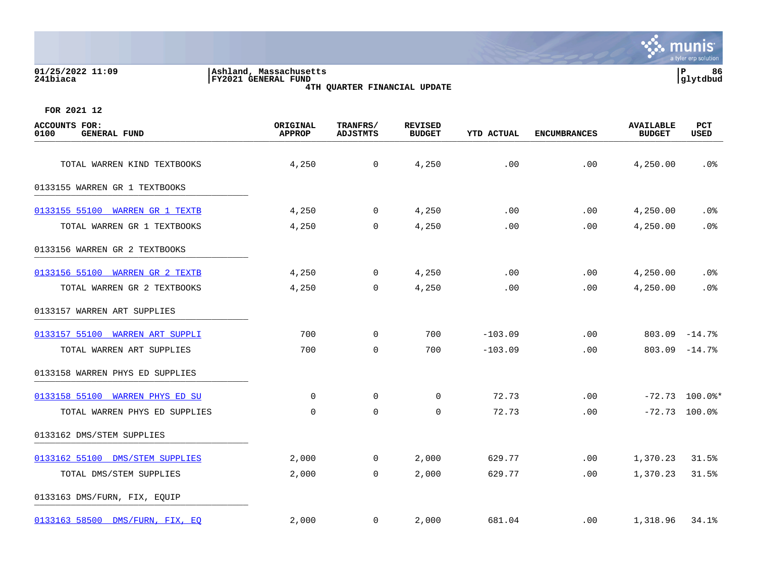01/25/2022 11:09 | Ashland, Massachusetts
241biaca | FY2021 GENERAL FUND

**4TH QUARTER FINANCIAL UPDATE**

FOR 2021 12

| ACCOUNTS FOR: 0100 GENERAL FUND | ORIGINAL APPROP | TRANFRS/ ADJSTMTS | REVISED BUDGET | YTD ACTUAL | ENCUMBRANCES | AVAILABLE BUDGET | PCT USED |
|---|---|---|---|---|---|---|---|
| TOTAL WARREN KIND TEXTBOOKS | 4,250 | 0 | 4,250 | .00 | .00 | 4,250.00 | .0% |
| 0133155 WARREN GR 1 TEXTBOOKS | | | | | | | |
| 0133155 55100 WARREN GR 1 TEXTB | 4,250 | 0 | 4,250 | .00 | .00 | 4,250.00 | .0% |
| TOTAL WARREN GR 1 TEXTBOOKS | 4,250 | 0 | 4,250 | .00 | .00 | 4,250.00 | .0% |
| 0133156 WARREN GR 2 TEXTBOOKS | | | | | | | |
| 0133156 55100 WARREN GR 2 TEXTB | 4,250 | 0 | 4,250 | .00 | .00 | 4,250.00 | .0% |
| TOTAL WARREN GR 2 TEXTBOOKS | 4,250 | 0 | 4,250 | .00 | .00 | 4,250.00 | .0% |
| 0133157 WARREN ART SUPPLIES | | | | | | | |
| 0133157 55100 WARREN ART SUPPLI | 700 | 0 | 700 | -103.09 | .00 | 803.09 | -14.7% |
| TOTAL WARREN ART SUPPLIES | 700 | 0 | 700 | -103.09 | .00 | 803.09 | -14.7% |
| 0133158 WARREN PHYS ED SUPPLIES | | | | | | | |
| 0133158 55100 WARREN PHYS ED SU | 0 | 0 | 0 | 72.73 | .00 | -72.73 | 100.0%* |
| TOTAL WARREN PHYS ED SUPPLIES | 0 | 0 | 0 | 72.73 | .00 | -72.73 | 100.0% |
| 0133162 DMS/STEM SUPPLIES | | | | | | | |
| 0133162 55100 DMS/STEM SUPPLIES | 2,000 | 0 | 2,000 | 629.77 | .00 | 1,370.23 | 31.5% |
| TOTAL DMS/STEM SUPPLIES | 2,000 | 0 | 2,000 | 629.77 | .00 | 1,370.23 | 31.5% |
| 0133163 DMS/FURN, FIX, EQUIP | | | | | | | |
| 0133163 58500 DMS/FURN, FIX, EQ | 2,000 | 0 | 2,000 | 681.04 | .00 | 1,318.96 | 34.1% |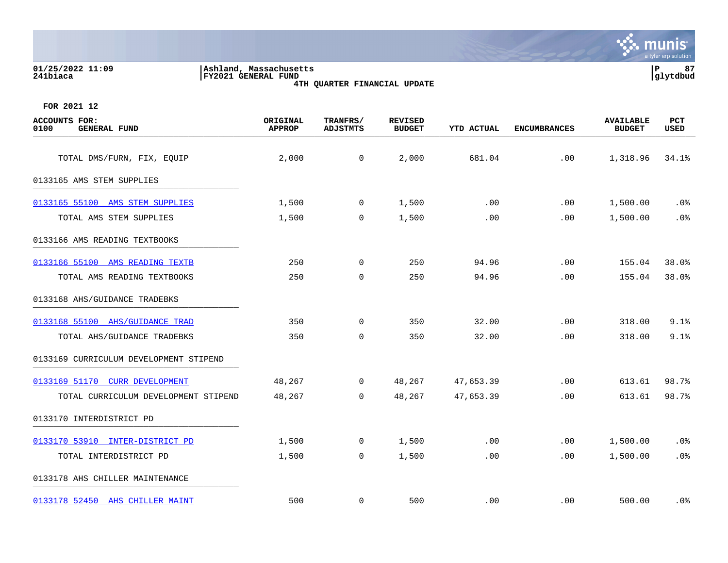FOR 2021 12

| ACCOUNTS FOR: 0100 GENERAL FUND | ORIGINAL APPROP | TRANFRS/ ADJSTMTS | REVISED BUDGET | YTD ACTUAL | ENCUMBRANCES | AVAILABLE BUDGET | PCT USED |
|---|---|---|---|---|---|---|---|
| TOTAL DMS/FURN, FIX, EQUIP | 2,000 | 0 | 2,000 | 681.04 | .00 | 1,318.96 | 34.1% |
| 0133165 AMS STEM SUPPLIES | | | | | | | |
| 0133165 55100 AMS STEM SUPPLIES | 1,500 | 0 | 1,500 | .00 | .00 | 1,500.00 | .0% |
| TOTAL AMS STEM SUPPLIES | 1,500 | 0 | 1,500 | .00 | .00 | 1,500.00 | .0% |
| 0133166 AMS READING TEXTBOOKS | | | | | | | |
| 0133166 55100 AMS READING TEXTB | 250 | 0 | 250 | 94.96 | .00 | 155.04 | 38.0% |
| TOTAL AMS READING TEXTBOOKS | 250 | 0 | 250 | 94.96 | .00 | 155.04 | 38.0% |
| 0133168 AHS/GUIDANCE TRADEBKS | | | | | | | |
| 0133168 55100 AHS/GUIDANCE TRAD | 350 | 0 | 350 | 32.00 | .00 | 318.00 | 9.1% |
| TOTAL AHS/GUIDANCE TRADEBKS | 350 | 0 | 350 | 32.00 | .00 | 318.00 | 9.1% |
| 0133169 CURRICULUM DEVELOPMENT STIPEND | | | | | | | |
| 0133169 51170 CURR DEVELOPMENT | 48,267 | 0 | 48,267 | 47,653.39 | .00 | 613.61 | 98.7% |
| TOTAL CURRICULUM DEVELOPMENT STIPEND | 48,267 | 0 | 48,267 | 47,653.39 | .00 | 613.61 | 98.7% |
| 0133170 INTERDISTRICT PD | | | | | | | |
| 0133170 53910 INTER-DISTRICT PD | 1,500 | 0 | 1,500 | .00 | .00 | 1,500.00 | .0% |
| TOTAL INTERDISTRICT PD | 1,500 | 0 | 1,500 | .00 | .00 | 1,500.00 | .0% |
| 0133178 AHS CHILLER MAINTENANCE | | | | | | | |
| 0133178 52450 AHS CHILLER MAINT | 500 | 0 | 500 | .00 | .00 | 500.00 | .0% |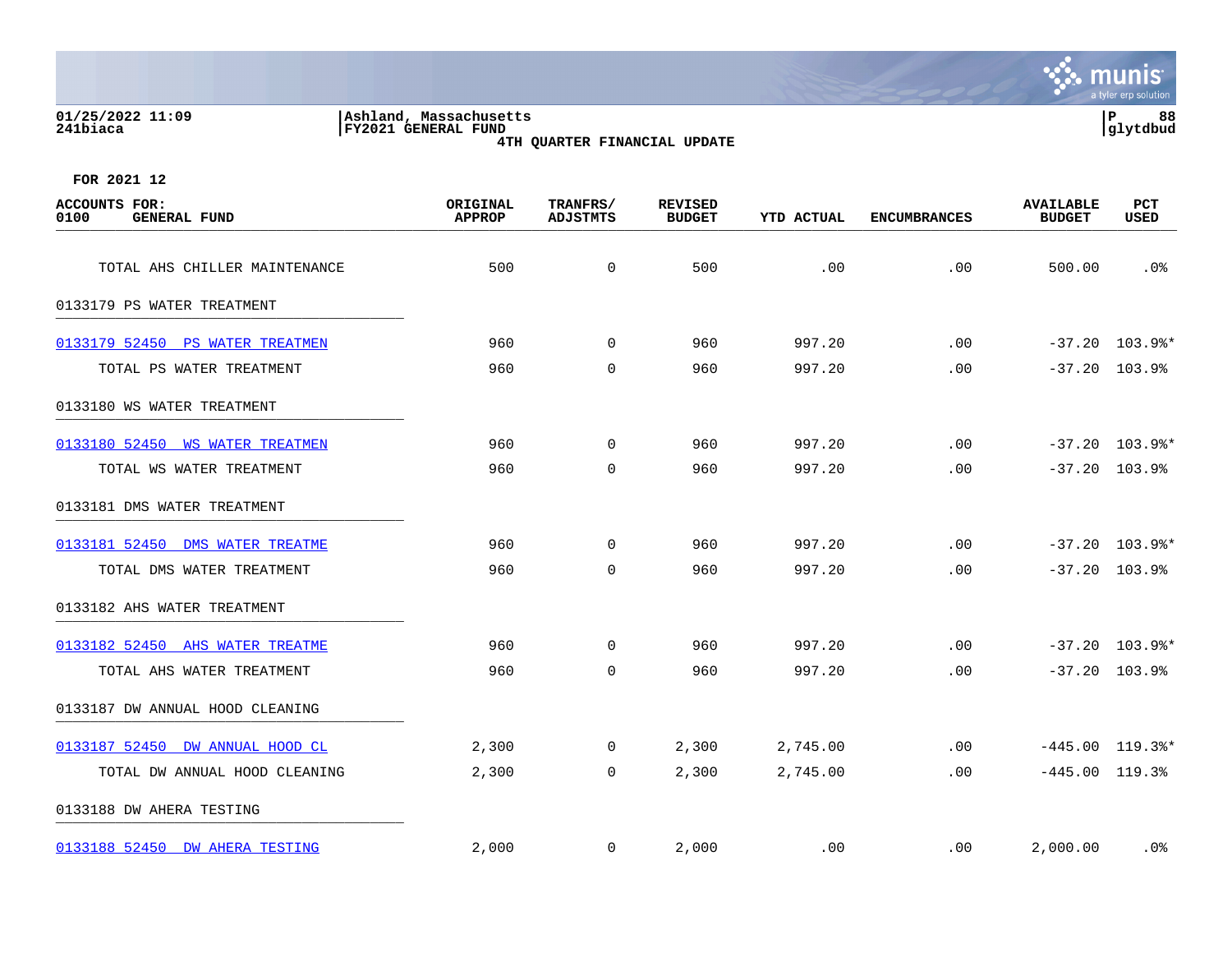**Ashland, Massachusetts**
**FY2021 GENERAL FUND**
**4TH QUARTER FINANCIAL UPDATE**

01/25/2022 11:09
241biaca

glytdbud

**FOR 2021 12**

| ACCOUNTS FOR: 0100 GENERAL FUND | ORIGINAL APPROP | TRANFRS/ ADJSTMTS | REVISED BUDGET | YTD ACTUAL | ENCUMBRANCES | AVAILABLE BUDGET | PCT USED |
|---|---|---|---|---|---|---|---|
| TOTAL AHS CHILLER MAINTENANCE | 500 | 0 | 500 | .00 | .00 | 500.00 | .0% |
| 0133179 PS WATER TREATMENT | | | | | | | |
| 0133179 52450 PS WATER TREATMEN | 960 | 0 | 960 | 997.20 | .00 | -37.20 | 103.9%* |
| TOTAL PS WATER TREATMENT | 960 | 0 | 960 | 997.20 | .00 | -37.20 | 103.9% |
| 0133180 WS WATER TREATMENT | | | | | | | |
| 0133180 52450 WS WATER TREATMEN | 960 | 0 | 960 | 997.20 | .00 | -37.20 | 103.9%* |
| TOTAL WS WATER TREATMENT | 960 | 0 | 960 | 997.20 | .00 | -37.20 | 103.9% |
| 0133181 DMS WATER TREATMENT | | | | | | | |
| 0133181 52450 DMS WATER TREATME | 960 | 0 | 960 | 997.20 | .00 | -37.20 | 103.9%* |
| TOTAL DMS WATER TREATMENT | 960 | 0 | 960 | 997.20 | .00 | -37.20 | 103.9% |
| 0133182 AHS WATER TREATMENT | | | | | | | |
| 0133182 52450 AHS WATER TREATME | 960 | 0 | 960 | 997.20 | .00 | -37.20 | 103.9%* |
| TOTAL AHS WATER TREATMENT | 960 | 0 | 960 | 997.20 | .00 | -37.20 | 103.9% |
| 0133187 DW ANNUAL HOOD CLEANING | | | | | | | |
| 0133187 52450 DW ANNUAL HOOD CL | 2,300 | 0 | 2,300 | 2,745.00 | .00 | -445.00 | 119.3%* |
| TOTAL DW ANNUAL HOOD CLEANING | 2,300 | 0 | 2,300 | 2,745.00 | .00 | -445.00 | 119.3% |
| 0133188 DW AHERA TESTING | | | | | | | |
| 0133188 52450 DW AHERA TESTING | 2,000 | 0 | 2,000 | .00 | .00 | 2,000.00 | .0% |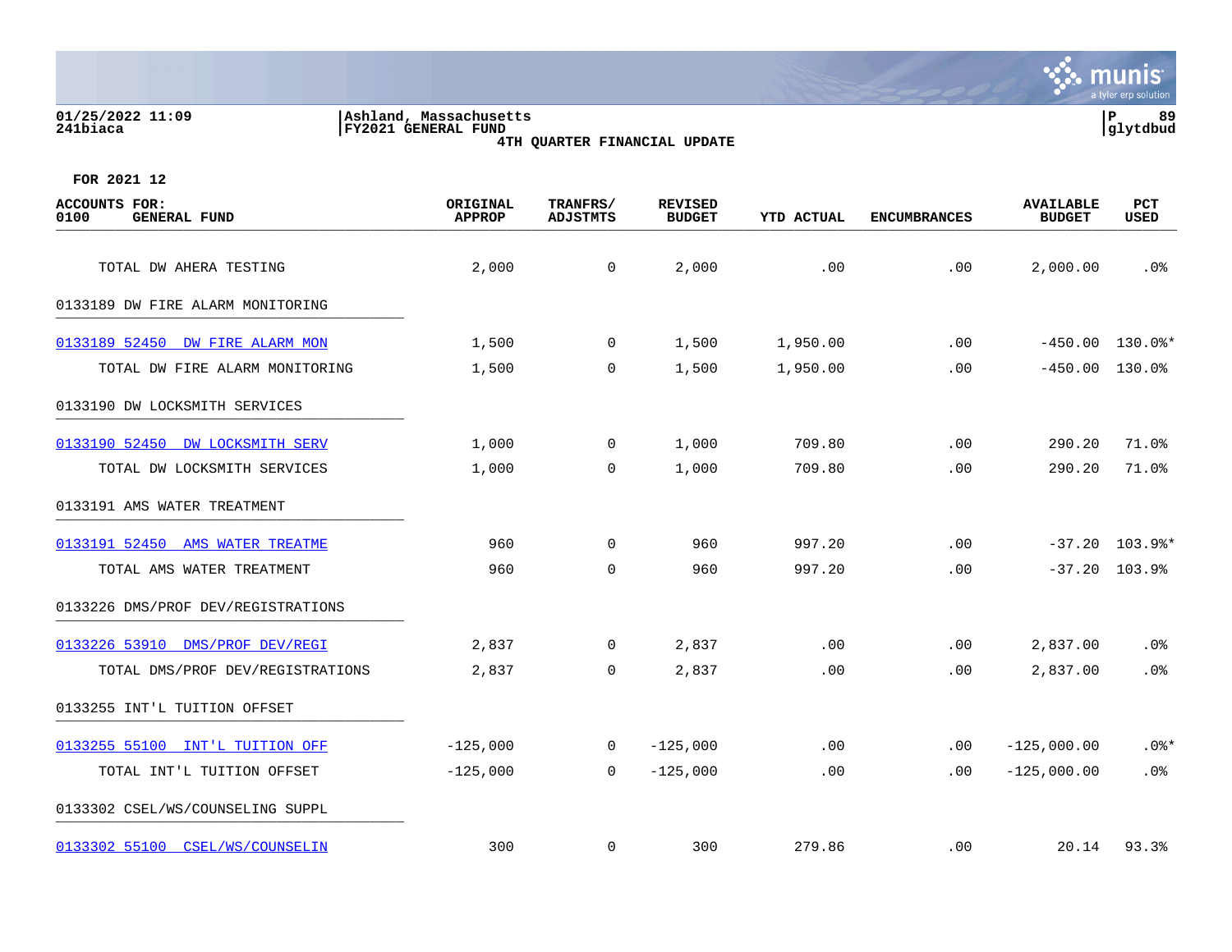01/25/2022 11:09
241biaca

Ashland, Massachusetts
FY2021 GENERAL FUND
4TH QUARTER FINANCIAL UPDATE

P 89
glytdbud

FOR 2021 12

| ACCOUNTS FOR: 0100 GENERAL FUND | ORIGINAL APPROP | TRANFRS/ ADJSTMTS | REVISED BUDGET | YTD ACTUAL | ENCUMBRANCES | AVAILABLE BUDGET | PCT USED |
|---|---|---|---|---|---|---|---|
| TOTAL DW AHERA TESTING | 2,000 | 0 | 2,000 | .00 | .00 | 2,000.00 | .0% |
| 0133189 DW FIRE ALARM MONITORING | | | | | | | |
| 0133189 52450 DW FIRE ALARM MON | 1,500 | 0 | 1,500 | 1,950.00 | .00 | -450.00 | 130.0%* |
| TOTAL DW FIRE ALARM MONITORING | 1,500 | 0 | 1,500 | 1,950.00 | .00 | -450.00 | 130.0% |
| 0133190 DW LOCKSMITH SERVICES | | | | | | | |
| 0133190 52450 DW LOCKSMITH SERV | 1,000 | 0 | 1,000 | 709.80 | .00 | 290.20 | 71.0% |
| TOTAL DW LOCKSMITH SERVICES | 1,000 | 0 | 1,000 | 709.80 | .00 | 290.20 | 71.0% |
| 0133191 AMS WATER TREATMENT | | | | | | | |
| 0133191 52450 AMS WATER TREATME | 960 | 0 | 960 | 997.20 | .00 | -37.20 | 103.9%* |
| TOTAL AMS WATER TREATMENT | 960 | 0 | 960 | 997.20 | .00 | -37.20 | 103.9% |
| 0133226 DMS/PROF DEV/REGISTRATIONS | | | | | | | |
| 0133226 53910 DMS/PROF DEV/REGI | 2,837 | 0 | 2,837 | .00 | .00 | 2,837.00 | .0% |
| TOTAL DMS/PROF DEV/REGISTRATIONS | 2,837 | 0 | 2,837 | .00 | .00 | 2,837.00 | .0% |
| 0133255 INT'L TUITION OFFSET | | | | | | | |
| 0133255 55100 INT'L TUITION OFF | -125,000 | 0 | -125,000 | .00 | .00 | -125,000.00 | .0%* |
| TOTAL INT'L TUITION OFFSET | -125,000 | 0 | -125,000 | .00 | .00 | -125,000.00 | .0% |
| 0133302 CSEL/WS/COUNSELING SUPPL | | | | | | | |
| 0133302 55100 CSEL/WS/COUNSELIN | 300 | 0 | 300 | 279.86 | .00 | 20.14 | 93.3% |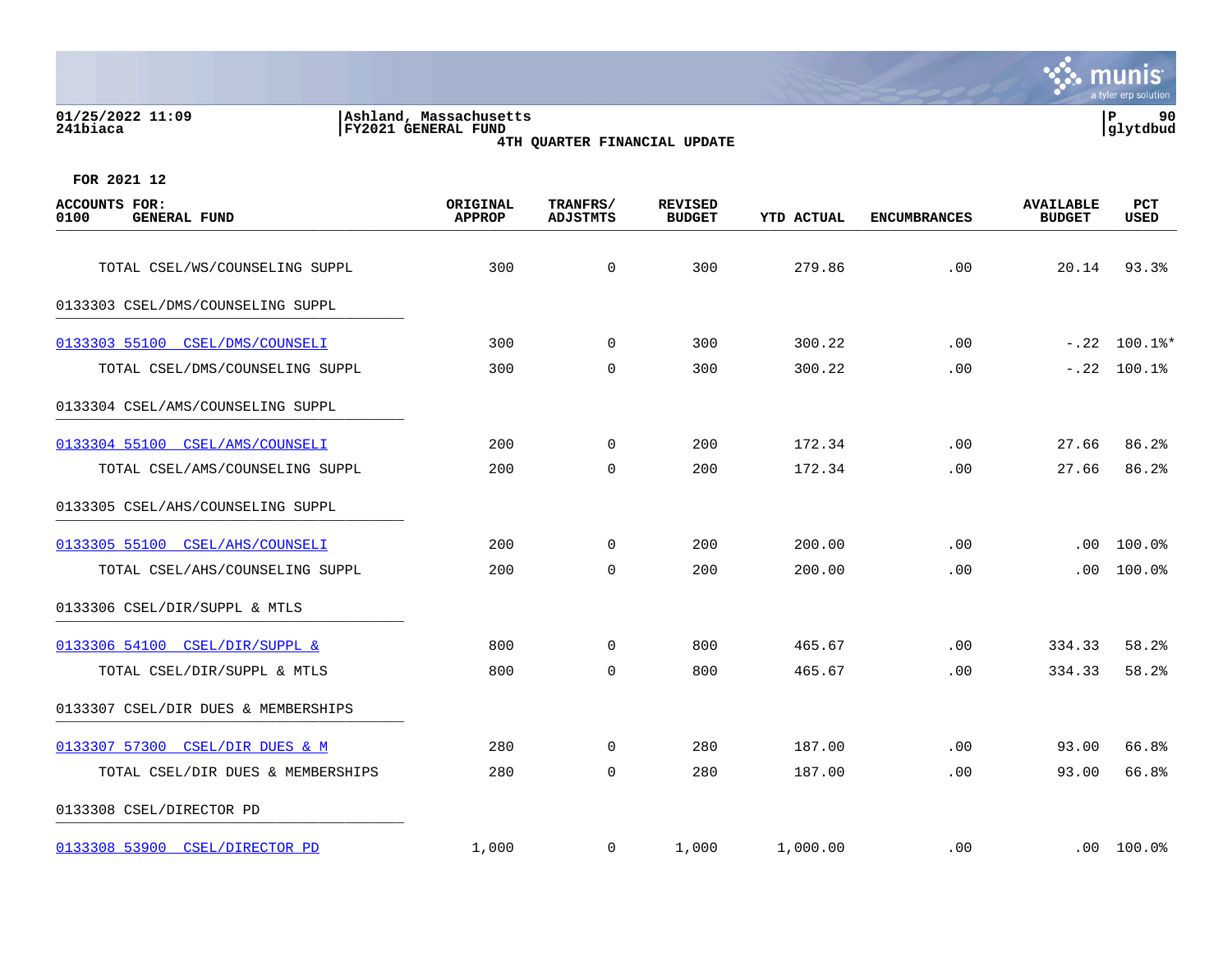Ashland, Massachusetts
FY2021 GENERAL FUND
4TH QUARTER FINANCIAL UPDATE

01/25/2022 11:09
241biaca

FOR 2021 12

| ACCOUNTS FOR: 0100 GENERAL FUND | ORIGINAL APPROP | TRANFRS/ ADJSTMTS | REVISED BUDGET | YTD ACTUAL | ENCUMBRANCES | AVAILABLE BUDGET | PCT USED |
|---|---|---|---|---|---|---|---|
| TOTAL CSEL/WS/COUNSELING SUPPL | 300 | 0 | 300 | 279.86 | .00 | 20.14 | 93.3% |
| 0133303 CSEL/DMS/COUNSELING SUPPL | | | | | | | |
| 0133303 55100 CSEL/DMS/COUNSELI | 300 | 0 | 300 | 300.22 | .00 | -.22 | 100.1%* |
| TOTAL CSEL/DMS/COUNSELING SUPPL | 300 | 0 | 300 | 300.22 | .00 | -.22 | 100.1% |
| 0133304 CSEL/AMS/COUNSELING SUPPL | | | | | | | |
| 0133304 55100 CSEL/AMS/COUNSELI | 200 | 0 | 200 | 172.34 | .00 | 27.66 | 86.2% |
| TOTAL CSEL/AMS/COUNSELING SUPPL | 200 | 0 | 200 | 172.34 | .00 | 27.66 | 86.2% |
| 0133305 CSEL/AHS/COUNSELING SUPPL | | | | | | | |
| 0133305 55100 CSEL/AHS/COUNSELI | 200 | 0 | 200 | 200.00 | .00 | .00 | 100.0% |
| TOTAL CSEL/AHS/COUNSELING SUPPL | 200 | 0 | 200 | 200.00 | .00 | .00 | 100.0% |
| 0133306 CSEL/DIR/SUPPL & MTLS | | | | | | | |
| 0133306 54100 CSEL/DIR/SUPPL & | 800 | 0 | 800 | 465.67 | .00 | 334.33 | 58.2% |
| TOTAL CSEL/DIR/SUPPL & MTLS | 800 | 0 | 800 | 465.67 | .00 | 334.33 | 58.2% |
| 0133307 CSEL/DIR DUES & MEMBERSHIPS | | | | | | | |
| 0133307 57300 CSEL/DIR DUES & M | 280 | 0 | 280 | 187.00 | .00 | 93.00 | 66.8% |
| TOTAL CSEL/DIR DUES & MEMBERSHIPS | 280 | 0 | 280 | 187.00 | .00 | 93.00 | 66.8% |
| 0133308 CSEL/DIRECTOR PD | | | | | | | |
| 0133308 53900 CSEL/DIRECTOR PD | 1,000 | 0 | 1,000 | 1,000.00 | .00 | .00 | 100.0% |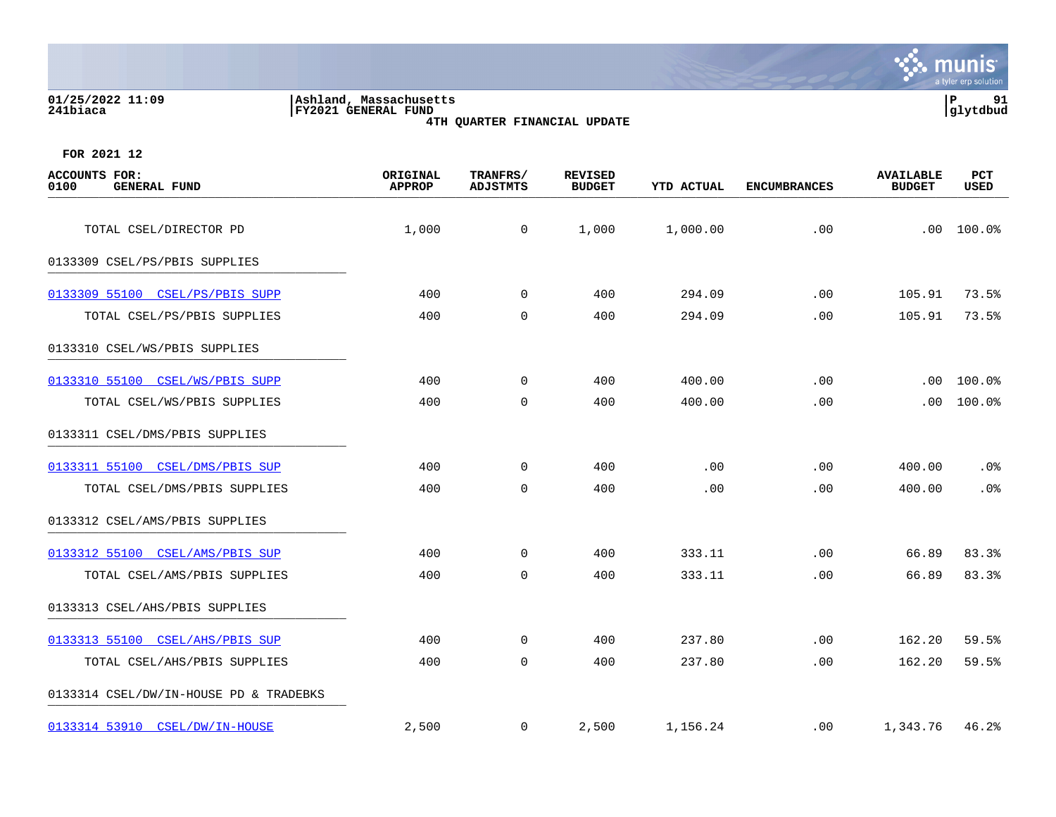**Ashland, Massachusetts**
**FY2021 GENERAL FUND**
**4TH QUARTER FINANCIAL UPDATE**

01/25/2022 11:09
241biaca

glytdbud

**FOR 2021 12**

| ACCOUNTS FOR: 0100 GENERAL FUND | ORIGINAL APPROP | TRANFRS/ ADJSTMTS | REVISED BUDGET | YTD ACTUAL | ENCUMBRANCES | AVAILABLE BUDGET | PCT USED |
|---|---|---|---|---|---|---|---|
| TOTAL CSEL/DIRECTOR PD | 1,000 | 0 | 1,000 | 1,000.00 | .00 | .00 | 100.0% |
| 0133309 CSEL/PS/PBIS SUPPLIES | | | | | | | |
| 0133309 55100 CSEL/PS/PBIS SUPP | 400 | 0 | 400 | 294.09 | .00 | 105.91 | 73.5% |
| TOTAL CSEL/PS/PBIS SUPPLIES | 400 | 0 | 400 | 294.09 | .00 | 105.91 | 73.5% |
| 0133310 CSEL/WS/PBIS SUPPLIES | | | | | | | |
| 0133310 55100 CSEL/WS/PBIS SUPP | 400 | 0 | 400 | 400.00 | .00 | .00 | 100.0% |
| TOTAL CSEL/WS/PBIS SUPPLIES | 400 | 0 | 400 | 400.00 | .00 | .00 | 100.0% |
| 0133311 CSEL/DMS/PBIS SUPPLIES | | | | | | | |
| 0133311 55100 CSEL/DMS/PBIS SUP | 400 | 0 | 400 | .00 | .00 | 400.00 | .0% |
| TOTAL CSEL/DMS/PBIS SUPPLIES | 400 | 0 | 400 | .00 | .00 | 400.00 | .0% |
| 0133312 CSEL/AMS/PBIS SUPPLIES | | | | | | | |
| 0133312 55100 CSEL/AMS/PBIS SUP | 400 | 0 | 400 | 333.11 | .00 | 66.89 | 83.3% |
| TOTAL CSEL/AMS/PBIS SUPPLIES | 400 | 0 | 400 | 333.11 | .00 | 66.89 | 83.3% |
| 0133313 CSEL/AHS/PBIS SUPPLIES | | | | | | | |
| 0133313 55100 CSEL/AHS/PBIS SUP | 400 | 0 | 400 | 237.80 | .00 | 162.20 | 59.5% |
| TOTAL CSEL/AHS/PBIS SUPPLIES | 400 | 0 | 400 | 237.80 | .00 | 162.20 | 59.5% |
| 0133314 CSEL/DW/IN-HOUSE PD & TRADEBKS | | | | | | | |
| 0133314 53910 CSEL/DW/IN-HOUSE | 2,500 | 0 | 2,500 | 1,156.24 | .00 | 1,343.76 | 46.2% |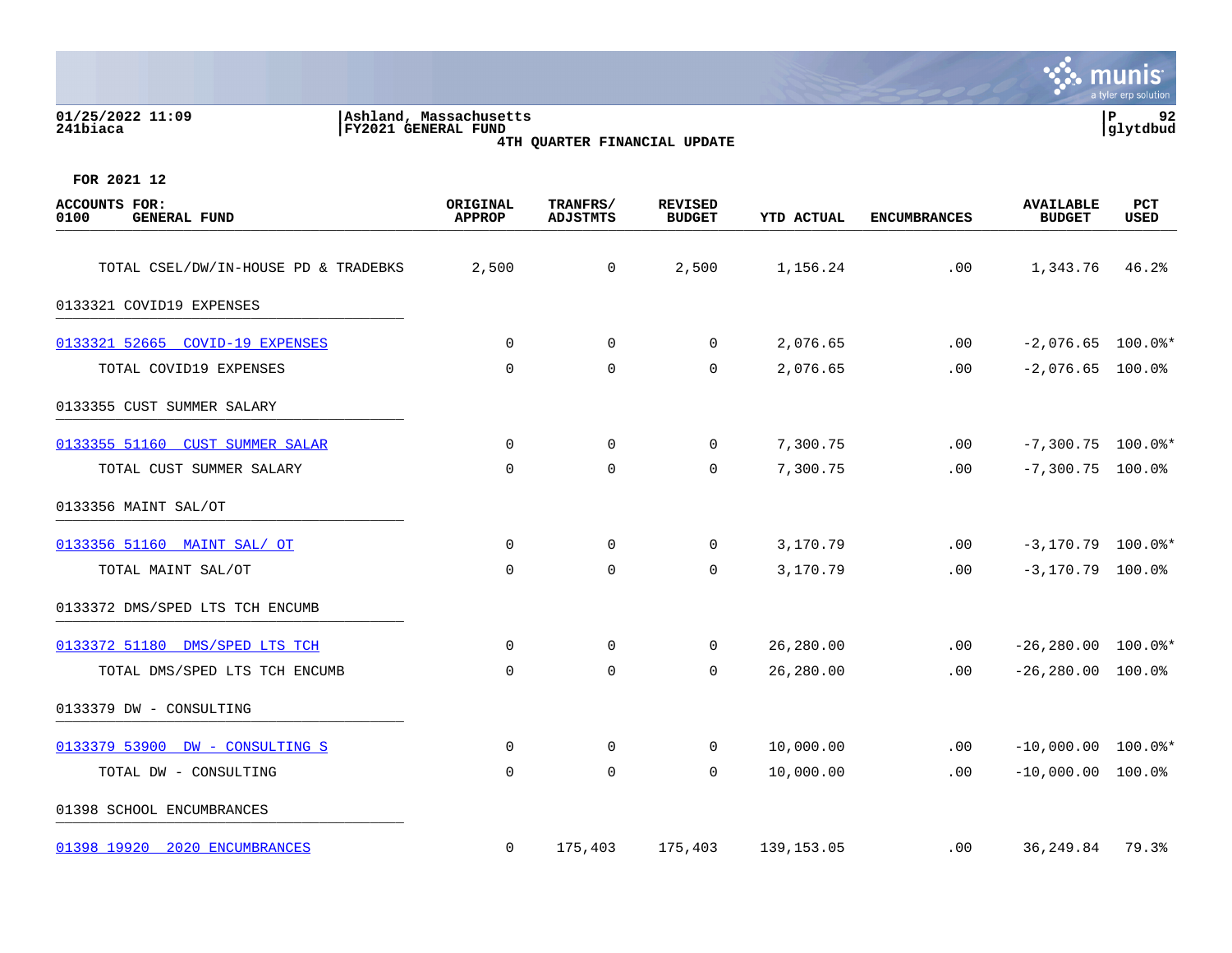01/25/2022 11:09
241biaca

Ashland, Massachusetts
FY2021 GENERAL FUND
4TH QUARTER FINANCIAL UPDATE

FOR 2021 12

| ACCOUNTS FOR: 0100 GENERAL FUND | ORIGINAL APPROP | TRANFRS/ ADJSTMTS | REVISED BUDGET | YTD ACTUAL | ENCUMBRANCES | AVAILABLE BUDGET | PCT USED |
|---|---|---|---|---|---|---|---|
| TOTAL CSEL/DW/IN-HOUSE PD & TRADEBKS | 2,500 | 0 | 2,500 | 1,156.24 | .00 | 1,343.76 | 46.2% |
| 0133321 COVID19 EXPENSES | | | | | | | |
| 0133321 52665 COVID-19 EXPENSES | 0 | 0 | 0 | 2,076.65 | .00 | -2,076.65 | 100.0%* |
| TOTAL COVID19 EXPENSES | 0 | 0 | 0 | 2,076.65 | .00 | -2,076.65 | 100.0% |
| 0133355 CUST SUMMER SALARY | | | | | | | |
| 0133355 51160 CUST SUMMER SALAR | 0 | 0 | 0 | 7,300.75 | .00 | -7,300.75 | 100.0%* |
| TOTAL CUST SUMMER SALARY | 0 | 0 | 0 | 7,300.75 | .00 | -7,300.75 | 100.0% |
| 0133356 MAINT SAL/OT | | | | | | | |
| 0133356 51160 MAINT SAL/ OT | 0 | 0 | 0 | 3,170.79 | .00 | -3,170.79 | 100.0%* |
| TOTAL MAINT SAL/OT | 0 | 0 | 0 | 3,170.79 | .00 | -3,170.79 | 100.0% |
| 0133372 DMS/SPED LTS TCH ENCUMB | | | | | | | |
| 0133372 51180 DMS/SPED LTS TCH | 0 | 0 | 0 | 26,280.00 | .00 | -26,280.00 | 100.0%* |
| TOTAL DMS/SPED LTS TCH ENCUMB | 0 | 0 | 0 | 26,280.00 | .00 | -26,280.00 | 100.0% |
| 0133379 DW - CONSULTING | | | | | | | |
| 0133379 53900 DW - CONSULTING S | 0 | 0 | 0 | 10,000.00 | .00 | -10,000.00 | 100.0%* |
| TOTAL DW - CONSULTING | 0 | 0 | 0 | 10,000.00 | .00 | -10,000.00 | 100.0% |
| 01398 SCHOOL ENCUMBRANCES | | | | | | | |
| 01398 19920 2020 ENCUMBRANCES | 0 | 175,403 | 175,403 | 139,153.05 | .00 | 36,249.84 | 79.3% |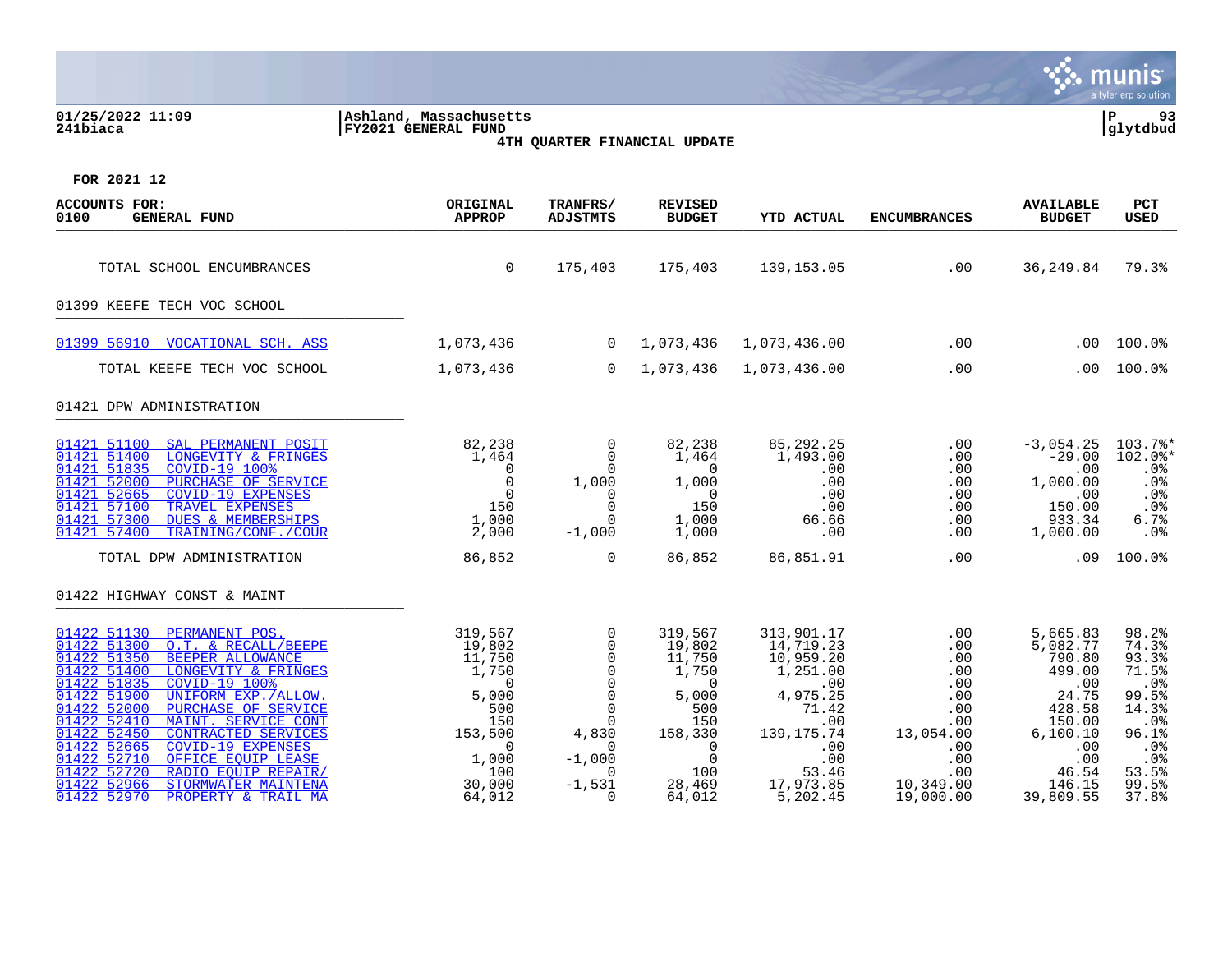01/25/2022 11:09 | Ashland, Massachusetts
241biaca | FY2021 GENERAL FUND

**4TH QUARTER FINANCIAL UPDATE**

**FOR 2021 12**

| ACCOUNTS FOR: 0100 GENERAL FUND | ORIGINAL APPROP | TRANFRS/ ADJSTMTS | REVISED BUDGET | YTD ACTUAL | ENCUMBRANCES | AVAILABLE BUDGET | PCT USED |
|---|---|---|---|---|---|---|---|
| TOTAL SCHOOL ENCUMBRANCES | 0 | 175,403 | 175,403 | 139,153.05 | .00 | 36,249.84 | 79.3% |
| **01399 KEEFE TECH VOC SCHOOL** | | | | | | | |
| 01399 56910 VOCATIONAL SCH. ASS | 1,073,436 | 0 | 1,073,436 | 1,073,436.00 | .00 | .00 | 100.0% |
| TOTAL KEEFE TECH VOC SCHOOL | 1,073,436 | 0 | 1,073,436 | 1,073,436.00 | .00 | .00 | 100.0% |
| **01421 DPW ADMINISTRATION** | | | | | | | |
| 01421 51100 SAL PERMANENT POSIT | 82,238 | 0 | 82,238 | 85,292.25 | .00 | -3,054.25 | 103.7%* |
| 01421 51400 LONGEVITY & FRINGES | 1,464 | 0 | 1,464 | 1,493.00 | .00 | -29.00 | 102.0%* |
| 01421 51835 COVID-19 100% | 0 | 0 | 0 | .00 | .00 | .00 | .0% |
| 01421 52000 PURCHASE OF SERVICE | 0 | 1,000 | 1,000 | .00 | .00 | 1,000.00 | .0% |
| 01421 52665 COVID-19 EXPENSES | 0 | 0 | 0 | .00 | .00 | .00 | .0% |
| 01421 57100 TRAVEL EXPENSES | 150 | 0 | 150 | .00 | .00 | 150.00 | .0% |
| 01421 57300 DUES & MEMBERSHIPS | 1,000 | 0 | 1,000 | 66.66 | .00 | 933.34 | 6.7% |
| 01421 57400 TRAINING/CONF./COUR | 2,000 | -1,000 | 1,000 | .00 | .00 | 1,000.00 | .0% |
| TOTAL DPW ADMINISTRATION | 86,852 | 0 | 86,852 | 86,851.91 | .00 | .09 | 100.0% |
| **01422 HIGHWAY CONST & MAINT** | | | | | | | |
| 01422 51130 PERMANENT POS. | 319,567 | 0 | 319,567 | 313,901.17 | .00 | 5,665.83 | 98.2% |
| 01422 51300 O.T. & RECALL/BEEPE | 19,802 | 0 | 19,802 | 14,719.23 | .00 | 5,082.77 | 74.3% |
| 01422 51350 BEEPER ALLOWANCE | 11,750 | 0 | 11,750 | 10,959.20 | .00 | 790.80 | 93.3% |
| 01422 51400 LONGEVITY & FRINGES | 1,750 | 0 | 1,750 | 1,251.00 | .00 | 499.00 | 71.5% |
| 01422 51835 COVID-19 100% | 0 | 0 | 0 | .00 | .00 | .00 | .0% |
| 01422 51900 UNIFORM EXP./ALLOW. | 5,000 | 0 | 5,000 | 4,975.25 | .00 | 24.75 | 99.5% |
| 01422 52000 PURCHASE OF SERVICE | 500 | 0 | 500 | 71.42 | .00 | 428.58 | 14.3% |
| 01422 52410 MAINT. SERVICE CONT | 150 | 0 | 150 | .00 | .00 | 150.00 | .0% |
| 01422 52450 CONTRACTED SERVICES | 153,500 | 4,830 | 158,330 | 139,175.74 | 13,054.00 | 6,100.10 | 96.1% |
| 01422 52665 COVID-19 EXPENSES | 0 | 0 | 0 | .00 | .00 | .00 | .0% |
| 01422 52710 OFFICE EQUIP LEASE | 1,000 | -1,000 | 0 | .00 | .00 | .00 | .0% |
| 01422 52720 RADIO EQUIP REPAIR/ | 100 | 0 | 100 | 53.46 | .00 | 46.54 | 53.5% |
| 01422 52966 STORMWATER MAINTENA | 30,000 | -1,531 | 28,469 | 17,973.85 | 10,349.00 | 146.15 | 99.5% |
| 01422 52970 PROPERTY & TRAIL MA | 64,012 | 0 | 64,012 | 5,202.45 | 19,000.00 | 39,809.55 | 37.8% |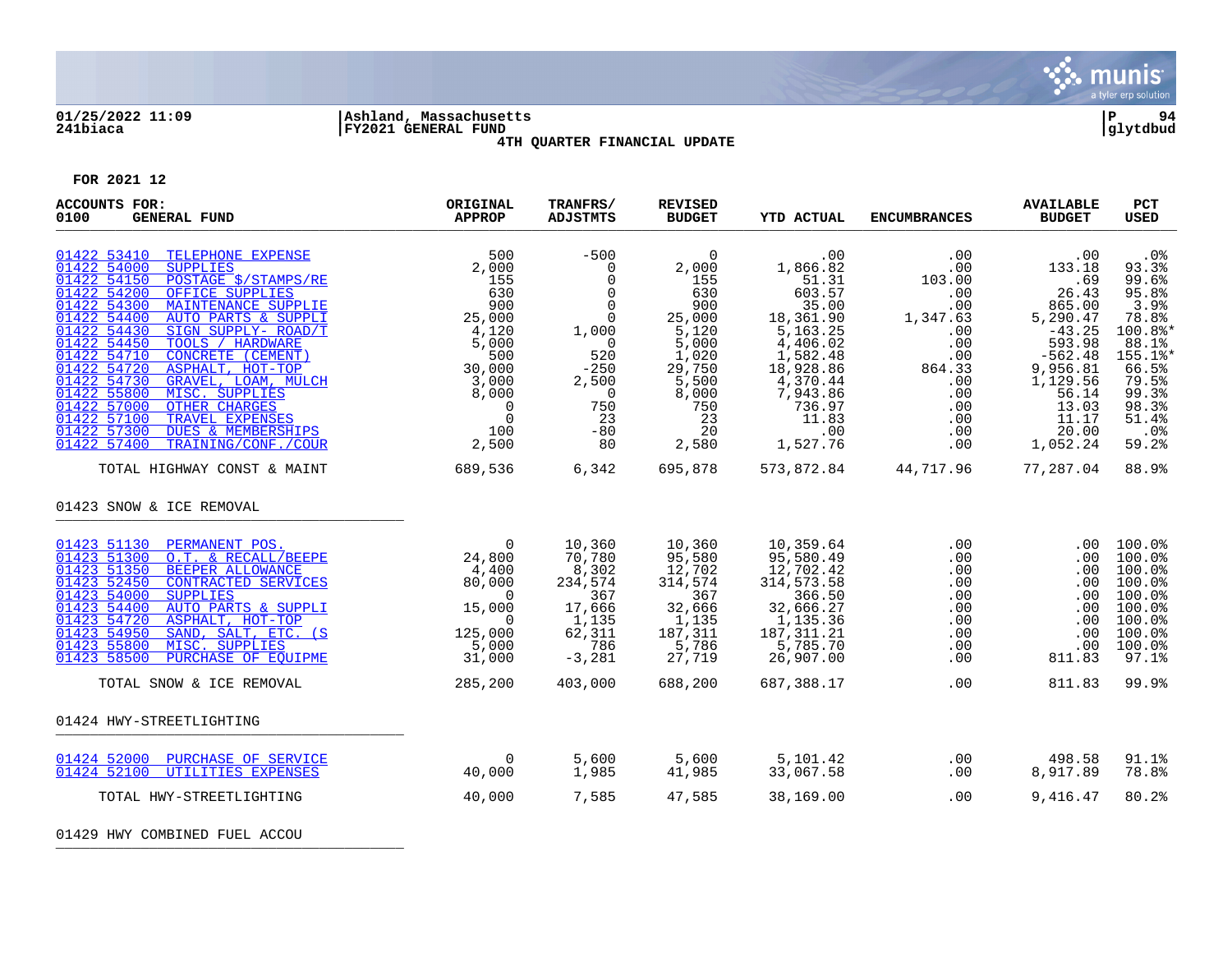01/25/2022 11:09 | Ashland, Massachusetts
241biaca | FY2021 GENERAL FUND

4TH QUARTER FINANCIAL UPDATE

FOR 2021 12

| ACCOUNTS FOR: 0100 GENERAL FUND | ORIGINAL APPROP | TRANFRS/ ADJSTMTS | REVISED BUDGET | YTD ACTUAL | ENCUMBRANCES | AVAILABLE BUDGET | PCT USED |
|---|---|---|---|---|---|---|---|
| 01422 53410 TELEPHONE EXPENSE | 500 | -500 | 0 | .00 | .00 | .00 | .0% |
| 01422 54000 SUPPLIES | 2,000 | 0 | 2,000 | 1,866.82 | .00 | 133.18 | 93.3% |
| 01422 54150 POSTAGE $/STAMPS/RE | 155 | 0 | 155 | 51.31 | 103.00 | .69 | 99.6% |
| 01422 54200 OFFICE SUPPLIES | 630 | 0 | 630 | 603.57 | .00 | 26.43 | 95.8% |
| 01422 54300 MAINTENANCE SUPPLIE | 900 | 0 | 900 | 35.00 | .00 | 865.00 | 3.9% |
| 01422 54400 AUTO PARTS & SUPPLI | 25,000 | 0 | 25,000 | 18,361.90 | 1,347.63 | 5,290.47 | 78.8% |
| 01422 54430 SIGN SUPPLY- ROAD/T | 4,120 | 1,000 | 5,120 | 5,163.25 | .00 | -43.25 | 100.8%* |
| 01422 54450 TOOLS / HARDWARE | 5,000 | 0 | 5,000 | 4,406.02 | .00 | 593.98 | 88.1% |
| 01422 54710 CONCRETE (CEMENT) | 500 | 520 | 1,020 | 1,582.48 | .00 | -562.48 | 155.1%* |
| 01422 54720 ASPHALT, HOT-TOP | 30,000 | -250 | 29,750 | 18,928.86 | 864.33 | 9,956.81 | 66.5% |
| 01422 54730 GRAVEL, LOAM, MULCH | 3,000 | 2,500 | 5,500 | 4,370.44 | .00 | 1,129.56 | 79.5% |
| 01422 55800 MISC. SUPPLIES | 8,000 | 0 | 8,000 | 7,943.86 | .00 | 56.14 | 99.3% |
| 01422 57000 OTHER CHARGES | 0 | 750 | 750 | 736.97 | .00 | 13.03 | 98.3% |
| 01422 57100 TRAVEL EXPENSES | 0 | 23 | 23 | 11.83 | .00 | 11.17 | 51.4% |
| 01422 57300 DUES & MEMBERSHIPS | 100 | -80 | 20 | .00 | .00 | 20.00 | .0% |
| 01422 57400 TRAINING/CONF./COUR | 2,500 | 80 | 2,580 | 1,527.76 | .00 | 1,052.24 | 59.2% |
| TOTAL HIGHWAY CONST & MAINT | 689,536 | 6,342 | 695,878 | 573,872.84 | 44,717.96 | 77,287.04 | 88.9% |
| **01423 SNOW & ICE REMOVAL** | | | | | | | |
| 01423 51130 PERMANENT POS. | 0 | 10,360 | 10,360 | 10,359.64 | .00 | .00 | 100.0% |
| 01423 51300 O.T. & RECALL/BEEPE | 24,800 | 70,780 | 95,580 | 95,580.49 | .00 | .00 | 100.0% |
| 01423 51350 BEEPER ALLOWANCE | 4,400 | 8,302 | 12,702 | 12,702.42 | .00 | .00 | 100.0% |
| 01423 52450 CONTRACTED SERVICES | 80,000 | 234,574 | 314,574 | 314,573.58 | .00 | .00 | 100.0% |
| 01423 54000 SUPPLIES | 0 | 367 | 367 | 366.50 | .00 | .00 | 100.0% |
| 01423 54400 AUTO PARTS & SUPPLI | 15,000 | 17,666 | 32,666 | 32,666.27 | .00 | .00 | 100.0% |
| 01423 54720 ASPHALT, HOT-TOP | 0 | 1,135 | 1,135 | 1,135.36 | .00 | .00 | 100.0% |
| 01423 54950 SAND, SALT, ETC. (S | 125,000 | 62,311 | 187,311 | 187,311.21 | .00 | .00 | 100.0% |
| 01423 55800 MISC. SUPPLIES | 5,000 | 786 | 5,786 | 5,785.70 | .00 | .00 | 100.0% |
| 01423 58500 PURCHASE OF EQUIPME | 31,000 | -3,281 | 27,719 | 26,907.00 | .00 | 811.83 | 97.1% |
| TOTAL SNOW & ICE REMOVAL | 285,200 | 403,000 | 688,200 | 687,388.17 | .00 | 811.83 | 99.9% |
| **01424 HWY-STREETLIGHTING** | | | | | | | |
| 01424 52000 PURCHASE OF SERVICE | 0 | 5,600 | 5,600 | 5,101.42 | .00 | 498.58 | 91.1% |
| 01424 52100 UTILITIES EXPENSES | 40,000 | 1,985 | 41,985 | 33,067.58 | .00 | 8,917.89 | 78.8% |
| TOTAL HWY-STREETLIGHTING | 40,000 | 7,585 | 47,585 | 38,169.00 | .00 | 9,416.47 | 80.2% |
| **01429 HWY COMBINED FUEL ACCOU** | | | | | | | |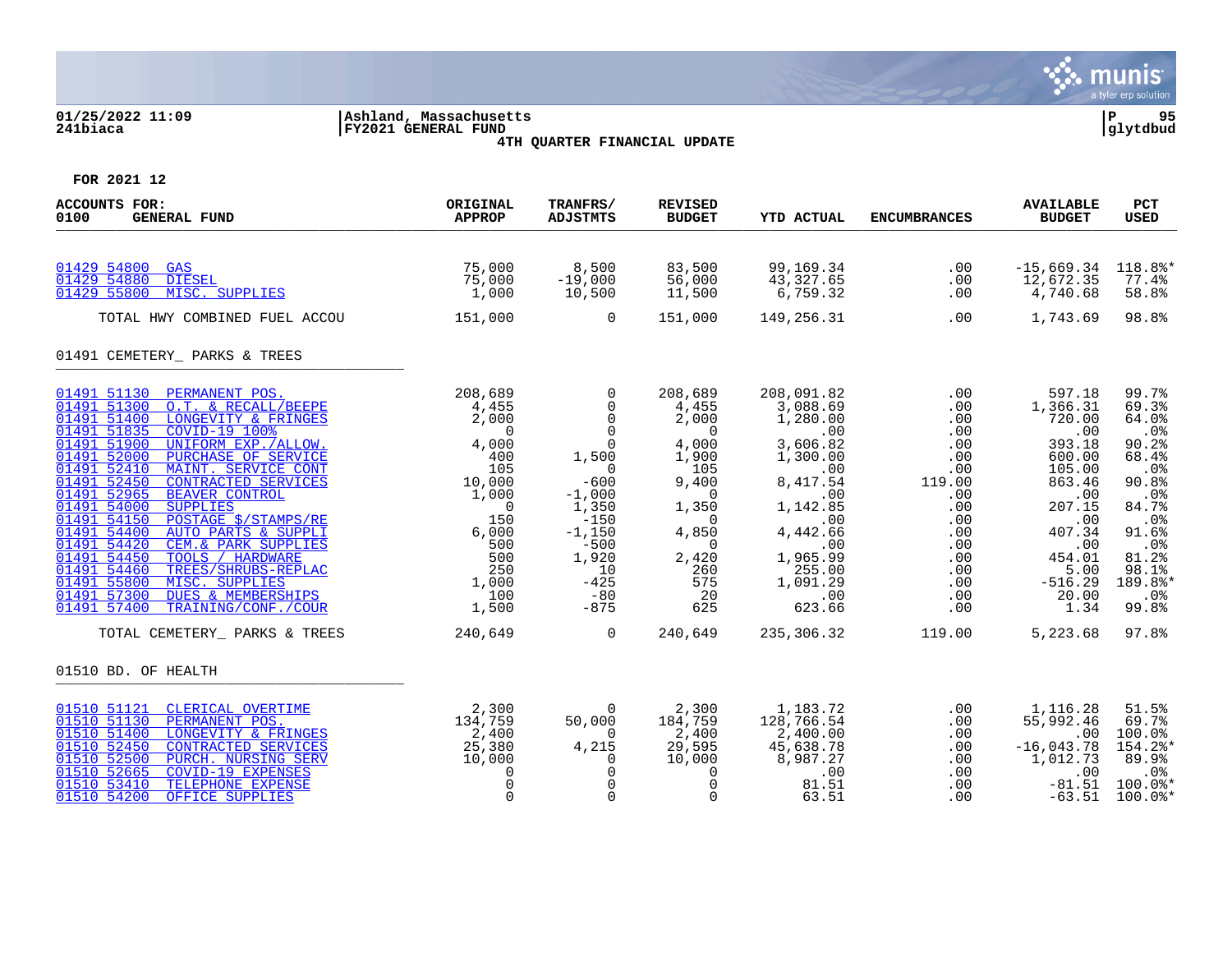**01/25/2022 11:09** | **Ashland, Massachusetts**
**241biaca** | **FY2021 GENERAL FUND**

**4TH QUARTER FINANCIAL UPDATE**

**glytdbud**

**FOR 2021 12**

| ACCOUNTS FOR: 0100 GENERAL FUND | ORIGINAL APPROP | TRANFRS/ ADJSTMTS | REVISED BUDGET | YTD ACTUAL | ENCUMBRANCES | AVAILABLE BUDGET | PCT USED |
|---|---|---|---|---|---|---|---|
| 01429 54800 GAS | 75,000 | 8,500 | 83,500 | 99,169.34 | .00 | -15,669.34 | 118.8%* |
| 01429 54880 DIESEL | 75,000 | -19,000 | 56,000 | 43,327.65 | .00 | 12,672.35 | 77.4% |
| 01429 55800 MISC. SUPPLIES | 1,000 | 10,500 | 11,500 | 6,759.32 | .00 | 4,740.68 | 58.8% |
| TOTAL HWY COMBINED FUEL ACCOU | 151,000 | 0 | 151,000 | 149,256.31 | .00 | 1,743.69 | 98.8% |
| **01491 CEMETERY_ PARKS & TREES** | | | | | | | |
| 01491 51130 PERMANENT POS. | 208,689 | 0 | 208,689 | 208,091.82 | .00 | 597.18 | 99.7% |
| 01491 51300 O.T. & RECALL/BEEPE | 4,455 | 0 | 4,455 | 3,088.69 | .00 | 1,366.31 | 69.3% |
| 01491 51400 LONGEVITY & FRINGES | 2,000 | 0 | 2,000 | 1,280.00 | .00 | 720.00 | 64.0% |
| 01491 51835 COVID-19 100% | 0 | 0 | 0 | .00 | .00 | .00 | .0% |
| 01491 51900 UNIFORM EXP./ALLOW. | 4,000 | 0 | 4,000 | 3,606.82 | .00 | 393.18 | 90.2% |
| 01491 52000 PURCHASE OF SERVICE | 400 | 1,500 | 1,900 | 1,300.00 | .00 | 600.00 | 68.4% |
| 01491 52410 MAINT. SERVICE CONT | 105 | 0 | 105 | .00 | .00 | 105.00 | .0% |
| 01491 52450 CONTRACTED SERVICES | 10,000 | -600 | 9,400 | 8,417.54 | 119.00 | 863.46 | 90.8% |
| 01491 52965 BEAVER CONTROL | 1,000 | -1,000 | 0 | .00 | .00 | .00 | .0% |
| 01491 54000 SUPPLIES | 0 | 1,350 | 1,350 | 1,142.85 | .00 | 207.15 | 84.7% |
| 01491 54150 POSTAGE $/STAMPS/RE | 150 | -150 | 0 | .00 | .00 | .00 | .0% |
| 01491 54400 AUTO PARTS & SUPPLI | 6,000 | -1,150 | 4,850 | 4,442.66 | .00 | 407.34 | 91.6% |
| 01491 54420 CEM.& PARK SUPPLIES | 500 | -500 | 0 | .00 | .00 | .00 | .0% |
| 01491 54450 TOOLS / HARDWARE | 500 | 1,920 | 2,420 | 1,965.99 | .00 | 454.01 | 81.2% |
| 01491 54460 TREES/SHRUBS-REPLAC | 250 | 10 | 260 | 255.00 | .00 | 5.00 | 98.1% |
| 01491 55800 MISC. SUPPLIES | 1,000 | -425 | 575 | 1,091.29 | .00 | -516.29 | 189.8%* |
| 01491 57300 DUES & MEMBERSHIPS | 100 | -80 | 20 | .00 | .00 | 20.00 | .0% |
| 01491 57400 TRAINING/CONF./COUR | 1,500 | -875 | 625 | 623.66 | .00 | 1.34 | 99.8% |
| TOTAL CEMETERY_ PARKS & TREES | 240,649 | 0 | 240,649 | 235,306.32 | 119.00 | 5,223.68 | 97.8% |
| **01510 BD. OF HEALTH** | | | | | | | |
| 01510 51121 CLERICAL OVERTIME | 2,300 | 0 | 2,300 | 1,183.72 | .00 | 1,116.28 | 51.5% |
| 01510 51130 PERMANENT POS. | 134,759 | 50,000 | 184,759 | 128,766.54 | .00 | 55,992.46 | 69.7% |
| 01510 51400 LONGEVITY & FRINGES | 2,400 | 0 | 2,400 | 2,400.00 | .00 | .00 | 100.0% |
| 01510 52450 CONTRACTED SERVICES | 25,380 | 4,215 | 29,595 | 45,638.78 | .00 | -16,043.78 | 154.2%* |
| 01510 52500 PURCH. NURSING SERV | 10,000 | 0 | 10,000 | 8,987.27 | .00 | 1,012.73 | 89.9% |
| 01510 52665 COVID-19 EXPENSES | 0 | 0 | 0 | .00 | .00 | .00 | .0% |
| 01510 53410 TELEPHONE EXPENSE | 0 | 0 | 0 | 81.51 | .00 | -81.51 | 100.0%* |
| 01510 54200 OFFICE SUPPLIES | 0 | 0 | 0 | 63.51 | .00 | -63.51 | 100.0%* |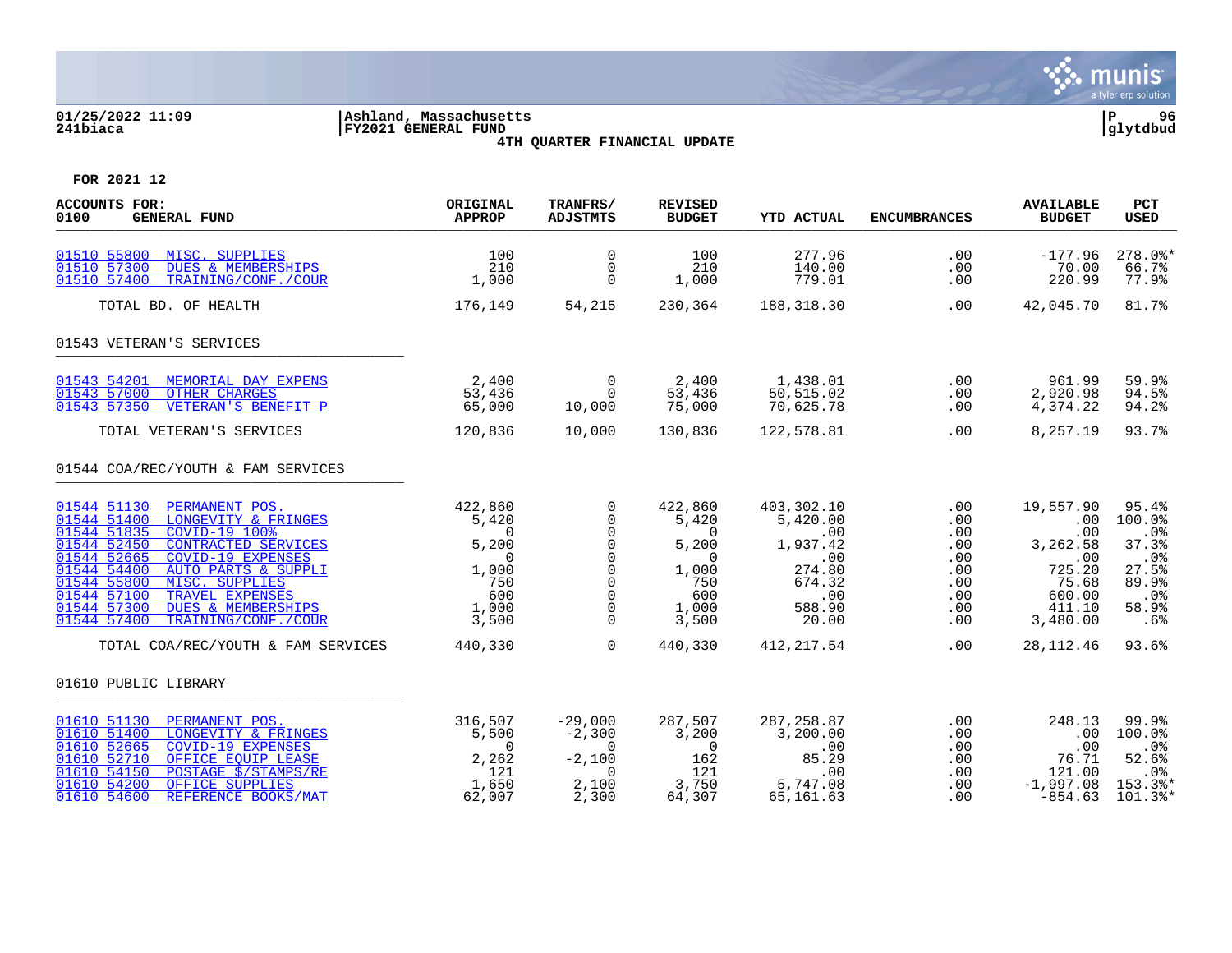01/25/2022 11:09 | Ashland, Massachusetts | P 96
241biaca | FY2021 GENERAL FUND | glytdbud

**4TH QUARTER FINANCIAL UPDATE**

**FOR 2021 12**

| ACCOUNTS FOR: 0100 GENERAL FUND | ORIGINAL APPROP | TRANFRS/ ADJSTMTS | REVISED BUDGET | YTD ACTUAL | ENCUMBRANCES | AVAILABLE BUDGET | PCT USED |
|---|---|---|---|---|---|---|---|
| 01510 55800 MISC. SUPPLIES | 100 | 0 | 100 | 277.96 | .00 | -177.96 | 278.0%* |
| 01510 57300 DUES & MEMBERSHIPS | 210 | 0 | 210 | 140.00 | .00 | 70.00 | 66.7% |
| 01510 57400 TRAINING/CONF./COUR | 1,000 | 0 | 1,000 | 779.01 | .00 | 220.99 | 77.9% |
| TOTAL BD. OF HEALTH | 176,149 | 54,215 | 230,364 | 188,318.30 | .00 | 42,045.70 | 81.7% |
| **01543 VETERAN'S SERVICES** | | | | | | | |
| 01543 54201 MEMORIAL DAY EXPENS | 2,400 | 0 | 2,400 | 1,438.01 | .00 | 961.99 | 59.9% |
| 01543 57000 OTHER CHARGES | 53,436 | 0 | 53,436 | 50,515.02 | .00 | 2,920.98 | 94.5% |
| 01543 57350 VETERAN'S BENEFIT P | 65,000 | 10,000 | 75,000 | 70,625.78 | .00 | 4,374.22 | 94.2% |
| TOTAL VETERAN'S SERVICES | 120,836 | 10,000 | 130,836 | 122,578.81 | .00 | 8,257.19 | 93.7% |
| **01544 COA/REC/YOUTH & FAM SERVICES** | | | | | | | |
| 01544 51130 PERMANENT POS. | 422,860 | 0 | 422,860 | 403,302.10 | .00 | 19,557.90 | 95.4% |
| 01544 51400 LONGEVITY & FRINGES | 5,420 | 0 | 5,420 | 5,420.00 | .00 | .00 | 100.0% |
| 01544 51835 COVID-19 100% | 0 | 0 | 0 | .00 | .00 | .00 | .0% |
| 01544 52450 CONTRACTED SERVICES | 5,200 | 0 | 5,200 | 1,937.42 | .00 | 3,262.58 | 37.3% |
| 01544 52665 COVID-19 EXPENSES | 0 | 0 | 0 | .00 | .00 | .00 | .0% |
| 01544 54400 AUTO PARTS & SUPPLI | 1,000 | 0 | 1,000 | 274.80 | .00 | 725.20 | 27.5% |
| 01544 55800 MISC. SUPPLIES | 750 | 0 | 750 | 674.32 | .00 | 75.68 | 89.9% |
| 01544 57100 TRAVEL EXPENSES | 600 | 0 | 600 | .00 | .00 | 600.00 | .0% |
| 01544 57300 DUES & MEMBERSHIPS | 1,000 | 0 | 1,000 | 588.90 | .00 | 411.10 | 58.9% |
| 01544 57400 TRAINING/CONF./COUR | 3,500 | 0 | 3,500 | 20.00 | .00 | 3,480.00 | .6% |
| TOTAL COA/REC/YOUTH & FAM SERVICES | 440,330 | 0 | 440,330 | 412,217.54 | .00 | 28,112.46 | 93.6% |
| **01610 PUBLIC LIBRARY** | | | | | | | |
| 01610 51130 PERMANENT POS. | 316,507 | -29,000 | 287,507 | 287,258.87 | .00 | 248.13 | 99.9% |
| 01610 51400 LONGEVITY & FRINGES | 5,500 | -2,300 | 3,200 | 3,200.00 | .00 | .00 | 100.0% |
| 01610 52665 COVID-19 EXPENSES | 0 | 0 | 0 | .00 | .00 | .00 | .0% |
| 01610 52710 OFFICE EQUIP LEASE | 2,262 | -2,100 | 162 | 85.29 | .00 | 76.71 | 52.6% |
| 01610 54150 POSTAGE $/STAMPS/RE | 121 | 0 | 121 | .00 | .00 | 121.00 | .0% |
| 01610 54200 OFFICE SUPPLIES | 1,650 | 2,100 | 3,750 | 5,747.08 | .00 | -1,997.08 | 153.3%* |
| 01610 54600 REFERENCE BOOKS/MAT | 62,007 | 2,300 | 64,307 | 65,161.63 | .00 | -854.63 | 101.3%* |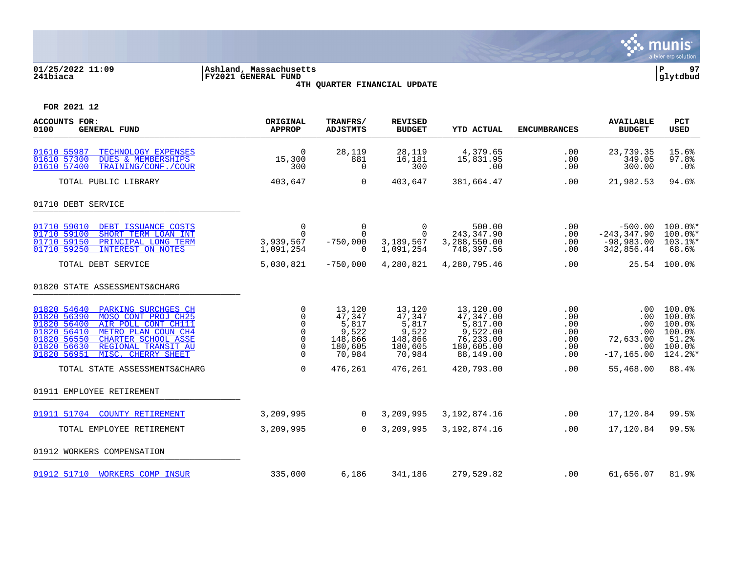01/25/2022 11:09 | Ashland, Massachusetts | P 97
241biaca | FY2021 GENERAL FUND | glytdbud

**4TH QUARTER FINANCIAL UPDATE**

FOR 2021 12

| ACCOUNTS FOR: 0100 GENERAL FUND | ORIGINAL APPROP | TRANFRS/ ADJSTMTS | REVISED BUDGET | YTD ACTUAL | ENCUMBRANCES | AVAILABLE BUDGET | PCT USED |
|---|---|---|---|---|---|---|---|
| 01610 55987 TECHNOLOGY EXPENSES | 0 | 28,119 | 28,119 | 4,379.65 | .00 | 23,739.35 | 15.6% |
| 01610 57300 DUES & MEMBERSHIPS | 15,300 | 881 | 16,181 | 15,831.95 | .00 | 349.05 | 97.8% |
| 01610 57400 TRAINING/CONF./COUR | 300 | 0 | 300 | .00 | .00 | 300.00 | .0% |
| TOTAL PUBLIC LIBRARY | 403,647 | 0 | 403,647 | 381,664.47 | .00 | 21,982.53 | 94.6% |
| **01710 DEBT SERVICE** | | | | | | | |
| 01710 59010 DEBT ISSUANCE COSTS | 0 | 0 | 0 | 500.00 | .00 | -500.00 | 100.0%* |
| 01710 59100 SHORT TERM LOAN INT | 0 | 0 | 0 | 243,347.90 | .00 | -243,347.90 | 100.0%* |
| 01710 59150 PRINCIPAL LONG TERM | 3,939,567 | -750,000 | 3,189,567 | 3,288,550.00 | .00 | -98,983.00 | 103.1%* |
| 01710 59250 INTEREST ON NOTES | 1,091,254 | 0 | 1,091,254 | 748,397.56 | .00 | 342,856.44 | 68.6% |
| TOTAL DEBT SERVICE | 5,030,821 | -750,000 | 4,280,821 | 4,280,795.46 | .00 | 25.54 | 100.0% |
| **01820 STATE ASSESSMENTS&CHARG** | | | | | | | |
| 01820 54640 PARKING SURCHGES CH | 0 | 13,120 | 13,120 | 13,120.00 | .00 | .00 | 100.0% |
| 01820 56390 MOSQ CONT PROJ CH25 | 0 | 47,347 | 47,347 | 47,347.00 | .00 | .00 | 100.0% |
| 01820 56400 AIR POLL CONT CH111 | 0 | 5,817 | 5,817 | 5,817.00 | .00 | .00 | 100.0% |
| 01820 56410 METRO PLAN COUN CH4 | 0 | 9,522 | 9,522 | 9,522.00 | .00 | .00 | 100.0% |
| 01820 56550 CHARTER SCHOOL ASSE | 0 | 148,866 | 148,866 | 76,233.00 | .00 | 72,633.00 | 51.2% |
| 01820 56630 REGIONAL TRANSIT AU | 0 | 180,605 | 180,605 | 180,605.00 | .00 | .00 | 100.0% |
| 01820 56951 MISC. CHERRY SHEET | 0 | 70,984 | 70,984 | 88,149.00 | .00 | -17,165.00 | 124.2%* |
| TOTAL STATE ASSESSMENTS&CHARG | 0 | 476,261 | 476,261 | 420,793.00 | .00 | 55,468.00 | 88.4% |
| **01911 EMPLOYEE RETIREMENT** | | | | | | | |
| 01911 51704 COUNTY RETIREMENT | 3,209,995 | 0 | 3,209,995 | 3,192,874.16 | .00 | 17,120.84 | 99.5% |
| TOTAL EMPLOYEE RETIREMENT | 3,209,995 | 0 | 3,209,995 | 3,192,874.16 | .00 | 17,120.84 | 99.5% |
| **01912 WORKERS COMPENSATION** | | | | | | | |
| 01912 51710 WORKERS COMP INSUR | 335,000 | 6,186 | 341,186 | 279,529.82 | .00 | 61,656.07 | 81.9% |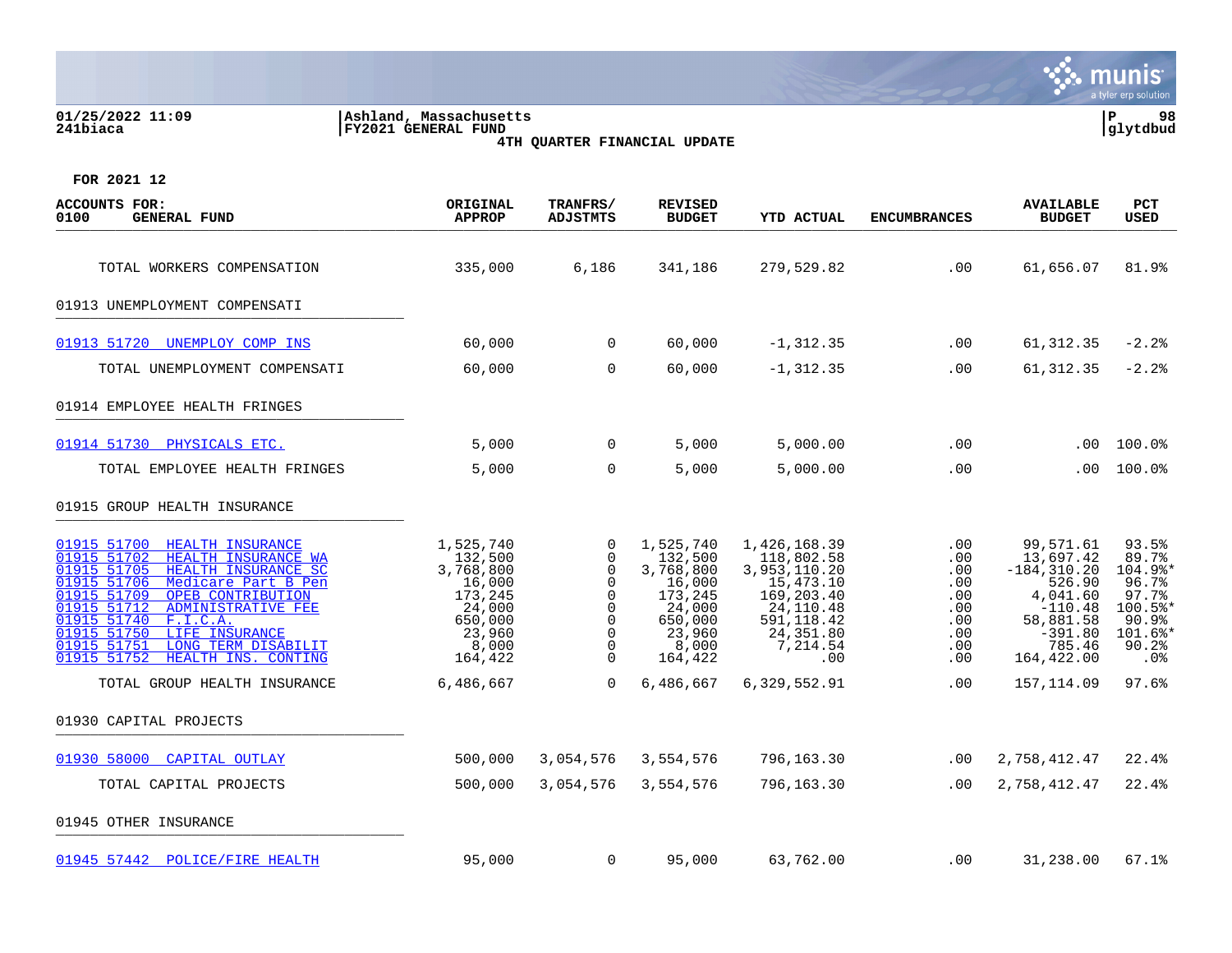**01/25/2022 11:09**
**241biaca**

**Ashland, Massachusetts**
**FY2021 GENERAL FUND**
**4TH QUARTER FINANCIAL UPDATE**

**P 98**
**glytdbud**

**FOR 2021 12**

| ACCOUNTS FOR: 0100 GENERAL FUND | ORIGINAL APPROP | TRANFRS/ ADJSTMTS | REVISED BUDGET | YTD ACTUAL | ENCUMBRANCES | AVAILABLE BUDGET | PCT USED |
|---|---|---|---|---|---|---|---|
| TOTAL WORKERS COMPENSATION | 335,000 | 6,186 | 341,186 | 279,529.82 | .00 | 61,656.07 | 81.9% |
| 01913 UNEMPLOYMENT COMPENSATI | | | | | | | |
| 01913 51720 UNEMPLOY COMP INS | 60,000 | 0 | 60,000 | -1,312.35 | .00 | 61,312.35 | -2.2% |
| TOTAL UNEMPLOYMENT COMPENSATI | 60,000 | 0 | 60,000 | -1,312.35 | .00 | 61,312.35 | -2.2% |
| 01914 EMPLOYEE HEALTH FRINGES | | | | | | | |
| 01914 51730 PHYSICALS ETC. | 5,000 | 0 | 5,000 | 5,000.00 | .00 | .00 | 100.0% |
| TOTAL EMPLOYEE HEALTH FRINGES | 5,000 | 0 | 5,000 | 5,000.00 | .00 | .00 | 100.0% |
| 01915 GROUP HEALTH INSURANCE | | | | | | | |
| 01915 51700 HEALTH INSURANCE | 1,525,740 | 0 | 1,525,740 | 1,426,168.39 | .00 | 99,571.61 | 93.5% |
| 01915 51702 HEALTH INSURANCE WA | 132,500 | 0 | 132,500 | 118,802.58 | .00 | 13,697.42 | 89.7% |
| 01915 51705 HEALTH INSURANCE SC | 3,768,800 | 0 | 3,768,800 | 3,953,110.20 | .00 | -184,310.20 | 104.9%* |
| 01915 51706 Medicare Part B Pen | 16,000 | 0 | 16,000 | 15,473.10 | .00 | 526.90 | 96.7% |
| 01915 51709 OPEB CONTRIBUTION | 173,245 | 0 | 173,245 | 169,203.40 | .00 | 4,041.60 | 97.7% |
| 01915 51712 ADMINISTRATIVE FEE | 24,000 | 0 | 24,000 | 24,110.48 | .00 | -110.48 | 100.5%* |
| 01915 51740 F.I.C.A. | 650,000 | 0 | 650,000 | 591,118.42 | .00 | 58,881.58 | 90.9% |
| 01915 51750 LIFE INSURANCE | 23,960 | 0 | 23,960 | 24,351.80 | .00 | -391.80 | 101.6%* |
| 01915 51751 LONG TERM DISABILIT | 8,000 | 0 | 8,000 | 7,214.54 | .00 | 785.46 | 90.2% |
| 01915 51752 HEALTH INS. CONTING | 164,422 | 0 | 164,422 | .00 | .00 | 164,422.00 | .0% |
| TOTAL GROUP HEALTH INSURANCE | 6,486,667 | 0 | 6,486,667 | 6,329,552.91 | .00 | 157,114.09 | 97.6% |
| 01930 CAPITAL PROJECTS | | | | | | | |
| 01930 58000 CAPITAL OUTLAY | 500,000 | 3,054,576 | 3,554,576 | 796,163.30 | .00 | 2,758,412.47 | 22.4% |
| TOTAL CAPITAL PROJECTS | 500,000 | 3,054,576 | 3,554,576 | 796,163.30 | .00 | 2,758,412.47 | 22.4% |
| 01945 OTHER INSURANCE | | | | | | | |
| 01945 57442 POLICE/FIRE HEALTH | 95,000 | 0 | 95,000 | 63,762.00 | .00 | 31,238.00 | 67.1% |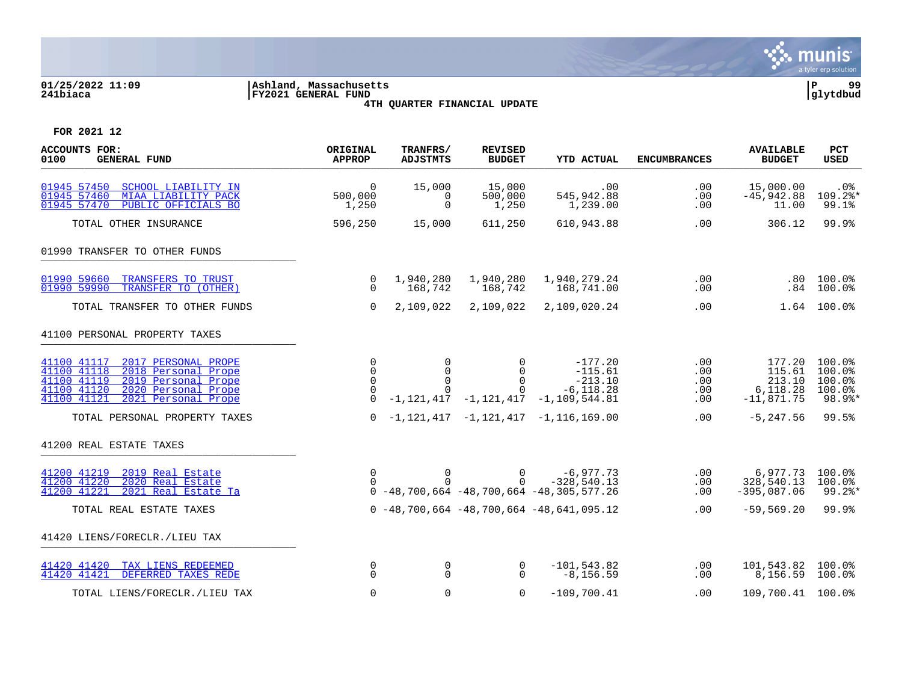01/25/2022 11:09 | Ashland, Massachusetts
241biaca | FY2021 GENERAL FUND
4TH QUARTER FINANCIAL UPDATE

FOR 2021 12

| ACCOUNTS FOR: 0100 GENERAL FUND | ORIGINAL APPROP | TRANFRS/ ADJSTMTS | REVISED BUDGET | YTD ACTUAL | ENCUMBRANCES | AVAILABLE BUDGET | PCT USED |
|---|---|---|---|---|---|---|---|
| 01945 57450 SCHOOL LIABILITY IN | 0 | 15,000 | 15,000 | .00 | .00 | 15,000.00 | .0% |
| 01945 57460 MIAA LIABILITY PACK | 500,000 | 0 | 500,000 | 545,942.88 | .00 | -45,942.88 | 109.2%* |
| 01945 57470 PUBLIC OFFICIALS BO | 1,250 | 0 | 1,250 | 1,239.00 | .00 | 11.00 | 99.1% |
| TOTAL OTHER INSURANCE | 596,250 | 15,000 | 611,250 | 610,943.88 | .00 | 306.12 | 99.9% |
| 01990 TRANSFER TO OTHER FUNDS | | | | | | | |
| 01990 59660 TRANSFERS TO TRUST | 0 | 1,940,280 | 1,940,280 | 1,940,279.24 | .00 | .80 | 100.0% |
| 01990 59990 TRANSFER TO (OTHER) | 0 | 168,742 | 168,742 | 168,741.00 | .00 | .84 | 100.0% |
| TOTAL TRANSFER TO OTHER FUNDS | 0 | 2,109,022 | 2,109,022 | 2,109,020.24 | .00 | 1.64 | 100.0% |
| 41100 PERSONAL PROPERTY TAXES | | | | | | | |
| 41100 41117 2017 PERSONAL PROPE | 0 | 0 | 0 | -177.20 | .00 | 177.20 | 100.0% |
| 41100 41118 2018 Personal Prope | 0 | 0 | 0 | -115.61 | .00 | 115.61 | 100.0% |
| 41100 41119 2019 Personal Prope | 0 | 0 | 0 | -213.10 | .00 | 213.10 | 100.0% |
| 41100 41120 2020 Personal Prope | 0 | 0 | 0 | -6,118.28 | .00 | 6,118.28 | 100.0% |
| 41100 41121 2021 Personal Prope | 0 | -1,121,417 | -1,121,417 | -1,109,544.81 | .00 | -11,871.75 | 98.9%* |
| TOTAL PERSONAL PROPERTY TAXES | 0 | -1,121,417 | -1,121,417 | -1,116,169.00 | .00 | -5,247.56 | 99.5% |
| 41200 REAL ESTATE TAXES | | | | | | | |
| 41200 41219 2019 Real Estate | 0 | 0 | 0 | -6,977.73 | .00 | 6,977.73 | 100.0% |
| 41200 41220 2020 Real Estate | 0 | 0 | 0 | -328,540.13 | .00 | 328,540.13 | 100.0% |
| 41200 41221 2021 Real Estate Ta | 0 | -48,700,664 | -48,700,664 | -48,305,577.26 | .00 | -395,087.06 | 99.2%* |
| TOTAL REAL ESTATE TAXES | 0 | -48,700,664 | -48,700,664 | -48,641,095.12 | .00 | -59,569.20 | 99.9% |
| 41420 LIENS/FORECLR./LIEU TAX | | | | | | | |
| 41420 41420 TAX LIENS REDEEMED | 0 | 0 | 0 | -101,543.82 | .00 | 101,543.82 | 100.0% |
| 41420 41421 DEFERRED TAXES REDE | 0 | 0 | 0 | -8,156.59 | .00 | 8,156.59 | 100.0% |
| TOTAL LIENS/FORECLR./LIEU TAX | 0 | 0 | 0 | -109,700.41 | .00 | 109,700.41 | 100.0% |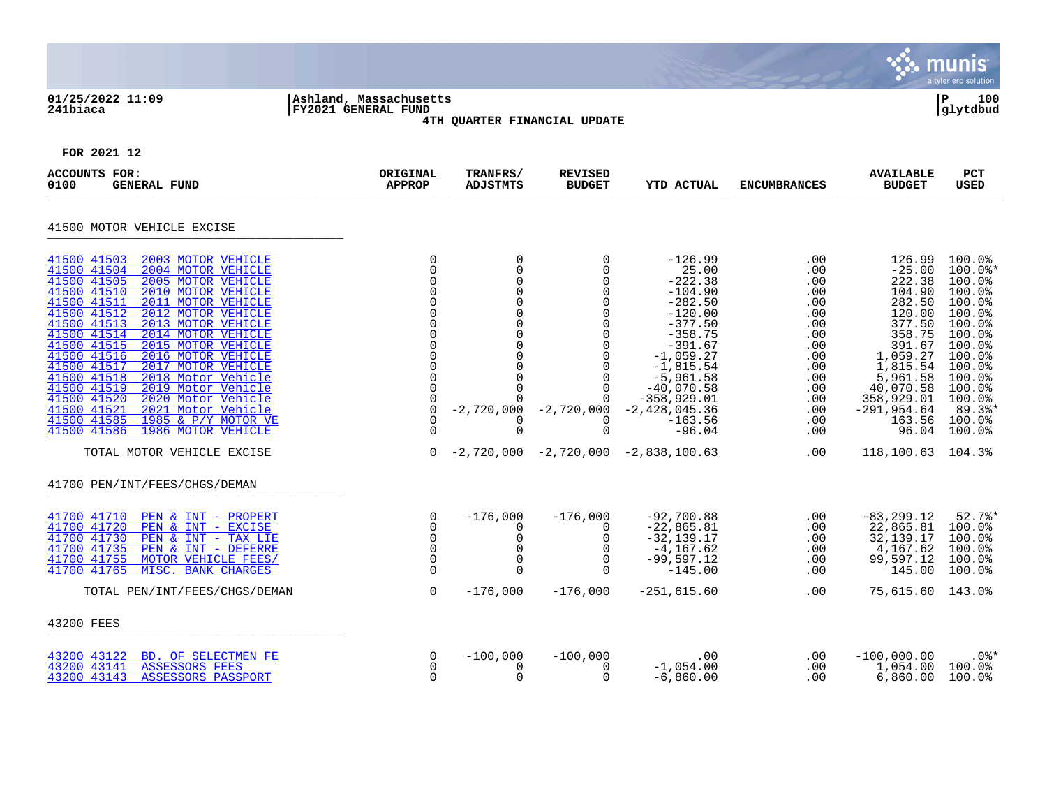01/25/2022 11:09 | Ashland, Massachusetts
241biaca | FY2021 GENERAL FUND | glytdbud

4TH QUARTER FINANCIAL UPDATE

FOR 2021 12

| ACCOUNTS FOR: 0100 GENERAL FUND | ORIGINAL APPROP | TRANFRS/ ADJSTMTS | REVISED BUDGET | YTD ACTUAL | ENCUMBRANCES | AVAILABLE BUDGET | PCT USED |
|---|---|---|---|---|---|---|---|
| **41500 MOTOR VEHICLE EXCISE** | | | | | | | |
| 41500 41503 2003 MOTOR VEHICLE | 0 | 0 | 0 | -126.99 | .00 | 126.99 | 100.0% |
| 41500 41504 2004 MOTOR VEHICLE | 0 | 0 | 0 | 25.00 | .00 | -25.00 | 100.0%* |
| 41500 41505 2005 MOTOR VEHICLE | 0 | 0 | 0 | -222.38 | .00 | 222.38 | 100.0% |
| 41500 41510 2010 MOTOR VEHICLE | 0 | 0 | 0 | -104.90 | .00 | 104.90 | 100.0% |
| 41500 41511 2011 MOTOR VEHICLE | 0 | 0 | 0 | -282.50 | .00 | 282.50 | 100.0% |
| 41500 41512 2012 MOTOR VEHICLE | 0 | 0 | 0 | -120.00 | .00 | 120.00 | 100.0% |
| 41500 41513 2013 MOTOR VEHICLE | 0 | 0 | 0 | -377.50 | .00 | 377.50 | 100.0% |
| 41500 41514 2014 MOTOR VEHICLE | 0 | 0 | 0 | -358.75 | .00 | 358.75 | 100.0% |
| 41500 41515 2015 MOTOR VEHICLE | 0 | 0 | 0 | -391.67 | .00 | 391.67 | 100.0% |
| 41500 41516 2016 MOTOR VEHICLE | 0 | 0 | 0 | -1,059.27 | .00 | 1,059.27 | 100.0% |
| 41500 41517 2017 MOTOR VEHICLE | 0 | 0 | 0 | -1,815.54 | .00 | 1,815.54 | 100.0% |
| 41500 41518 2018 Motor Vehicle | 0 | 0 | 0 | -5,961.58 | .00 | 5,961.58 | 100.0% |
| 41500 41519 2019 Motor Vehicle | 0 | 0 | 0 | -40,070.58 | .00 | 40,070.58 | 100.0% |
| 41500 41520 2020 Motor Vehicle | 0 | 0 | 0 | -358,929.01 | .00 | 358,929.01 | 100.0% |
| 41500 41521 2021 Motor Vehicle | 0 | -2,720,000 | -2,720,000 | -2,428,045.36 | .00 | -291,954.64 | 89.3%* |
| 41500 41585 1985 & P/Y MOTOR VE | 0 | 0 | 0 | -163.56 | .00 | 163.56 | 100.0% |
| 41500 41586 1986 MOTOR VEHICLE | 0 | 0 | 0 | -96.04 | .00 | 96.04 | 100.0% |
| TOTAL MOTOR VEHICLE EXCISE | 0 | -2,720,000 | -2,720,000 | -2,838,100.63 | .00 | 118,100.63 | 104.3% |
| **41700 PEN/INT/FEES/CHGS/DEMAN** | | | | | | | |
| 41700 41710 PEN & INT - PROPERT | 0 | -176,000 | -176,000 | -92,700.88 | .00 | -83,299.12 | 52.7%* |
| 41700 41720 PEN & INT - EXCISE | 0 | 0 | 0 | -22,865.81 | .00 | 22,865.81 | 100.0% |
| 41700 41730 PEN & INT - TAX LIE | 0 | 0 | 0 | -32,139.17 | .00 | 32,139.17 | 100.0% |
| 41700 41735 PEN & INT - DEFERRE | 0 | 0 | 0 | -4,167.62 | .00 | 4,167.62 | 100.0% |
| 41700 41755 MOTOR VEHICLE FEES/ | 0 | 0 | 0 | -99,597.12 | .00 | 99,597.12 | 100.0% |
| 41700 41765 MISC. BANK CHARGES | 0 | 0 | 0 | -145.00 | .00 | 145.00 | 100.0% |
| TOTAL PEN/INT/FEES/CHGS/DEMAN | 0 | -176,000 | -176,000 | -251,615.60 | .00 | 75,615.60 | 143.0% |
| **43200 FEES** | | | | | | | |
| 43200 43122 BD. OF SELECTMEN FE | 0 | -100,000 | -100,000 | .00 | .00 | -100,000.00 | .0%* |
| 43200 43141 ASSESSORS FEES | 0 | 0 | 0 | -1,054.00 | .00 | 1,054.00 | 100.0% |
| 43200 43143 ASSESSORS PASSPORT | 0 | 0 | 0 | -6,860.00 | .00 | 6,860.00 | 100.0% |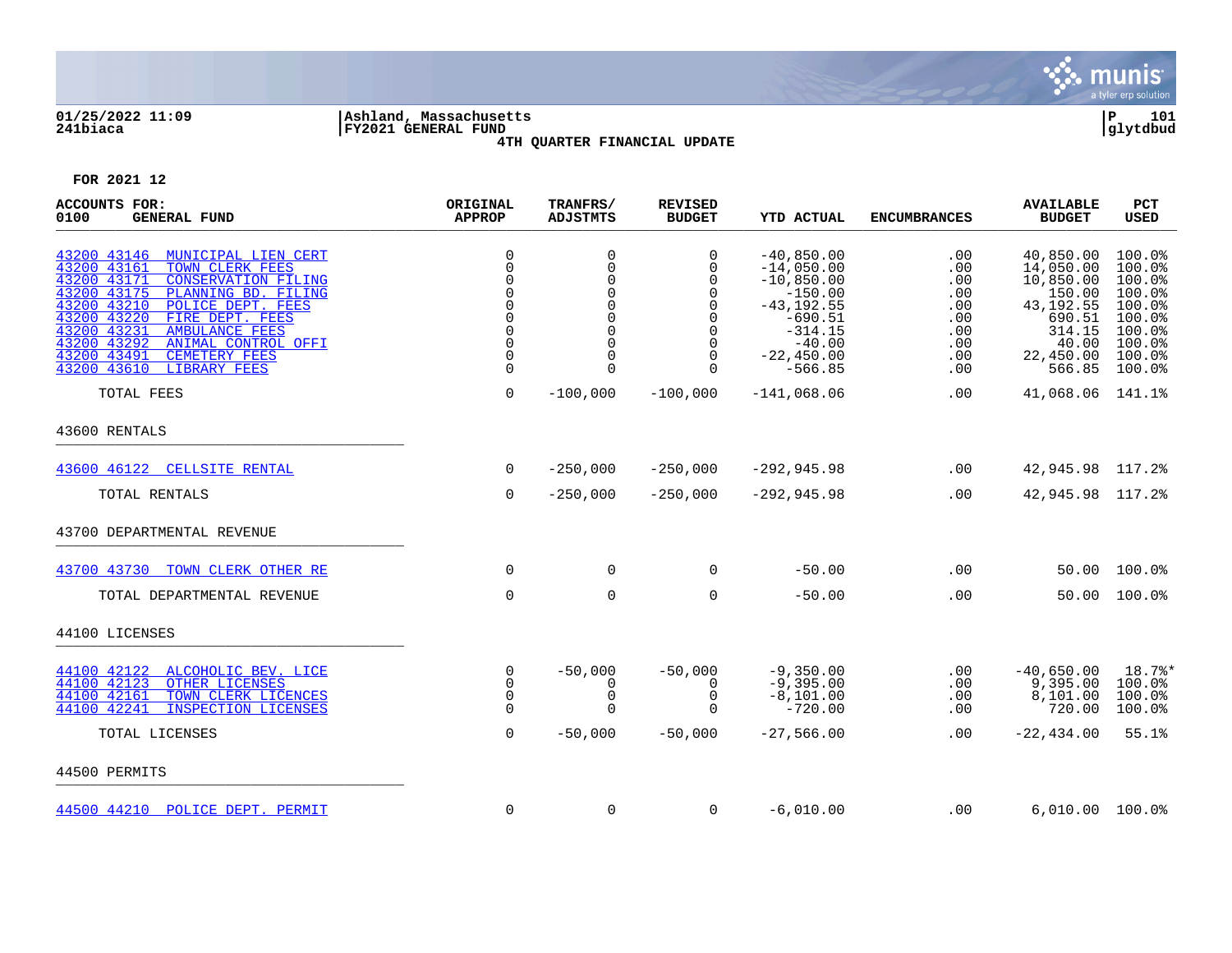Ashland, Massachusetts
FY2021 GENERAL FUND
4TH QUARTER FINANCIAL UPDATE

FOR 2021 12

| ACCOUNTS FOR: 0100 GENERAL FUND | ORIGINAL APPROP | TRANFRS/ ADJSTMTS | REVISED BUDGET | YTD ACTUAL | ENCUMBRANCES | AVAILABLE BUDGET | PCT USED |
|---|---|---|---|---|---|---|---|
| 43200 43146 MUNICIPAL LIEN CERT | 0 | 0 | 0 | -40,850.00 | .00 | 40,850.00 | 100.0% |
| 43200 43161 TOWN CLERK FEES | 0 | 0 | 0 | -14,050.00 | .00 | 14,050.00 | 100.0% |
| 43200 43171 CONSERVATION FILING | 0 | 0 | 0 | -10,850.00 | .00 | 10,850.00 | 100.0% |
| 43200 43175 PLANNING BD. FILING | 0 | 0 | 0 | -150.00 | .00 | 150.00 | 100.0% |
| 43200 43210 POLICE DEPT. FEES | 0 | 0 | 0 | -43,192.55 | .00 | 43,192.55 | 100.0% |
| 43200 43220 FIRE DEPT. FEES | 0 | 0 | 0 | -690.51 | .00 | 690.51 | 100.0% |
| 43200 43231 AMBULANCE FEES | 0 | 0 | 0 | -314.15 | .00 | 314.15 | 100.0% |
| 43200 43292 ANIMAL CONTROL OFFI | 0 | 0 | 0 | -40.00 | .00 | 40.00 | 100.0% |
| 43200 43491 CEMETERY FEES | 0 | 0 | 0 | -22,450.00 | .00 | 22,450.00 | 100.0% |
| 43200 43610 LIBRARY FEES | 0 | 0 | 0 | -566.85 | .00 | 566.85 | 100.0% |
| TOTAL FEES | 0 | -100,000 | -100,000 | -141,068.06 | .00 | 41,068.06 | 141.1% |
| **43600 RENTALS** | | | | | | | |
| 43600 46122 CELLSITE RENTAL | 0 | -250,000 | -250,000 | -292,945.98 | .00 | 42,945.98 | 117.2% |
| TOTAL RENTALS | 0 | -250,000 | -250,000 | -292,945.98 | .00 | 42,945.98 | 117.2% |
| **43700 DEPARTMENTAL REVENUE** | | | | | | | |
| 43700 43730 TOWN CLERK OTHER RE | 0 | 0 | 0 | -50.00 | .00 | 50.00 | 100.0% |
| TOTAL DEPARTMENTAL REVENUE | 0 | 0 | 0 | -50.00 | .00 | 50.00 | 100.0% |
| **44100 LICENSES** | | | | | | | |
| 44100 42122 ALCOHOLIC BEV. LICE | 0 | -50,000 | -50,000 | -9,350.00 | .00 | -40,650.00 | 18.7%* |
| 44100 42123 OTHER LICENSES | 0 | 0 | 0 | -9,395.00 | .00 | 9,395.00 | 100.0% |
| 44100 42161 TOWN CLERK LICENCES | 0 | 0 | 0 | -8,101.00 | .00 | 8,101.00 | 100.0% |
| 44100 42241 INSPECTION LICENSES | 0 | 0 | 0 | -720.00 | .00 | 720.00 | 100.0% |
| TOTAL LICENSES | 0 | -50,000 | -50,000 | -27,566.00 | .00 | -22,434.00 | 55.1% |
| **44500 PERMITS** | | | | | | | |
| 44500 44210 POLICE DEPT. PERMIT | 0 | 0 | 0 | -6,010.00 | .00 | 6,010.00 | 100.0% |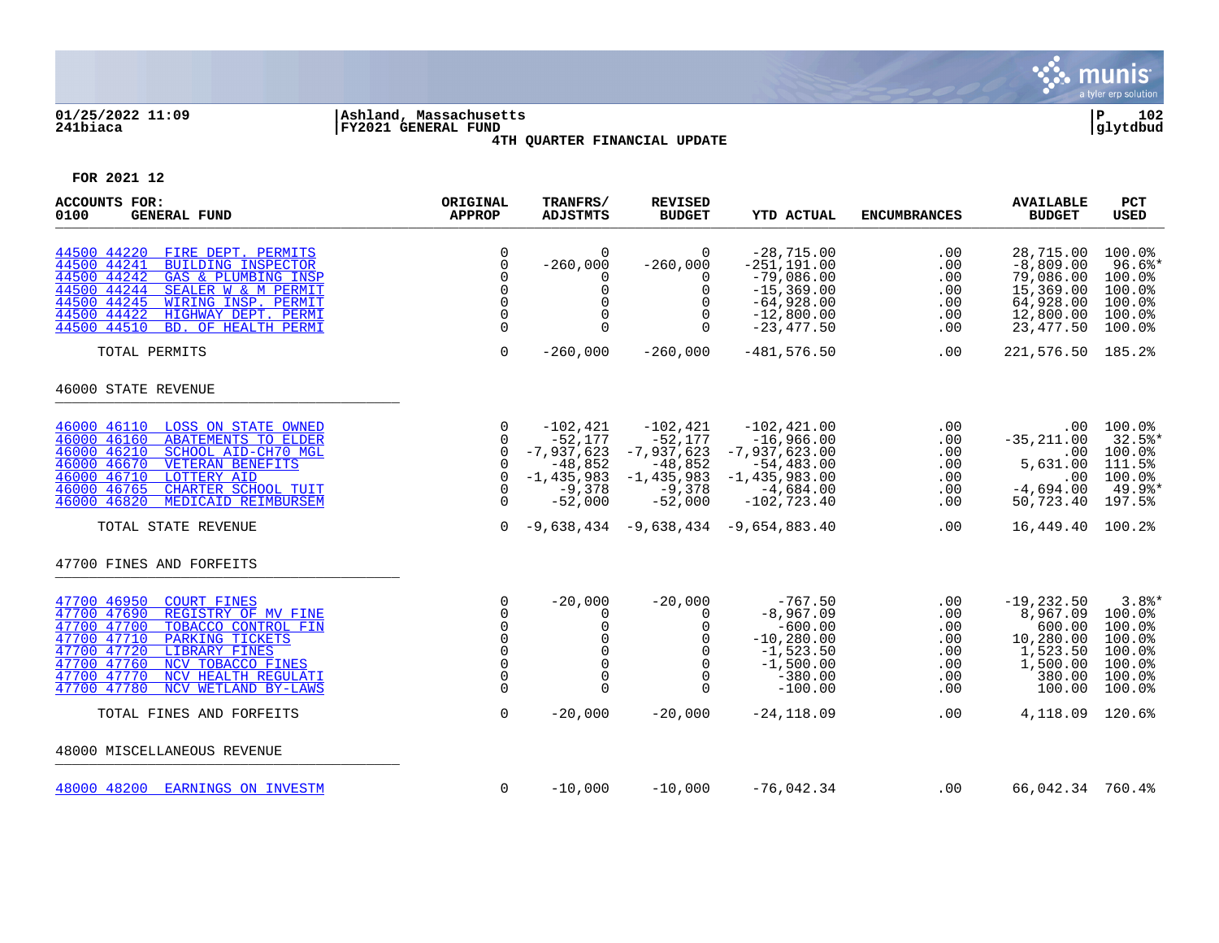01/25/2022 11:09 | Ashland, Massachusetts | P 102
241biaca | FY2021 GENERAL FUND | glytdbud

**4TH QUARTER FINANCIAL UPDATE**

FOR 2021 12

| ACCOUNTS FOR: 0100 GENERAL FUND | ORIGINAL APPROP | TRANFRS/ ADJSTMTS | REVISED BUDGET | YTD ACTUAL | ENCUMBRANCES | AVAILABLE BUDGET | PCT USED |
|---|---|---|---|---|---|---|---|
| 44500 44220 FIRE DEPT. PERMITS | 0 | 0 | 0 | -28,715.00 | .00 | 28,715.00 | 100.0% |
| 44500 44241 BUILDING INSPECTOR | 0 | -260,000 | -260,000 | -251,191.00 | .00 | -8,809.00 | 96.6%* |
| 44500 44242 GAS & PLUMBING INSP | 0 | 0 | 0 | -79,086.00 | .00 | 79,086.00 | 100.0% |
| 44500 44244 SEALER W & M PERMIT | 0 | 0 | 0 | -15,369.00 | .00 | 15,369.00 | 100.0% |
| 44500 44245 WIRING INSP. PERMIT | 0 | 0 | 0 | -64,928.00 | .00 | 64,928.00 | 100.0% |
| 44500 44422 HIGHWAY DEPT. PERMI | 0 | 0 | 0 | -12,800.00 | .00 | 12,800.00 | 100.0% |
| 44500 44510 BD. OF HEALTH PERMI | 0 | 0 | 0 | -23,477.50 | .00 | 23,477.50 | 100.0% |
| TOTAL PERMITS | 0 | -260,000 | -260,000 | -481,576.50 | .00 | 221,576.50 | 185.2% |
| **46000 STATE REVENUE** | | | | | | | |
| 46000 46110 LOSS ON STATE OWNED | 0 | -102,421 | -102,421 | -102,421.00 | .00 | .00 | 100.0% |
| 46000 46160 ABATEMENTS TO ELDER | 0 | -52,177 | -52,177 | -16,966.00 | .00 | -35,211.00 | 32.5%* |
| 46000 46210 SCHOOL AID-CH70 MGL | 0 | -7,937,623 | -7,937,623 | -7,937,623.00 | .00 | .00 | 100.0% |
| 46000 46670 VETERAN BENEFITS | 0 | -48,852 | -48,852 | -54,483.00 | .00 | 5,631.00 | 111.5% |
| 46000 46710 LOTTERY AID | 0 | -1,435,983 | -1,435,983 | -1,435,983.00 | .00 | .00 | 100.0% |
| 46000 46765 CHARTER SCHOOL TUIT | 0 | -9,378 | -9,378 | -4,684.00 | .00 | -4,694.00 | 49.9%* |
| 46000 46820 MEDICAID REIMBURSEM | 0 | -52,000 | -52,000 | -102,723.40 | .00 | 50,723.40 | 197.5% |
| TOTAL STATE REVENUE | 0 | -9,638,434 | -9,638,434 | -9,654,883.40 | .00 | 16,449.40 | 100.2% |
| **47700 FINES AND FORFEITS** | | | | | | | |
| 47700 46950 COURT FINES | 0 | -20,000 | -20,000 | -767.50 | .00 | -19,232.50 | 3.8%* |
| 47700 47690 REGISTRY OF MV FINE | 0 | 0 | 0 | -8,967.09 | .00 | 8,967.09 | 100.0% |
| 47700 47700 TOBACCO CONTROL FIN | 0 | 0 | 0 | -600.00 | .00 | 600.00 | 100.0% |
| 47700 47710 PARKING TICKETS | 0 | 0 | 0 | -10,280.00 | .00 | 10,280.00 | 100.0% |
| 47700 47720 LIBRARY FINES | 0 | 0 | 0 | -1,523.50 | .00 | 1,523.50 | 100.0% |
| 47700 47760 NCV TOBACCO FINES | 0 | 0 | 0 | -1,500.00 | .00 | 1,500.00 | 100.0% |
| 47700 47770 NCV HEALTH REGULATI | 0 | 0 | 0 | -380.00 | .00 | 380.00 | 100.0% |
| 47700 47780 NCV WETLAND BY-LAWS | 0 | 0 | 0 | -100.00 | .00 | 100.00 | 100.0% |
| TOTAL FINES AND FORFEITS | 0 | -20,000 | -20,000 | -24,118.09 | .00 | 4,118.09 | 120.6% |
| **48000 MISCELLANEOUS REVENUE** | | | | | | | |
| 48000 48200 EARNINGS ON INVESTM | 0 | -10,000 | -10,000 | -76,042.34 | .00 | 66,042.34 | 760.4% |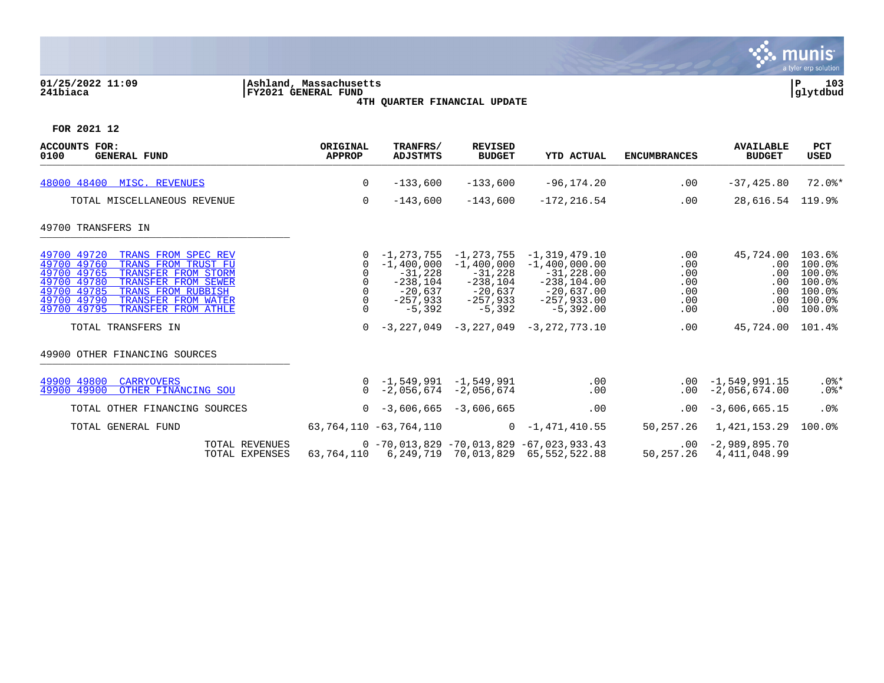**Ashland, Massachusetts**
**FY2021 GENERAL FUND**
**4TH QUARTER FINANCIAL UPDATE**

01/25/2022 11:09
241biaca

**FOR 2021 12**

| ACCOUNTS FOR: 0100 GENERAL FUND | ORIGINAL APPROP | TRANFRS/ ADJSTMTS | REVISED BUDGET | YTD ACTUAL | ENCUMBRANCES | AVAILABLE BUDGET | PCT USED |
|---|---|---|---|---|---|---|---|
| 48000 48400 MISC. REVENUES | 0 | -133,600 | -133,600 | -96,174.20 | .00 | -37,425.80 | 72.0%* |
| TOTAL MISCELLANEOUS REVENUE | 0 | -143,600 | -143,600 | -172,216.54 | .00 | 28,616.54 | 119.9% |
| **49700 TRANSFERS IN** | | | | | | | |
| 49700 49720 TRANS FROM SPEC REV | 0 | -1,273,755 | -1,273,755 | -1,319,479.10 | .00 | 45,724.00 | 103.6% |
| 49700 49760 TRANS FROM TRUST FU | 0 | -1,400,000 | -1,400,000 | -1,400,000.00 | .00 | .00 | 100.0% |
| 49700 49765 TRANSFER FROM STORM | 0 | -31,228 | -31,228 | -31,228.00 | .00 | .00 | 100.0% |
| 49700 49780 TRANSFER FROM SEWER | 0 | -238,104 | -238,104 | -238,104.00 | .00 | .00 | 100.0% |
| 49700 49785 TRANS FROM RUBBISH | 0 | -20,637 | -20,637 | -20,637.00 | .00 | .00 | 100.0% |
| 49700 49790 TRANSFER FROM WATER | 0 | -257,933 | -257,933 | -257,933.00 | .00 | .00 | 100.0% |
| 49700 49795 TRANSFER FROM ATHLE | 0 | -5,392 | -5,392 | -5,392.00 | .00 | .00 | 100.0% |
| TOTAL TRANSFERS IN | 0 | -3,227,049 | -3,227,049 | -3,272,773.10 | .00 | 45,724.00 | 101.4% |
| **49900 OTHER FINANCING SOURCES** | | | | | | | |
| 49900 49800 CARRYOVERS | 0 | -1,549,991 | -1,549,991 | .00 | .00 | -1,549,991.15 | .0%* |
| 49900 49900 OTHER FINANCING SOU | 0 | -2,056,674 | -2,056,674 | .00 | .00 | -2,056,674.00 | .0%* |
| TOTAL OTHER FINANCING SOURCES | 0 | -3,606,665 | -3,606,665 | .00 | .00 | -3,606,665.15 | .0% |
| TOTAL GENERAL FUND | 63,764,110 | -63,764,110 | 0 | -1,471,410.55 | 50,257.26 | 1,421,153.29 | 100.0% |
| TOTAL REVENUES | 0 | -70,013,829 | -70,013,829 | -67,023,933.43 | .00 | -2,989,895.70 | |
| TOTAL EXPENSES | 63,764,110 | 6,249,719 | 70,013,829 | 65,552,522.88 | 50,257.26 | 4,411,048.99 | |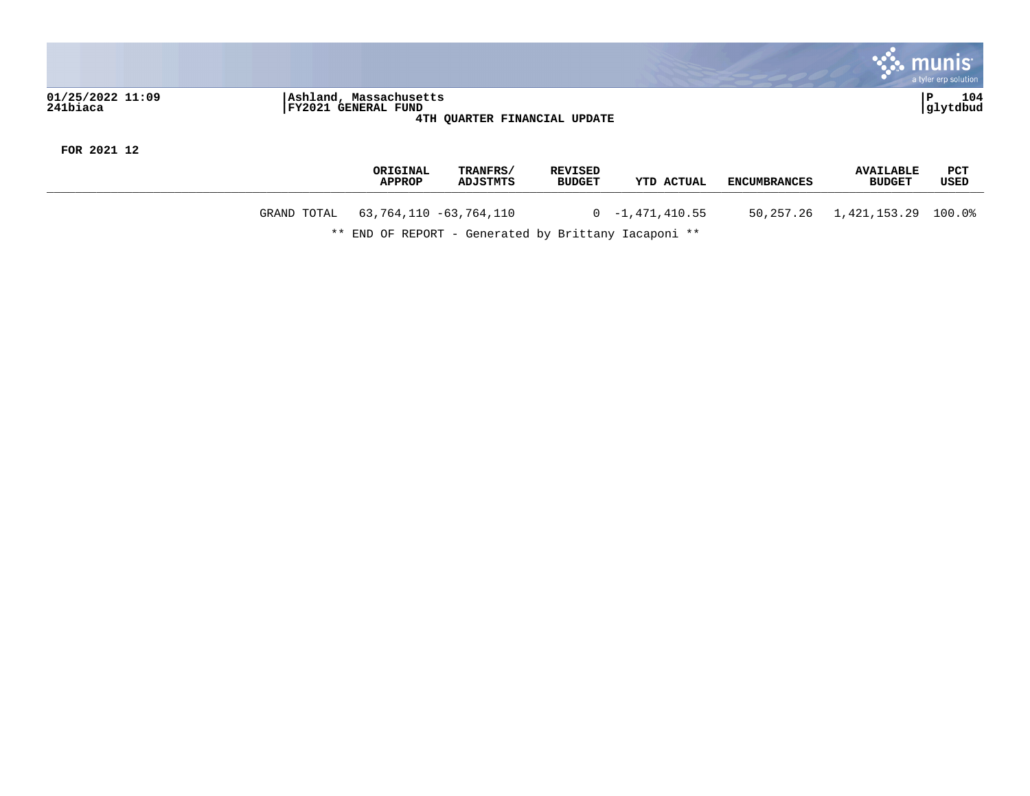01/25/2022 11:09
241biaca

Ashland, Massachusetts
FY2021 GENERAL FUND
4TH QUARTER FINANCIAL UPDATE

glytdbud

FOR 2021 12

| | ORIGINAL APPROP | TRANFRS/ ADJSTMTS | REVISED BUDGET | YTD ACTUAL | ENCUMBRANCES | AVAILABLE BUDGET | PCT USED |
|---|---|---|---|---|---|---|---|
| GRAND TOTAL | 63,764,110 | -63,764,110 | 0 | -1,471,410.55 | 50,257.26 | 1,421,153.29 | 100.0% |

** END OF REPORT - Generated by Brittany Iacaponi **